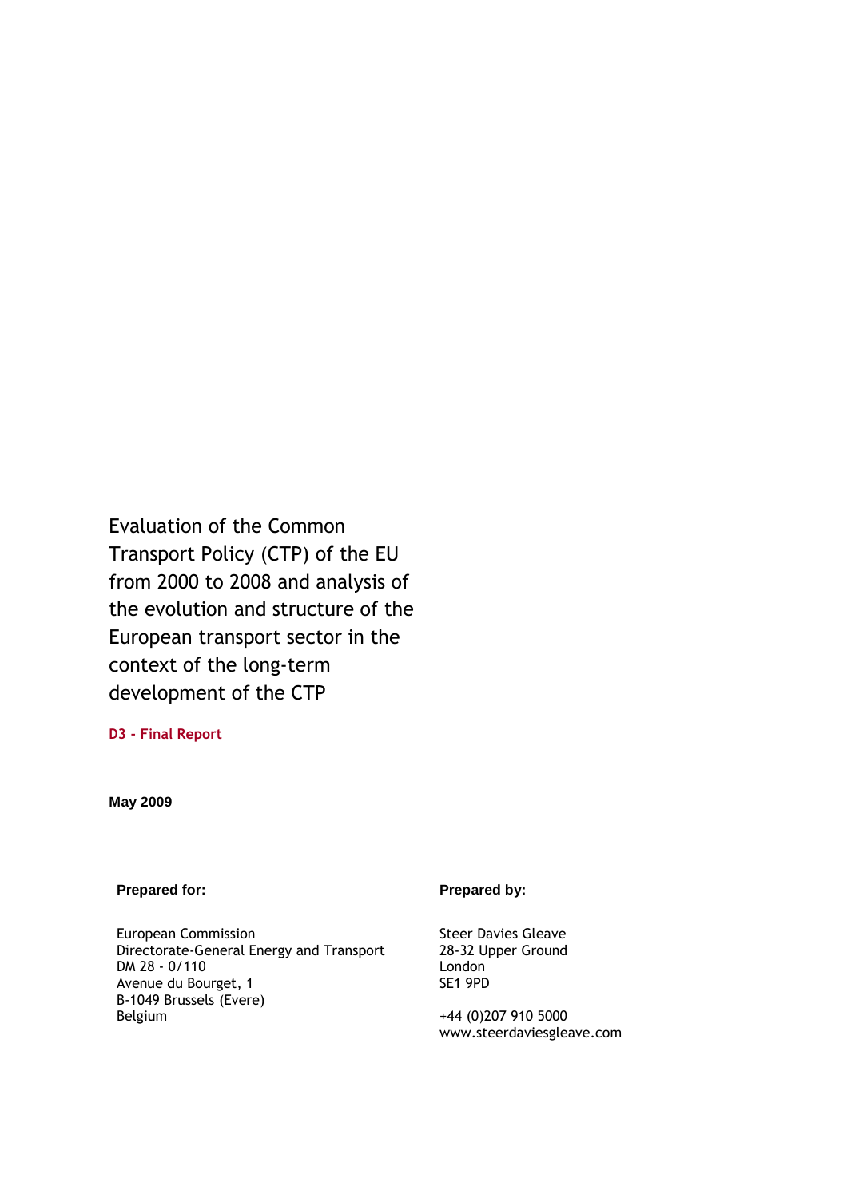# Evaluation of the Common Transport Policy (CTP) of the EU from 2000 to 2008 and analysis of the evolution and structure of the European transport sector in the context of the long-term development of the CTP

**D3 - Final Report**

**May 2009**

**Prepared for:**

European Commission
Directorate-General Energy and Transport
DM 28 - 0/110
Avenue du Bourget, 1
B-1049 Brussels (Evere)
Belgium

**Prepared by:**

Steer Davies Gleave
28-32 Upper Ground
London
SE1 9PD

+44 (0)207 910 5000
www.steerdaviesgleave.com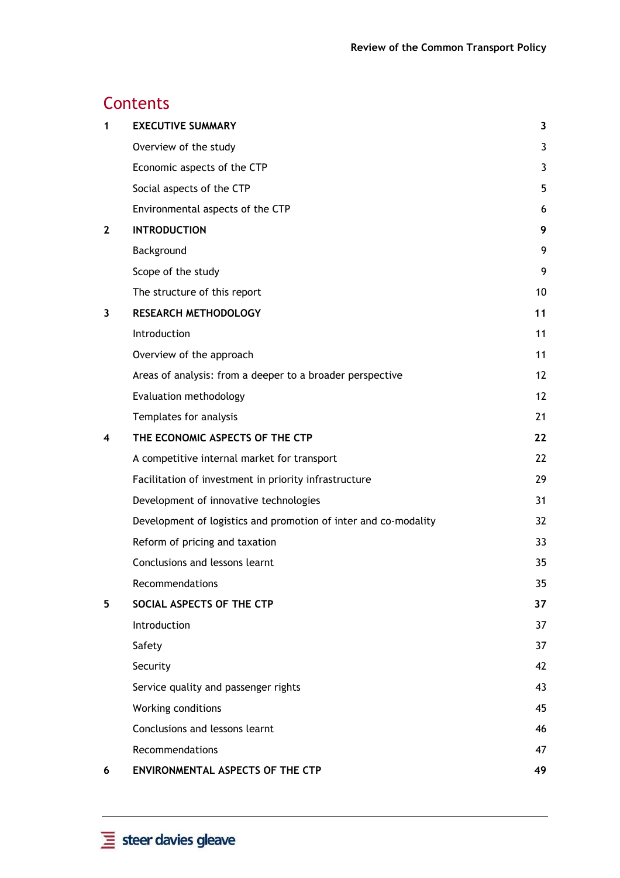# Contents

| | | |
|---|---|---|
| **1** | **EXECUTIVE SUMMARY** | **3** |
| | Overview of the study | 3 |
| | Economic aspects of the CTP | 3 |
| | Social aspects of the CTP | 5 |
| | Environmental aspects of the CTP | 6 |
| **2** | **INTRODUCTION** | **9** |
| | Background | 9 |
| | Scope of the study | 9 |
| | The structure of this report | 10 |
| **3** | **RESEARCH METHODOLOGY** | **11** |
| | Introduction | 11 |
| | Overview of the approach | 11 |
| | Areas of analysis: from a deeper to a broader perspective | 12 |
| | Evaluation methodology | 12 |
| | Templates for analysis | 21 |
| **4** | **THE ECONOMIC ASPECTS OF THE CTP** | **22** |
| | A competitive internal market for transport | 22 |
| | Facilitation of investment in priority infrastructure | 29 |
| | Development of innovative technologies | 31 |
| | Development of logistics and promotion of inter and co-modality | 32 |
| | Reform of pricing and taxation | 33 |
| | Conclusions and lessons learnt | 35 |
| | Recommendations | 35 |
| **5** | **SOCIAL ASPECTS OF THE CTP** | **37** |
| | Introduction | 37 |
| | Safety | 37 |
| | Security | 42 |
| | Service quality and passenger rights | 43 |
| | Working conditions | 45 |
| | Conclusions and lessons learnt | 46 |
| | Recommendations | 47 |
| **6** | **ENVIRONMENTAL ASPECTS OF THE CTP** | **49** |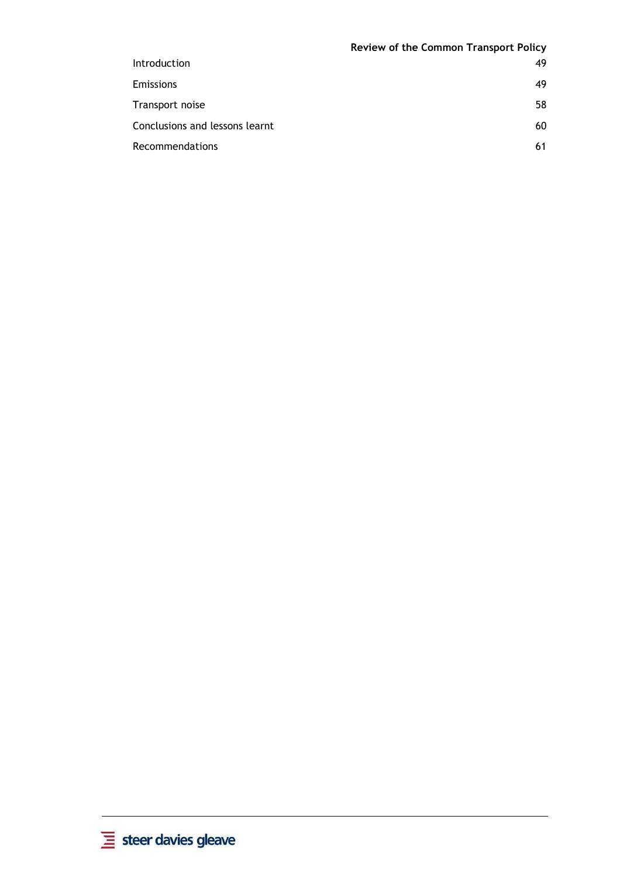| | |
|---|---|
| Introduction | 49 |
| Emissions | 49 |
| Transport noise | 58 |
| Conclusions and lessons learnt | 60 |
| Recommendations | 61 |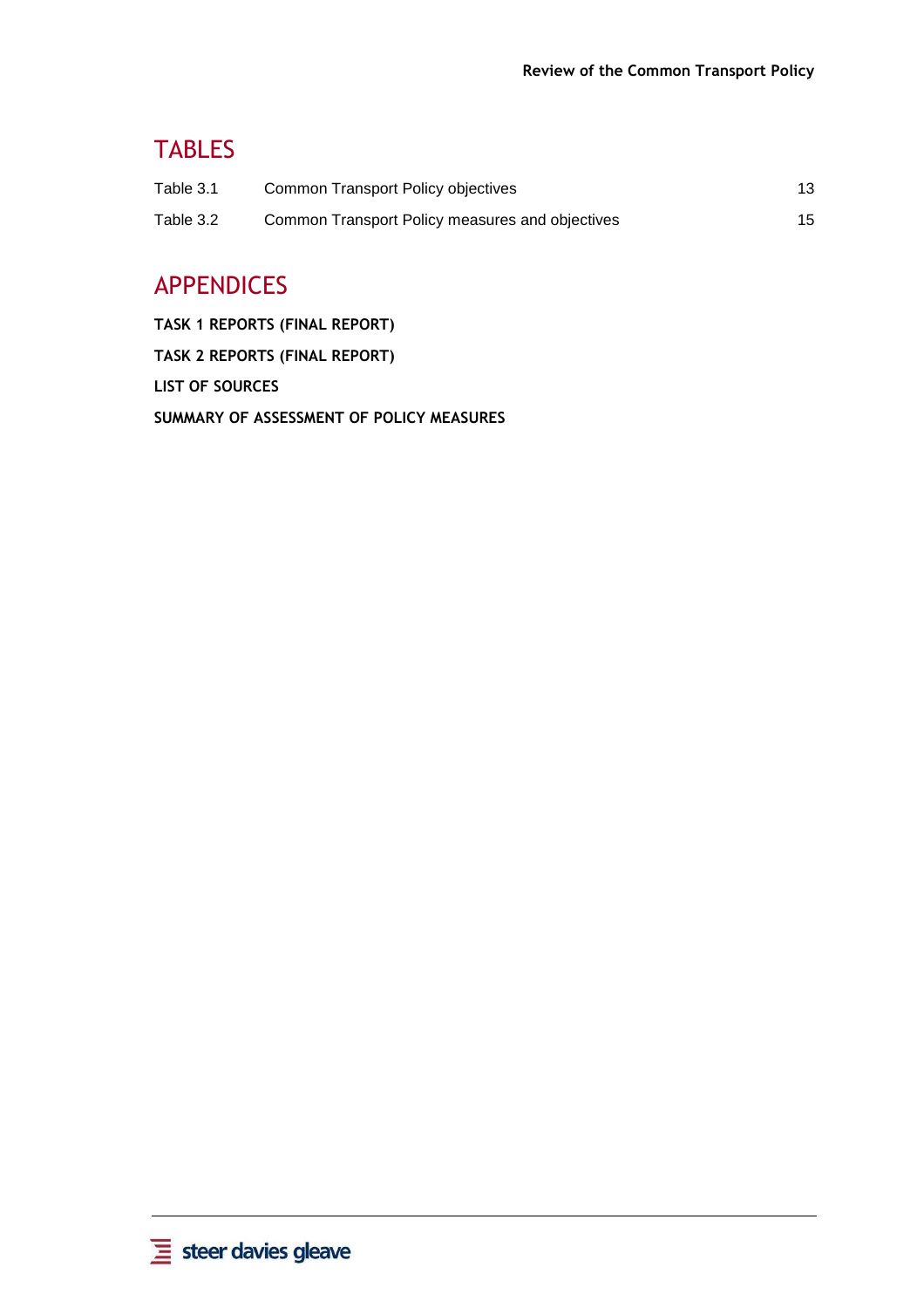## TABLES

| | | |
|---|---|---|
| Table 3.1 | Common Transport Policy objectives | 13 |
| Table 3.2 | Common Transport Policy measures and objectives | 15 |

## APPENDICES

**TASK 1 REPORTS (FINAL REPORT)**

**TASK 2 REPORTS (FINAL REPORT)**

**LIST OF SOURCES**

**SUMMARY OF ASSESSMENT OF POLICY MEASURES**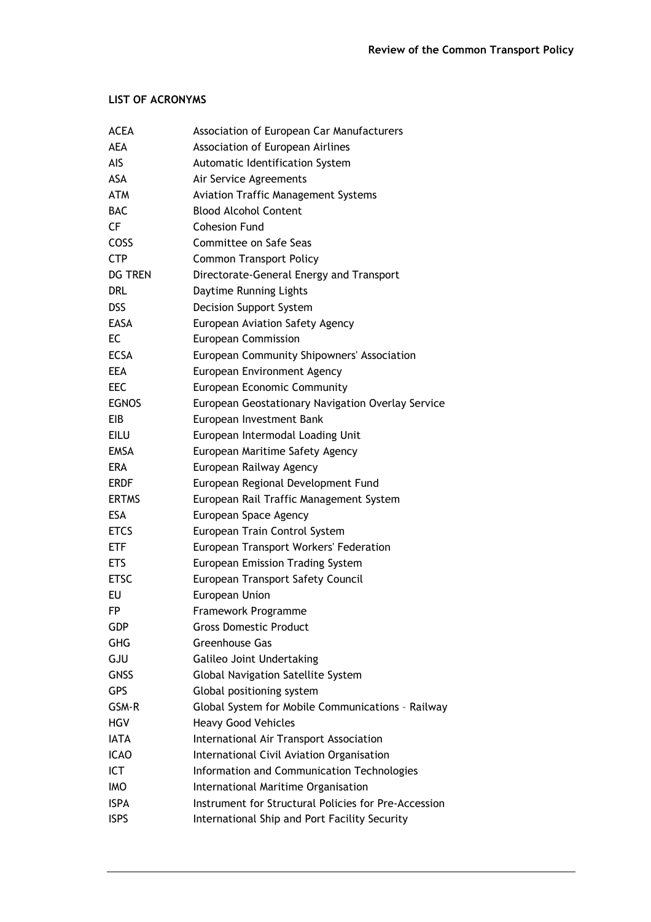**LIST OF ACRONYMS**

| | |
|---|---|
| ACEA | Association of European Car Manufacturers |
| AEA | Association of European Airlines |
| AIS | Automatic Identification System |
| ASA | Air Service Agreements |
| ATM | Aviation Traffic Management Systems |
| BAC | Blood Alcohol Content |
| CF | Cohesion Fund |
| COSS | Committee on Safe Seas |
| CTP | Common Transport Policy |
| DG TREN | Directorate-General Energy and Transport |
| DRL | Daytime Running Lights |
| DSS | Decision Support System |
| EASA | European Aviation Safety Agency |
| EC | European Commission |
| ECSA | European Community Shipowners' Association |
| EEA | European Environment Agency |
| EEC | European Economic Community |
| EGNOS | European Geostationary Navigation Overlay Service |
| EIB | European Investment Bank |
| EILU | European Intermodal Loading Unit |
| EMSA | European Maritime Safety Agency |
| ERA | European Railway Agency |
| ERDF | European Regional Development Fund |
| ERTMS | European Rail Traffic Management System |
| ESA | European Space Agency |
| ETCS | European Train Control System |
| ETF | European Transport Workers' Federation |
| ETS | European Emission Trading System |
| ETSC | European Transport Safety Council |
| EU | European Union |
| FP | Framework Programme |
| GDP | Gross Domestic Product |
| GHG | Greenhouse Gas |
| GJU | Galileo Joint Undertaking |
| GNSS | Global Navigation Satellite System |
| GPS | Global positioning system |
| GSM-R | Global System for Mobile Communications – Railway |
| HGV | Heavy Good Vehicles |
| IATA | International Air Transport Association |
| ICAO | International Civil Aviation Organisation |
| ICT | Information and Communication Technologies |
| IMO | International Maritime Organisation |
| ISPA | Instrument for Structural Policies for Pre-Accession |
| ISPS | International Ship and Port Facility Security |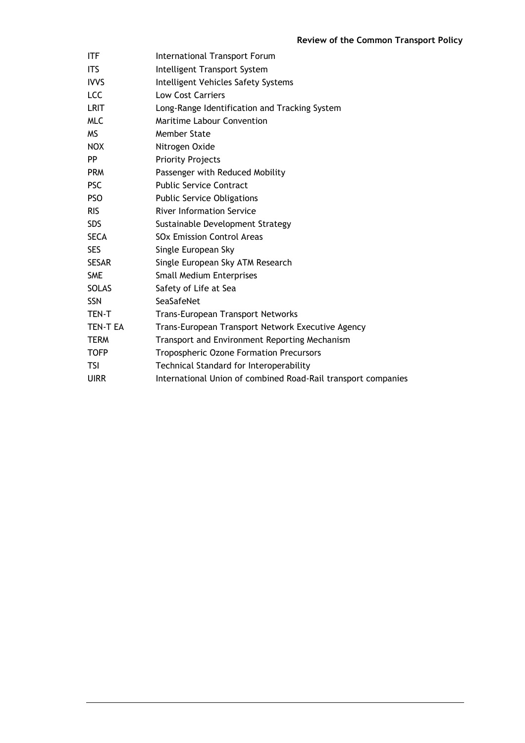| | |
|---|---|
| ITF | International Transport Forum |
| ITS | Intelligent Transport System |
| IVVS | Intelligent Vehicles Safety Systems |
| LCC | Low Cost Carriers |
| LRIT | Long-Range Identification and Tracking System |
| MLC | Maritime Labour Convention |
| MS | Member State |
| NOX | Nitrogen Oxide |
| PP | Priority Projects |
| PRM | Passenger with Reduced Mobility |
| PSC | Public Service Contract |
| PSO | Public Service Obligations |
| RIS | River Information Service |
| SDS | Sustainable Development Strategy |
| SECA | SOx Emission Control Areas |
| SES | Single European Sky |
| SESAR | Single European Sky ATM Research |
| SME | Small Medium Enterprises |
| SOLAS | Safety of Life at Sea |
| SSN | SeaSafeNet |
| TEN-T | Trans-European Transport Networks |
| TEN-T EA | Trans-European Transport Network Executive Agency |
| TERM | Transport and Environment Reporting Mechanism |
| TOFP | Tropospheric Ozone Formation Precursors |
| TSI | Technical Standard for Interoperability |
| UIRR | International Union of combined Road-Rail transport companies |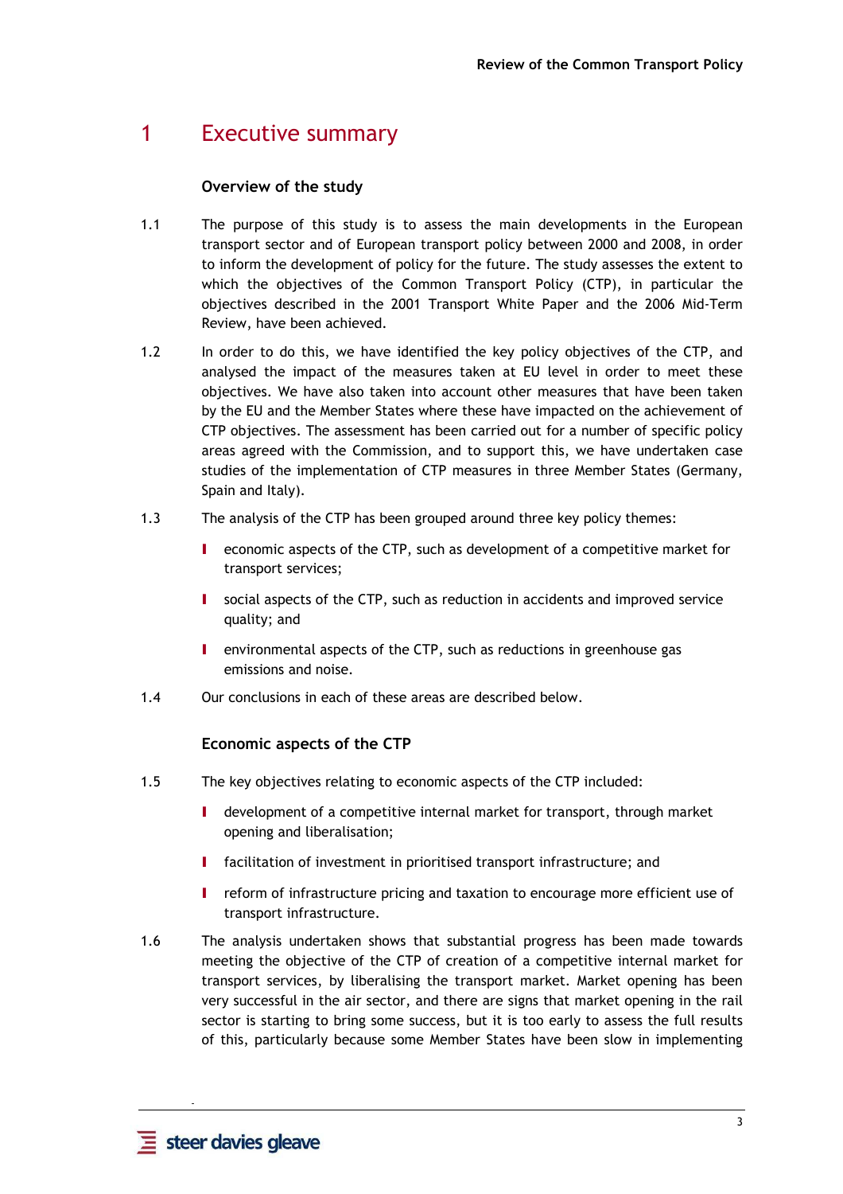# 1 Executive summary

### Overview of the study

1.1 The purpose of this study is to assess the main developments in the European transport sector and of European transport policy between 2000 and 2008, in order to inform the development of policy for the future. The study assesses the extent to which the objectives of the Common Transport Policy (CTP), in particular the objectives described in the 2001 Transport White Paper and the 2006 Mid-Term Review, have been achieved.

1.2 In order to do this, we have identified the key policy objectives of the CTP, and analysed the impact of the measures taken at EU level in order to meet these objectives. We have also taken into account other measures that have been taken by the EU and the Member States where these have impacted on the achievement of CTP objectives. The assessment has been carried out for a number of specific policy areas agreed with the Commission, and to support this, we have undertaken case studies of the implementation of CTP measures in three Member States (Germany, Spain and Italy).

1.3 The analysis of the CTP has been grouped around three key policy themes:

- economic aspects of the CTP, such as development of a competitive market for transport services;
- social aspects of the CTP, such as reduction in accidents and improved service quality; and
- environmental aspects of the CTP, such as reductions in greenhouse gas emissions and noise.

1.4 Our conclusions in each of these areas are described below.

### Economic aspects of the CTP

1.5 The key objectives relating to economic aspects of the CTP included:

- development of a competitive internal market for transport, through market opening and liberalisation;
- facilitation of investment in prioritised transport infrastructure; and
- reform of infrastructure pricing and taxation to encourage more efficient use of transport infrastructure.

1.6 The analysis undertaken shows that substantial progress has been made towards meeting the objective of the CTP of creation of a competitive internal market for transport services, by liberalising the transport market. Market opening has been very successful in the air sector, and there are signs that market opening in the rail sector is starting to bring some success, but it is too early to assess the full results of this, particularly because some Member States have been slow in implementing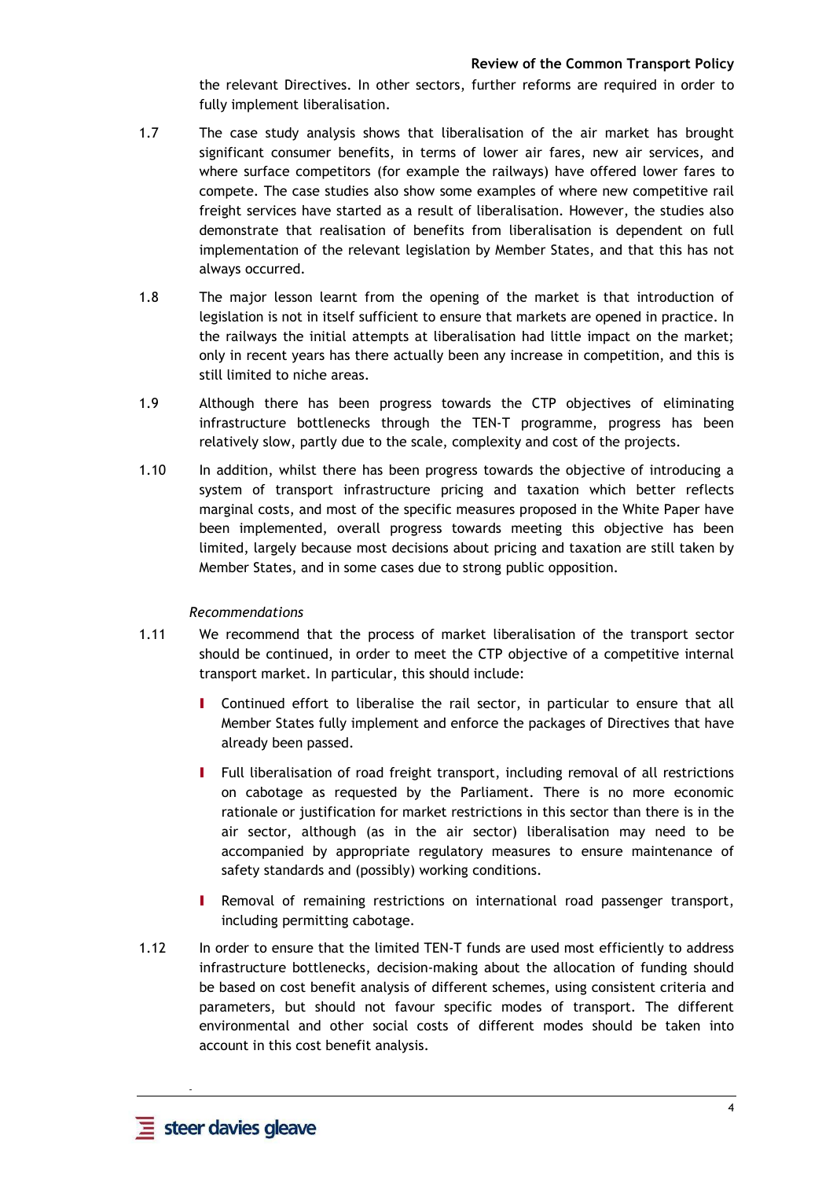the relevant Directives. In other sectors, further reforms are required in order to fully implement liberalisation.

1.7 The case study analysis shows that liberalisation of the air market has brought significant consumer benefits, in terms of lower air fares, new air services, and where surface competitors (for example the railways) have offered lower fares to compete. The case studies also show some examples of where new competitive rail freight services have started as a result of liberalisation. However, the studies also demonstrate that realisation of benefits from liberalisation is dependent on full implementation of the relevant legislation by Member States, and that this has not always occurred.

1.8 The major lesson learnt from the opening of the market is that introduction of legislation is not in itself sufficient to ensure that markets are opened in practice. In the railways the initial attempts at liberalisation had little impact on the market; only in recent years has there actually been any increase in competition, and this is still limited to niche areas.

1.9 Although there has been progress towards the CTP objectives of eliminating infrastructure bottlenecks through the TEN-T programme, progress has been relatively slow, partly due to the scale, complexity and cost of the projects.

1.10 In addition, whilst there has been progress towards the objective of introducing a system of transport infrastructure pricing and taxation which better reflects marginal costs, and most of the specific measures proposed in the White Paper have been implemented, overall progress towards meeting this objective has been limited, largely because most decisions about pricing and taxation are still taken by Member States, and in some cases due to strong public opposition.

*Recommendations*

1.11 We recommend that the process of market liberalisation of the transport sector should be continued, in order to meet the CTP objective of a competitive internal transport market. In particular, this should include:

- Continued effort to liberalise the rail sector, in particular to ensure that all Member States fully implement and enforce the packages of Directives that have already been passed.
- Full liberalisation of road freight transport, including removal of all restrictions on cabotage as requested by the Parliament. There is no more economic rationale or justification for market restrictions in this sector than there is in the air sector, although (as in the air sector) liberalisation may need to be accompanied by appropriate regulatory measures to ensure maintenance of safety standards and (possibly) working conditions.
- Removal of remaining restrictions on international road passenger transport, including permitting cabotage.

1.12 In order to ensure that the limited TEN-T funds are used most efficiently to address infrastructure bottlenecks, decision-making about the allocation of funding should be based on cost benefit analysis of different schemes, using consistent criteria and parameters, but should not favour specific modes of transport. The different environmental and other social costs of different modes should be taken into account in this cost benefit analysis.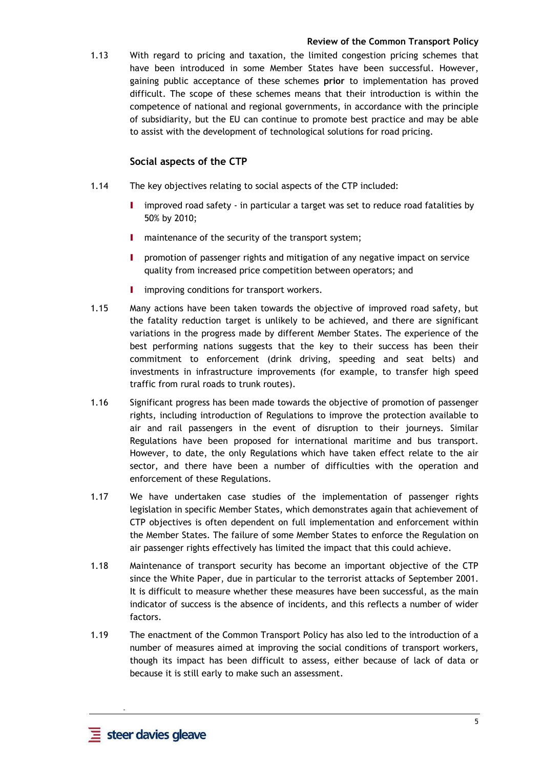1.13 With regard to pricing and taxation, the limited congestion pricing schemes that have been introduced in some Member States have been successful. However, gaining public acceptance of these schemes **prior** to implementation has proved difficult. The scope of these schemes means that their introduction is within the competence of national and regional governments, in accordance with the principle of subsidiarity, but the EU can continue to promote best practice and may be able to assist with the development of technological solutions for road pricing.

### Social aspects of the CTP

1.14 The key objectives relating to social aspects of the CTP included:

- improved road safety - in particular a target was set to reduce road fatalities by 50% by 2010;
- maintenance of the security of the transport system;
- promotion of passenger rights and mitigation of any negative impact on service quality from increased price competition between operators; and
- improving conditions for transport workers.

1.15 Many actions have been taken towards the objective of improved road safety, but the fatality reduction target is unlikely to be achieved, and there are significant variations in the progress made by different Member States. The experience of the best performing nations suggests that the key to their success has been their commitment to enforcement (drink driving, speeding and seat belts) and investments in infrastructure improvements (for example, to transfer high speed traffic from rural roads to trunk routes).

1.16 Significant progress has been made towards the objective of promotion of passenger rights, including introduction of Regulations to improve the protection available to air and rail passengers in the event of disruption to their journeys. Similar Regulations have been proposed for international maritime and bus transport. However, to date, the only Regulations which have taken effect relate to the air sector, and there have been a number of difficulties with the operation and enforcement of these Regulations.

1.17 We have undertaken case studies of the implementation of passenger rights legislation in specific Member States, which demonstrates again that achievement of CTP objectives is often dependent on full implementation and enforcement within the Member States. The failure of some Member States to enforce the Regulation on air passenger rights effectively has limited the impact that this could achieve.

1.18 Maintenance of transport security has become an important objective of the CTP since the White Paper, due in particular to the terrorist attacks of September 2001. It is difficult to measure whether these measures have been successful, as the main indicator of success is the absence of incidents, and this reflects a number of wider factors.

1.19 The enactment of the Common Transport Policy has also led to the introduction of a number of measures aimed at improving the social conditions of transport workers, though its impact has been difficult to assess, either because of lack of data or because it is still early to make such an assessment.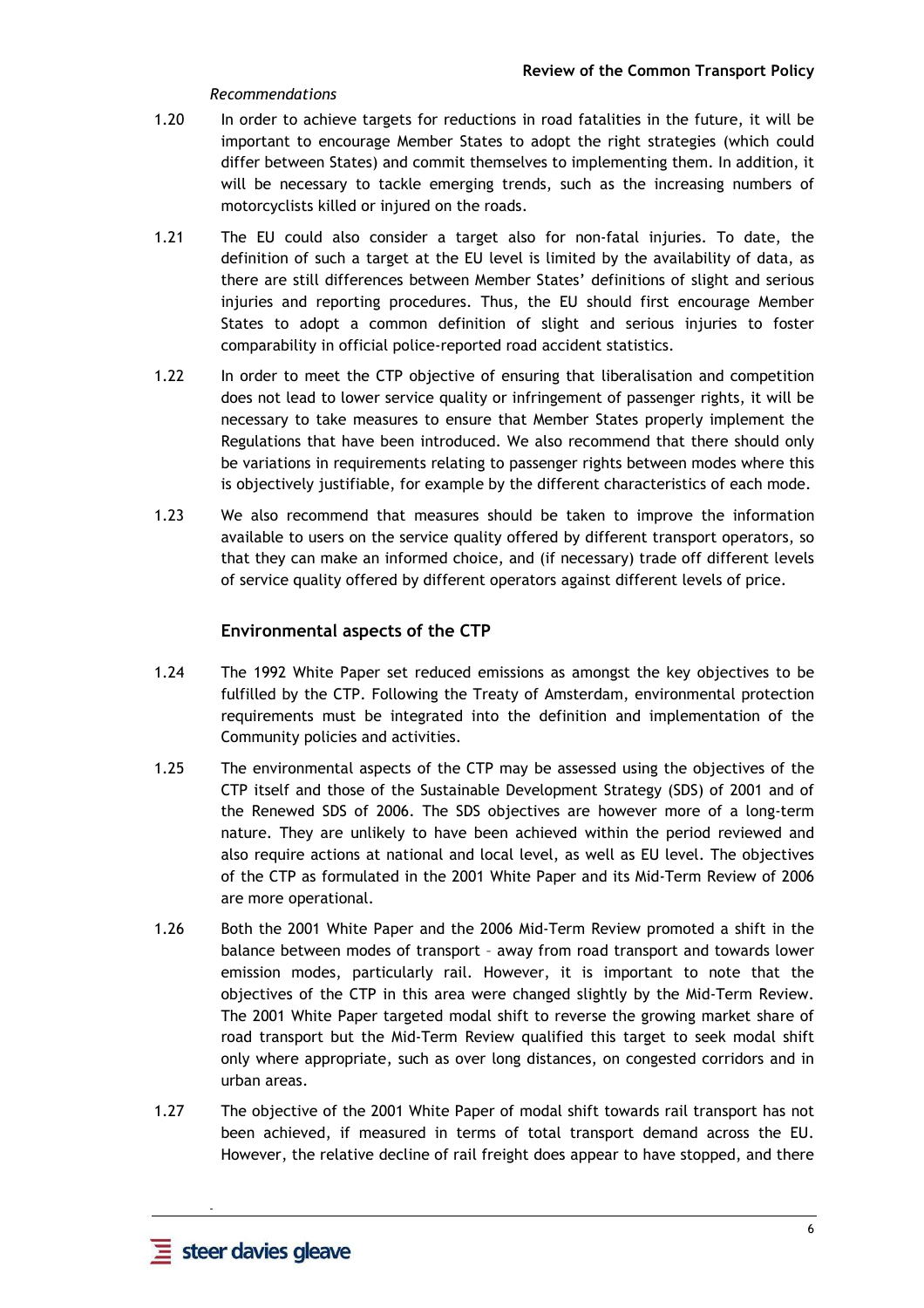*Recommendations*

1.20 In order to achieve targets for reductions in road fatalities in the future, it will be important to encourage Member States to adopt the right strategies (which could differ between States) and commit themselves to implementing them. In addition, it will be necessary to tackle emerging trends, such as the increasing numbers of motorcyclists killed or injured on the roads.

1.21 The EU could also consider a target also for non-fatal injuries. To date, the definition of such a target at the EU level is limited by the availability of data, as there are still differences between Member States' definitions of slight and serious injuries and reporting procedures. Thus, the EU should first encourage Member States to adopt a common definition of slight and serious injuries to foster comparability in official police-reported road accident statistics.

1.22 In order to meet the CTP objective of ensuring that liberalisation and competition does not lead to lower service quality or infringement of passenger rights, it will be necessary to take measures to ensure that Member States properly implement the Regulations that have been introduced. We also recommend that there should only be variations in requirements relating to passenger rights between modes where this is objectively justifiable, for example by the different characteristics of each mode.

1.23 We also recommend that measures should be taken to improve the information available to users on the service quality offered by different transport operators, so that they can make an informed choice, and (if necessary) trade off different levels of service quality offered by different operators against different levels of price.

## Environmental aspects of the CTP

1.24 The 1992 White Paper set reduced emissions as amongst the key objectives to be fulfilled by the CTP. Following the Treaty of Amsterdam, environmental protection requirements must be integrated into the definition and implementation of the Community policies and activities.

1.25 The environmental aspects of the CTP may be assessed using the objectives of the CTP itself and those of the Sustainable Development Strategy (SDS) of 2001 and of the Renewed SDS of 2006. The SDS objectives are however more of a long-term nature. They are unlikely to have been achieved within the period reviewed and also require actions at national and local level, as well as EU level. The objectives of the CTP as formulated in the 2001 White Paper and its Mid-Term Review of 2006 are more operational.

1.26 Both the 2001 White Paper and the 2006 Mid-Term Review promoted a shift in the balance between modes of transport – away from road transport and towards lower emission modes, particularly rail. However, it is important to note that the objectives of the CTP in this area were changed slightly by the Mid-Term Review. The 2001 White Paper targeted modal shift to reverse the growing market share of road transport but the Mid-Term Review qualified this target to seek modal shift only where appropriate, such as over long distances, on congested corridors and in urban areas.

1.27 The objective of the 2001 White Paper of modal shift towards rail transport has not been achieved, if measured in terms of total transport demand across the EU. However, the relative decline of rail freight does appear to have stopped, and there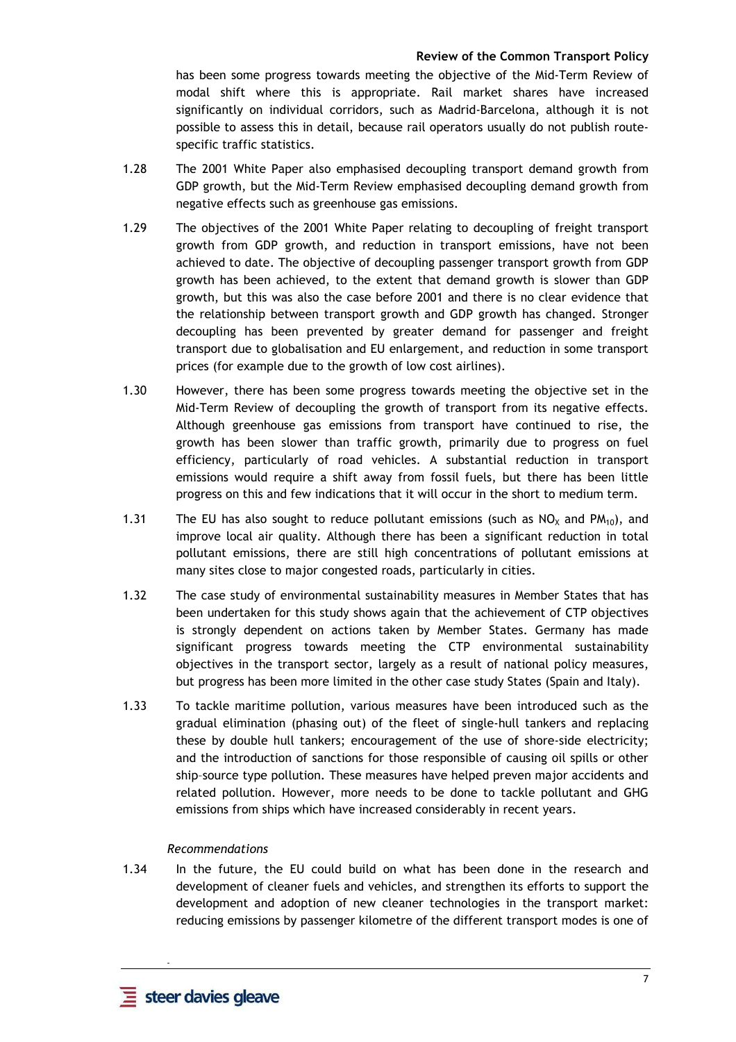has been some progress towards meeting the objective of the Mid-Term Review of modal shift where this is appropriate. Rail market shares have increased significantly on individual corridors, such as Madrid-Barcelona, although it is not possible to assess this in detail, because rail operators usually do not publish route-specific traffic statistics.

1.28 The 2001 White Paper also emphasised decoupling transport demand growth from GDP growth, but the Mid-Term Review emphasised decoupling demand growth from negative effects such as greenhouse gas emissions.

1.29 The objectives of the 2001 White Paper relating to decoupling of freight transport growth from GDP growth, and reduction in transport emissions, have not been achieved to date. The objective of decoupling passenger transport growth from GDP growth has been achieved, to the extent that demand growth is slower than GDP growth, but this was also the case before 2001 and there is no clear evidence that the relationship between transport growth and GDP growth has changed. Stronger decoupling has been prevented by greater demand for passenger and freight transport due to globalisation and EU enlargement, and reduction in some transport prices (for example due to the growth of low cost airlines).

1.30 However, there has been some progress towards meeting the objective set in the Mid-Term Review of decoupling the growth of transport from its negative effects. Although greenhouse gas emissions from transport have continued to rise, the growth has been slower than traffic growth, primarily due to progress on fuel efficiency, particularly of road vehicles. A substantial reduction in transport emissions would require a shift away from fossil fuels, but there has been little progress on this and few indications that it will occur in the short to medium term.

1.31 The EU has also sought to reduce pollutant emissions (such as $NO_X$ and $PM_{10}$), and improve local air quality. Although there has been a significant reduction in total pollutant emissions, there are still high concentrations of pollutant emissions at many sites close to major congested roads, particularly in cities.

1.32 The case study of environmental sustainability measures in Member States that has been undertaken for this study shows again that the achievement of CTP objectives is strongly dependent on actions taken by Member States. Germany has made significant progress towards meeting the CTP environmental sustainability objectives in the transport sector, largely as a result of national policy measures, but progress has been more limited in the other case study States (Spain and Italy).

1.33 To tackle maritime pollution, various measures have been introduced such as the gradual elimination (phasing out) of the fleet of single-hull tankers and replacing these by double hull tankers; encouragement of the use of shore-side electricity; and the introduction of sanctions for those responsible of causing oil spills or other ship-source type pollution. These measures have helped preven major accidents and related pollution. However, more needs to be done to tackle pollutant and GHG emissions from ships which have increased considerably in recent years.

*Recommendations*

1.34 In the future, the EU could build on what has been done in the research and development of cleaner fuels and vehicles, and strengthen its efforts to support the development and adoption of new cleaner technologies in the transport market: reducing emissions by passenger kilometre of the different transport modes is one of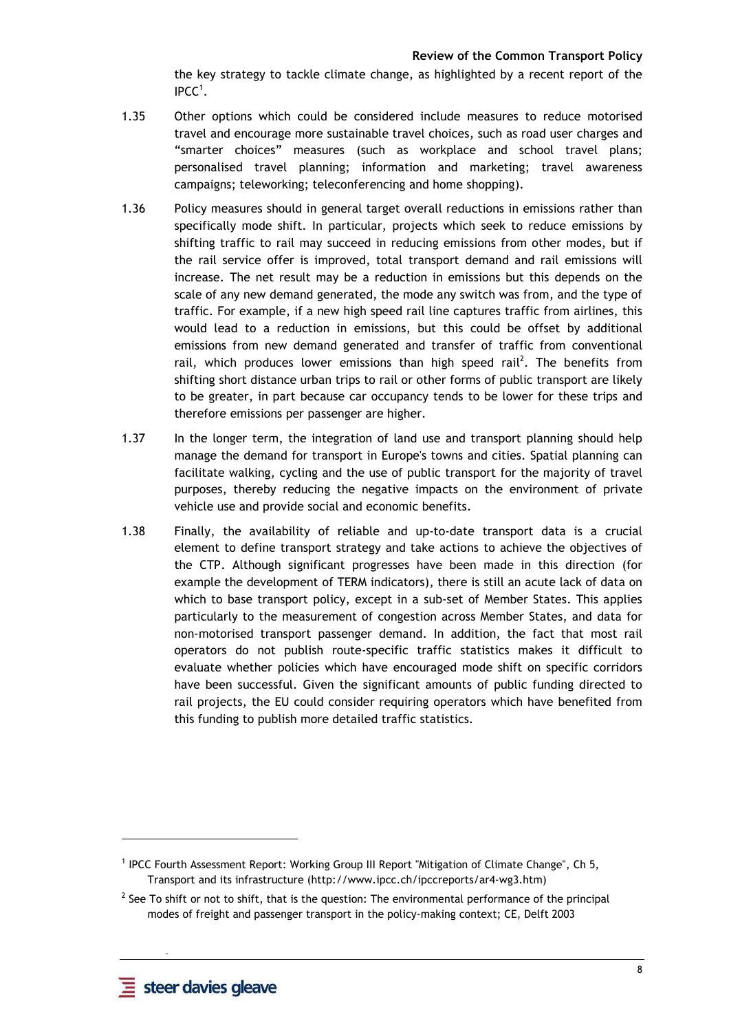the key strategy to tackle climate change, as highlighted by a recent report of the IPCC[1].

1.35 Other options which could be considered include measures to reduce motorised travel and encourage more sustainable travel choices, such as road user charges and "smarter choices" measures (such as workplace and school travel plans; personalised travel planning; information and marketing; travel awareness campaigns; teleworking; teleconferencing and home shopping).

1.36 Policy measures should in general target overall reductions in emissions rather than specifically mode shift. In particular, projects which seek to reduce emissions by shifting traffic to rail may succeed in reducing emissions from other modes, but if the rail service offer is improved, total transport demand and rail emissions will increase. The net result may be a reduction in emissions but this depends on the scale of any new demand generated, the mode any switch was from, and the type of traffic. For example, if a new high speed rail line captures traffic from airlines, this would lead to a reduction in emissions, but this could be offset by additional emissions from new demand generated and transfer of traffic from conventional rail, which produces lower emissions than high speed rail[2]. The benefits from shifting short distance urban trips to rail or other forms of public transport are likely to be greater, in part because car occupancy tends to be lower for these trips and therefore emissions per passenger are higher.

1.37 In the longer term, the integration of land use and transport planning should help manage the demand for transport in Europe's towns and cities. Spatial planning can facilitate walking, cycling and the use of public transport for the majority of travel purposes, thereby reducing the negative impacts on the environment of private vehicle use and provide social and economic benefits.

1.38 Finally, the availability of reliable and up-to-date transport data is a crucial element to define transport strategy and take actions to achieve the objectives of the CTP. Although significant progresses have been made in this direction (for example the development of TERM indicators), there is still an acute lack of data on which to base transport policy, except in a sub-set of Member States. This applies particularly to the measurement of congestion across Member States, and data for non-motorised transport passenger demand. In addition, the fact that most rail operators do not publish route-specific traffic statistics makes it difficult to evaluate whether policies which have encouraged mode shift on specific corridors have been successful. Given the significant amounts of public funding directed to rail projects, the EU could consider requiring operators which have benefited from this funding to publish more detailed traffic statistics.

---

[1] IPCC Fourth Assessment Report: Working Group III Report "Mitigation of Climate Change", Ch 5, Transport and its infrastructure (http://www.ipcc.ch/ipccreports/ar4-wg3.htm)

[2] See To shift or not to shift, that is the question: The environmental performance of the principal modes of freight and passenger transport in the policy-making context; CE, Delft 2003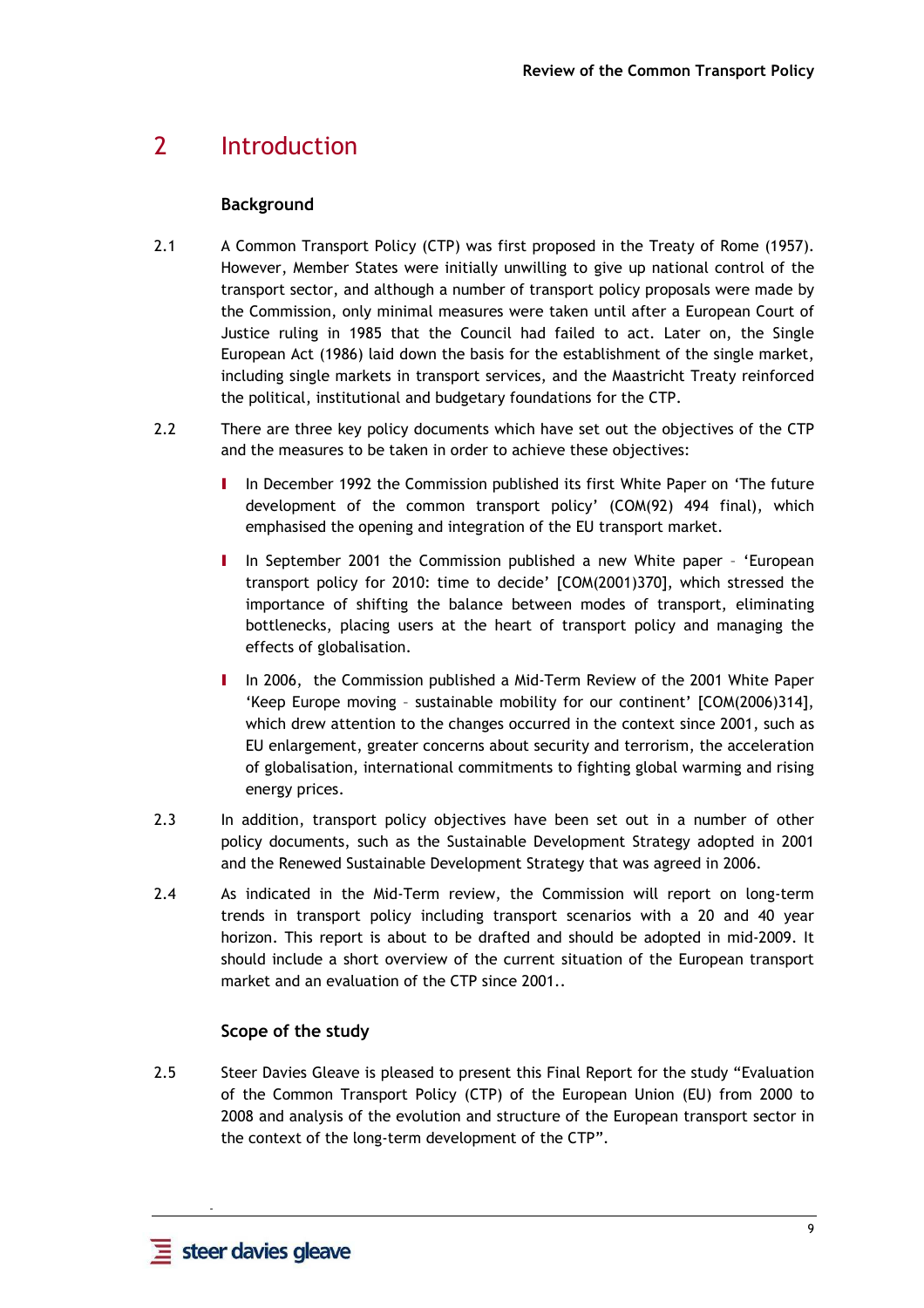# 2 Introduction

### Background

2.1 A Common Transport Policy (CTP) was first proposed in the Treaty of Rome (1957). However, Member States were initially unwilling to give up national control of the transport sector, and although a number of transport policy proposals were made by the Commission, only minimal measures were taken until after a European Court of Justice ruling in 1985 that the Council had failed to act. Later on, the Single European Act (1986) laid down the basis for the establishment of the single market, including single markets in transport services, and the Maastricht Treaty reinforced the political, institutional and budgetary foundations for the CTP.

2.2 There are three key policy documents which have set out the objectives of the CTP and the measures to be taken in order to achieve these objectives:

- In December 1992 the Commission published its first White Paper on 'The future development of the common transport policy' (COM(92) 494 final), which emphasised the opening and integration of the EU transport market.
- In September 2001 the Commission published a new White paper – 'European transport policy for 2010: time to decide' [COM(2001)370], which stressed the importance of shifting the balance between modes of transport, eliminating bottlenecks, placing users at the heart of transport policy and managing the effects of globalisation.
- In 2006, the Commission published a Mid-Term Review of the 2001 White Paper 'Keep Europe moving – sustainable mobility for our continent' [COM(2006)314], which drew attention to the changes occurred in the context since 2001, such as EU enlargement, greater concerns about security and terrorism, the acceleration of globalisation, international commitments to fighting global warming and rising energy prices.

2.3 In addition, transport policy objectives have been set out in a number of other policy documents, such as the Sustainable Development Strategy adopted in 2001 and the Renewed Sustainable Development Strategy that was agreed in 2006.

2.4 As indicated in the Mid-Term review, the Commission will report on long-term trends in transport policy including transport scenarios with a 20 and 40 year horizon. This report is about to be drafted and should be adopted in mid-2009. It should include a short overview of the current situation of the European transport market and an evaluation of the CTP since 2001..

### Scope of the study

2.5 Steer Davies Gleave is pleased to present this Final Report for the study "Evaluation of the Common Transport Policy (CTP) of the European Union (EU) from 2000 to 2008 and analysis of the evolution and structure of the European transport sector in the context of the long-term development of the CTP".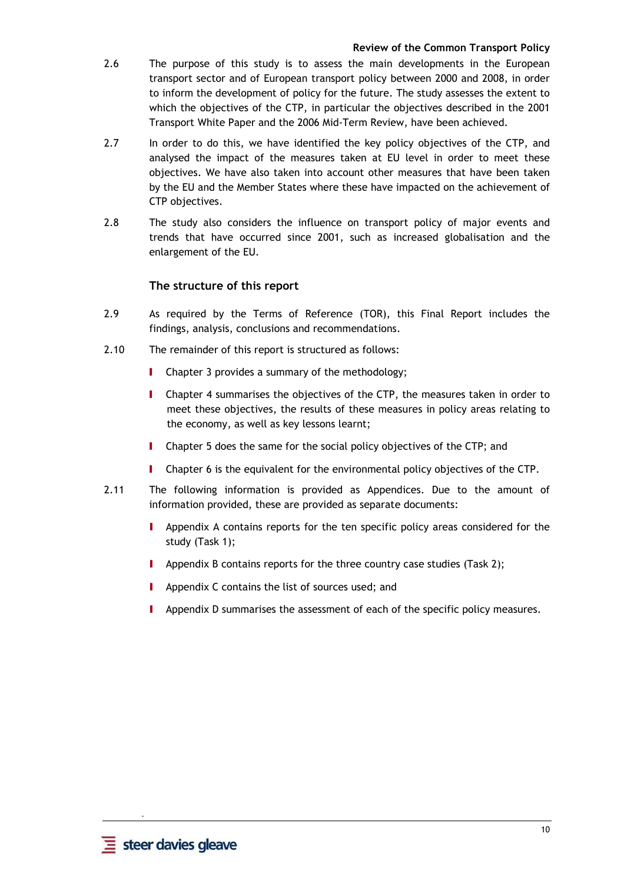2.6 The purpose of this study is to assess the main developments in the European transport sector and of European transport policy between 2000 and 2008, in order to inform the development of policy for the future. The study assesses the extent to which the objectives of the CTP, in particular the objectives described in the 2001 Transport White Paper and the 2006 Mid-Term Review, have been achieved.

2.7 In order to do this, we have identified the key policy objectives of the CTP, and analysed the impact of the measures taken at EU level in order to meet these objectives. We have also taken into account other measures that have been taken by the EU and the Member States where these have impacted on the achievement of CTP objectives.

2.8 The study also considers the influence on transport policy of major events and trends that have occurred since 2001, such as increased globalisation and the enlargement of the EU.

### The structure of this report

2.9 As required by the Terms of Reference (TOR), this Final Report includes the findings, analysis, conclusions and recommendations.

2.10 The remainder of this report is structured as follows:

- Chapter 3 provides a summary of the methodology;
- Chapter 4 summarises the objectives of the CTP, the measures taken in order to meet these objectives, the results of these measures in policy areas relating to the economy, as well as key lessons learnt;
- Chapter 5 does the same for the social policy objectives of the CTP; and
- Chapter 6 is the equivalent for the environmental policy objectives of the CTP.

2.11 The following information is provided as Appendices. Due to the amount of information provided, these are provided as separate documents:

- Appendix A contains reports for the ten specific policy areas considered for the study (Task 1);
- Appendix B contains reports for the three country case studies (Task 2);
- Appendix C contains the list of sources used; and
- Appendix D summarises the assessment of each of the specific policy measures.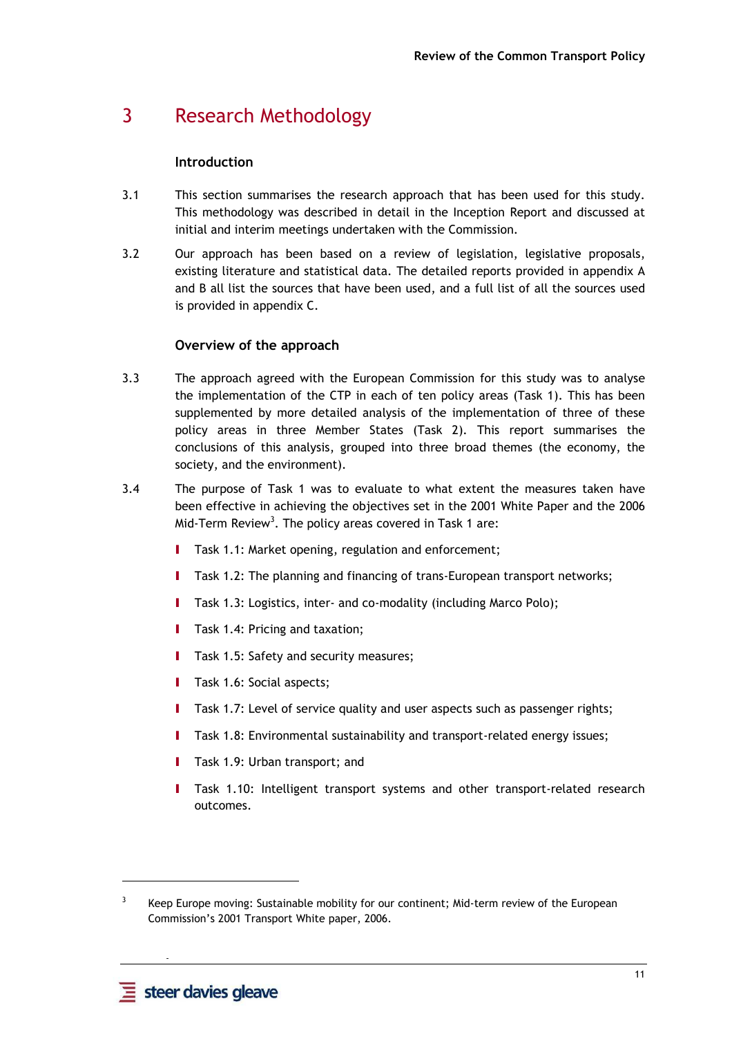# 3 Research Methodology

### Introduction

3.1 This section summarises the research approach that has been used for this study. This methodology was described in detail in the Inception Report and discussed at initial and interim meetings undertaken with the Commission.

3.2 Our approach has been based on a review of legislation, legislative proposals, existing literature and statistical data. The detailed reports provided in appendix A and B all list the sources that have been used, and a full list of all the sources used is provided in appendix C.

### Overview of the approach

3.3 The approach agreed with the European Commission for this study was to analyse the implementation of the CTP in each of ten policy areas (Task 1). This has been supplemented by more detailed analysis of the implementation of three of these policy areas in three Member States (Task 2). This report summarises the conclusions of this analysis, grouped into three broad themes (the economy, the society, and the environment).

3.4 The purpose of Task 1 was to evaluate to what extent the measures taken have been effective in achieving the objectives set in the 2001 White Paper and the 2006 Mid-Term Review[3]. The policy areas covered in Task 1 are:

- Task 1.1: Market opening, regulation and enforcement;
- Task 1.2: The planning and financing of trans-European transport networks;
- Task 1.3: Logistics, inter- and co-modality (including Marco Polo);
- Task 1.4: Pricing and taxation;
- Task 1.5: Safety and security measures;
- Task 1.6: Social aspects;
- Task 1.7: Level of service quality and user aspects such as passenger rights;
- Task 1.8: Environmental sustainability and transport-related energy issues;
- Task 1.9: Urban transport; and
- Task 1.10: Intelligent transport systems and other transport-related research outcomes.

---

[3] Keep Europe moving: Sustainable mobility for our continent; Mid-term review of the European Commission's 2001 Transport White paper, 2006.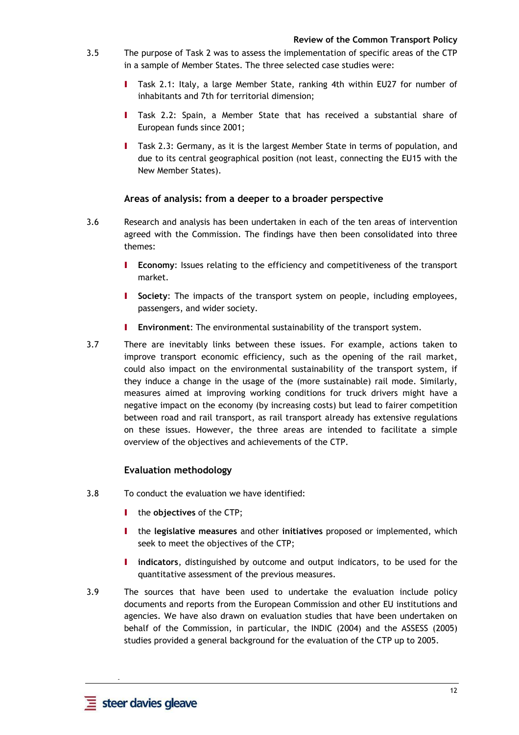3.5 The purpose of Task 2 was to assess the implementation of specific areas of the CTP in a sample of Member States. The three selected case studies were:

- Task 2.1: Italy, a large Member State, ranking 4th within EU27 for number of inhabitants and 7th for territorial dimension;
- Task 2.2: Spain, a Member State that has received a substantial share of European funds since 2001;
- Task 2.3: Germany, as it is the largest Member State in terms of population, and due to its central geographical position (not least, connecting the EU15 with the New Member States).

### Areas of analysis: from a deeper to a broader perspective

3.6 Research and analysis has been undertaken in each of the ten areas of intervention agreed with the Commission. The findings have then been consolidated into three themes:

- **Economy**: Issues relating to the efficiency and competitiveness of the transport market.
- **Society**: The impacts of the transport system on people, including employees, passengers, and wider society.
- **Environment**: The environmental sustainability of the transport system.

3.7 There are inevitably links between these issues. For example, actions taken to improve transport economic efficiency, such as the opening of the rail market, could also impact on the environmental sustainability of the transport system, if they induce a change in the usage of the (more sustainable) rail mode. Similarly, measures aimed at improving working conditions for truck drivers might have a negative impact on the economy (by increasing costs) but lead to fairer competition between road and rail transport, as rail transport already has extensive regulations on these issues. However, the three areas are intended to facilitate a simple overview of the objectives and achievements of the CTP.

### Evaluation methodology

3.8 To conduct the evaluation we have identified:

- the **objectives** of the CTP;
- the **legislative measures** and other **initiatives** proposed or implemented, which seek to meet the objectives of the CTP;
- **indicators**, distinguished by outcome and output indicators, to be used for the quantitative assessment of the previous measures.

3.9 The sources that have been used to undertake the evaluation include policy documents and reports from the European Commission and other EU institutions and agencies. We have also drawn on evaluation studies that have been undertaken on behalf of the Commission, in particular, the INDIC (2004) and the ASSESS (2005) studies provided a general background for the evaluation of the CTP up to 2005.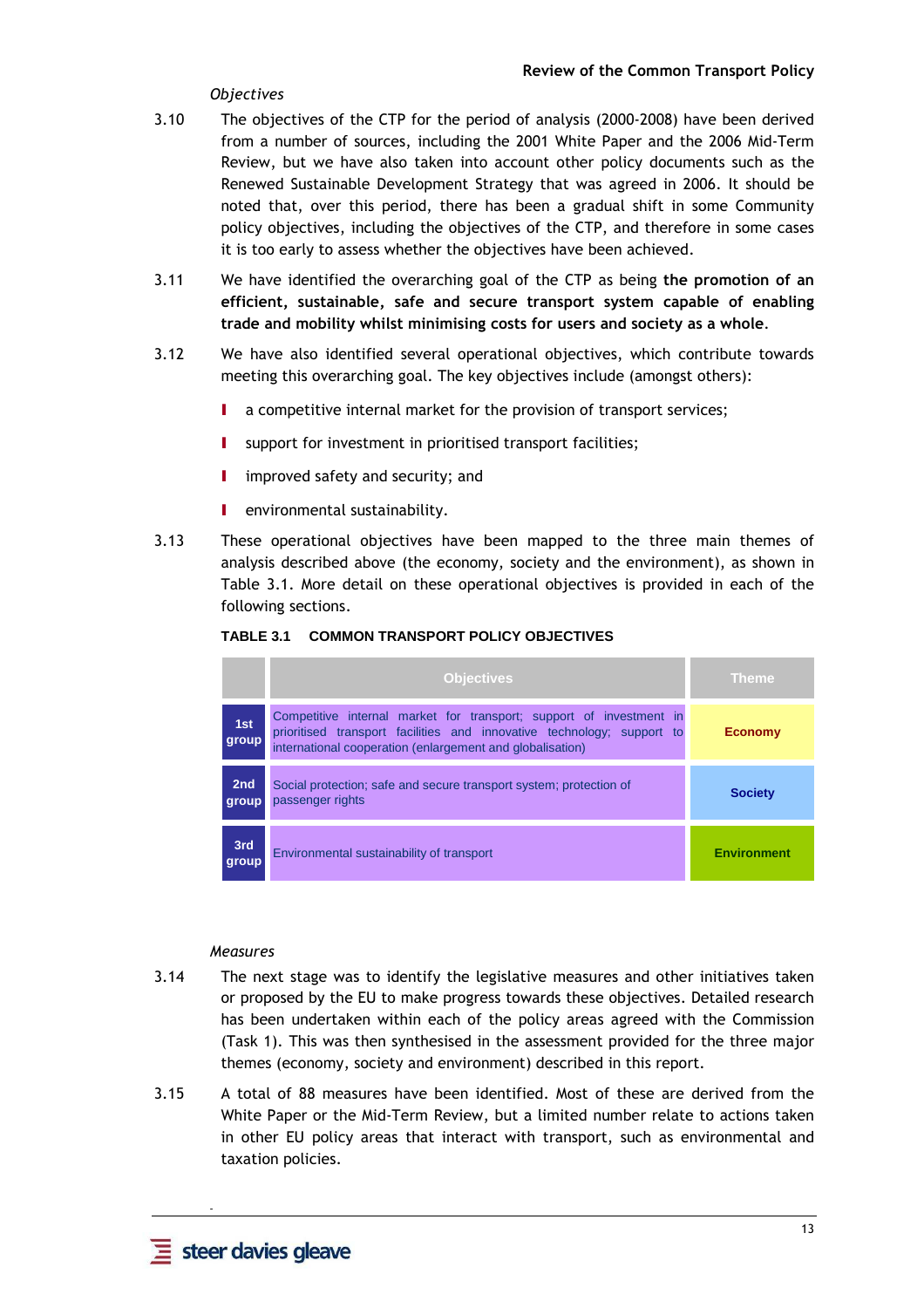*Objectives*

3.10 The objectives of the CTP for the period of analysis (2000-2008) have been derived from a number of sources, including the 2001 White Paper and the 2006 Mid-Term Review, but we have also taken into account other policy documents such as the Renewed Sustainable Development Strategy that was agreed in 2006. It should be noted that, over this period, there has been a gradual shift in some Community policy objectives, including the objectives of the CTP, and therefore in some cases it is too early to assess whether the objectives have been achieved.

3.11 We have identified the overarching goal of the CTP as being **the promotion of an efficient, sustainable, safe and secure transport system capable of enabling trade and mobility whilst minimising costs for users and society as a whole**.

3.12 We have also identified several operational objectives, which contribute towards meeting this overarching goal. The key objectives include (amongst others):

- a competitive internal market for the provision of transport services;
- support for investment in prioritised transport facilities;
- improved safety and security; and
- environmental sustainability.

3.13 These operational objectives have been mapped to the three main themes of analysis described above (the economy, society and the environment), as shown in Table 3.1. More detail on these operational objectives is provided in each of the following sections.

**TABLE 3.1 COMMON TRANSPORT POLICY OBJECTIVES**

| | Objectives | Theme |
|---|---|---|
| 1st group | Competitive internal market for transport; support of investment in prioritised transport facilities and innovative technology; support to international cooperation (enlargement and globalisation) | Economy |
| 2nd group | Social protection; safe and secure transport system; protection of passenger rights | Society |
| 3rd group | Environmental sustainability of transport | Environment |

*Measures*

3.14 The next stage was to identify the legislative measures and other initiatives taken or proposed by the EU to make progress towards these objectives. Detailed research has been undertaken within each of the policy areas agreed with the Commission (Task 1). This was then synthesised in the assessment provided for the three major themes (economy, society and environment) described in this report.

3.15 A total of 88 measures have been identified. Most of these are derived from the White Paper or the Mid-Term Review, but a limited number relate to actions taken in other EU policy areas that interact with transport, such as environmental and taxation policies.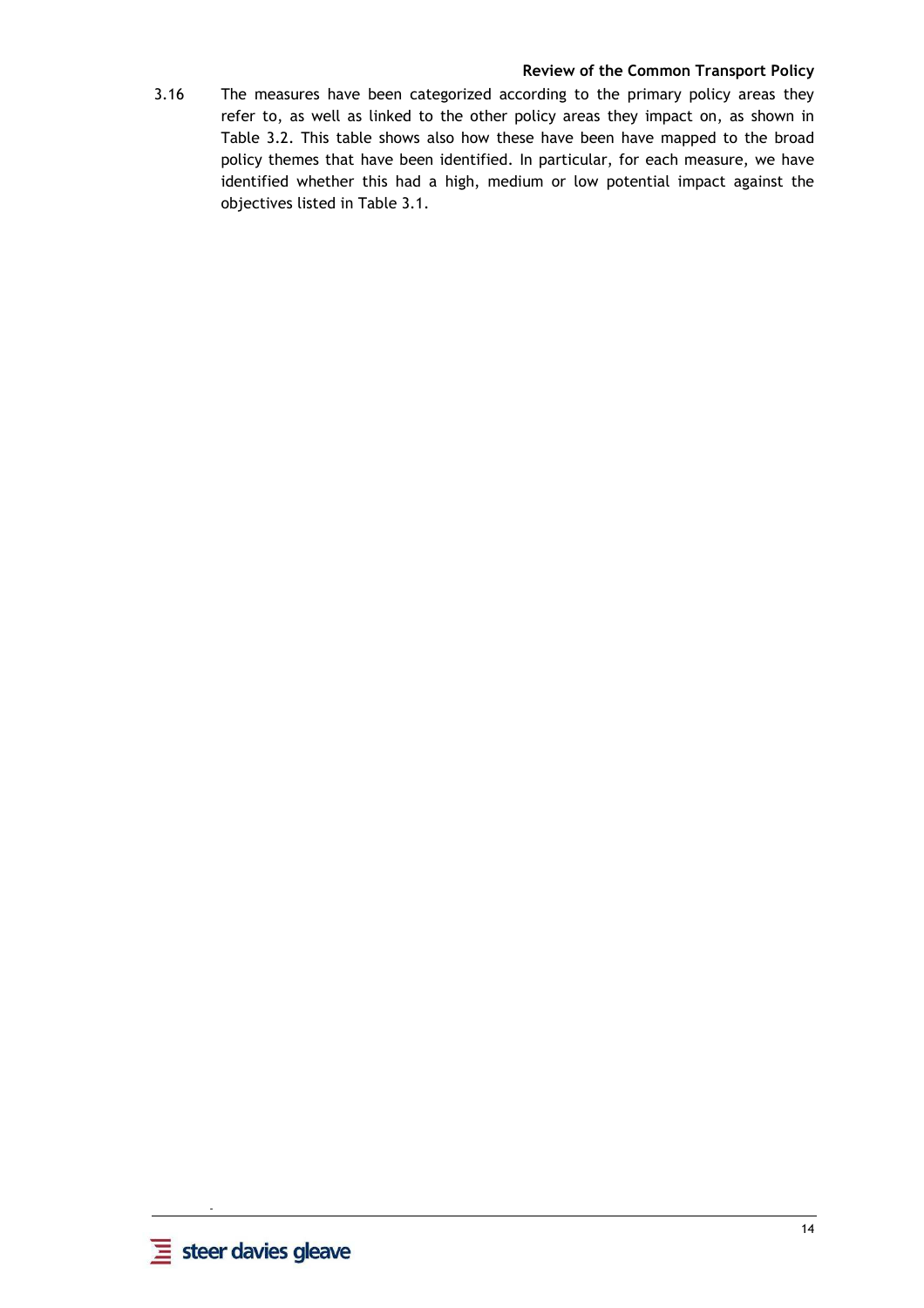3.16 The measures have been categorized according to the primary policy areas they refer to, as well as linked to the other policy areas they impact on, as shown in Table 3.2. This table shows also how these have been have mapped to the broad policy themes that have been identified. In particular, for each measure, we have identified whether this had a high, medium or low potential impact against the objectives listed in Table 3.1.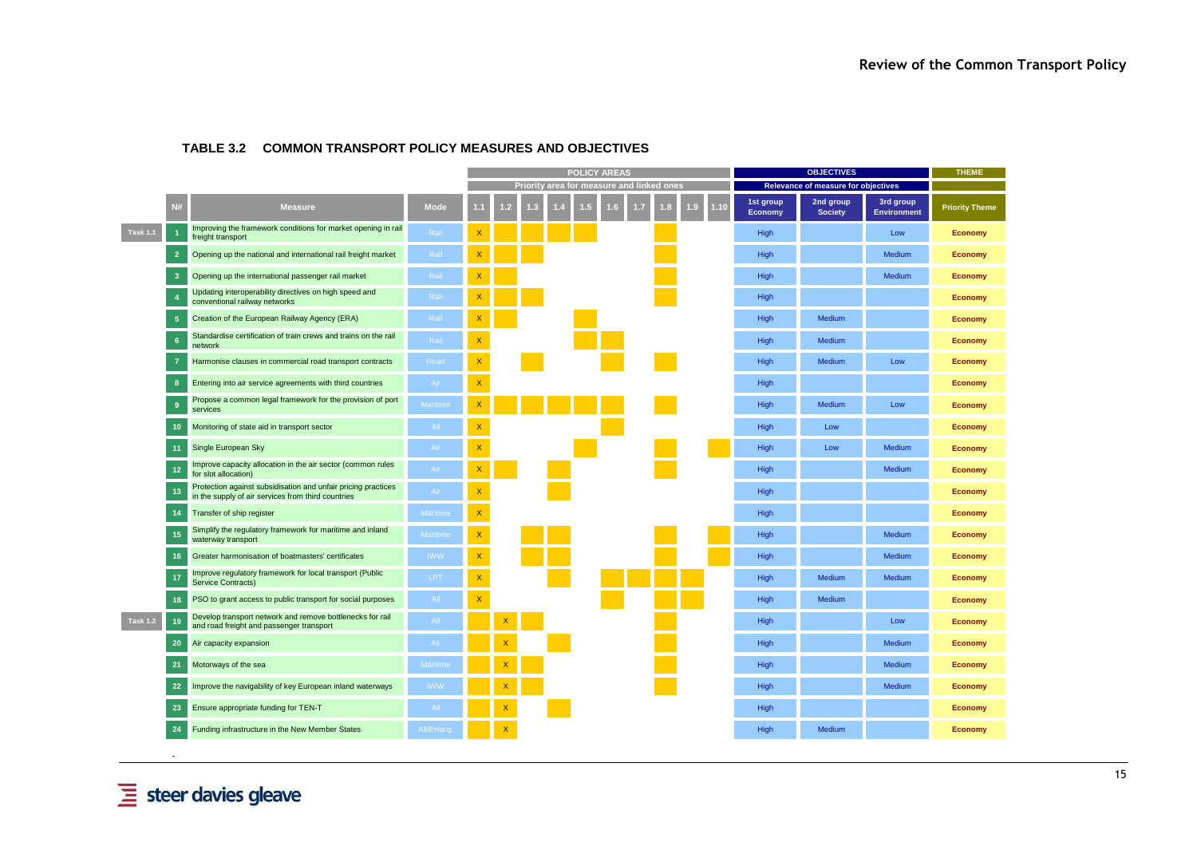## TABLE 3.2 COMMON TRANSPORT POLICY MEASURES AND OBJECTIVES

| | N# | Measure | Mode | POLICY AREAS – Priority area for measure and linked ones | | | | | | | | | | OBJECTIVES – Relevance of measure for objectives | | | THEME |
|---|---|---|---|---|---|---|---|---|---|---|---|---|---|---|---|---|---|
| | | | | 1.1 | 1.2 | 1.3 | 1.4 | 1.5 | 1.6 | 1.7 | 1.8 | 1.9 | 1.10 | 1st group Economy | 2nd group Society | 3rd group Environment | Priority Theme |
| Task 1.1 | 1 | Improving the framework conditions for market opening in rail freight transport | Rail | X | | | | | | | | | | High | | Low | Economy |
| | 2 | Opening up the national and international rail freight market | Rail | X | | | | | | | | | | High | | Medium | Economy |
| | 3 | Opening up the international passenger rail market | Rail | X | | | | | | | | | | High | | Medium | Economy |
| | 4 | Updating interoperability directives on high speed and conventional railway networks | Rail | X | | | | | | | | | | High | | | Economy |
| | 5 | Creation of the European Railway Agency (ERA) | Rail | X | | | | | | | | | | High | Medium | | Economy |
| | 6 | Standardise certification of train crews and trains on the rail network | Rail | X | | | | | | | | | | High | Medium | | Economy |
| | 7 | Harmonise clauses in commercial road transport contracts | Road | X | | | | | | | | | | High | Medium | Low | Economy |
| | 8 | Entering into air service agreements with third countries | Air | X | | | | | | | | | | High | | | Economy |
| | 9 | Propose a common legal framework for the provision of port services | Maritime | X | | | | | | | | | | High | Medium | Low | Economy |
| | 10 | Monitoring of state aid in transport sector | All | X | | | | | | | | | | High | Low | | Economy |
| | 11 | Single European Sky | Air | X | | | | | | | | | | High | Low | Medium | Economy |
| | 12 | Improve capacity allocation in the air sector (common rules for slot allocation) | Air | X | | | | | | | | | | High | | Medium | Economy |
| | 13 | Protection against subsidisation and unfair pricing practices in the supply of air services from third countries | Air | X | | | | | | | | | | High | | | Economy |
| | 14 | Transfer of ship register | Maritime | X | | | | | | | | | | High | | | Economy |
| | 15 | Simplify the regulatory framework for maritime and inland waterway transport | Maritime | X | | | | | | | | | | High | | Medium | Economy |
| | 16 | Greater harmonisation of boatmasters' certificates | IWW | X | | | | | | | | | | High | | Medium | Economy |
| | 17 | Improve regulatory framework for local transport (Public Service Contracts) | LPT | X | | | | | | | | | | High | Medium | Medium | Economy |
| | 18 | PSO to grant access to public transport for social purposes | All | X | | | | | | | | | | High | Medium | | Economy |
| Task 1.2 | 19 | Develop transport network and remove bottlenecks for rail and road freight and passenger transport | All | | X | | | | | | | | | High | | Low | Economy |
| | 20 | Air capacity expansion | Air | | X | | | | | | | | | High | | Medium | Economy |
| | 21 | Motorways of the sea | Maritime | | X | | | | | | | | | High | | Medium | Economy |
| | 22 | Improve the navigability of key European inland waterways | IWW | | X | | | | | | | | | High | | Medium | Economy |
| | 23 | Ensure appropriate funding for TEN-T | All | | X | | | | | | | | | High | | | Economy |
| | 24 | Funding infrastructure in the New Member States | All/Enlarg. | | X | | | | | | | | | High | Medium | | Economy |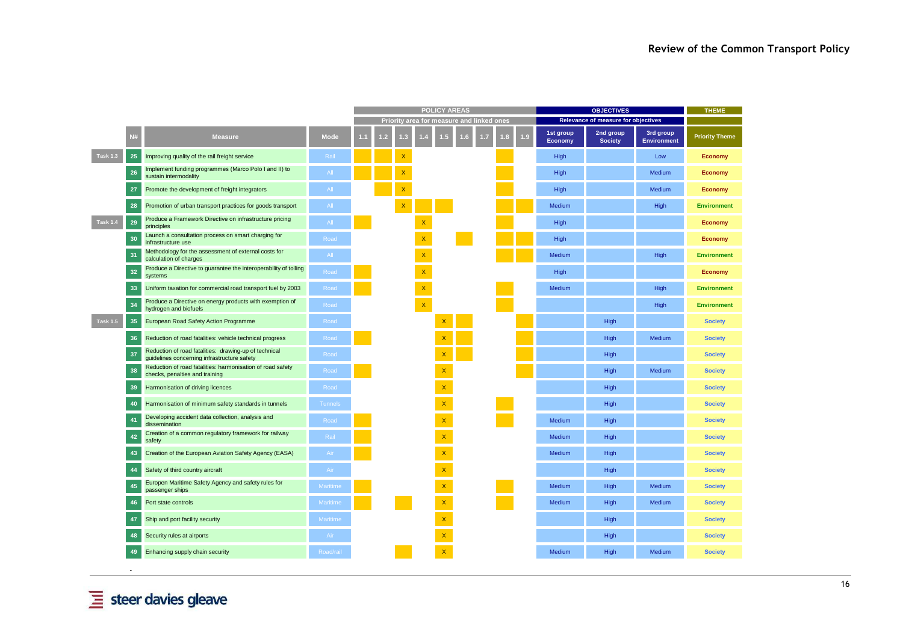| | N# | Measure | Mode | POLICY AREAS – Priority area for measure and linked ones | | | | | | | | | OBJECTIVES – Relevance of measure for objectives | | | THEME |
|---|---|---|---|---|---|---|---|---|---|---|---|---|---|---|---|---|
| | | | | 1.1 | 1.2 | 1.3 | 1.4 | 1.5 | 1.6 | 1.7 | 1.8 | 1.9 | 1st group Economy | 2nd group Society | 3rd group Environment | Priority Theme |
| Task 1.3 | 25 | Improving quality of the rail freight service | Rail | | | X | | | | | | | High | | Low | Economy |
| | 26 | Implement funding programmes (Marco Polo I and II) to sustain intermodality | All | | | X | | | | | | | High | | Medium | Economy |
| | 27 | Promote the development of freight integrators | All | | | X | | | | | | | High | | Medium | Economy |
| | 28 | Promotion of urban transport practices for goods transport | All | | | X | | | | | | | Medium | | High | Environment |
| Task 1.4 | 29 | Produce a Framework Directive on infrastructure pricing principles | All | | | | X | | | | | | High | | | Economy |
| | 30 | Launch a consultation process on smart charging for infrastructure use | Road | | | | X | | | | | | High | | | Economy |
| | 31 | Methodology for the assessment of external costs for calculation of charges | All | | | | X | | | | | | Medium | | High | Environment |
| | 32 | Produce a Directive to guarantee the interoperability of tolling systems | Road | | | | X | | | | | | High | | | Economy |
| | 33 | Uniform taxation for commercial road transport fuel by 2003 | Road | | | | X | | | | | | Medium | | High | Environment |
| | 34 | Produce a Directive on energy products with exemption of hydrogen and biofuels | Road | | | | X | | | | | | | | High | Environment |
| Task 1.5 | 35 | European Road Safety Action Programme | Road | | | | | X | | | | | | High | | Society |
| | 36 | Reduction of road fatalities: vehicle technical progress | Road | | | | | X | | | | | | High | Medium | Society |
| | 37 | Reduction of road fatalities: drawing-up of technical guidelines concerning infrastructure safety | Road | | | | | X | | | | | | High | | Society |
| | 38 | Reduction of road fatalities: harmonisation of road safety checks, penalties and training | Road | | | | | X | | | | | | High | Medium | Society |
| | 39 | Harmonisation of driving licences | Road | | | | | X | | | | | | High | | Society |
| | 40 | Harmonisation of minimum safety standards in tunnels | Tunnels | | | | | X | | | | | | High | | Society |
| | 41 | Developing accident data collection, analysis and dissemination | Road | | | | | X | | | | | Medium | High | | Society |
| | 42 | Creation of a common regulatory framework for railway safety | Rail | | | | | X | | | | | Medium | High | | Society |
| | 43 | Creation of the European Aviation Safety Agency (EASA) | Air | | | | | X | | | | | Medium | High | | Society |
| | 44 | Safety of third country aircraft | Air | | | | | X | | | | | | High | | Society |
| | 45 | Europen Maritime Safety Agency and safety rules for passenger ships | Maritime | | | | | X | | | | | Medium | High | Medium | Society |
| | 46 | Port state controls | Maritime | | | | | X | | | | | Medium | High | Medium | Society |
| | 47 | Ship and port facility security | Maritime | | | | | X | | | | | | High | | Society |
| | 48 | Security rules at airports | Air | | | | | X | | | | | | High | | Society |
| | 49 | Enhancing supply chain security | Road/rail | | | | | X | | | | | Medium | High | Medium | Society |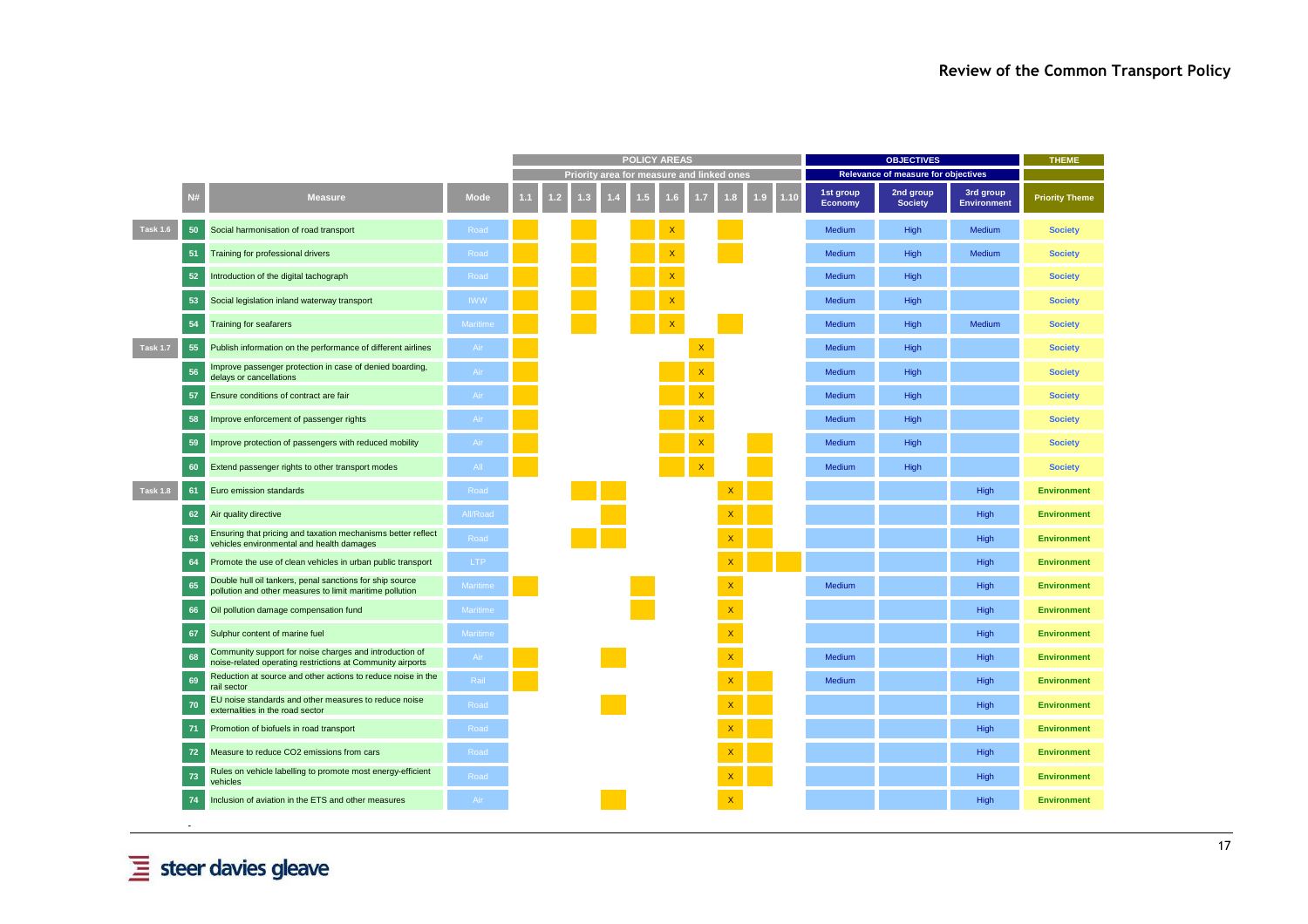| | N# | Measure | Mode | POLICY AREAS | | | | | | | | | | OBJECTIVES | | | THEME |
|---|---|---|---|---|---|---|---|---|---|---|---|---|---|---|---|---|---|
| | | | | Priority area for measure and linked ones | | | | | | | | | | Relevance of measure for objectives | | | |
| | | | | 1.1 | 1.2 | 1.3 | 1.4 | 1.5 | 1.6 | 1.7 | 1.8 | 1.9 | 1.10 | 1st group Economy | 2nd group Society | 3rd group Environment | Priority Theme |
| Task 1.6 | 50 | Social harmonisation of road transport | Road | ■ | | ■ | | ■ | X | | ■ | | | Medium | High | Medium | Society |
| | 51 | Training for professional drivers | Road | ■ | | ■ | | ■ | X | | ■ | | | Medium | High | Medium | Society |
| | 52 | Introduction of the digital tachograph | Road | ■ | | ■ | | ■ | X | | | | | Medium | High | | Society |
| | 53 | Social legislation inland waterway transport | IWW | ■ | | ■ | | ■ | X | | | | | Medium | High | | Society |
| | 54 | Training for seafarers | Maritime | ■ | | ■ | | ■ | X | | ■ | | | Medium | High | Medium | Society |
| Task 1.7 | 55 | Publish information on the performance of different airlines | Air | ■ | | | | | | X | | | | Medium | High | | Society |
| | 56 | Improve passenger protection in case of denied boarding, delays or cancellations | Air | ■ | | | | | ■ | X | | | | Medium | High | | Society |
| | 57 | Ensure conditions of contract are fair | Air | ■ | | | | | ■ | X | | | | Medium | High | | Society |
| | 58 | Improve enforcement of passenger rights | Air | ■ | | | | | ■ | X | | | | Medium | High | | Society |
| | 59 | Improve protection of passengers with reduced mobility | Air | ■ | | | | | ■ | X | | ■ | | Medium | High | | Society |
| | 60 | Extend passenger rights to other transport modes | All | ■ | | | | | ■ | X | | ■ | | Medium | High | | Society |
| Task 1.8 | 61 | Euro emission standards | Road | | | ■ | ■ | | | | X | ■ | | | | High | Environment |
| | 62 | Air quality directive | All/Road | | | | ■ | | | | X | ■ | | | | High | Environment |
| | 63 | Ensuring that pricing and taxation mechanisms better reflect vehicles environmental and health damages | Road | | | ■ | ■ | | | | X | ■ | | | | High | Environment |
| | 64 | Promote the use of clean vehicles in urban public transport | LTP | | | | | | | | X | ■ | ■ | | | High | Environment |
| | 65 | Double hull oil tankers, penal sanctions for ship source pollution and other measures to limit maritime pollution | Maritime | ■ | | | | ■ | | | X | | | Medium | | High | Environment |
| | 66 | Oil pollution damage compensation fund | Maritime | | | | | ■ | | | X | | | | | High | Environment |
| | 67 | Sulphur content of marine fuel | Maritime | | | | | | | | X | | | | | High | Environment |
| | 68 | Community support for noise charges and introduction of noise-related operating restrictions at Community airports | Air | ■ | | | ■ | | | | X | | | Medium | | High | Environment |
| | 69 | Reduction at source and other actions to reduce noise in the rail sector | Rail | ■ | | | | | | | X | ■ | | Medium | | High | Environment |
| | 70 | EU noise standards and other measures to reduce noise externalities in the road sector | Road | | | | ■ | | | | X | ■ | | | | High | Environment |
| | 71 | Promotion of biofuels in road transport | Road | | | | | | | | X | ■ | | | | High | Environment |
| | 72 | Measure to reduce CO2 emissions from cars | Road | | | | | | | | X | ■ | | | | High | Environment |
| | 73 | Rules on vehicle labelling to promote most energy-efficient vehicles | Road | | | | | | | | X | ■ | | | | High | Environment |
| | 74 | Inclusion of aviation in the ETS and other measures | Air | | | | ■ | | | | X | | | | | High | Environment |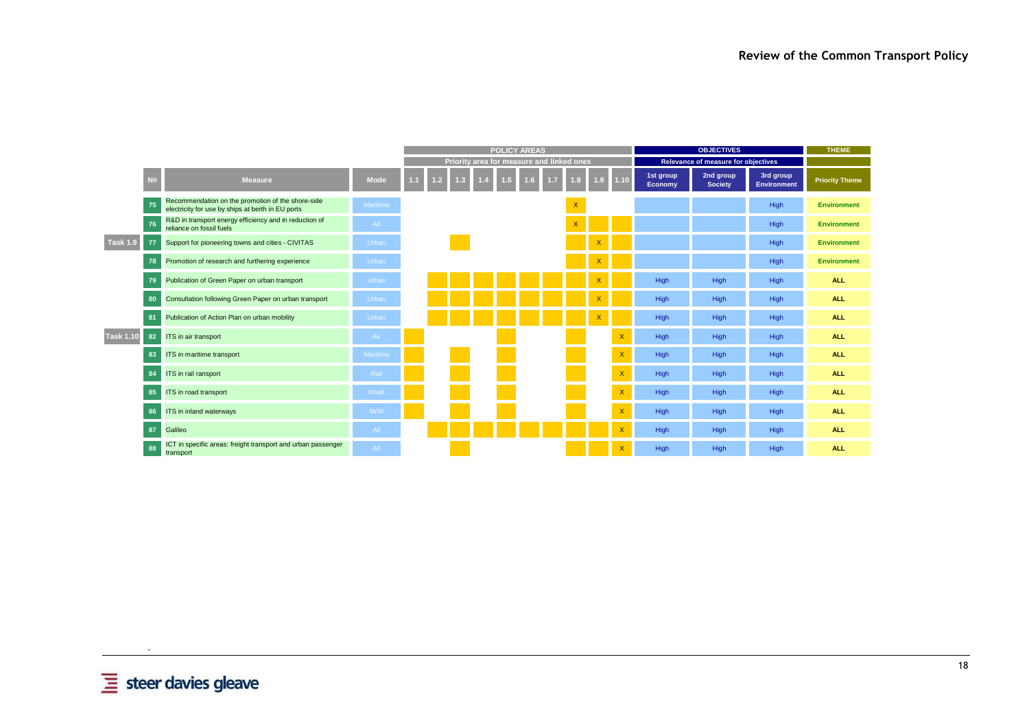| | N# | Measure | Mode | POLICY AREAS – Priority area for measure and linked ones | | | | | | | | | | OBJECTIVES – Relevance of measure for objectives | | | THEME |
|---|---|---|---|---|---|---|---|---|---|---|---|---|---|---|---|---|---|
| | | | | 1.1 | 1.2 | 1.3 | 1.4 | 1.5 | 1.6 | 1.7 | 1.8 | 1.9 | 1.10 | 1st group Economy | 2nd group Society | 3rd group Environment | Priority Theme |
| | 75 | Recommendation on the promotion of the shore-side electricity for use by ships at berth in EU ports | Maritime | | | | | | | | X | | | | | High | Environment |
| | 76 | R&D in transport energy efficiency and in reduction of reliance on fossil fuels | All | | | | | | | | X | | | | | High | Environment |
| Task 1.9 | 77 | Support for pioneering towns and cities - CIVITAS | Urban | | | | | | | | | X | | | | High | Environment |
| | 78 | Promotion of research and furthering experience | Urban | | | | | | | | | X | | | | High | Environment |
| | 79 | Publication of Green Paper on urban transport | Urban | | | | | | | | | X | | High | High | High | ALL |
| | 80 | Consultation following Green Paper on urban transport | Urban | | | | | | | | | X | | High | High | High | ALL |
| | 81 | Publication of Action Plan on urban mobility | Urban | | | | | | | | | X | | High | High | High | ALL |
| Task 1.10 | 82 | ITS in air transport | Air | | | | | | | | | | X | High | High | High | ALL |
| | 83 | ITS in maritime transport | Maritime | | | | | | | | | | X | High | High | High | ALL |
| | 84 | ITS in rail ransport | Rail | | | | | | | | | | X | High | High | High | ALL |
| | 85 | ITS in road transport | Road | | | | | | | | | | X | High | High | High | ALL |
| | 86 | ITS in inland waterways | IWW | | | | | | | | | | X | High | High | High | ALL |
| | 87 | Galileo | All | | | | | | | | | | X | High | High | High | ALL |
| | 88 | ICT in specific areas: freight transport and urban passenger transport | All | | | | | | | | | | X | High | High | High | ALL |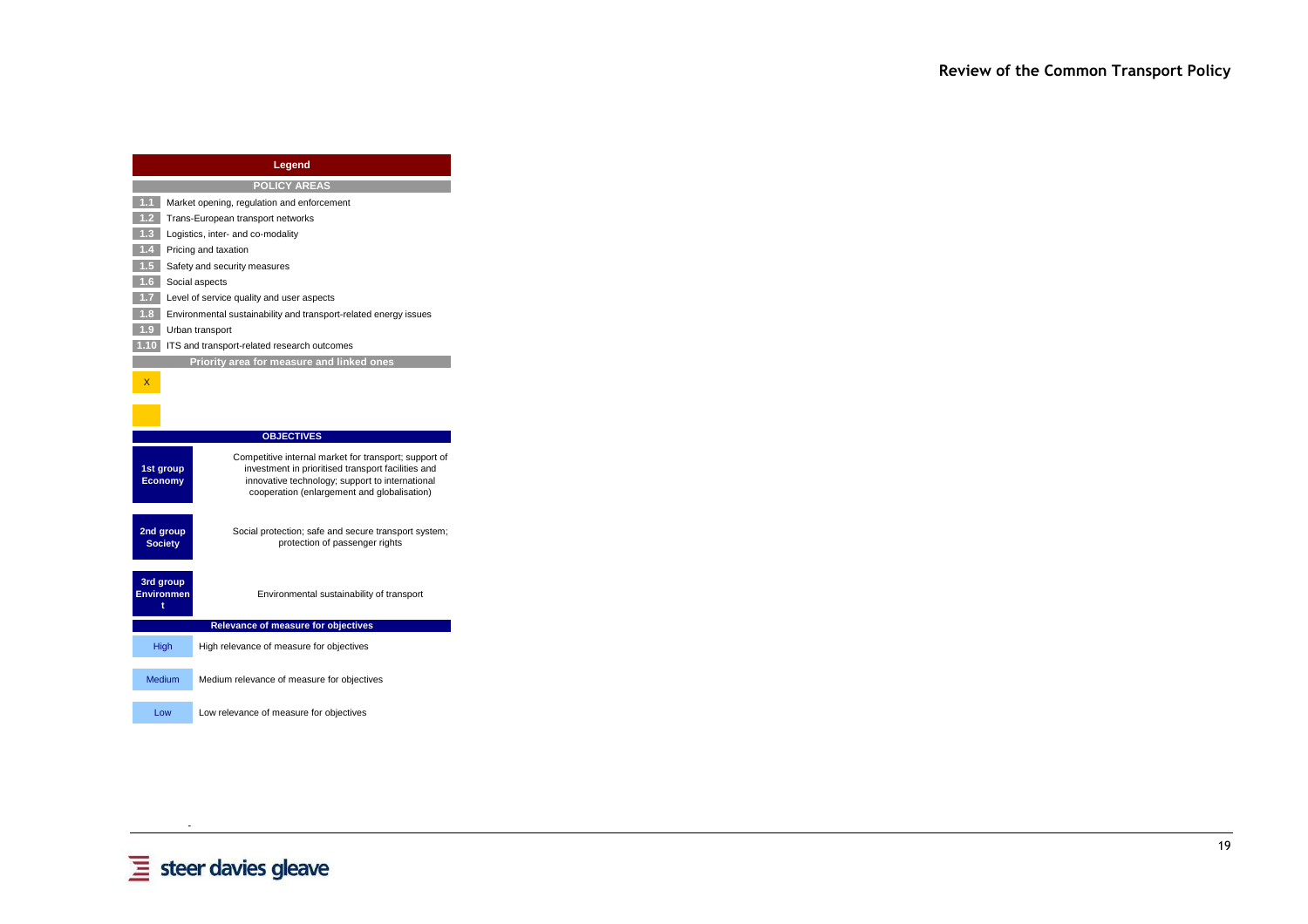| Legend | |
|---|---|
| **POLICY AREAS** | |
| 1.1 | Market opening, regulation and enforcement |
| 1.2 | Trans-European transport networks |
| 1.3 | Logistics, inter- and co-modality |
| 1.4 | Pricing and taxation |
| 1.5 | Safety and security measures |
| 1.6 | Social aspects |
| 1.7 | Level of service quality and user aspects |
| 1.8 | Environmental sustainability and transport-related energy issues |
| 1.9 | Urban transport |
| 1.10 | ITS and transport-related research outcomes |
| **Priority area for measure and linked ones** | |
| X | |
| | |
| **OBJECTIVES** | |
| **1st group Economy** | Competitive internal market for transport; support of investment in prioritised transport facilities and innovative technology; support to international cooperation (enlargement and globalisation) |
| **2nd group Society** | Social protection; safe and secure transport system; protection of passenger rights |
| **3rd group Environment** | Environmental sustainability of transport |
| **Relevance of measure for objectives** | |
| High | High relevance of measure for objectives |
| Medium | Medium relevance of measure for objectives |
| Low | Low relevance of measure for objectives |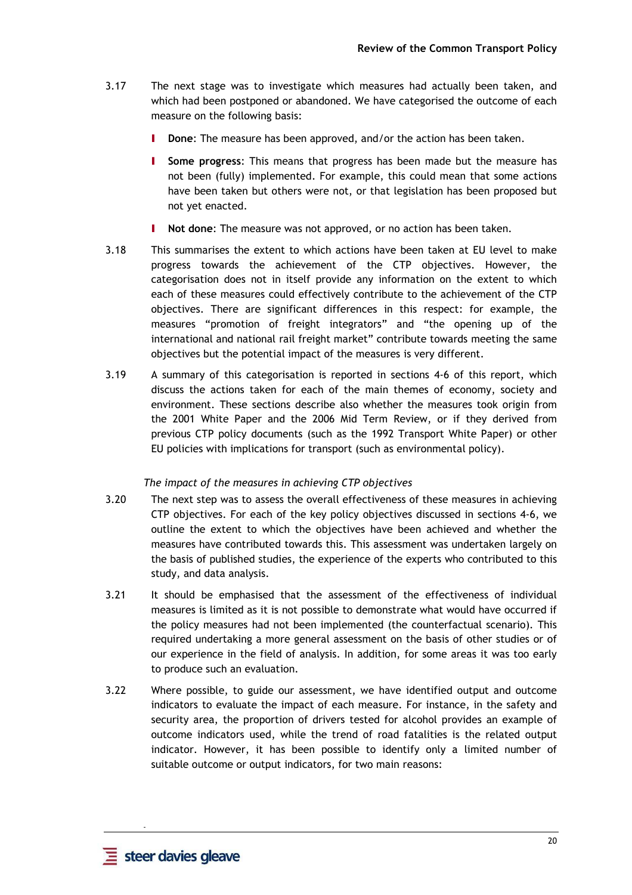3.17 The next stage was to investigate which measures had actually been taken, and which had been postponed or abandoned. We have categorised the outcome of each measure on the following basis:

- **Done**: The measure has been approved, and/or the action has been taken.
- **Some progress**: This means that progress has been made but the measure has not been (fully) implemented. For example, this could mean that some actions have been taken but others were not, or that legislation has been proposed but not yet enacted.
- **Not done**: The measure was not approved, or no action has been taken.

3.18 This summarises the extent to which actions have been taken at EU level to make progress towards the achievement of the CTP objectives. However, the categorisation does not in itself provide any information on the extent to which each of these measures could effectively contribute to the achievement of the CTP objectives. There are significant differences in this respect: for example, the measures "promotion of freight integrators" and "the opening up of the international and national rail freight market" contribute towards meeting the same objectives but the potential impact of the measures is very different.

3.19 A summary of this categorisation is reported in sections 4-6 of this report, which discuss the actions taken for each of the main themes of economy, society and environment. These sections describe also whether the measures took origin from the 2001 White Paper and the 2006 Mid Term Review, or if they derived from previous CTP policy documents (such as the 1992 Transport White Paper) or other EU policies with implications for transport (such as environmental policy).

*The impact of the measures in achieving CTP objectives*

3.20 The next step was to assess the overall effectiveness of these measures in achieving CTP objectives. For each of the key policy objectives discussed in sections 4-6, we outline the extent to which the objectives have been achieved and whether the measures have contributed towards this. This assessment was undertaken largely on the basis of published studies, the experience of the experts who contributed to this study, and data analysis.

3.21 It should be emphasised that the assessment of the effectiveness of individual measures is limited as it is not possible to demonstrate what would have occurred if the policy measures had not been implemented (the counterfactual scenario). This required undertaking a more general assessment on the basis of other studies or of our experience in the field of analysis. In addition, for some areas it was too early to produce such an evaluation.

3.22 Where possible, to guide our assessment, we have identified output and outcome indicators to evaluate the impact of each measure. For instance, in the safety and security area, the proportion of drivers tested for alcohol provides an example of outcome indicators used, while the trend of road fatalities is the related output indicator. However, it has been possible to identify only a limited number of suitable outcome or output indicators, for two main reasons: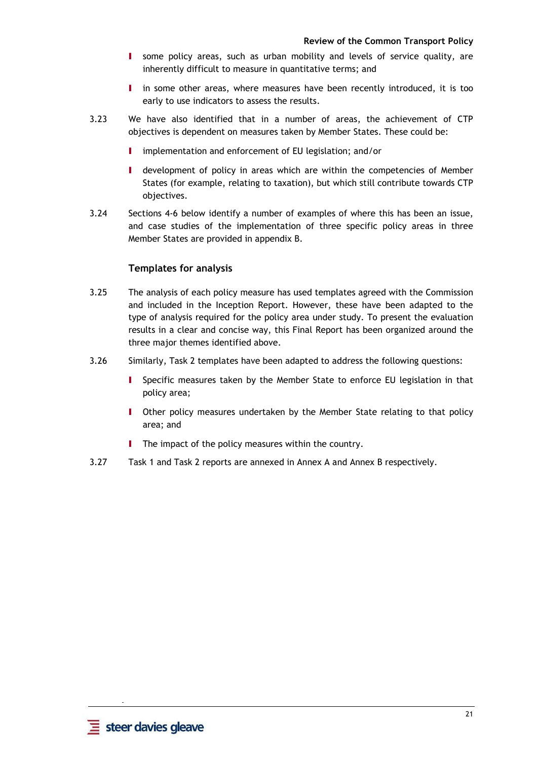- some policy areas, such as urban mobility and levels of service quality, are inherently difficult to measure in quantitative terms; and
- in some other areas, where measures have been recently introduced, it is too early to use indicators to assess the results.

3.23 We have also identified that in a number of areas, the achievement of CTP objectives is dependent on measures taken by Member States. These could be:

- implementation and enforcement of EU legislation; and/or
- development of policy in areas which are within the competencies of Member States (for example, relating to taxation), but which still contribute towards CTP objectives.

3.24 Sections 4-6 below identify a number of examples of where this has been an issue, and case studies of the implementation of three specific policy areas in three Member States are provided in appendix B.

### Templates for analysis

3.25 The analysis of each policy measure has used templates agreed with the Commission and included in the Inception Report. However, these have been adapted to the type of analysis required for the policy area under study. To present the evaluation results in a clear and concise way, this Final Report has been organized around the three major themes identified above.

3.26 Similarly, Task 2 templates have been adapted to address the following questions:

- Specific measures taken by the Member State to enforce EU legislation in that policy area;
- Other policy measures undertaken by the Member State relating to that policy area; and
- The impact of the policy measures within the country.

3.27 Task 1 and Task 2 reports are annexed in Annex A and Annex B respectively.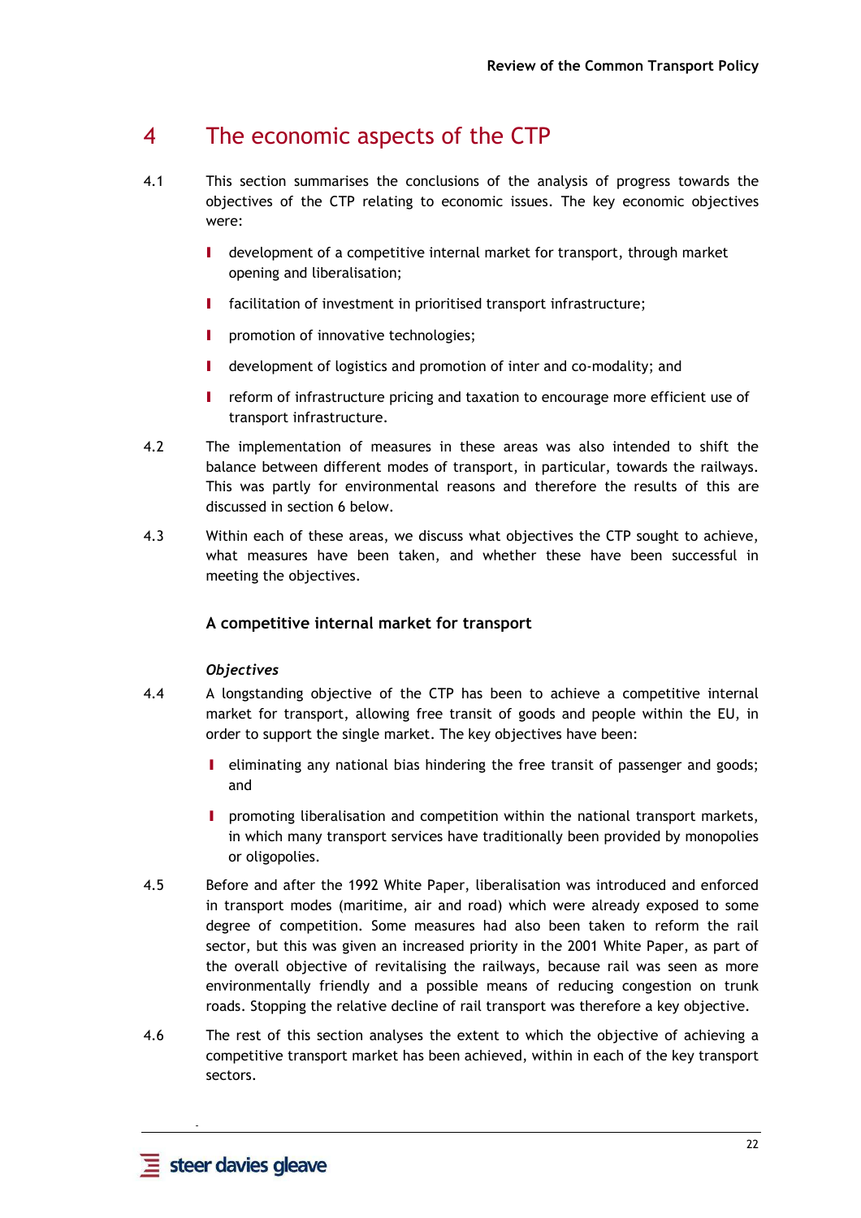# 4 The economic aspects of the CTP

4.1 This section summarises the conclusions of the analysis of progress towards the objectives of the CTP relating to economic issues. The key economic objectives were:

- development of a competitive internal market for transport, through market opening and liberalisation;
- facilitation of investment in prioritised transport infrastructure;
- promotion of innovative technologies;
- development of logistics and promotion of inter and co-modality; and
- reform of infrastructure pricing and taxation to encourage more efficient use of transport infrastructure.

4.2 The implementation of measures in these areas was also intended to shift the balance between different modes of transport, in particular, towards the railways. This was partly for environmental reasons and therefore the results of this are discussed in section 6 below.

4.3 Within each of these areas, we discuss what objectives the CTP sought to achieve, what measures have been taken, and whether these have been successful in meeting the objectives.

### A competitive internal market for transport

***Objectives***

4.4 A longstanding objective of the CTP has been to achieve a competitive internal market for transport, allowing free transit of goods and people within the EU, in order to support the single market. The key objectives have been:

- eliminating any national bias hindering the free transit of passenger and goods; and
- promoting liberalisation and competition within the national transport markets, in which many transport services have traditionally been provided by monopolies or oligopolies.

4.5 Before and after the 1992 White Paper, liberalisation was introduced and enforced in transport modes (maritime, air and road) which were already exposed to some degree of competition. Some measures had also been taken to reform the rail sector, but this was given an increased priority in the 2001 White Paper, as part of the overall objective of revitalising the railways, because rail was seen as more environmentally friendly and a possible means of reducing congestion on trunk roads. Stopping the relative decline of rail transport was therefore a key objective.

4.6 The rest of this section analyses the extent to which the objective of achieving a competitive transport market has been achieved, within in each of the key transport sectors.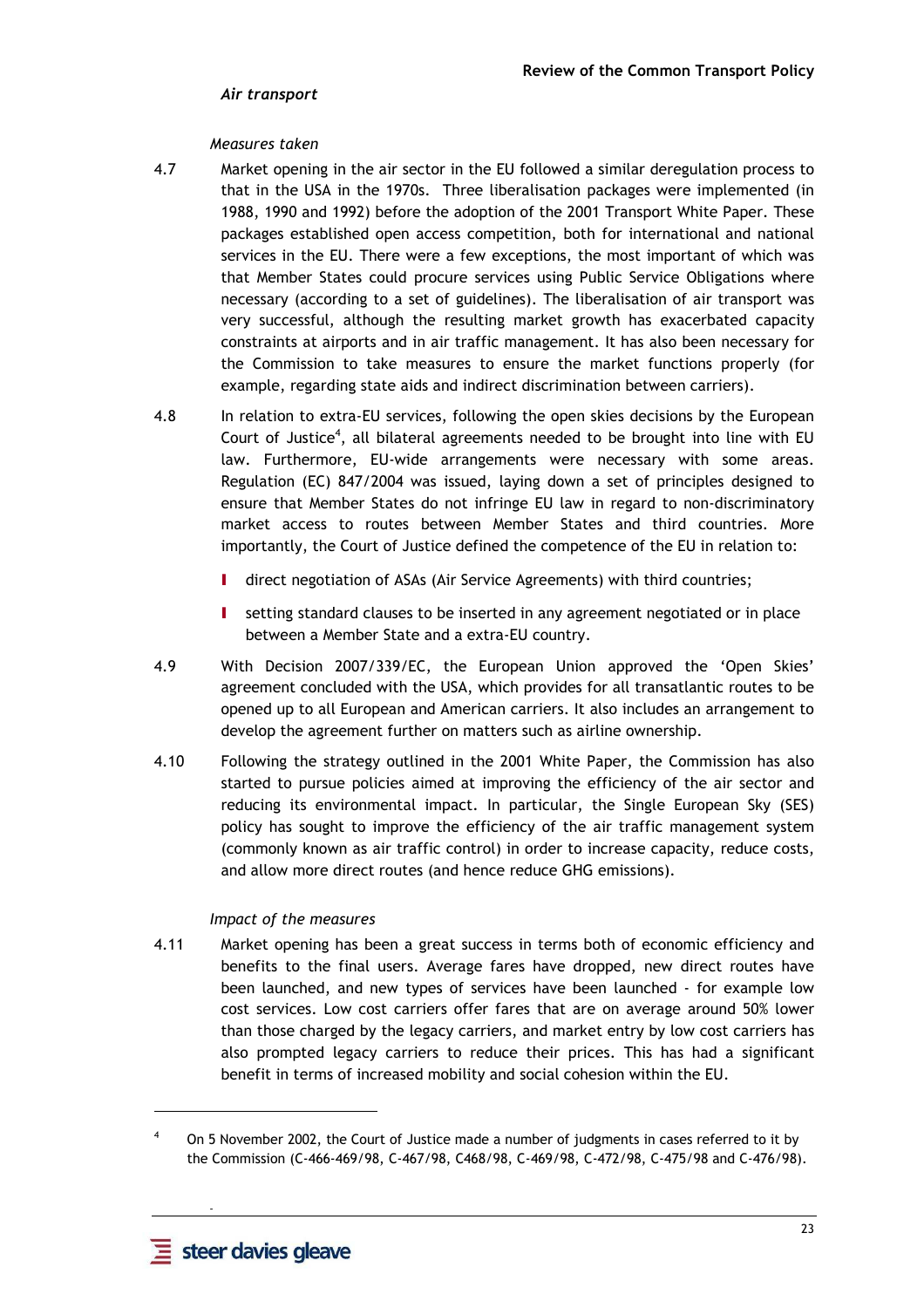### *Air transport*

#### *Measures taken*

4.7 Market opening in the air sector in the EU followed a similar deregulation process to that in the USA in the 1970s. Three liberalisation packages were implemented (in 1988, 1990 and 1992) before the adoption of the 2001 Transport White Paper. These packages established open access competition, both for international and national services in the EU. There were a few exceptions, the most important of which was that Member States could procure services using Public Service Obligations where necessary (according to a set of guidelines). The liberalisation of air transport was very successful, although the resulting market growth has exacerbated capacity constraints at airports and in air traffic management. It has also been necessary for the Commission to take measures to ensure the market functions properly (for example, regarding state aids and indirect discrimination between carriers).

4.8 In relation to extra-EU services, following the open skies decisions by the European Court of Justice[4], all bilateral agreements needed to be brought into line with EU law. Furthermore, EU-wide arrangements were necessary with some areas. Regulation (EC) 847/2004 was issued, laying down a set of principles designed to ensure that Member States do not infringe EU law in regard to non-discriminatory market access to routes between Member States and third countries. More importantly, the Court of Justice defined the competence of the EU in relation to:

- direct negotiation of ASAs (Air Service Agreements) with third countries;
- setting standard clauses to be inserted in any agreement negotiated or in place between a Member State and a extra-EU country.

4.9 With Decision 2007/339/EC, the European Union approved the 'Open Skies' agreement concluded with the USA, which provides for all transatlantic routes to be opened up to all European and American carriers. It also includes an arrangement to develop the agreement further on matters such as airline ownership.

4.10 Following the strategy outlined in the 2001 White Paper, the Commission has also started to pursue policies aimed at improving the efficiency of the air sector and reducing its environmental impact. In particular, the Single European Sky (SES) policy has sought to improve the efficiency of the air traffic management system (commonly known as air traffic control) in order to increase capacity, reduce costs, and allow more direct routes (and hence reduce GHG emissions).

#### *Impact of the measures*

4.11 Market opening has been a great success in terms both of economic efficiency and benefits to the final users. Average fares have dropped, new direct routes have been launched, and new types of services have been launched - for example low cost services. Low cost carriers offer fares that are on average around 50% lower than those charged by the legacy carriers, and market entry by low cost carriers has also prompted legacy carriers to reduce their prices. This has had a significant benefit in terms of increased mobility and social cohesion within the EU.

---

[4] On 5 November 2002, the Court of Justice made a number of judgments in cases referred to it by the Commission (C-466-469/98, C-467/98, C468/98, C-469/98, C-472/98, C-475/98 and C-476/98).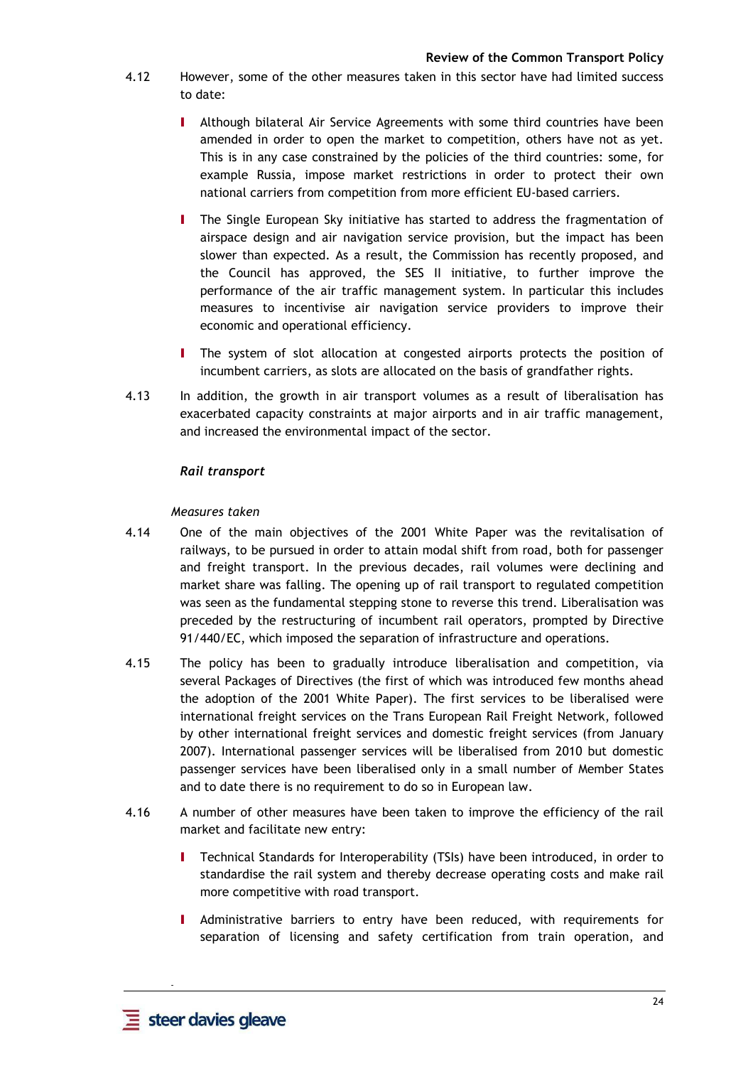4.12 However, some of the other measures taken in this sector have had limited success to date:

- Although bilateral Air Service Agreements with some third countries have been amended in order to open the market to competition, others have not as yet. This is in any case constrained by the policies of the third countries: some, for example Russia, impose market restrictions in order to protect their own national carriers from competition from more efficient EU-based carriers.
- The Single European Sky initiative has started to address the fragmentation of airspace design and air navigation service provision, but the impact has been slower than expected. As a result, the Commission has recently proposed, and the Council has approved, the SES II initiative, to further improve the performance of the air traffic management system. In particular this includes measures to incentivise air navigation service providers to improve their economic and operational efficiency.
- The system of slot allocation at congested airports protects the position of incumbent carriers, as slots are allocated on the basis of grandfather rights.

4.13 In addition, the growth in air transport volumes as a result of liberalisation has exacerbated capacity constraints at major airports and in air traffic management, and increased the environmental impact of the sector.

### *Rail transport*

*Measures taken*

4.14 One of the main objectives of the 2001 White Paper was the revitalisation of railways, to be pursued in order to attain modal shift from road, both for passenger and freight transport. In the previous decades, rail volumes were declining and market share was falling. The opening up of rail transport to regulated competition was seen as the fundamental stepping stone to reverse this trend. Liberalisation was preceded by the restructuring of incumbent rail operators, prompted by Directive 91/440/EC, which imposed the separation of infrastructure and operations.

4.15 The policy has been to gradually introduce liberalisation and competition, via several Packages of Directives (the first of which was introduced few months ahead the adoption of the 2001 White Paper). The first services to be liberalised were international freight services on the Trans European Rail Freight Network, followed by other international freight services and domestic freight services (from January 2007). International passenger services will be liberalised from 2010 but domestic passenger services have been liberalised only in a small number of Member States and to date there is no requirement to do so in European law.

4.16 A number of other measures have been taken to improve the efficiency of the rail market and facilitate new entry:

- Technical Standards for Interoperability (TSIs) have been introduced, in order to standardise the rail system and thereby decrease operating costs and make rail more competitive with road transport.
- Administrative barriers to entry have been reduced, with requirements for separation of licensing and safety certification from train operation, and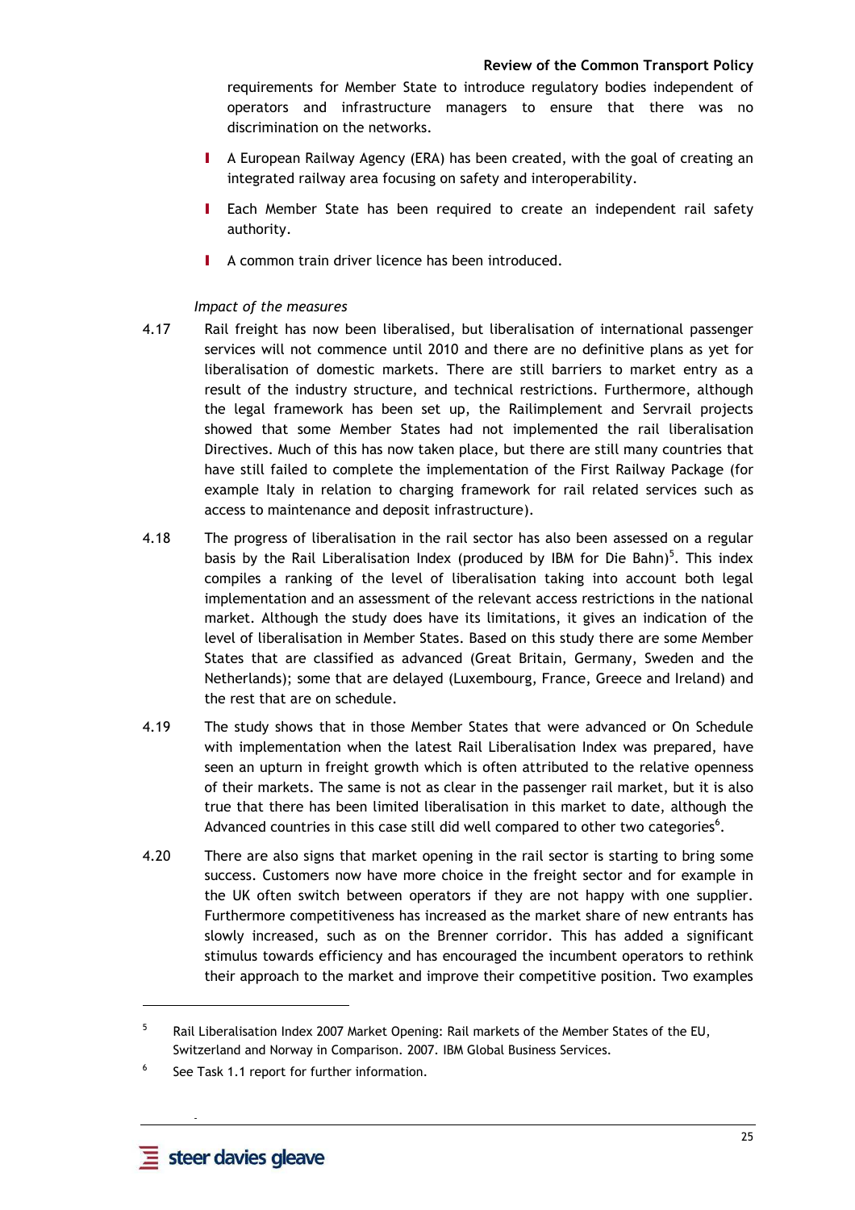requirements for Member State to introduce regulatory bodies independent of operators and infrastructure managers to ensure that there was no discrimination on the networks.

- A European Railway Agency (ERA) has been created, with the goal of creating an integrated railway area focusing on safety and interoperability.
- Each Member State has been required to create an independent rail safety authority.
- A common train driver licence has been introduced.

*Impact of the measures*

4.17 Rail freight has now been liberalised, but liberalisation of international passenger services will not commence until 2010 and there are no definitive plans as yet for liberalisation of domestic markets. There are still barriers to market entry as a result of the industry structure, and technical restrictions. Furthermore, although the legal framework has been set up, the Railimplement and Servrail projects showed that some Member States had not implemented the rail liberalisation Directives. Much of this has now taken place, but there are still many countries that have still failed to complete the implementation of the First Railway Package (for example Italy in relation to charging framework for rail related services such as access to maintenance and deposit infrastructure).

4.18 The progress of liberalisation in the rail sector has also been assessed on a regular basis by the Rail Liberalisation Index (produced by IBM for Die Bahn)[5]. This index compiles a ranking of the level of liberalisation taking into account both legal implementation and an assessment of the relevant access restrictions in the national market. Although the study does have its limitations, it gives an indication of the level of liberalisation in Member States. Based on this study there are some Member States that are classified as advanced (Great Britain, Germany, Sweden and the Netherlands); some that are delayed (Luxembourg, France, Greece and Ireland) and the rest that are on schedule.

4.19 The study shows that in those Member States that were advanced or On Schedule with implementation when the latest Rail Liberalisation Index was prepared, have seen an upturn in freight growth which is often attributed to the relative openness of their markets. The same is not as clear in the passenger rail market, but it is also true that there has been limited liberalisation in this market to date, although the Advanced countries in this case still did well compared to other two categories[6].

4.20 There are also signs that market opening in the rail sector is starting to bring some success. Customers now have more choice in the freight sector and for example in the UK often switch between operators if they are not happy with one supplier. Furthermore competitiveness has increased as the market share of new entrants has slowly increased, such as on the Brenner corridor. This has added a significant stimulus towards efficiency and has encouraged the incumbent operators to rethink their approach to the market and improve their competitive position. Two examples

[5] Rail Liberalisation Index 2007 Market Opening: Rail markets of the Member States of the EU, Switzerland and Norway in Comparison. 2007. IBM Global Business Services.

[6] See Task 1.1 report for further information.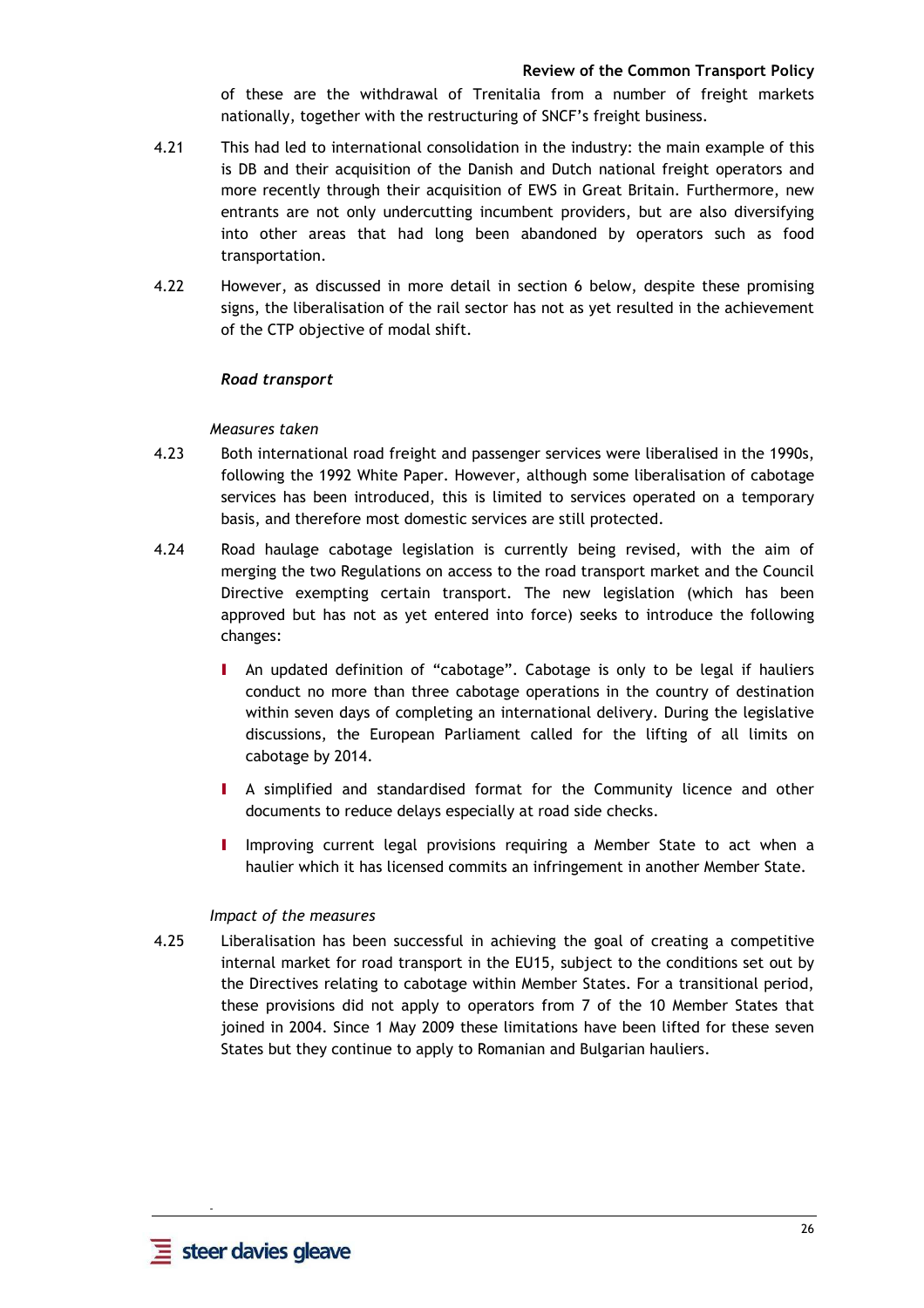of these are the withdrawal of Trenitalia from a number of freight markets nationally, together with the restructuring of SNCF's freight business.

4.21 This had led to international consolidation in the industry: the main example of this is DB and their acquisition of the Danish and Dutch national freight operators and more recently through their acquisition of EWS in Great Britain. Furthermore, new entrants are not only undercutting incumbent providers, but are also diversifying into other areas that had long been abandoned by operators such as food transportation.

4.22 However, as discussed in more detail in section 6 below, despite these promising signs, the liberalisation of the rail sector has not as yet resulted in the achievement of the CTP objective of modal shift.

### *Road transport*

#### *Measures taken*

4.23 Both international road freight and passenger services were liberalised in the 1990s, following the 1992 White Paper. However, although some liberalisation of cabotage services has been introduced, this is limited to services operated on a temporary basis, and therefore most domestic services are still protected.

4.24 Road haulage cabotage legislation is currently being revised, with the aim of merging the two Regulations on access to the road transport market and the Council Directive exempting certain transport. The new legislation (which has been approved but has not as yet entered into force) seeks to introduce the following changes:

- An updated definition of "cabotage". Cabotage is only to be legal if hauliers conduct no more than three cabotage operations in the country of destination within seven days of completing an international delivery. During the legislative discussions, the European Parliament called for the lifting of all limits on cabotage by 2014.
- A simplified and standardised format for the Community licence and other documents to reduce delays especially at road side checks.
- Improving current legal provisions requiring a Member State to act when a haulier which it has licensed commits an infringement in another Member State.

#### *Impact of the measures*

4.25 Liberalisation has been successful in achieving the goal of creating a competitive internal market for road transport in the EU15, subject to the conditions set out by the Directives relating to cabotage within Member States. For a transitional period, these provisions did not apply to operators from 7 of the 10 Member States that joined in 2004. Since 1 May 2009 these limitations have been lifted for these seven States but they continue to apply to Romanian and Bulgarian hauliers.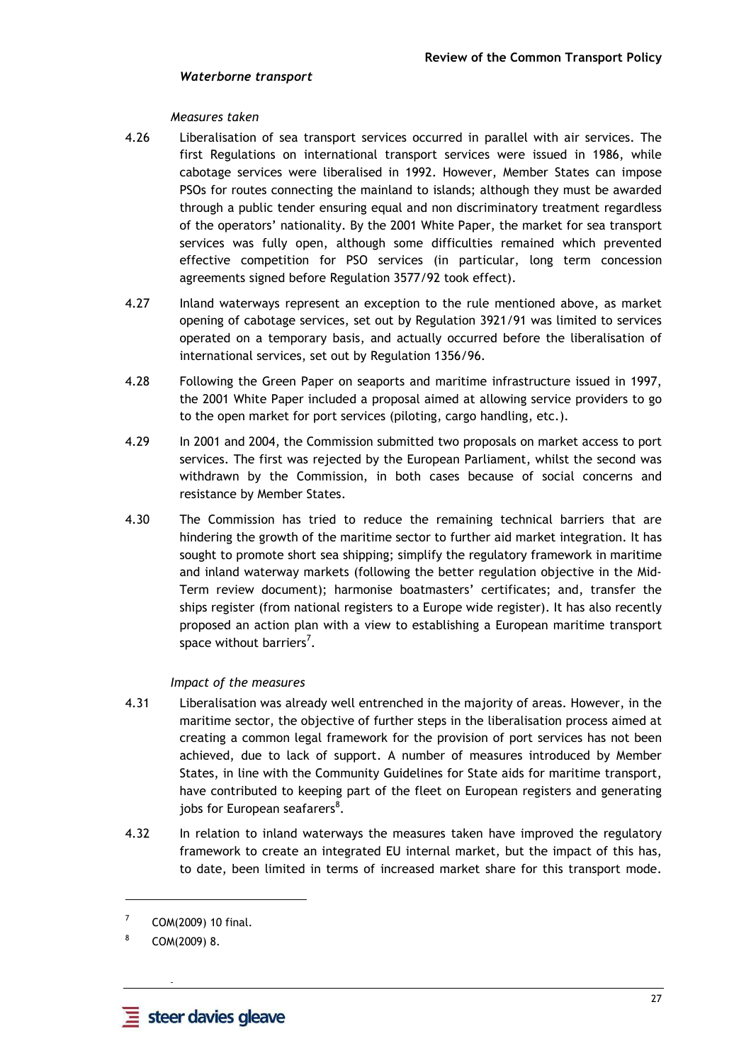### *Waterborne transport*

*Measures taken*

4.26 Liberalisation of sea transport services occurred in parallel with air services. The first Regulations on international transport services were issued in 1986, while cabotage services were liberalised in 1992. However, Member States can impose PSOs for routes connecting the mainland to islands; although they must be awarded through a public tender ensuring equal and non discriminatory treatment regardless of the operators' nationality. By the 2001 White Paper, the market for sea transport services was fully open, although some difficulties remained which prevented effective competition for PSO services (in particular, long term concession agreements signed before Regulation 3577/92 took effect).

4.27 Inland waterways represent an exception to the rule mentioned above, as market opening of cabotage services, set out by Regulation 3921/91 was limited to services operated on a temporary basis, and actually occurred before the liberalisation of international services, set out by Regulation 1356/96.

4.28 Following the Green Paper on seaports and maritime infrastructure issued in 1997, the 2001 White Paper included a proposal aimed at allowing service providers to go to the open market for port services (piloting, cargo handling, etc.).

4.29 In 2001 and 2004, the Commission submitted two proposals on market access to port services. The first was rejected by the European Parliament, whilst the second was withdrawn by the Commission, in both cases because of social concerns and resistance by Member States.

4.30 The Commission has tried to reduce the remaining technical barriers that are hindering the growth of the maritime sector to further aid market integration. It has sought to promote short sea shipping; simplify the regulatory framework in maritime and inland waterway markets (following the better regulation objective in the Mid-Term review document); harmonise boatmasters' certificates; and, transfer the ships register (from national registers to a Europe wide register). It has also recently proposed an action plan with a view to establishing a European maritime transport space without barriers[7].

*Impact of the measures*

4.31 Liberalisation was already well entrenched in the majority of areas. However, in the maritime sector, the objective of further steps in the liberalisation process aimed at creating a common legal framework for the provision of port services has not been achieved, due to lack of support. A number of measures introduced by Member States, in line with the Community Guidelines for State aids for maritime transport, have contributed to keeping part of the fleet on European registers and generating jobs for European seafarers[8].

4.32 In relation to inland waterways the measures taken have improved the regulatory framework to create an integrated EU internal market, but the impact of this has, to date, been limited in terms of increased market share for this transport mode.

---

[7] COM(2009) 10 final.

[8] COM(2009) 8.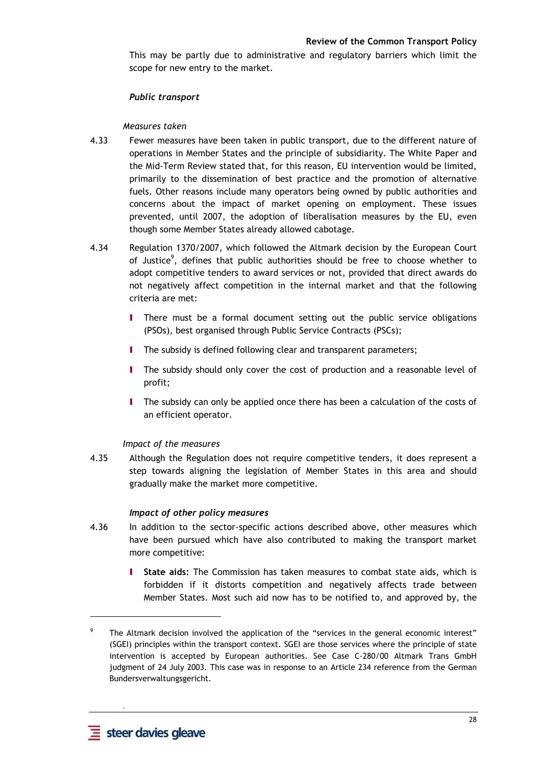This may be partly due to administrative and regulatory barriers which limit the scope for new entry to the market.

### *Public transport*

*Measures taken*

4.33 Fewer measures have been taken in public transport, due to the different nature of operations in Member States and the principle of subsidiarity. The White Paper and the Mid-Term Review stated that, for this reason, EU intervention would be limited, primarily to the dissemination of best practice and the promotion of alternative fuels. Other reasons include many operators being owned by public authorities and concerns about the impact of market opening on employment. These issues prevented, until 2007, the adoption of liberalisation measures by the EU, even though some Member States already allowed cabotage.

4.34 Regulation 1370/2007, which followed the Altmark decision by the European Court of Justice[9], defines that public authorities should be free to choose whether to adopt competitive tenders to award services or not, provided that direct awards do not negatively affect competition in the internal market and that the following criteria are met:

- There must be a formal document setting out the public service obligations (PSOs), best organised through Public Service Contracts (PSCs);
- The subsidy is defined following clear and transparent parameters;
- The subsidy should only cover the cost of production and a reasonable level of profit;
- The subsidy can only be applied once there has been a calculation of the costs of an efficient operator.

*Impact of the measures*

4.35 Although the Regulation does not require competitive tenders, it does represent a step towards aligning the legislation of Member States in this area and should gradually make the market more competitive.

### *Impact of other policy measures*

4.36 In addition to the sector-specific actions described above, other measures which have been pursued which have also contributed to making the transport market more competitive:

- **State aids:** The Commission has taken measures to combat state aids, which is forbidden if it distorts competition and negatively affects trade between Member States. Most such aid now has to be notified to, and approved by, the

---

[9] The Altmark decision involved the application of the "services in the general economic interest" (SGEI) principles within the transport context. SGEI are those services where the principle of state intervention is accepted by European authorities. See Case C-280/00 Altmark Trans GmbH judgment of 24 July 2003. This case was in response to an Article 234 reference from the German Bundersverwaltungsgericht.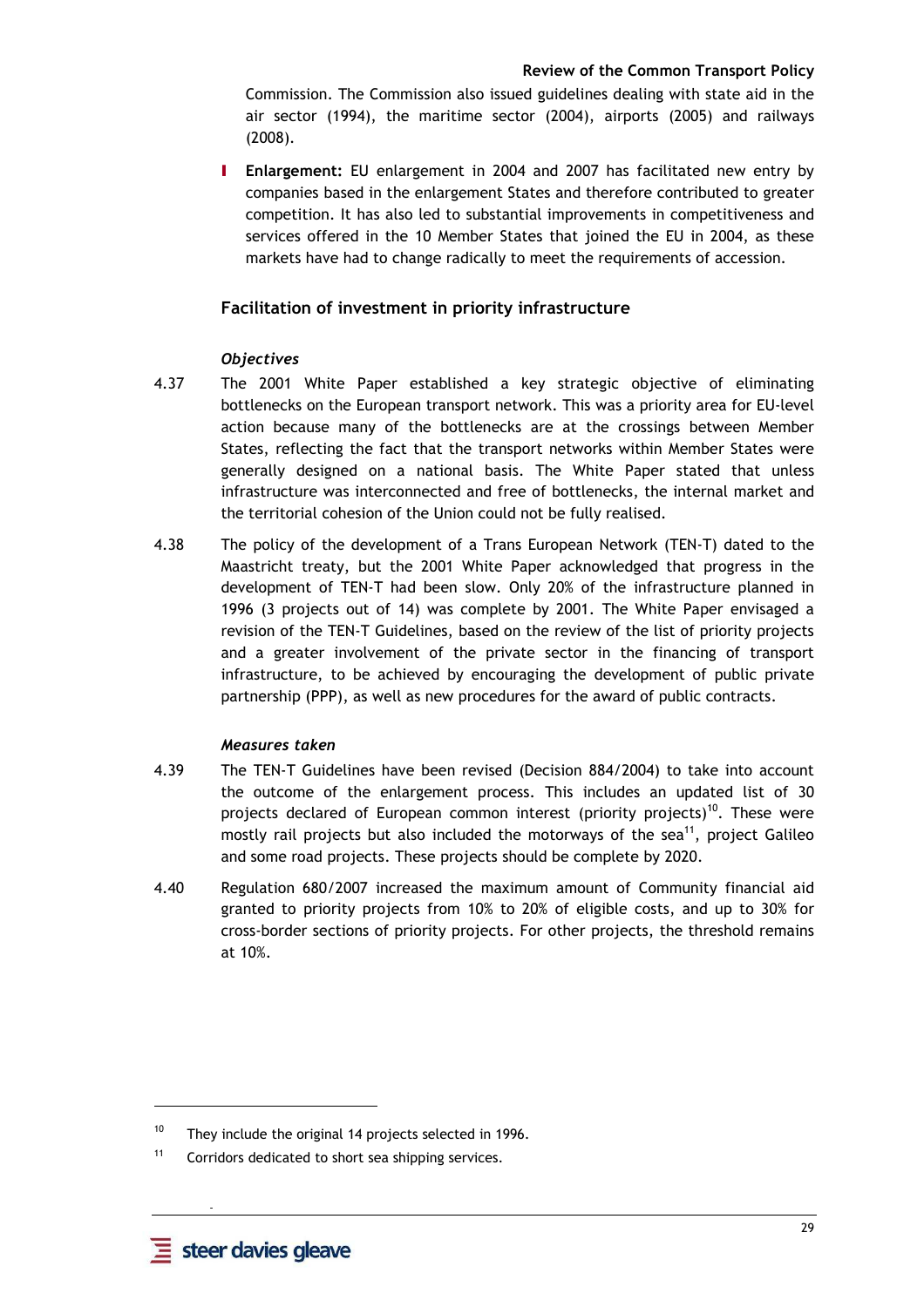Commission. The Commission also issued guidelines dealing with state aid in the air sector (1994), the maritime sector (2004), airports (2005) and railways (2008).

- **Enlargement:** EU enlargement in 2004 and 2007 has facilitated new entry by companies based in the enlargement States and therefore contributed to greater competition. It has also led to substantial improvements in competitiveness and services offered in the 10 Member States that joined the EU in 2004, as these markets have had to change radically to meet the requirements of accession.

## Facilitation of investment in priority infrastructure

### *Objectives*

4.37 The 2001 White Paper established a key strategic objective of eliminating bottlenecks on the European transport network. This was a priority area for EU-level action because many of the bottlenecks are at the crossings between Member States, reflecting the fact that the transport networks within Member States were generally designed on a national basis. The White Paper stated that unless infrastructure was interconnected and free of bottlenecks, the internal market and the territorial cohesion of the Union could not be fully realised.

4.38 The policy of the development of a Trans European Network (TEN-T) dated to the Maastricht treaty, but the 2001 White Paper acknowledged that progress in the development of TEN-T had been slow. Only 20% of the infrastructure planned in 1996 (3 projects out of 14) was complete by 2001. The White Paper envisaged a revision of the TEN-T Guidelines, based on the review of the list of priority projects and a greater involvement of the private sector in the financing of transport infrastructure, to be achieved by encouraging the development of public private partnership (PPP), as well as new procedures for the award of public contracts.

### *Measures taken*

4.39 The TEN-T Guidelines have been revised (Decision 884/2004) to take into account the outcome of the enlargement process. This includes an updated list of 30 projects declared of European common interest (priority projects)[10]. These were mostly rail projects but also included the motorways of the sea[11], project Galileo and some road projects. These projects should be complete by 2020.

4.40 Regulation 680/2007 increased the maximum amount of Community financial aid granted to priority projects from 10% to 20% of eligible costs, and up to 30% for cross-border sections of priority projects. For other projects, the threshold remains at 10%.

---

[10] They include the original 14 projects selected in 1996.

[11] Corridors dedicated to short sea shipping services.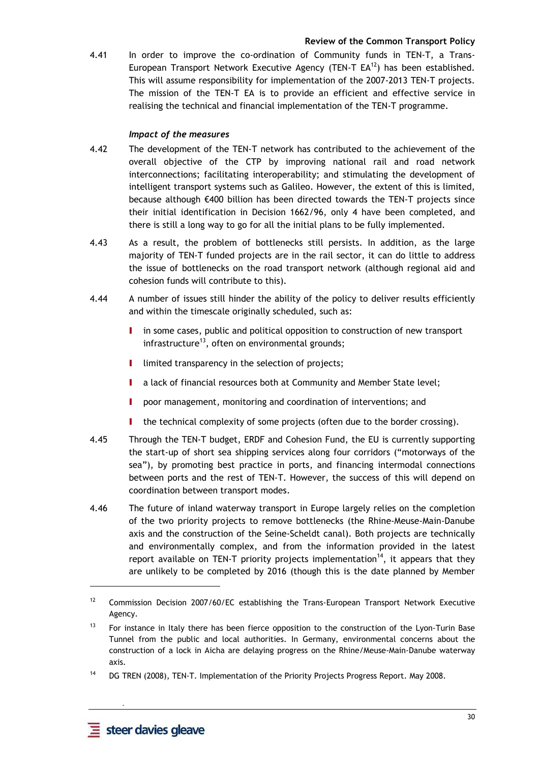4.41 In order to improve the co-ordination of Community funds in TEN-T, a Trans-European Transport Network Executive Agency (TEN-T EA[12]) has been established. This will assume responsibility for implementation of the 2007-2013 TEN-T projects. The mission of the TEN-T EA is to provide an efficient and effective service in realising the technical and financial implementation of the TEN-T programme.

***Impact of the measures***

4.42 The development of the TEN-T network has contributed to the achievement of the overall objective of the CTP by improving national rail and road network interconnections; facilitating interoperability; and stimulating the development of intelligent transport systems such as Galileo. However, the extent of this is limited, because although €400 billion has been directed towards the TEN-T projects since their initial identification in Decision 1662/96, only 4 have been completed, and there is still a long way to go for all the initial plans to be fully implemented.

4.43 As a result, the problem of bottlenecks still persists. In addition, as the large majority of TEN-T funded projects are in the rail sector, it can do little to address the issue of bottlenecks on the road transport network (although regional aid and cohesion funds will contribute to this).

4.44 A number of issues still hinder the ability of the policy to deliver results efficiently and within the timescale originally scheduled, such as:

- in some cases, public and political opposition to construction of new transport infrastructure[13], often on environmental grounds;
- limited transparency in the selection of projects;
- a lack of financial resources both at Community and Member State level;
- poor management, monitoring and coordination of interventions; and
- the technical complexity of some projects (often due to the border crossing).

4.45 Through the TEN-T budget, ERDF and Cohesion Fund, the EU is currently supporting the start-up of short sea shipping services along four corridors ("motorways of the sea"), by promoting best practice in ports, and financing intermodal connections between ports and the rest of TEN-T. However, the success of this will depend on coordination between transport modes.

4.46 The future of inland waterway transport in Europe largely relies on the completion of the two priority projects to remove bottlenecks (the Rhine-Meuse-Main-Danube axis and the construction of the Seine-Scheldt canal). Both projects are technically and environmentally complex, and from the information provided in the latest report available on TEN-T priority projects implementation[14], it appears that they are unlikely to be completed by 2016 (though this is the date planned by Member

---

[12] Commission Decision 2007/60/EC establishing the Trans-European Transport Network Executive Agency.

[13] For instance in Italy there has been fierce opposition to the construction of the Lyon-Turin Base Tunnel from the public and local authorities. In Germany, environmental concerns about the construction of a lock in Aicha are delaying progress on the Rhine/Meuse-Main-Danube waterway axis.

[14] DG TREN (2008), TEN-T. Implementation of the Priority Projects Progress Report. May 2008.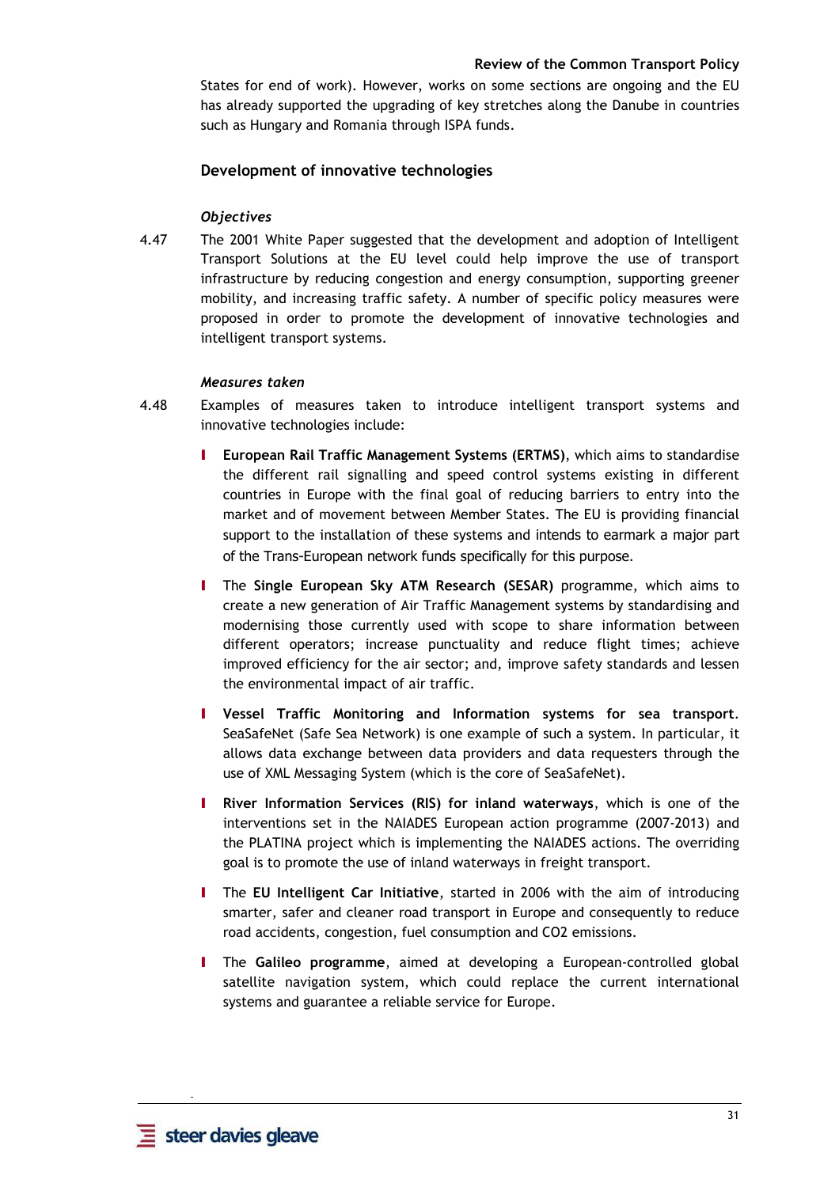States for end of work). However, works on some sections are ongoing and the EU has already supported the upgrading of key stretches along the Danube in countries such as Hungary and Romania through ISPA funds.

### Development of innovative technologies

#### *Objectives*

4.47 The 2001 White Paper suggested that the development and adoption of Intelligent Transport Solutions at the EU level could help improve the use of transport infrastructure by reducing congestion and energy consumption, supporting greener mobility, and increasing traffic safety. A number of specific policy measures were proposed in order to promote the development of innovative technologies and intelligent transport systems.

#### *Measures taken*

4.48 Examples of measures taken to introduce intelligent transport systems and innovative technologies include:

- **European Rail Traffic Management Systems (ERTMS)**, which aims to standardise the different rail signalling and speed control systems existing in different countries in Europe with the final goal of reducing barriers to entry into the market and of movement between Member States. The EU is providing financial support to the installation of these systems and intends to earmark a major part of the Trans-European network funds specifically for this purpose.
- The **Single European Sky ATM Research (SESAR)** programme, which aims to create a new generation of Air Traffic Management systems by standardising and modernising those currently used with scope to share information between different operators; increase punctuality and reduce flight times; achieve improved efficiency for the air sector; and, improve safety standards and lessen the environmental impact of air traffic.
- **Vessel Traffic Monitoring and Information systems for sea transport**. SeaSafeNet (Safe Sea Network) is one example of such a system. In particular, it allows data exchange between data providers and data requesters through the use of XML Messaging System (which is the core of SeaSafeNet).
- **River Information Services (RIS) for inland waterways**, which is one of the interventions set in the NAIADES European action programme (2007-2013) and the PLATINA project which is implementing the NAIADES actions. The overriding goal is to promote the use of inland waterways in freight transport.
- The **EU Intelligent Car Initiative**, started in 2006 with the aim of introducing smarter, safer and cleaner road transport in Europe and consequently to reduce road accidents, congestion, fuel consumption and $CO_2$ emissions.
- The **Galileo programme**, aimed at developing a European-controlled global satellite navigation system, which could replace the current international systems and guarantee a reliable service for Europe.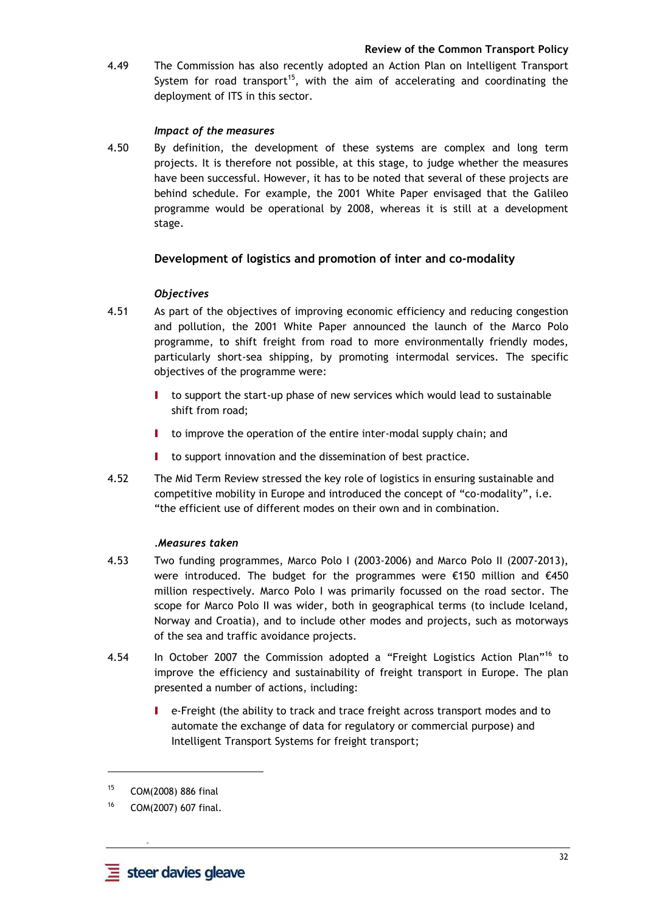4.49 The Commission has also recently adopted an Action Plan on Intelligent Transport System for road transport[15], with the aim of accelerating and coordinating the deployment of ITS in this sector.

*Impact of the measures*

4.50 By definition, the development of these systems are complex and long term projects. It is therefore not possible, at this stage, to judge whether the measures have been successful. However, it has to be noted that several of these projects are behind schedule. For example, the 2001 White Paper envisaged that the Galileo programme would be operational by 2008, whereas it is still at a development stage.

### Development of logistics and promotion of inter and co-modality

*Objectives*

4.51 As part of the objectives of improving economic efficiency and reducing congestion and pollution, the 2001 White Paper announced the launch of the Marco Polo programme, to shift freight from road to more environmentally friendly modes, particularly short-sea shipping, by promoting intermodal services. The specific objectives of the programme were:

- to support the start-up phase of new services which would lead to sustainable shift from road;
- to improve the operation of the entire inter-modal supply chain; and
- to support innovation and the dissemination of best practice.

4.52 The Mid Term Review stressed the key role of logistics in ensuring sustainable and competitive mobility in Europe and introduced the concept of "co-modality", i.e. "the efficient use of different modes on their own and in combination.

*.Measures taken*

4.53 Two funding programmes, Marco Polo I (2003-2006) and Marco Polo II (2007-2013), were introduced. The budget for the programmes were €150 million and €450 million respectively. Marco Polo I was primarily focussed on the road sector. The scope for Marco Polo II was wider, both in geographical terms (to include Iceland, Norway and Croatia), and to include other modes and projects, such as motorways of the sea and traffic avoidance projects.

4.54 In October 2007 the Commission adopted a "Freight Logistics Action Plan"[16] to improve the efficiency and sustainability of freight transport in Europe. The plan presented a number of actions, including:

- e-Freight (the ability to track and trace freight across transport modes and to automate the exchange of data for regulatory or commercial purpose) and Intelligent Transport Systems for freight transport;

---

[15] COM(2008) 886 final

[16] COM(2007) 607 final.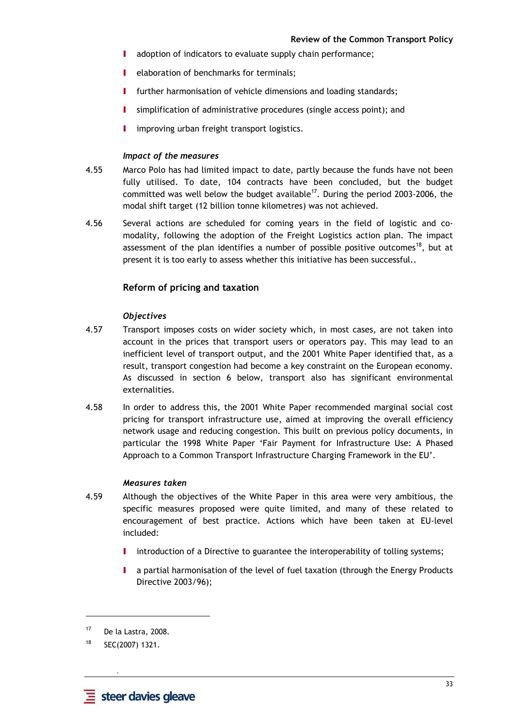- adoption of indicators to evaluate supply chain performance;
- elaboration of benchmarks for terminals;
- further harmonisation of vehicle dimensions and loading standards;
- simplification of administrative procedures (single access point); and
- improving urban freight transport logistics.

*Impact of the measures*

4.55 Marco Polo has had limited impact to date, partly because the funds have not been fully utilised. To date, 104 contracts have been concluded, but the budget committed was well below the budget available[17]. During the period 2003-2006, the modal shift target (12 billion tonne kilometres) was not achieved.

4.56 Several actions are scheduled for coming years in the field of logistic and co-modality, following the adoption of the Freight Logistics action plan. The impact assessment of the plan identifies a number of possible positive outcomes[18], but at present it is too early to assess whether this initiative has been successful..

## Reform of pricing and taxation

*Objectives*

4.57 Transport imposes costs on wider society which, in most cases, are not taken into account in the prices that transport users or operators pay. This may lead to an inefficient level of transport output, and the 2001 White Paper identified that, as a result, transport congestion had become a key constraint on the European economy. As discussed in section 6 below, transport also has significant environmental externalities.

4.58 In order to address this, the 2001 White Paper recommended marginal social cost pricing for transport infrastructure use, aimed at improving the overall efficiency network usage and reducing congestion. This built on previous policy documents, in particular the 1998 White Paper 'Fair Payment for Infrastructure Use: A Phased Approach to a Common Transport Infrastructure Charging Framework in the EU'.

*Measures taken*

4.59 Although the objectives of the White Paper in this area were very ambitious, the specific measures proposed were quite limited, and many of these related to encouragement of best practice. Actions which have been taken at EU-level included:

- introduction of a Directive to guarantee the interoperability of tolling systems;
- a partial harmonisation of the level of fuel taxation (through the Energy Products Directive 2003/96);

---

[17] De la Lastra, 2008.

[18] SEC(2007) 1321.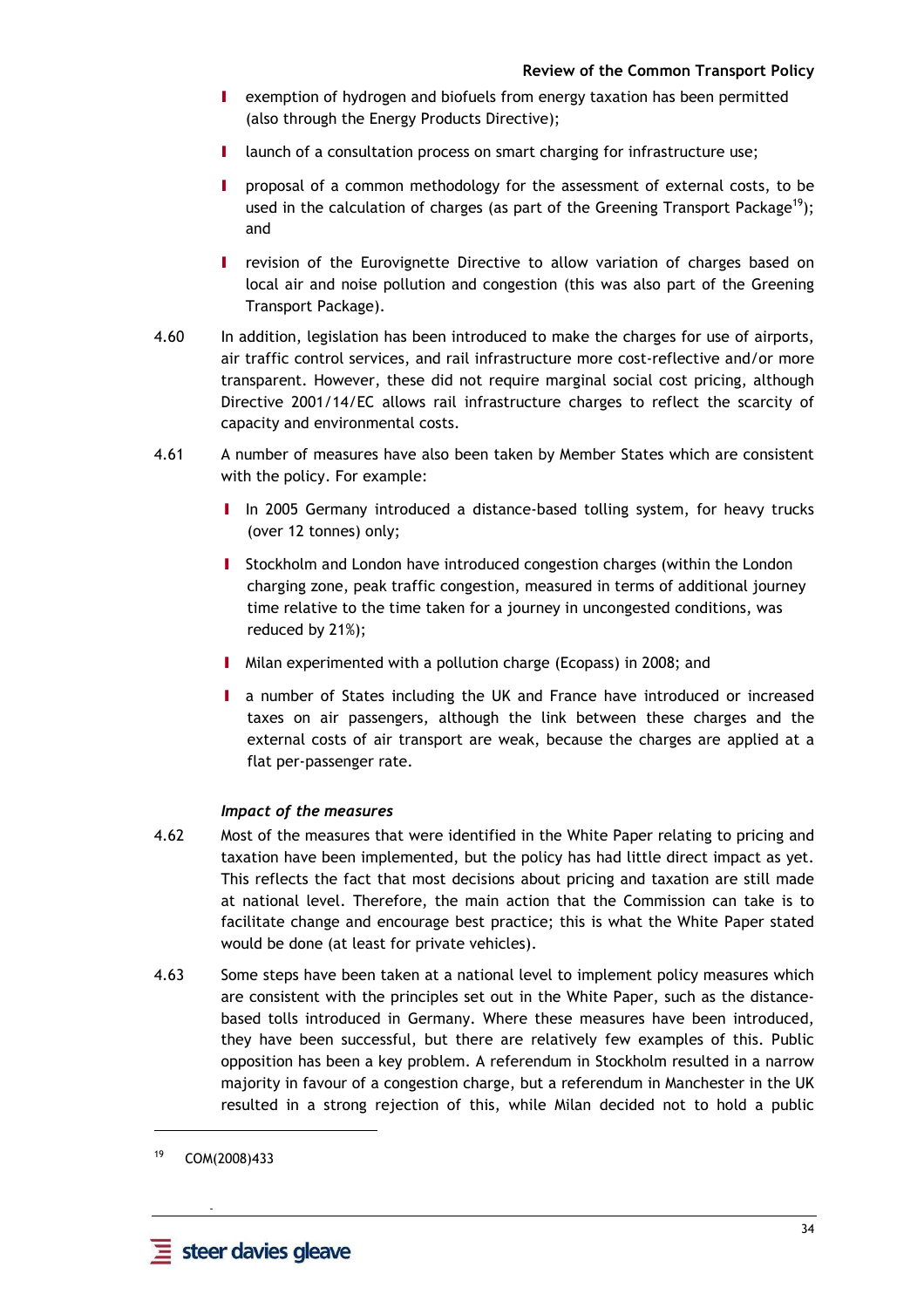- exemption of hydrogen and biofuels from energy taxation has been permitted (also through the Energy Products Directive);
- launch of a consultation process on smart charging for infrastructure use;
- proposal of a common methodology for the assessment of external costs, to be used in the calculation of charges (as part of the Greening Transport Package[19]); and
- revision of the Eurovignette Directive to allow variation of charges based on local air and noise pollution and congestion (this was also part of the Greening Transport Package).

4.60 In addition, legislation has been introduced to make the charges for use of airports, air traffic control services, and rail infrastructure more cost-reflective and/or more transparent. However, these did not require marginal social cost pricing, although Directive 2001/14/EC allows rail infrastructure charges to reflect the scarcity of capacity and environmental costs.

4.61 A number of measures have also been taken by Member States which are consistent with the policy. For example:

- In 2005 Germany introduced a distance-based tolling system, for heavy trucks (over 12 tonnes) only;
- Stockholm and London have introduced congestion charges (within the London charging zone, peak traffic congestion, measured in terms of additional journey time relative to the time taken for a journey in uncongested conditions, was reduced by 21%);
- Milan experimented with a pollution charge (Ecopass) in 2008; and
- a number of States including the UK and France have introduced or increased taxes on air passengers, although the link between these charges and the external costs of air transport are weak, because the charges are applied at a flat per-passenger rate.

### *Impact of the measures*

4.62 Most of the measures that were identified in the White Paper relating to pricing and taxation have been implemented, but the policy has had little direct impact as yet. This reflects the fact that most decisions about pricing and taxation are still made at national level. Therefore, the main action that the Commission can take is to facilitate change and encourage best practice; this is what the White Paper stated would be done (at least for private vehicles).

4.63 Some steps have been taken at a national level to implement policy measures which are consistent with the principles set out in the White Paper, such as the distance-based tolls introduced in Germany. Where these measures have been introduced, they have been successful, but there are relatively few examples of this. Public opposition has been a key problem. A referendum in Stockholm resulted in a narrow majority in favour of a congestion charge, but a referendum in Manchester in the UK resulted in a strong rejection of this, while Milan decided not to hold a public

[19] COM(2008)433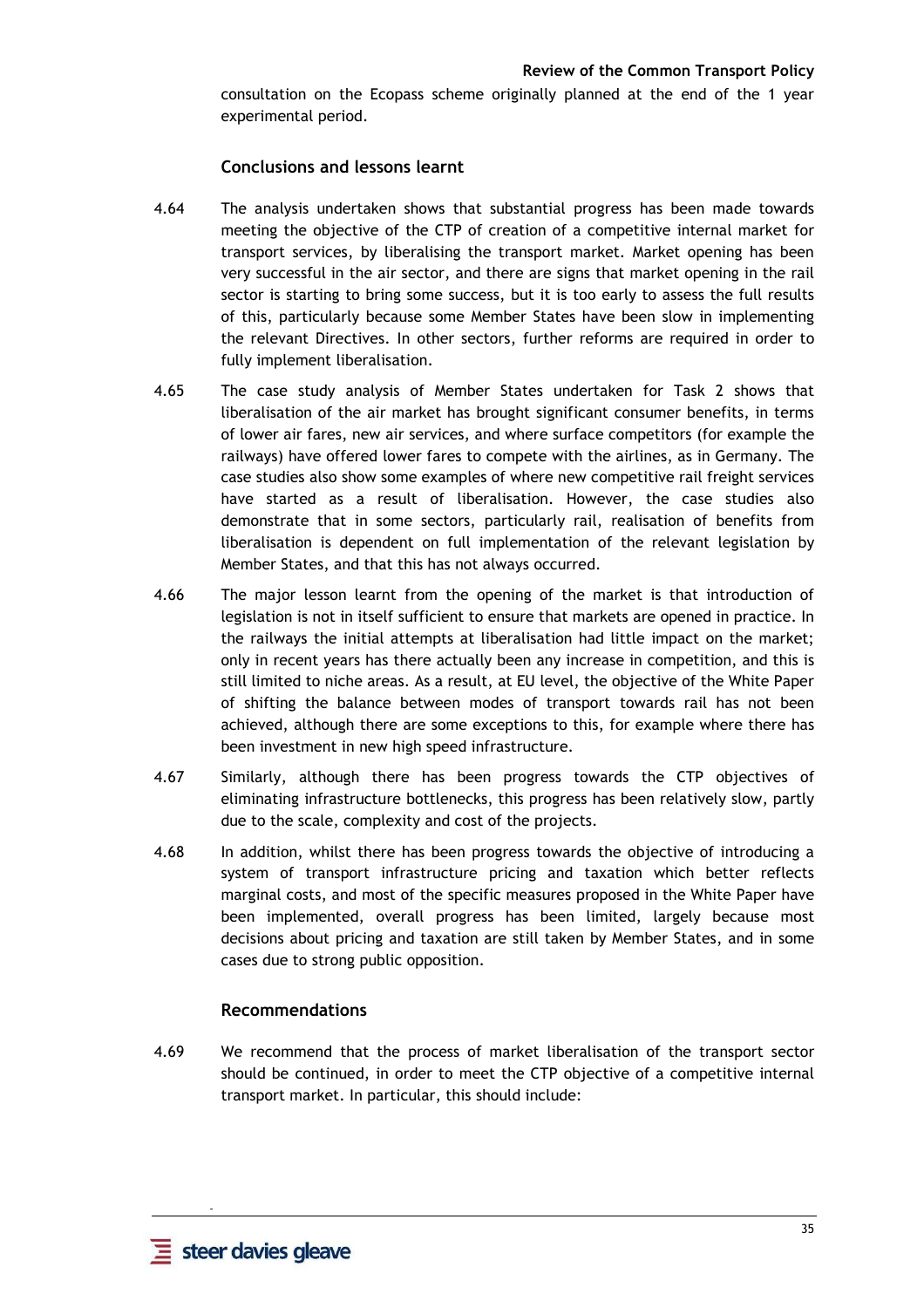consultation on the Ecopass scheme originally planned at the end of the 1 year experimental period.

### Conclusions and lessons learnt

4.64 The analysis undertaken shows that substantial progress has been made towards meeting the objective of the CTP of creation of a competitive internal market for transport services, by liberalising the transport market. Market opening has been very successful in the air sector, and there are signs that market opening in the rail sector is starting to bring some success, but it is too early to assess the full results of this, particularly because some Member States have been slow in implementing the relevant Directives. In other sectors, further reforms are required in order to fully implement liberalisation.

4.65 The case study analysis of Member States undertaken for Task 2 shows that liberalisation of the air market has brought significant consumer benefits, in terms of lower air fares, new air services, and where surface competitors (for example the railways) have offered lower fares to compete with the airlines, as in Germany. The case studies also show some examples of where new competitive rail freight services have started as a result of liberalisation. However, the case studies also demonstrate that in some sectors, particularly rail, realisation of benefits from liberalisation is dependent on full implementation of the relevant legislation by Member States, and that this has not always occurred.

4.66 The major lesson learnt from the opening of the market is that introduction of legislation is not in itself sufficient to ensure that markets are opened in practice. In the railways the initial attempts at liberalisation had little impact on the market; only in recent years has there actually been any increase in competition, and this is still limited to niche areas. As a result, at EU level, the objective of the White Paper of shifting the balance between modes of transport towards rail has not been achieved, although there are some exceptions to this, for example where there has been investment in new high speed infrastructure.

4.67 Similarly, although there has been progress towards the CTP objectives of eliminating infrastructure bottlenecks, this progress has been relatively slow, partly due to the scale, complexity and cost of the projects.

4.68 In addition, whilst there has been progress towards the objective of introducing a system of transport infrastructure pricing and taxation which better reflects marginal costs, and most of the specific measures proposed in the White Paper have been implemented, overall progress has been limited, largely because most decisions about pricing and taxation are still taken by Member States, and in some cases due to strong public opposition.

### Recommendations

4.69 We recommend that the process of market liberalisation of the transport sector should be continued, in order to meet the CTP objective of a competitive internal transport market. In particular, this should include: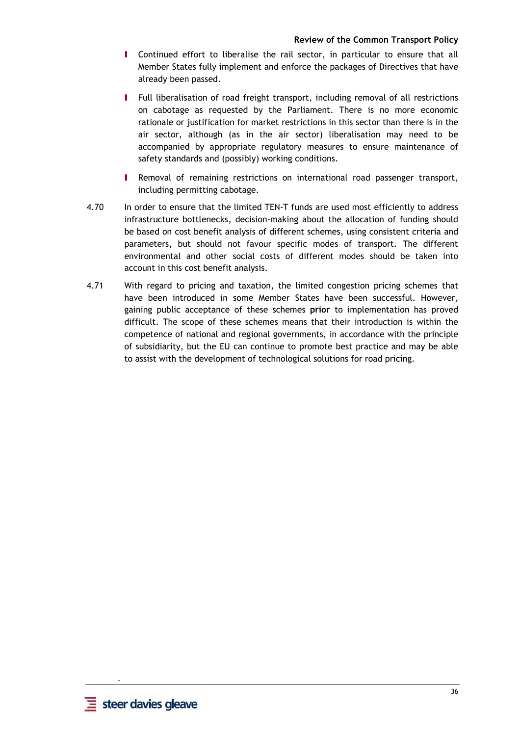- Continued effort to liberalise the rail sector, in particular to ensure that all Member States fully implement and enforce the packages of Directives that have already been passed.

- Full liberalisation of road freight transport, including removal of all restrictions on cabotage as requested by the Parliament. There is no more economic rationale or justification for market restrictions in this sector than there is in the air sector, although (as in the air sector) liberalisation may need to be accompanied by appropriate regulatory measures to ensure maintenance of safety standards and (possibly) working conditions.

- Removal of remaining restrictions on international road passenger transport, including permitting cabotage.

4.70 In order to ensure that the limited TEN-T funds are used most efficiently to address infrastructure bottlenecks, decision-making about the allocation of funding should be based on cost benefit analysis of different schemes, using consistent criteria and parameters, but should not favour specific modes of transport. The different environmental and other social costs of different modes should be taken into account in this cost benefit analysis.

4.71 With regard to pricing and taxation, the limited congestion pricing schemes that have been introduced in some Member States have been successful. However, gaining public acceptance of these schemes **prior** to implementation has proved difficult. The scope of these schemes means that their introduction is within the competence of national and regional governments, in accordance with the principle of subsidiarity, but the EU can continue to promote best practice and may be able to assist with the development of technological solutions for road pricing.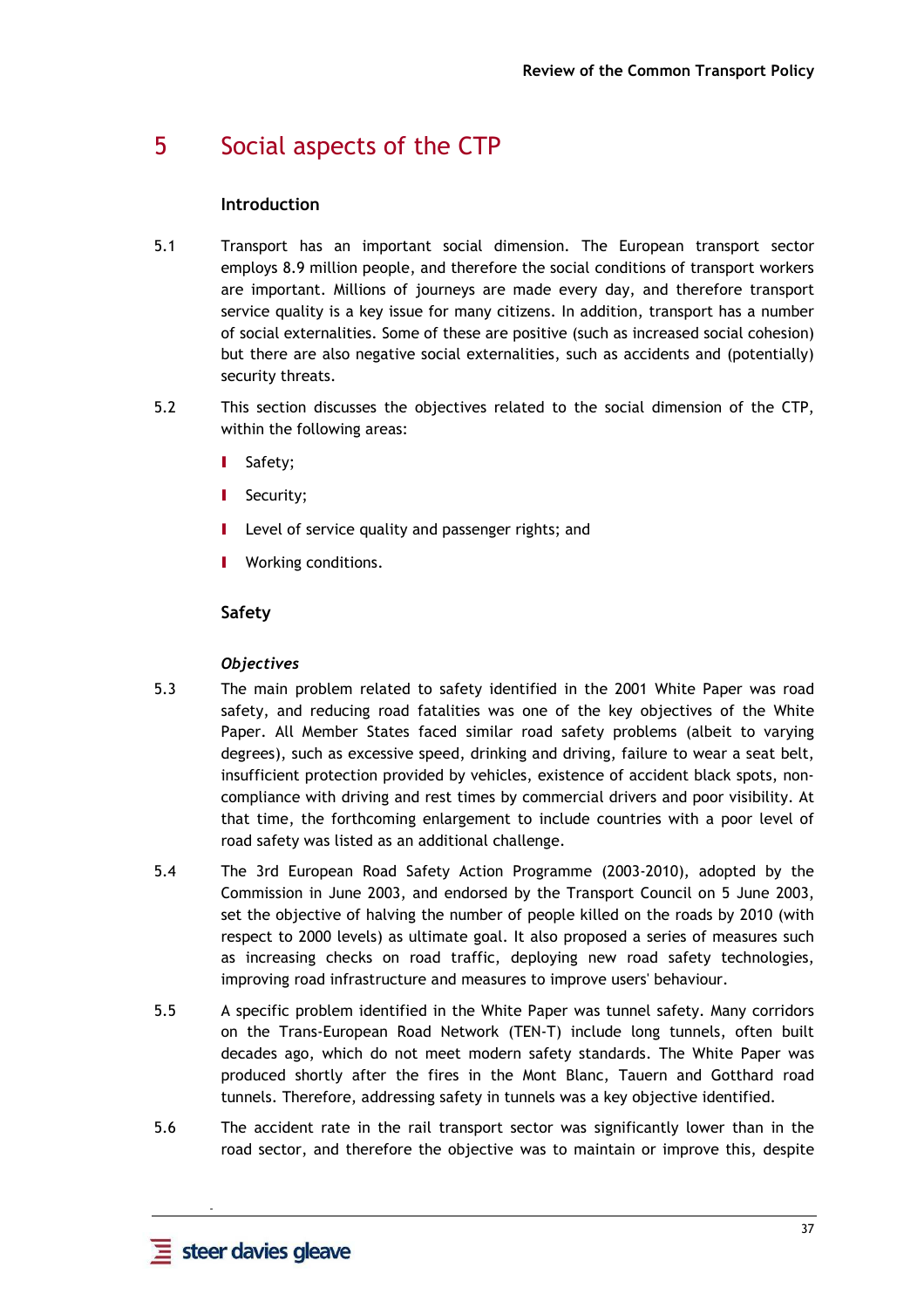# 5 Social aspects of the CTP

## Introduction

5.1 Transport has an important social dimension. The European transport sector employs 8.9 million people, and therefore the social conditions of transport workers are important. Millions of journeys are made every day, and therefore transport service quality is a key issue for many citizens. In addition, transport has a number of social externalities. Some of these are positive (such as increased social cohesion) but there are also negative social externalities, such as accidents and (potentially) security threats.

5.2 This section discusses the objectives related to the social dimension of the CTP, within the following areas:

- Safety;
- Security;
- Level of service quality and passenger rights; and
- Working conditions.

## Safety

### *Objectives*

5.3 The main problem related to safety identified in the 2001 White Paper was road safety, and reducing road fatalities was one of the key objectives of the White Paper. All Member States faced similar road safety problems (albeit to varying degrees), such as excessive speed, drinking and driving, failure to wear a seat belt, insufficient protection provided by vehicles, existence of accident black spots, non-compliance with driving and rest times by commercial drivers and poor visibility. At that time, the forthcoming enlargement to include countries with a poor level of road safety was listed as an additional challenge.

5.4 The 3rd European Road Safety Action Programme (2003-2010), adopted by the Commission in June 2003, and endorsed by the Transport Council on 5 June 2003, set the objective of halving the number of people killed on the roads by 2010 (with respect to 2000 levels) as ultimate goal. It also proposed a series of measures such as increasing checks on road traffic, deploying new road safety technologies, improving road infrastructure and measures to improve users' behaviour.

5.5 A specific problem identified in the White Paper was tunnel safety. Many corridors on the Trans-European Road Network (TEN-T) include long tunnels, often built decades ago, which do not meet modern safety standards. The White Paper was produced shortly after the fires in the Mont Blanc, Tauern and Gotthard road tunnels. Therefore, addressing safety in tunnels was a key objective identified.

5.6 The accident rate in the rail transport sector was significantly lower than in the road sector, and therefore the objective was to maintain or improve this, despite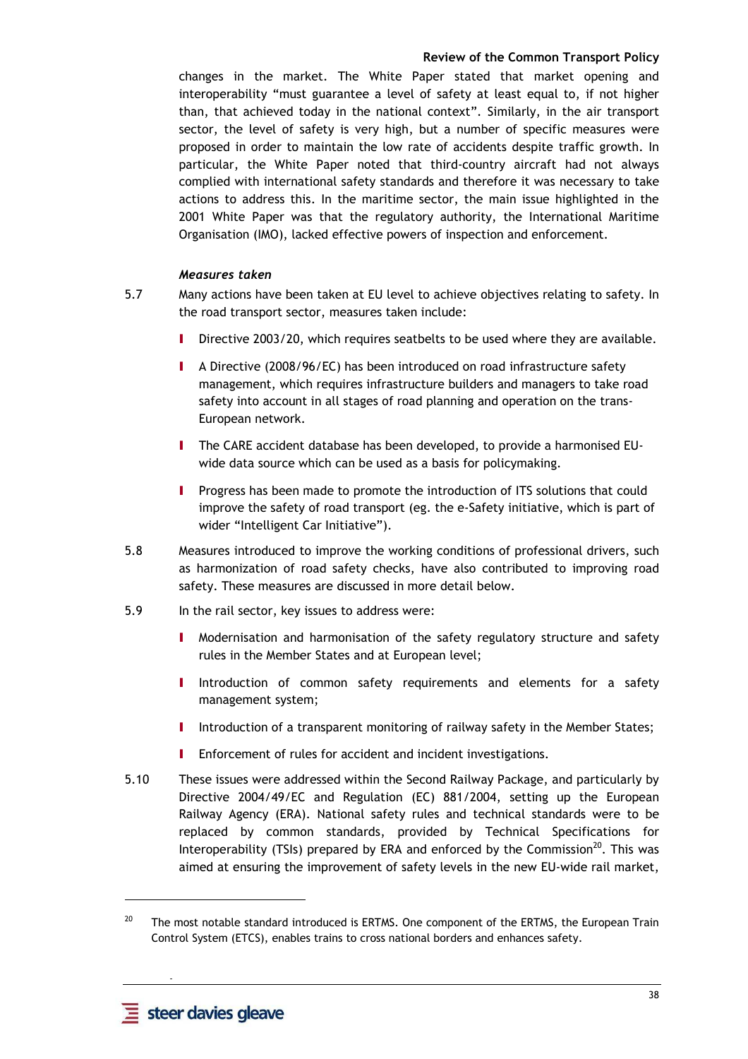changes in the market. The White Paper stated that market opening and interoperability "must guarantee a level of safety at least equal to, if not higher than, that achieved today in the national context". Similarly, in the air transport sector, the level of safety is very high, but a number of specific measures were proposed in order to maintain the low rate of accidents despite traffic growth. In particular, the White Paper noted that third-country aircraft had not always complied with international safety standards and therefore it was necessary to take actions to address this. In the maritime sector, the main issue highlighted in the 2001 White Paper was that the regulatory authority, the International Maritime Organisation (IMO), lacked effective powers of inspection and enforcement.

***Measures taken***

5.7 Many actions have been taken at EU level to achieve objectives relating to safety. In the road transport sector, measures taken include:

- Directive 2003/20, which requires seatbelts to be used where they are available.
- A Directive (2008/96/EC) has been introduced on road infrastructure safety management, which requires infrastructure builders and managers to take road safety into account in all stages of road planning and operation on the trans-European network.
- The CARE accident database has been developed, to provide a harmonised EU-wide data source which can be used as a basis for policymaking.
- Progress has been made to promote the introduction of ITS solutions that could improve the safety of road transport (eg. the e-Safety initiative, which is part of wider "Intelligent Car Initiative").

5.8 Measures introduced to improve the working conditions of professional drivers, such as harmonization of road safety checks, have also contributed to improving road safety. These measures are discussed in more detail below.

5.9 In the rail sector, key issues to address were:

- Modernisation and harmonisation of the safety regulatory structure and safety rules in the Member States and at European level;
- Introduction of common safety requirements and elements for a safety management system;
- Introduction of a transparent monitoring of railway safety in the Member States;
- Enforcement of rules for accident and incident investigations.

5.10 These issues were addressed within the Second Railway Package, and particularly by Directive 2004/49/EC and Regulation (EC) 881/2004, setting up the European Railway Agency (ERA). National safety rules and technical standards were to be replaced by common standards, provided by Technical Specifications for Interoperability (TSIs) prepared by ERA and enforced by the Commission[20]. This was aimed at ensuring the improvement of safety levels in the new EU-wide rail market,

[20] The most notable standard introduced is ERTMS. One component of the ERTMS, the European Train Control System (ETCS), enables trains to cross national borders and enhances safety.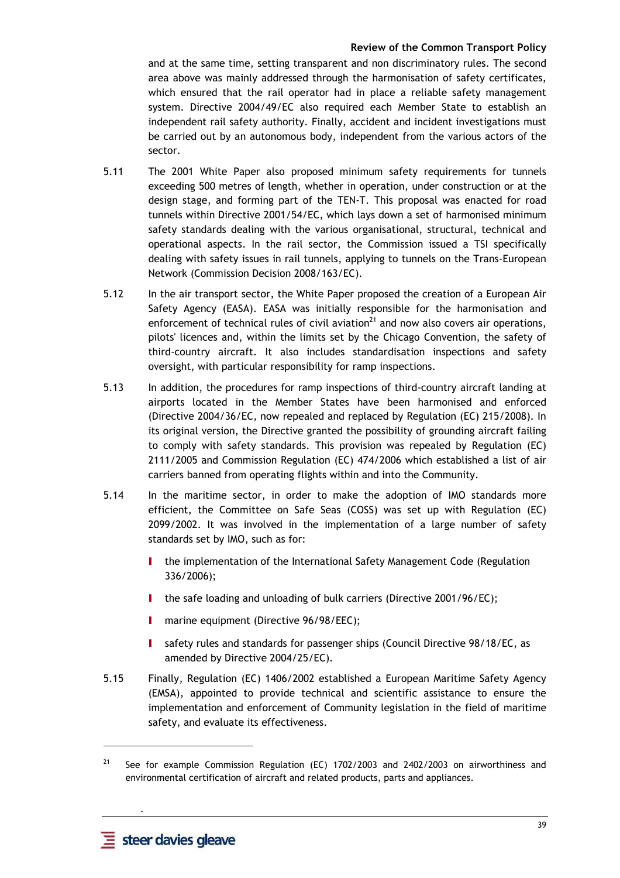and at the same time, setting transparent and non discriminatory rules. The second area above was mainly addressed through the harmonisation of safety certificates, which ensured that the rail operator had in place a reliable safety management system. Directive 2004/49/EC also required each Member State to establish an independent rail safety authority. Finally, accident and incident investigations must be carried out by an autonomous body, independent from the various actors of the sector.

5.11 The 2001 White Paper also proposed minimum safety requirements for tunnels exceeding 500 metres of length, whether in operation, under construction or at the design stage, and forming part of the TEN-T. This proposal was enacted for road tunnels within Directive 2001/54/EC, which lays down a set of harmonised minimum safety standards dealing with the various organisational, structural, technical and operational aspects. In the rail sector, the Commission issued a TSI specifically dealing with safety issues in rail tunnels, applying to tunnels on the Trans-European Network (Commission Decision 2008/163/EC).

5.12 In the air transport sector, the White Paper proposed the creation of a European Air Safety Agency (EASA). EASA was initially responsible for the harmonisation and enforcement of technical rules of civil aviation[21] and now also covers air operations, pilots' licences and, within the limits set by the Chicago Convention, the safety of third-country aircraft. It also includes standardisation inspections and safety oversight, with particular responsibility for ramp inspections.

5.13 In addition, the procedures for ramp inspections of third-country aircraft landing at airports located in the Member States have been harmonised and enforced (Directive 2004/36/EC, now repealed and replaced by Regulation (EC) 215/2008). In its original version, the Directive granted the possibility of grounding aircraft failing to comply with safety standards. This provision was repealed by Regulation (EC) 2111/2005 and Commission Regulation (EC) 474/2006 which established a list of air carriers banned from operating flights within and into the Community.

5.14 In the maritime sector, in order to make the adoption of IMO standards more efficient, the Committee on Safe Seas (COSS) was set up with Regulation (EC) 2099/2002. It was involved in the implementation of a large number of safety standards set by IMO, such as for:

- the implementation of the International Safety Management Code (Regulation 336/2006);
- the safe loading and unloading of bulk carriers (Directive 2001/96/EC);
- marine equipment (Directive 96/98/EEC);
- safety rules and standards for passenger ships (Council Directive 98/18/EC, as amended by Directive 2004/25/EC).

5.15 Finally, Regulation (EC) 1406/2002 established a European Maritime Safety Agency (EMSA), appointed to provide technical and scientific assistance to ensure the implementation and enforcement of Community legislation in the field of maritime safety, and evaluate its effectiveness.

---

[21] See for example Commission Regulation (EC) 1702/2003 and 2402/2003 on airworthiness and environmental certification of aircraft and related products, parts and appliances.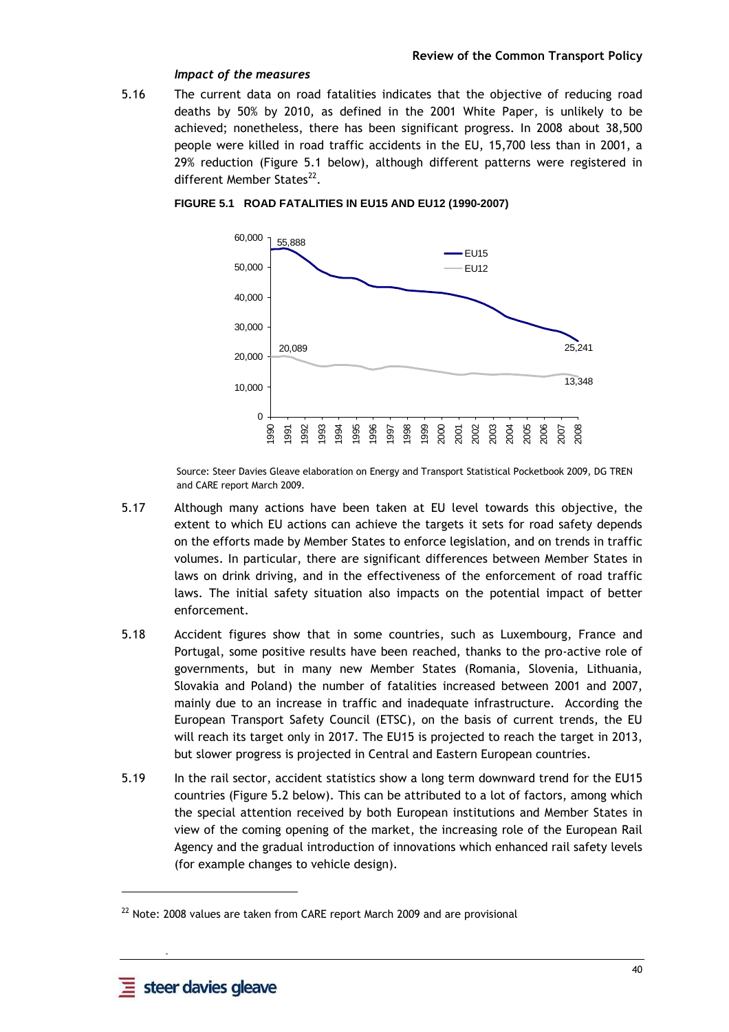### *Impact of the measures*

5.16 The current data on road fatalities indicates that the objective of reducing road deaths by 50% by 2010, as defined in the 2001 White Paper, is unlikely to be achieved; nonetheless, there has been significant progress. In 2008 about 38,500 people were killed in road traffic accidents in the EU, 15,700 less than in 2001, a 29% reduction (Figure 5.1 below), although different patterns were registered in different Member States[22].

**FIGURE 5.1 ROAD FATALITIES IN EU15 AND EU12 (1990-2007)**

Source: Steer Davies Gleave elaboration on Energy and Transport Statistical Pocketbook 2009, DG TREN and CARE report March 2009.

5.17 Although many actions have been taken at EU level towards this objective, the extent to which EU actions can achieve the targets it sets for road safety depends on the efforts made by Member States to enforce legislation, and on trends in traffic volumes. In particular, there are significant differences between Member States in laws on drink driving, and in the effectiveness of the enforcement of road traffic laws. The initial safety situation also impacts on the potential impact of better enforcement.

5.18 Accident figures show that in some countries, such as Luxembourg, France and Portugal, some positive results have been reached, thanks to the pro-active role of governments, but in many new Member States (Romania, Slovenia, Lithuania, Slovakia and Poland) the number of fatalities increased between 2001 and 2007, mainly due to an increase in traffic and inadequate infrastructure. According the European Transport Safety Council (ETSC), on the basis of current trends, the EU will reach its target only in 2017. The EU15 is projected to reach the target in 2013, but slower progress is projected in Central and Eastern European countries.

5.19 In the rail sector, accident statistics show a long term downward trend for the EU15 countries (Figure 5.2 below). This can be attributed to a lot of factors, among which the special attention received by both European institutions and Member States in view of the coming opening of the market, the increasing role of the European Rail Agency and the gradual introduction of innovations which enhanced rail safety levels (for example changes to vehicle design).

[22] Note: 2008 values are taken from CARE report March 2009 and are provisional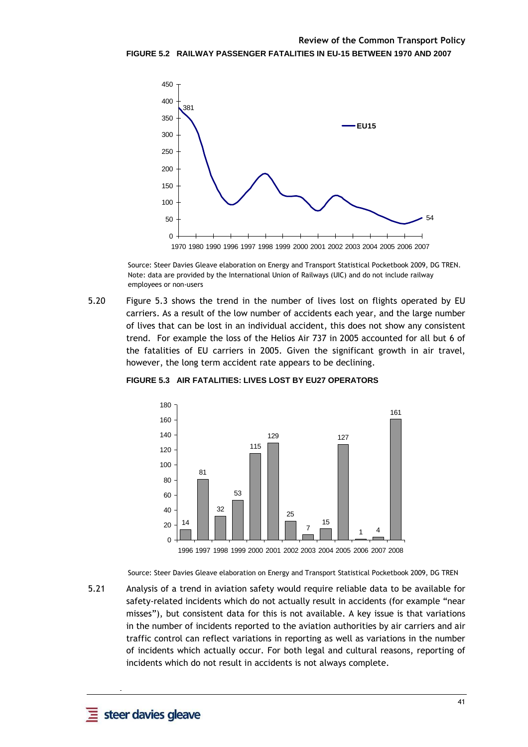**FIGURE 5.2 RAILWAY PASSENGER FATALITIES IN EU-15 BETWEEN 1970 AND 2007**

Source: Steer Davies Gleave elaboration on Energy and Transport Statistical Pocketbook 2009, DG TREN. Note: data are provided by the International Union of Railways (UIC) and do not include railway employees or non-users

5.20 Figure 5.3 shows the trend in the number of lives lost on flights operated by EU carriers. As a result of the low number of accidents each year, and the large number of lives that can be lost in an individual accident, this does not show any consistent trend. For example the loss of the Helios Air 737 in 2005 accounted for all but 6 of the fatalities of EU carriers in 2005. Given the significant growth in air travel, however, the long term accident rate appears to be declining.

**FIGURE 5.3 AIR FATALITIES: LIVES LOST BY EU27 OPERATORS**

| Year | Lives lost |
|---|---|
| 1996 | 14 |
| 1997 | 81 |
| 1998 | 32 |
| 1999 | 53 |
| 2000 | 115 |
| 2001 | 129 |
| 2002 | 25 |
| 2003 | 7 |
| 2004 | 15 |
| 2005 | 127 |
| 2006 | 1 |
| 2007 | 4 |
| 2008 | 161 |

Source: Steer Davies Gleave elaboration on Energy and Transport Statistical Pocketbook 2009, DG TREN

5.21 Analysis of a trend in aviation safety would require reliable data to be available for safety-related incidents which do not actually result in accidents (for example "near misses"), but consistent data for this is not available. A key issue is that variations in the number of incidents reported to the aviation authorities by air carriers and air traffic control can reflect variations in reporting as well as variations in the number of incidents which actually occur. For both legal and cultural reasons, reporting of incidents which do not result in accidents is not always complete.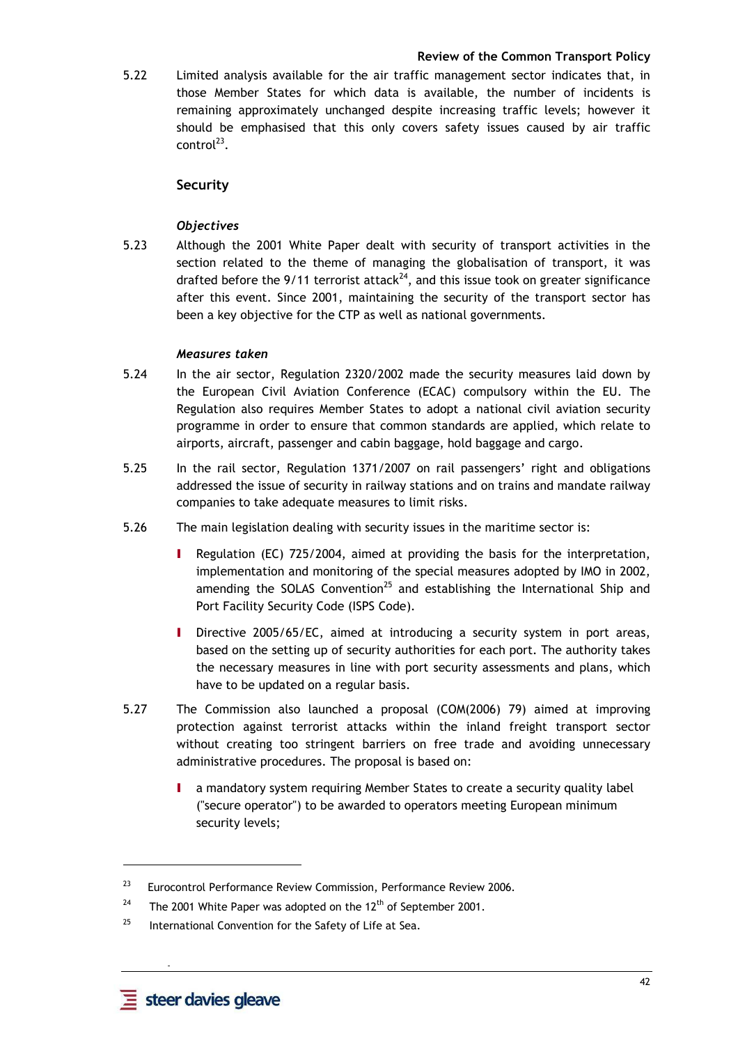5.22 Limited analysis available for the air traffic management sector indicates that, in those Member States for which data is available, the number of incidents is remaining approximately unchanged despite increasing traffic levels; however it should be emphasised that this only covers safety issues caused by air traffic control[23].

## Security

### *Objectives*

5.23 Although the 2001 White Paper dealt with security of transport activities in the section related to the theme of managing the globalisation of transport, it was drafted before the 9/11 terrorist attack[24], and this issue took on greater significance after this event. Since 2001, maintaining the security of the transport sector has been a key objective for the CTP as well as national governments.

### *Measures taken*

5.24 In the air sector, Regulation 2320/2002 made the security measures laid down by the European Civil Aviation Conference (ECAC) compulsory within the EU. The Regulation also requires Member States to adopt a national civil aviation security programme in order to ensure that common standards are applied, which relate to airports, aircraft, passenger and cabin baggage, hold baggage and cargo.

5.25 In the rail sector, Regulation 1371/2007 on rail passengers' right and obligations addressed the issue of security in railway stations and on trains and mandate railway companies to take adequate measures to limit risks.

5.26 The main legislation dealing with security issues in the maritime sector is:

- Regulation (EC) 725/2004, aimed at providing the basis for the interpretation, implementation and monitoring of the special measures adopted by IMO in 2002, amending the SOLAS Convention[25] and establishing the International Ship and Port Facility Security Code (ISPS Code).
- Directive 2005/65/EC, aimed at introducing a security system in port areas, based on the setting up of security authorities for each port. The authority takes the necessary measures in line with port security assessments and plans, which have to be updated on a regular basis.

5.27 The Commission also launched a proposal (COM(2006) 79) aimed at improving protection against terrorist attacks within the inland freight transport sector without creating too stringent barriers on free trade and avoiding unnecessary administrative procedures. The proposal is based on:

- a mandatory system requiring Member States to create a security quality label ("secure operator") to be awarded to operators meeting European minimum security levels;

---

[23] Eurocontrol Performance Review Commission, Performance Review 2006.

[24] The 2001 White Paper was adopted on the 12th of September 2001.

[25] International Convention for the Safety of Life at Sea.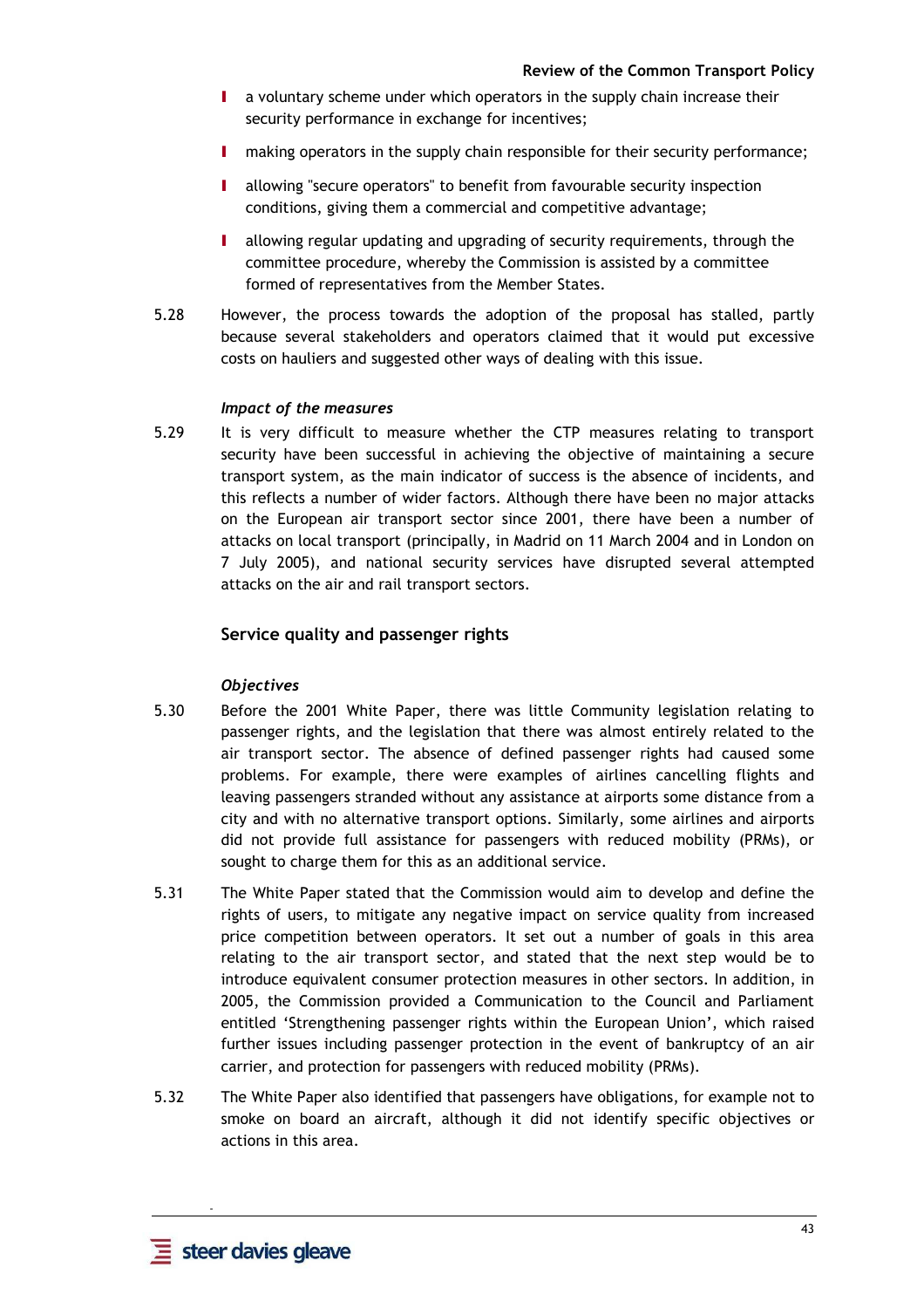- a voluntary scheme under which operators in the supply chain increase their security performance in exchange for incentives;
- making operators in the supply chain responsible for their security performance;
- allowing "secure operators" to benefit from favourable security inspection conditions, giving them a commercial and competitive advantage;
- allowing regular updating and upgrading of security requirements, through the committee procedure, whereby the Commission is assisted by a committee formed of representatives from the Member States.

5.28 However, the process towards the adoption of the proposal has stalled, partly because several stakeholders and operators claimed that it would put excessive costs on hauliers and suggested other ways of dealing with this issue.

*Impact of the measures*

5.29 It is very difficult to measure whether the CTP measures relating to transport security have been successful in achieving the objective of maintaining a secure transport system, as the main indicator of success is the absence of incidents, and this reflects a number of wider factors. Although there have been no major attacks on the European air transport sector since 2001, there have been a number of attacks on local transport (principally, in Madrid on 11 March 2004 and in London on 7 July 2005), and national security services have disrupted several attempted attacks on the air and rail transport sectors.

## Service quality and passenger rights

*Objectives*

5.30 Before the 2001 White Paper, there was little Community legislation relating to passenger rights, and the legislation that there was almost entirely related to the air transport sector. The absence of defined passenger rights had caused some problems. For example, there were examples of airlines cancelling flights and leaving passengers stranded without any assistance at airports some distance from a city and with no alternative transport options. Similarly, some airlines and airports did not provide full assistance for passengers with reduced mobility (PRMs), or sought to charge them for this as an additional service.

5.31 The White Paper stated that the Commission would aim to develop and define the rights of users, to mitigate any negative impact on service quality from increased price competition between operators. It set out a number of goals in this area relating to the air transport sector, and stated that the next step would be to introduce equivalent consumer protection measures in other sectors. In addition, in 2005, the Commission provided a Communication to the Council and Parliament entitled 'Strengthening passenger rights within the European Union', which raised further issues including passenger protection in the event of bankruptcy of an air carrier, and protection for passengers with reduced mobility (PRMs).

5.32 The White Paper also identified that passengers have obligations, for example not to smoke on board an aircraft, although it did not identify specific objectives or actions in this area.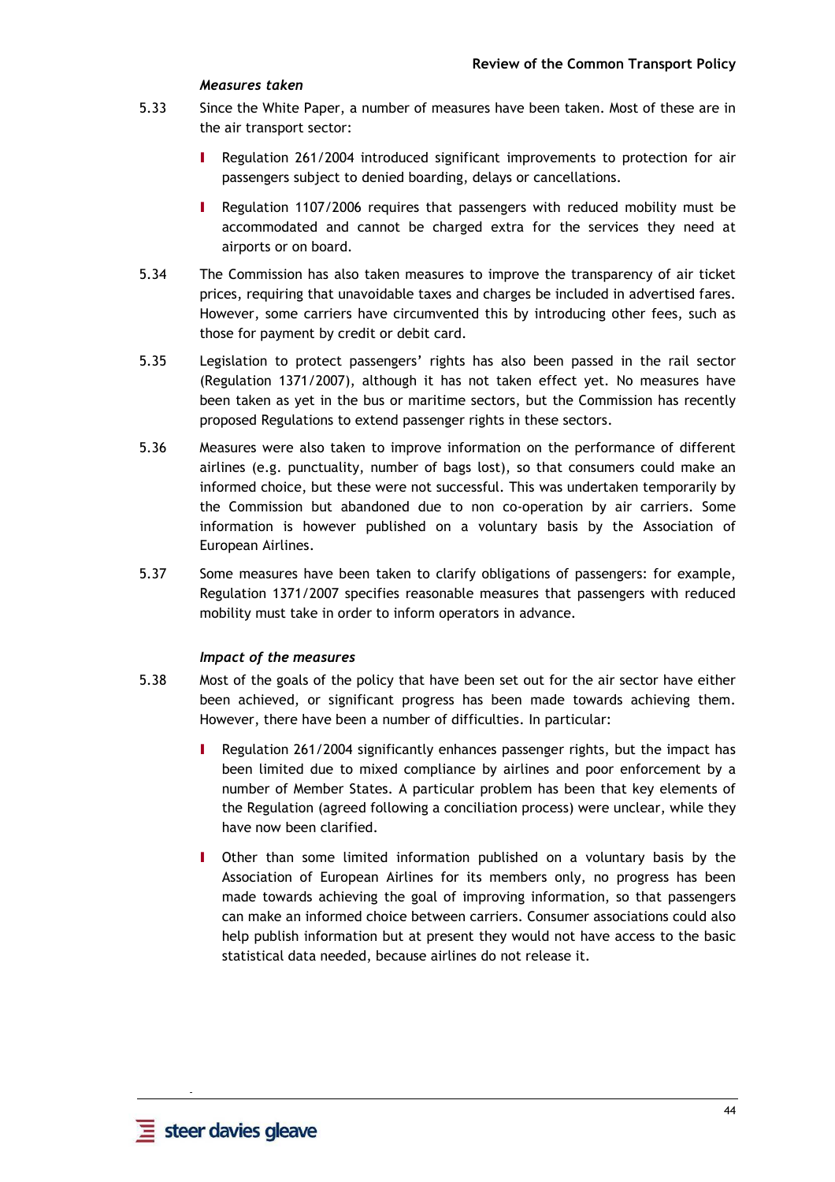*Measures taken*

5.33 Since the White Paper, a number of measures have been taken. Most of these are in the air transport sector:

- Regulation 261/2004 introduced significant improvements to protection for air passengers subject to denied boarding, delays or cancellations.
- Regulation 1107/2006 requires that passengers with reduced mobility must be accommodated and cannot be charged extra for the services they need at airports or on board.

5.34 The Commission has also taken measures to improve the transparency of air ticket prices, requiring that unavoidable taxes and charges be included in advertised fares. However, some carriers have circumvented this by introducing other fees, such as those for payment by credit or debit card.

5.35 Legislation to protect passengers' rights has also been passed in the rail sector (Regulation 1371/2007), although it has not taken effect yet. No measures have been taken as yet in the bus or maritime sectors, but the Commission has recently proposed Regulations to extend passenger rights in these sectors.

5.36 Measures were also taken to improve information on the performance of different airlines (e.g. punctuality, number of bags lost), so that consumers could make an informed choice, but these were not successful. This was undertaken temporarily by the Commission but abandoned due to non co-operation by air carriers. Some information is however published on a voluntary basis by the Association of European Airlines.

5.37 Some measures have been taken to clarify obligations of passengers: for example, Regulation 1371/2007 specifies reasonable measures that passengers with reduced mobility must take in order to inform operators in advance.

*Impact of the measures*

5.38 Most of the goals of the policy that have been set out for the air sector have either been achieved, or significant progress has been made towards achieving them. However, there have been a number of difficulties. In particular:

- Regulation 261/2004 significantly enhances passenger rights, but the impact has been limited due to mixed compliance by airlines and poor enforcement by a number of Member States. A particular problem has been that key elements of the Regulation (agreed following a conciliation process) were unclear, while they have now been clarified.
- Other than some limited information published on a voluntary basis by the Association of European Airlines for its members only, no progress has been made towards achieving the goal of improving information, so that passengers can make an informed choice between carriers. Consumer associations could also help publish information but at present they would not have access to the basic statistical data needed, because airlines do not release it.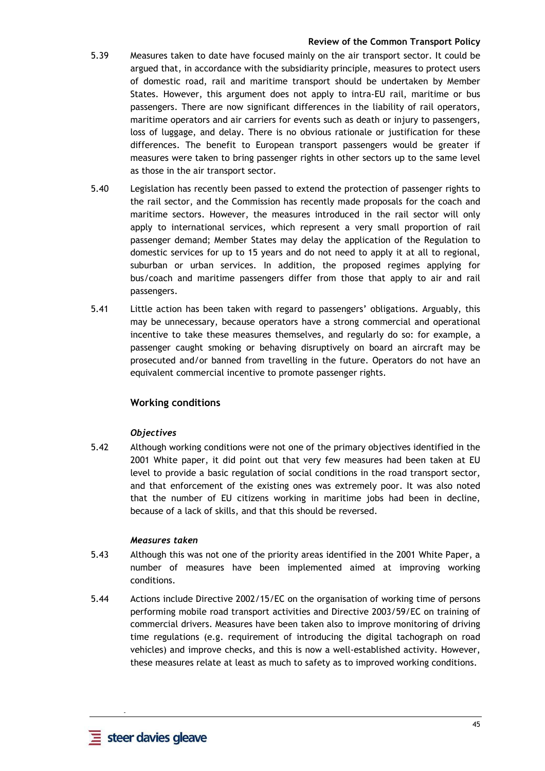5.39 Measures taken to date have focused mainly on the air transport sector. It could be argued that, in accordance with the subsidiarity principle, measures to protect users of domestic road, rail and maritime transport should be undertaken by Member States. However, this argument does not apply to intra-EU rail, maritime or bus passengers. There are now significant differences in the liability of rail operators, maritime operators and air carriers for events such as death or injury to passengers, loss of luggage, and delay. There is no obvious rationale or justification for these differences. The benefit to European transport passengers would be greater if measures were taken to bring passenger rights in other sectors up to the same level as those in the air transport sector.

5.40 Legislation has recently been passed to extend the protection of passenger rights to the rail sector, and the Commission has recently made proposals for the coach and maritime sectors. However, the measures introduced in the rail sector will only apply to international services, which represent a very small proportion of rail passenger demand; Member States may delay the application of the Regulation to domestic services for up to 15 years and do not need to apply it at all to regional, suburban or urban services. In addition, the proposed regimes applying for bus/coach and maritime passengers differ from those that apply to air and rail passengers.

5.41 Little action has been taken with regard to passengers' obligations. Arguably, this may be unnecessary, because operators have a strong commercial and operational incentive to take these measures themselves, and regularly do so: for example, a passenger caught smoking or behaving disruptively on board an aircraft may be prosecuted and/or banned from travelling in the future. Operators do not have an equivalent commercial incentive to promote passenger rights.

## Working conditions

### *Objectives*

5.42 Although working conditions were not one of the primary objectives identified in the 2001 White paper, it did point out that very few measures had been taken at EU level to provide a basic regulation of social conditions in the road transport sector, and that enforcement of the existing ones was extremely poor. It was also noted that the number of EU citizens working in maritime jobs had been in decline, because of a lack of skills, and that this should be reversed.

### *Measures taken*

5.43 Although this was not one of the priority areas identified in the 2001 White Paper, a number of measures have been implemented aimed at improving working conditions.

5.44 Actions include Directive 2002/15/EC on the organisation of working time of persons performing mobile road transport activities and Directive 2003/59/EC on training of commercial drivers. Measures have been taken also to improve monitoring of driving time regulations (e.g. requirement of introducing the digital tachograph on road vehicles) and improve checks, and this is now a well-established activity. However, these measures relate at least as much to safety as to improved working conditions.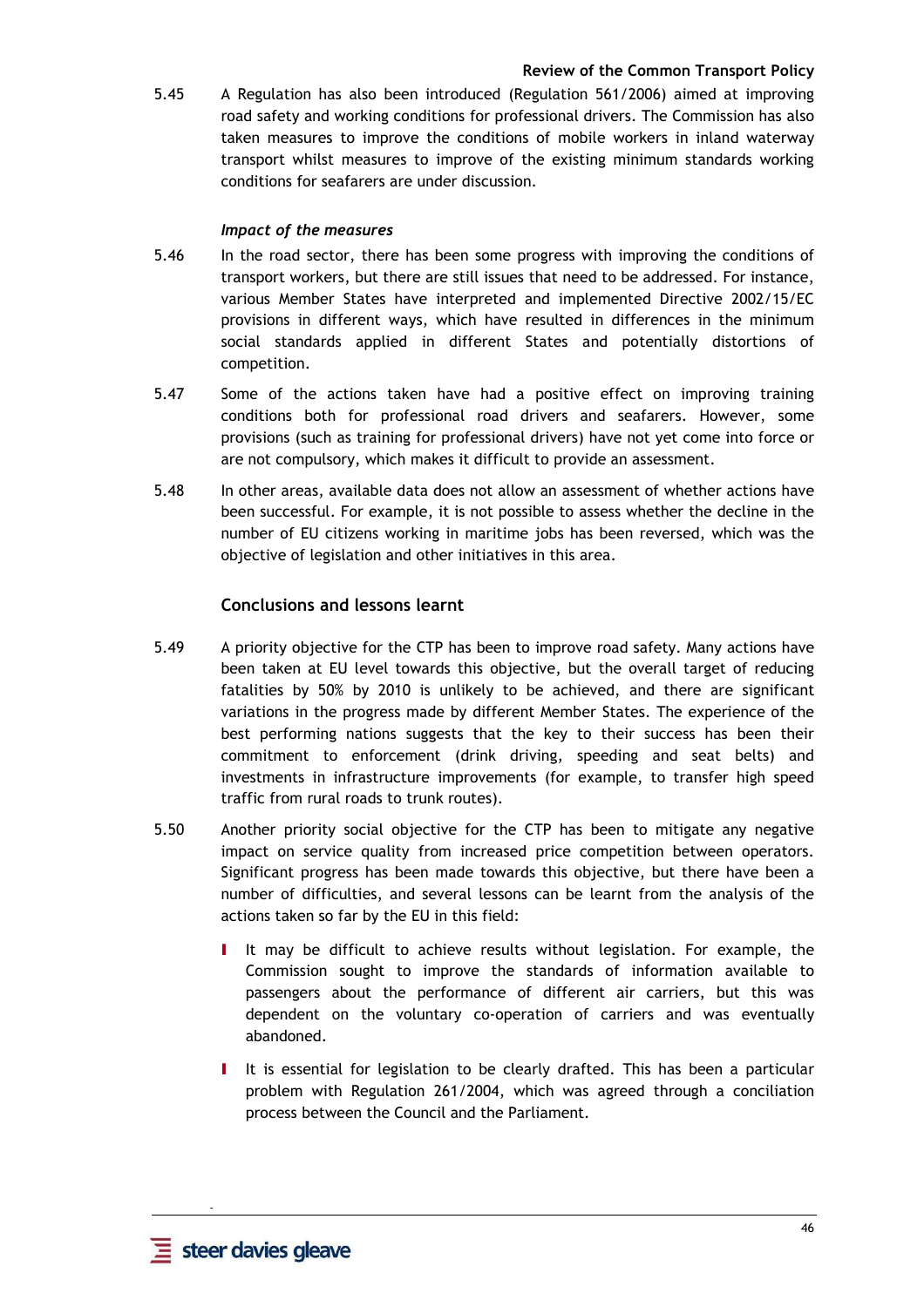5.45 A Regulation has also been introduced (Regulation 561/2006) aimed at improving road safety and working conditions for professional drivers. The Commission has also taken measures to improve the conditions of mobile workers in inland waterway transport whilst measures to improve of the existing minimum standards working conditions for seafarers are under discussion.

*Impact of the measures*

5.46 In the road sector, there has been some progress with improving the conditions of transport workers, but there are still issues that need to be addressed. For instance, various Member States have interpreted and implemented Directive 2002/15/EC provisions in different ways, which have resulted in differences in the minimum social standards applied in different States and potentially distortions of competition.

5.47 Some of the actions taken have had a positive effect on improving training conditions both for professional road drivers and seafarers. However, some provisions (such as training for professional drivers) have not yet come into force or are not compulsory, which makes it difficult to provide an assessment.

5.48 In other areas, available data does not allow an assessment of whether actions have been successful. For example, it is not possible to assess whether the decline in the number of EU citizens working in maritime jobs has been reversed, which was the objective of legislation and other initiatives in this area.

## Conclusions and lessons learnt

5.49 A priority objective for the CTP has been to improve road safety. Many actions have been taken at EU level towards this objective, but the overall target of reducing fatalities by 50% by 2010 is unlikely to be achieved, and there are significant variations in the progress made by different Member States. The experience of the best performing nations suggests that the key to their success has been their commitment to enforcement (drink driving, speeding and seat belts) and investments in infrastructure improvements (for example, to transfer high speed traffic from rural roads to trunk routes).

5.50 Another priority social objective for the CTP has been to mitigate any negative impact on service quality from increased price competition between operators. Significant progress has been made towards this objective, but there have been a number of difficulties, and several lessons can be learnt from the analysis of the actions taken so far by the EU in this field:

- It may be difficult to achieve results without legislation. For example, the Commission sought to improve the standards of information available to passengers about the performance of different air carriers, but this was dependent on the voluntary co-operation of carriers and was eventually abandoned.
- It is essential for legislation to be clearly drafted. This has been a particular problem with Regulation 261/2004, which was agreed through a conciliation process between the Council and the Parliament.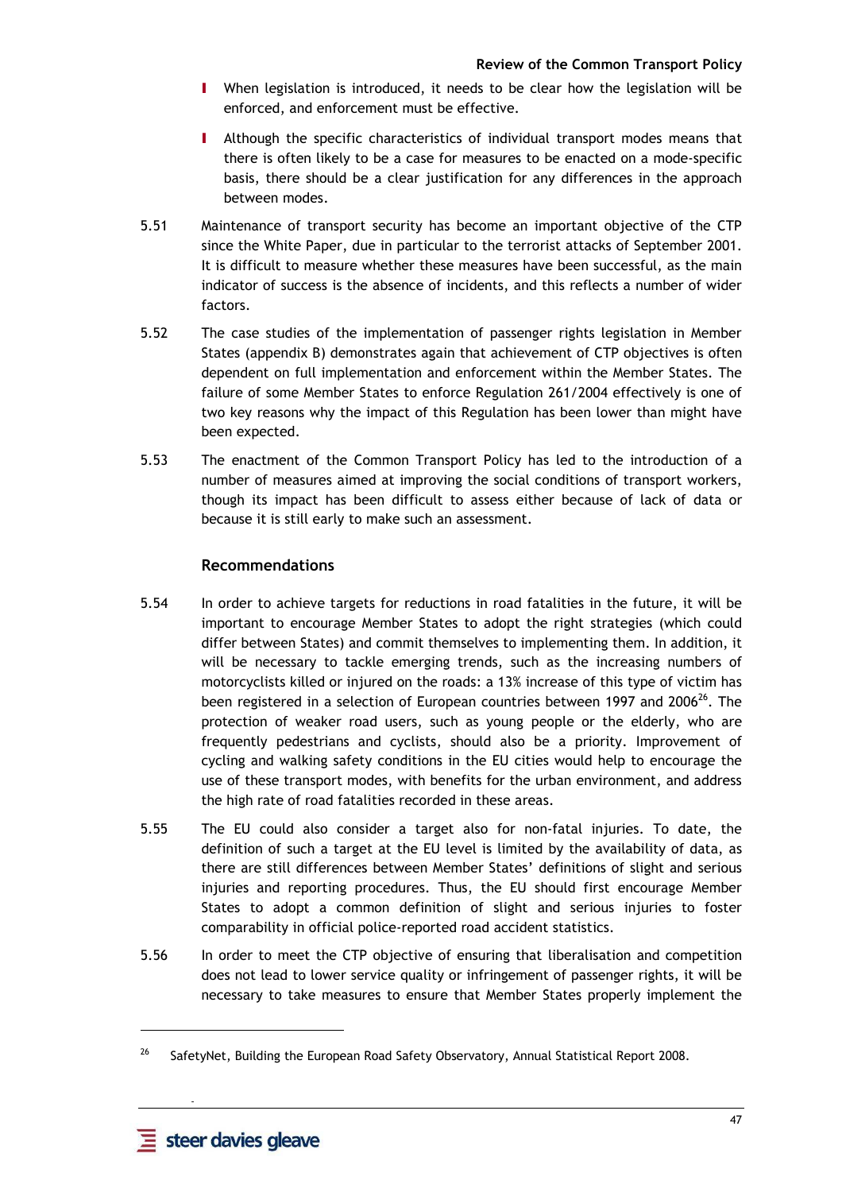- When legislation is introduced, it needs to be clear how the legislation will be enforced, and enforcement must be effective.

- Although the specific characteristics of individual transport modes means that there is often likely to be a case for measures to be enacted on a mode-specific basis, there should be a clear justification for any differences in the approach between modes.

5.51 Maintenance of transport security has become an important objective of the CTP since the White Paper, due in particular to the terrorist attacks of September 2001. It is difficult to measure whether these measures have been successful, as the main indicator of success is the absence of incidents, and this reflects a number of wider factors.

5.52 The case studies of the implementation of passenger rights legislation in Member States (appendix B) demonstrates again that achievement of CTP objectives is often dependent on full implementation and enforcement within the Member States. The failure of some Member States to enforce Regulation 261/2004 effectively is one of two key reasons why the impact of this Regulation has been lower than might have been expected.

5.53 The enactment of the Common Transport Policy has led to the introduction of a number of measures aimed at improving the social conditions of transport workers, though its impact has been difficult to assess either because of lack of data or because it is still early to make such an assessment.

### Recommendations

5.54 In order to achieve targets for reductions in road fatalities in the future, it will be important to encourage Member States to adopt the right strategies (which could differ between States) and commit themselves to implementing them. In addition, it will be necessary to tackle emerging trends, such as the increasing numbers of motorcyclists killed or injured on the roads: a 13% increase of this type of victim has been registered in a selection of European countries between 1997 and 2006[26]. The protection of weaker road users, such as young people or the elderly, who are frequently pedestrians and cyclists, should also be a priority. Improvement of cycling and walking safety conditions in the EU cities would help to encourage the use of these transport modes, with benefits for the urban environment, and address the high rate of road fatalities recorded in these areas.

5.55 The EU could also consider a target also for non-fatal injuries. To date, the definition of such a target at the EU level is limited by the availability of data, as there are still differences between Member States' definitions of slight and serious injuries and reporting procedures. Thus, the EU should first encourage Member States to adopt a common definition of slight and serious injuries to foster comparability in official police-reported road accident statistics.

5.56 In order to meet the CTP objective of ensuring that liberalisation and competition does not lead to lower service quality or infringement of passenger rights, it will be necessary to take measures to ensure that Member States properly implement the

[26] SafetyNet, Building the European Road Safety Observatory, Annual Statistical Report 2008.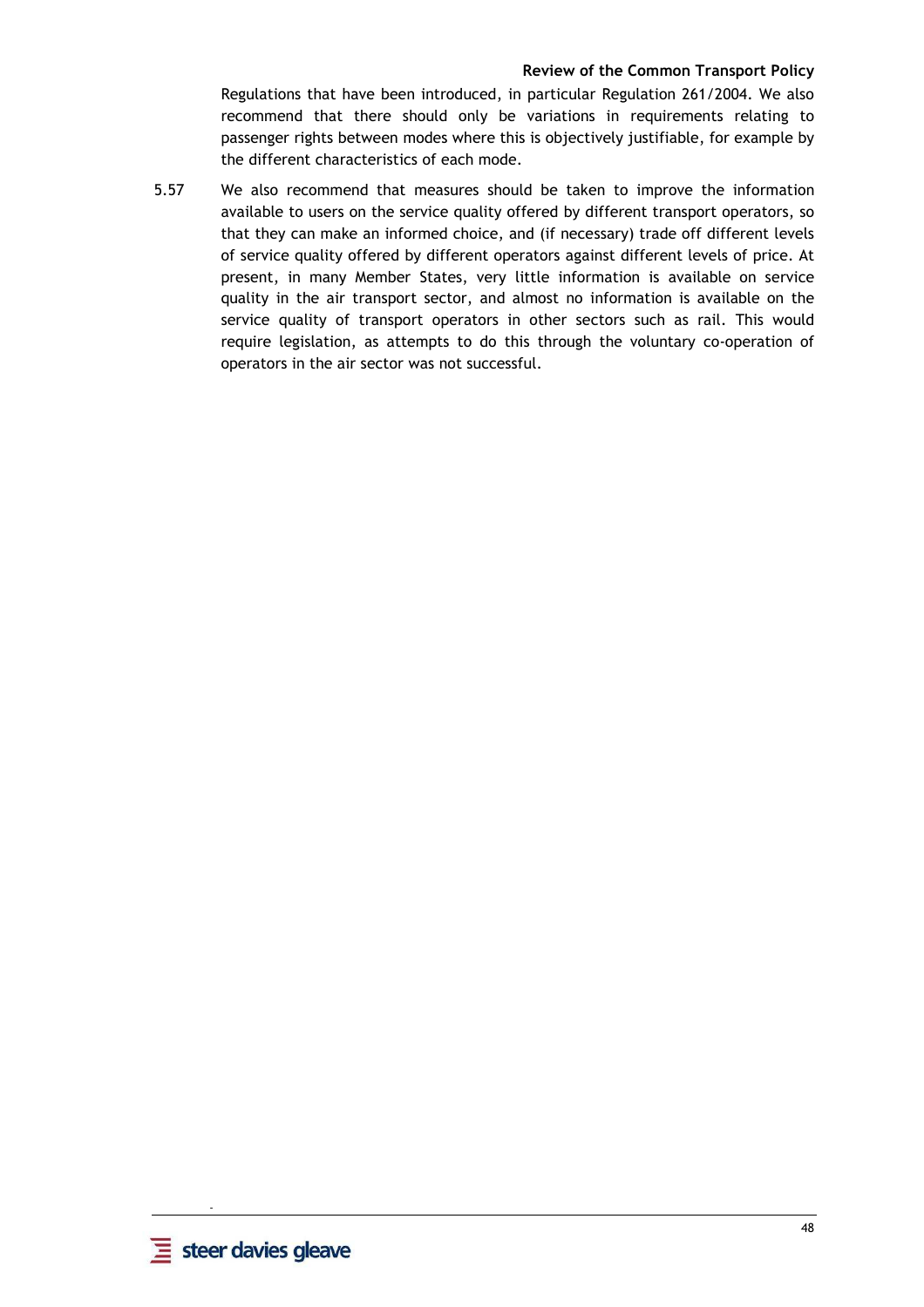Regulations that have been introduced, in particular Regulation 261/2004. We also recommend that there should only be variations in requirements relating to passenger rights between modes where this is objectively justifiable, for example by the different characteristics of each mode.

5.57 We also recommend that measures should be taken to improve the information available to users on the service quality offered by different transport operators, so that they can make an informed choice, and (if necessary) trade off different levels of service quality offered by different operators against different levels of price. At present, in many Member States, very little information is available on service quality in the air transport sector, and almost no information is available on the service quality of transport operators in other sectors such as rail. This would require legislation, as attempts to do this through the voluntary co-operation of operators in the air sector was not successful.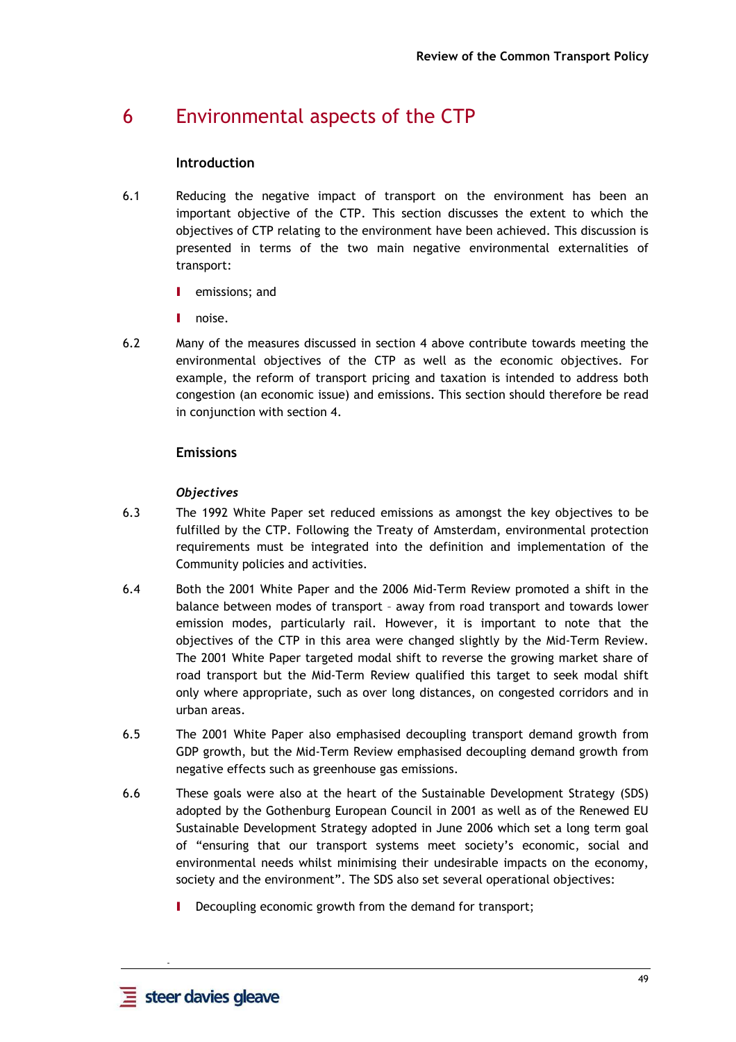# 6 Environmental aspects of the CTP

### Introduction

6.1 Reducing the negative impact of transport on the environment has been an important objective of the CTP. This section discusses the extent to which the objectives of CTP relating to the environment have been achieved. This discussion is presented in terms of the two main negative environmental externalities of transport:

- emissions; and
- noise.

6.2 Many of the measures discussed in section 4 above contribute towards meeting the environmental objectives of the CTP as well as the economic objectives. For example, the reform of transport pricing and taxation is intended to address both congestion (an economic issue) and emissions. This section should therefore be read in conjunction with section 4.

### Emissions

#### *Objectives*

6.3 The 1992 White Paper set reduced emissions as amongst the key objectives to be fulfilled by the CTP. Following the Treaty of Amsterdam, environmental protection requirements must be integrated into the definition and implementation of the Community policies and activities.

6.4 Both the 2001 White Paper and the 2006 Mid-Term Review promoted a shift in the balance between modes of transport – away from road transport and towards lower emission modes, particularly rail. However, it is important to note that the objectives of the CTP in this area were changed slightly by the Mid-Term Review. The 2001 White Paper targeted modal shift to reverse the growing market share of road transport but the Mid-Term Review qualified this target to seek modal shift only where appropriate, such as over long distances, on congested corridors and in urban areas.

6.5 The 2001 White Paper also emphasised decoupling transport demand growth from GDP growth, but the Mid-Term Review emphasised decoupling demand growth from negative effects such as greenhouse gas emissions.

6.6 These goals were also at the heart of the Sustainable Development Strategy (SDS) adopted by the Gothenburg European Council in 2001 as well as of the Renewed EU Sustainable Development Strategy adopted in June 2006 which set a long term goal of "ensuring that our transport systems meet society's economic, social and environmental needs whilst minimising their undesirable impacts on the economy, society and the environment". The SDS also set several operational objectives:

- Decoupling economic growth from the demand for transport;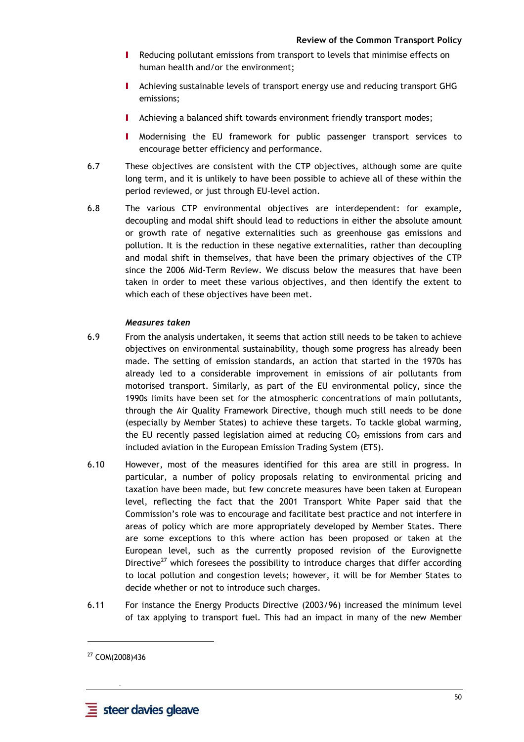- Reducing pollutant emissions from transport to levels that minimise effects on human health and/or the environment;
- Achieving sustainable levels of transport energy use and reducing transport GHG emissions;
- Achieving a balanced shift towards environment friendly transport modes;
- Modernising the EU framework for public passenger transport services to encourage better efficiency and performance.

6.7 These objectives are consistent with the CTP objectives, although some are quite long term, and it is unlikely to have been possible to achieve all of these within the period reviewed, or just through EU-level action.

6.8 The various CTP environmental objectives are interdependent: for example, decoupling and modal shift should lead to reductions in either the absolute amount or growth rate of negative externalities such as greenhouse gas emissions and pollution. It is the reduction in these negative externalities, rather than decoupling and modal shift in themselves, that have been the primary objectives of the CTP since the 2006 Mid-Term Review. We discuss below the measures that have been taken in order to meet these various objectives, and then identify the extent to which each of these objectives have been met.

### *Measures taken*

6.9 From the analysis undertaken, it seems that action still needs to be taken to achieve objectives on environmental sustainability, though some progress has already been made. The setting of emission standards, an action that started in the 1970s has already led to a considerable improvement in emissions of air pollutants from motorised transport. Similarly, as part of the EU environmental policy, since the 1990s limits have been set for the atmospheric concentrations of main pollutants, through the Air Quality Framework Directive, though much still needs to be done (especially by Member States) to achieve these targets. To tackle global warming, the EU recently passed legislation aimed at reducing $CO_2$ emissions from cars and included aviation in the European Emission Trading System (ETS).

6.10 However, most of the measures identified for this area are still in progress. In particular, a number of policy proposals relating to environmental pricing and taxation have been made, but few concrete measures have been taken at European level, reflecting the fact that the 2001 Transport White Paper said that the Commission's role was to encourage and facilitate best practice and not interfere in areas of policy which are more appropriately developed by Member States. There are some exceptions to this where action has been proposed or taken at the European level, such as the currently proposed revision of the Eurovignette Directive[27] which foresees the possibility to introduce charges that differ according to local pollution and congestion levels; however, it will be for Member States to decide whether or not to introduce such charges.

6.11 For instance the Energy Products Directive (2003/96) increased the minimum level of tax applying to transport fuel. This had an impact in many of the new Member

[27] COM(2008)436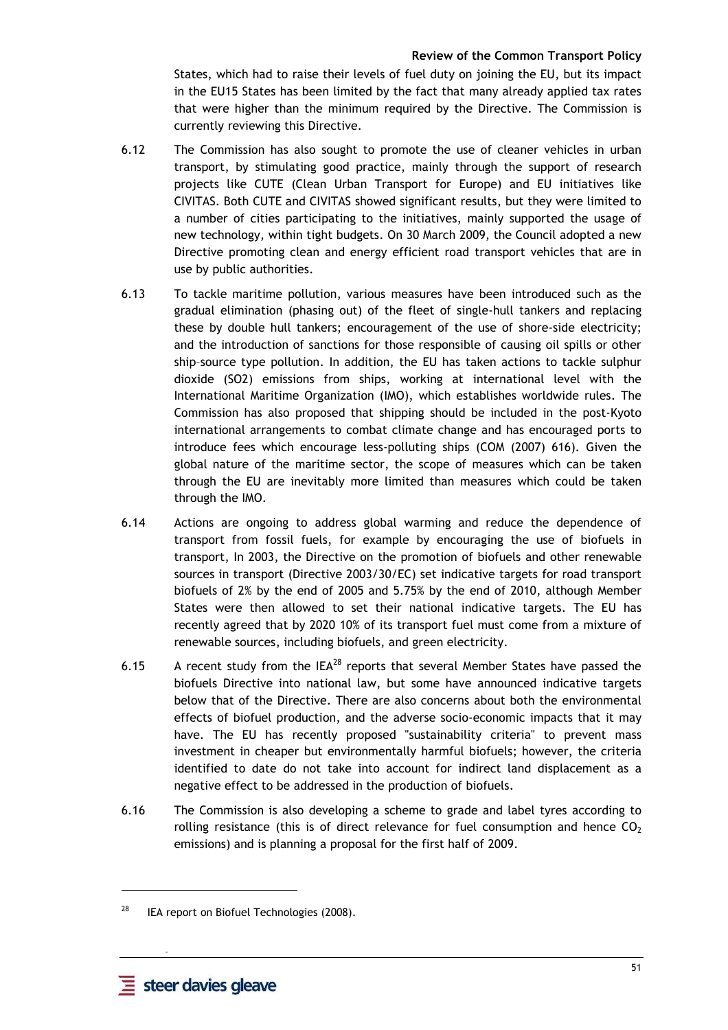States, which had to raise their levels of fuel duty on joining the EU, but its impact in the EU15 States has been limited by the fact that many already applied tax rates that were higher than the minimum required by the Directive. The Commission is currently reviewing this Directive.

6.12 The Commission has also sought to promote the use of cleaner vehicles in urban transport, by stimulating good practice, mainly through the support of research projects like CUTE (Clean Urban Transport for Europe) and EU initiatives like CIVITAS. Both CUTE and CIVITAS showed significant results, but they were limited to a number of cities participating to the initiatives, mainly supported the usage of new technology, within tight budgets. On 30 March 2009, the Council adopted a new Directive promoting clean and energy efficient road transport vehicles that are in use by public authorities.

6.13 To tackle maritime pollution, various measures have been introduced such as the gradual elimination (phasing out) of the fleet of single-hull tankers and replacing these by double hull tankers; encouragement of the use of shore-side electricity; and the introduction of sanctions for those responsible of causing oil spills or other ship–source type pollution. In addition, the EU has taken actions to tackle sulphur dioxide (SO2) emissions from ships, working at international level with the International Maritime Organization (IMO), which establishes worldwide rules. The Commission has also proposed that shipping should be included in the post-Kyoto international arrangements to combat climate change and has encouraged ports to introduce fees which encourage less-polluting ships (COM (2007) 616). Given the global nature of the maritime sector, the scope of measures which can be taken through the EU are inevitably more limited than measures which could be taken through the IMO.

6.14 Actions are ongoing to address global warming and reduce the dependence of transport from fossil fuels, for example by encouraging the use of biofuels in transport, In 2003, the Directive on the promotion of biofuels and other renewable sources in transport (Directive 2003/30/EC) set indicative targets for road transport biofuels of 2% by the end of 2005 and 5.75% by the end of 2010, although Member States were then allowed to set their national indicative targets. The EU has recently agreed that by 2020 10% of its transport fuel must come from a mixture of renewable sources, including biofuels, and green electricity.

6.15 A recent study from the IEA[28] reports that several Member States have passed the biofuels Directive into national law, but some have announced indicative targets below that of the Directive. There are also concerns about both the environmental effects of biofuel production, and the adverse socio-economic impacts that it may have. The EU has recently proposed "sustainability criteria" to prevent mass investment in cheaper but environmentally harmful biofuels; however, the criteria identified to date do not take into account for indirect land displacement as a negative effect to be addressed in the production of biofuels.

6.16 The Commission is also developing a scheme to grade and label tyres according to rolling resistance (this is of direct relevance for fuel consumption and hence $CO_2$ emissions) and is planning a proposal for the first half of 2009.

[28] IEA report on Biofuel Technologies (2008).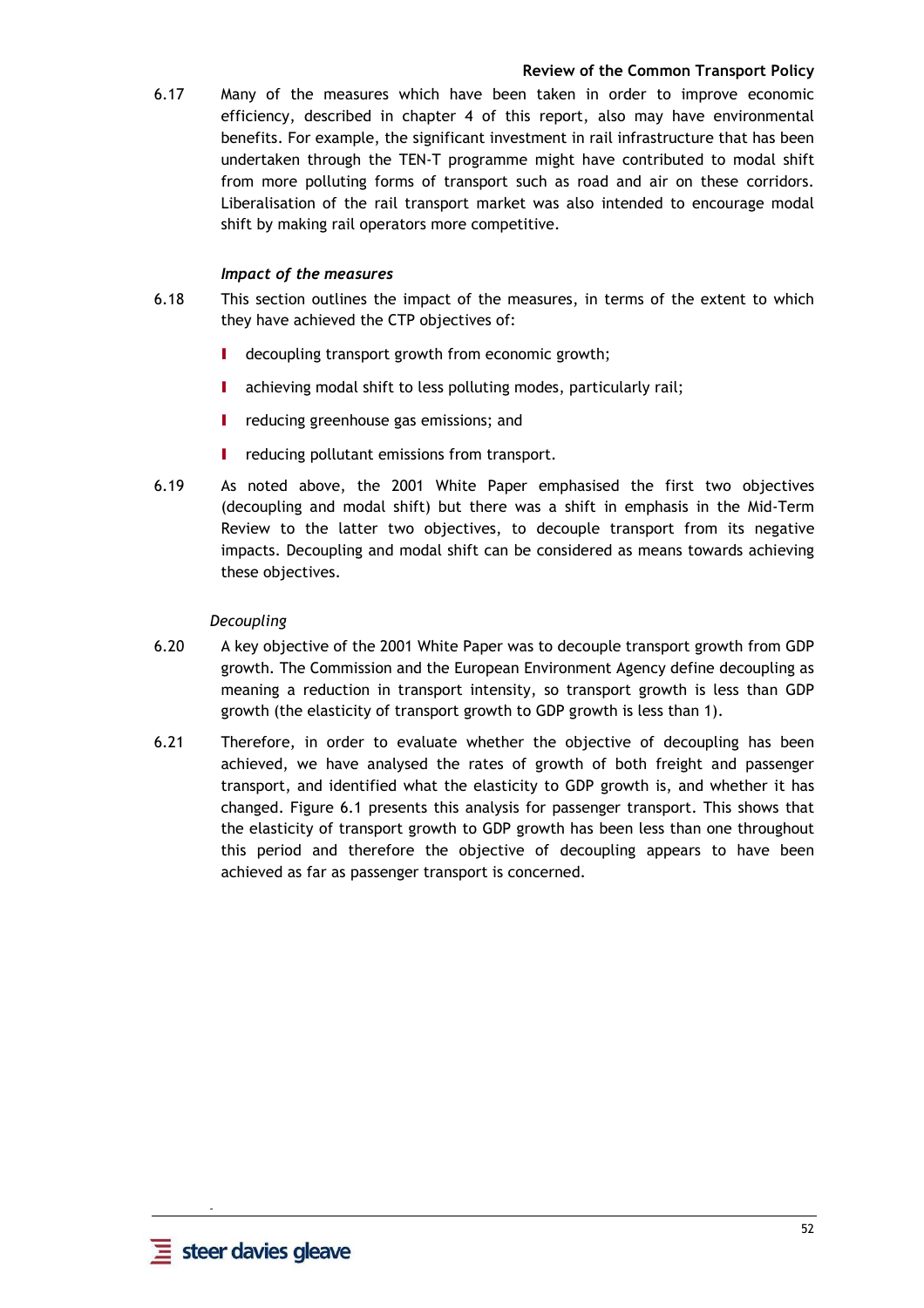6.17 Many of the measures which have been taken in order to improve economic efficiency, described in chapter 4 of this report, also may have environmental benefits. For example, the significant investment in rail infrastructure that has been undertaken through the TEN-T programme might have contributed to modal shift from more polluting forms of transport such as road and air on these corridors. Liberalisation of the rail transport market was also intended to encourage modal shift by making rail operators more competitive.

### *Impact of the measures*

6.18 This section outlines the impact of the measures, in terms of the extent to which they have achieved the CTP objectives of:

- decoupling transport growth from economic growth;
- achieving modal shift to less polluting modes, particularly rail;
- reducing greenhouse gas emissions; and
- reducing pollutant emissions from transport.

6.19 As noted above, the 2001 White Paper emphasised the first two objectives (decoupling and modal shift) but there was a shift in emphasis in the Mid-Term Review to the latter two objectives, to decouple transport from its negative impacts. Decoupling and modal shift can be considered as means towards achieving these objectives.

#### *Decoupling*

6.20 A key objective of the 2001 White Paper was to decouple transport growth from GDP growth. The Commission and the European Environment Agency define decoupling as meaning a reduction in transport intensity, so transport growth is less than GDP growth (the elasticity of transport growth to GDP growth is less than 1).

6.21 Therefore, in order to evaluate whether the objective of decoupling has been achieved, we have analysed the rates of growth of both freight and passenger transport, and identified what the elasticity to GDP growth is, and whether it has changed. Figure 6.1 presents this analysis for passenger transport. This shows that the elasticity of transport growth to GDP growth has been less than one throughout this period and therefore the objective of decoupling appears to have been achieved as far as passenger transport is concerned.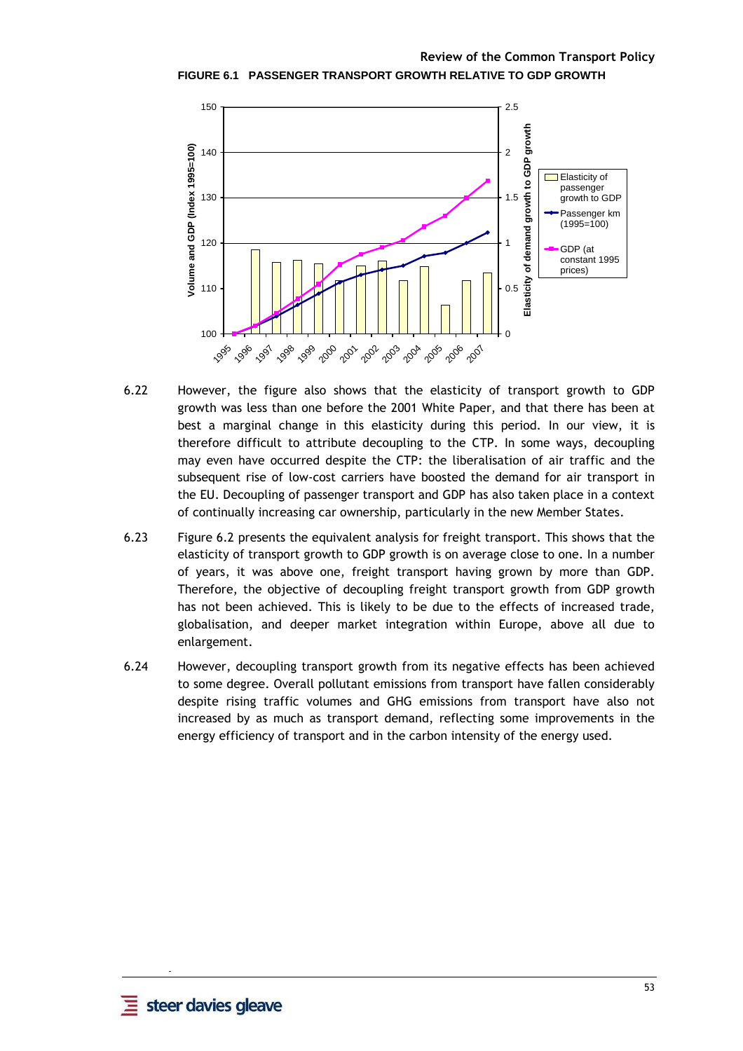**FIGURE 6.1 PASSENGER TRANSPORT GROWTH RELATIVE TO GDP GROWTH**

6.22 However, the figure also shows that the elasticity of transport growth to GDP growth was less than one before the 2001 White Paper, and that there has been at best a marginal change in this elasticity during this period. In our view, it is therefore difficult to attribute decoupling to the CTP. In some ways, decoupling may even have occurred despite the CTP: the liberalisation of air traffic and the subsequent rise of low-cost carriers have boosted the demand for air transport in the EU. Decoupling of passenger transport and GDP has also taken place in a context of continually increasing car ownership, particularly in the new Member States.

6.23 Figure 6.2 presents the equivalent analysis for freight transport. This shows that the elasticity of transport growth to GDP growth is on average close to one. In a number of years, it was above one, freight transport having grown by more than GDP. Therefore, the objective of decoupling freight transport growth from GDP growth has not been achieved. This is likely to be due to the effects of increased trade, globalisation, and deeper market integration within Europe, above all due to enlargement.

6.24 However, decoupling transport growth from its negative effects has been achieved to some degree. Overall pollutant emissions from transport have fallen considerably despite rising traffic volumes and GHG emissions from transport have also not increased by as much as transport demand, reflecting some improvements in the energy efficiency of transport and in the carbon intensity of the energy used.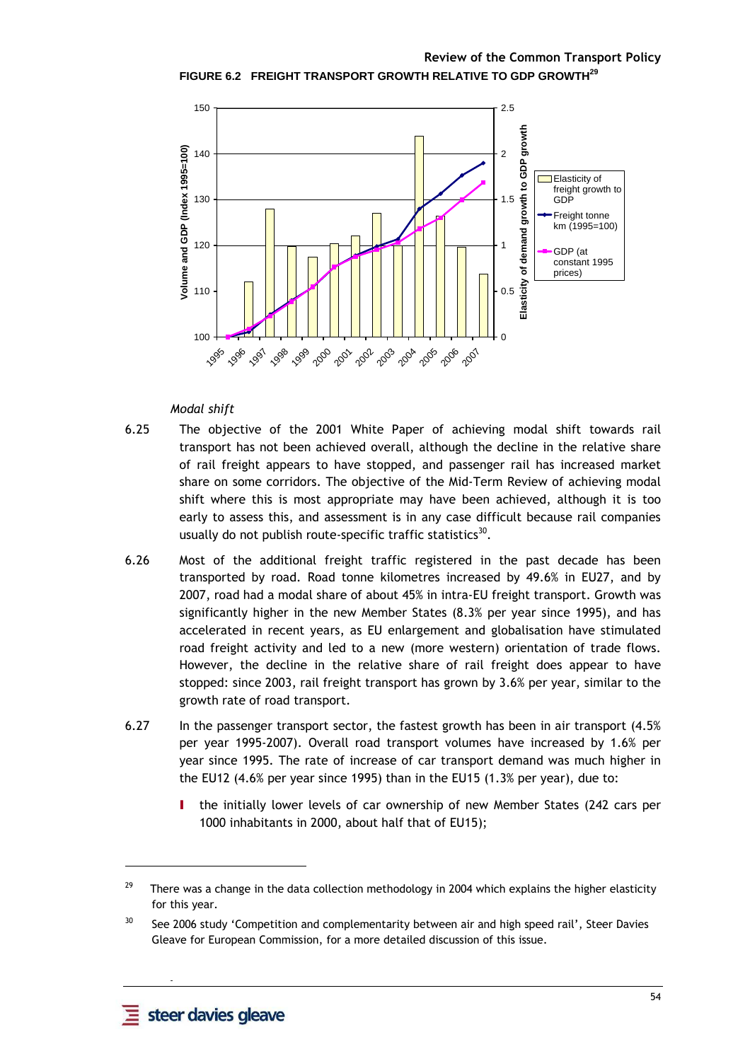**FIGURE 6.2 FREIGHT TRANSPORT GROWTH RELATIVE TO GDP GROWTH[29]**

*Modal shift*

6.25 The objective of the 2001 White Paper of achieving modal shift towards rail transport has not been achieved overall, although the decline in the relative share of rail freight appears to have stopped, and passenger rail has increased market share on some corridors. The objective of the Mid-Term Review of achieving modal shift where this is most appropriate may have been achieved, although it is too early to assess this, and assessment is in any case difficult because rail companies usually do not publish route-specific traffic statistics[30].

6.26 Most of the additional freight traffic registered in the past decade has been transported by road. Road tonne kilometres increased by 49.6% in EU27, and by 2007, road had a modal share of about 45% in intra-EU freight transport. Growth was significantly higher in the new Member States (8.3% per year since 1995), and has accelerated in recent years, as EU enlargement and globalisation have stimulated road freight activity and led to a new (more western) orientation of trade flows. However, the decline in the relative share of rail freight does appear to have stopped: since 2003, rail freight transport has grown by 3.6% per year, similar to the growth rate of road transport.

6.27 In the passenger transport sector, the fastest growth has been in air transport (4.5% per year 1995-2007). Overall road transport volumes have increased by 1.6% per year since 1995. The rate of increase of car transport demand was much higher in the EU12 (4.6% per year since 1995) than in the EU15 (1.3% per year), due to:

- the initially lower levels of car ownership of new Member States (242 cars per 1000 inhabitants in 2000, about half that of EU15);

---

[29] There was a change in the data collection methodology in 2004 which explains the higher elasticity for this year.

[30] See 2006 study 'Competition and complementarity between air and high speed rail', Steer Davies Gleave for European Commission, for a more detailed discussion of this issue.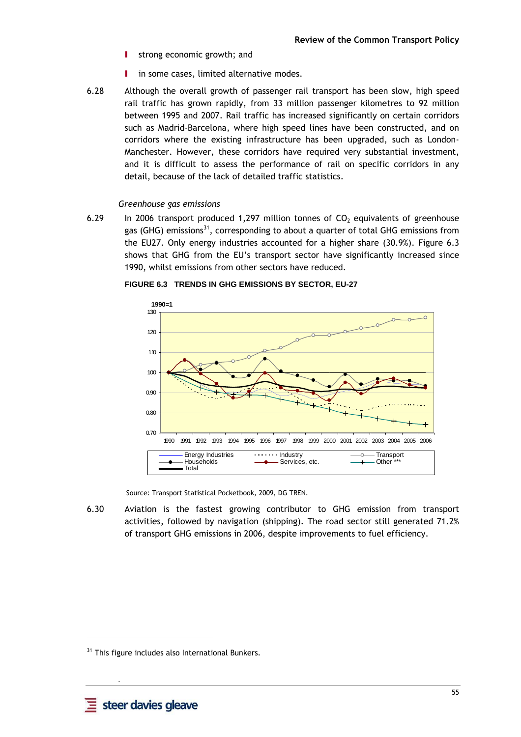- strong economic growth; and
- in some cases, limited alternative modes.

6.28 Although the overall growth of passenger rail transport has been slow, high speed rail traffic has grown rapidly, from 33 million passenger kilometres to 92 million between 1995 and 2007. Rail traffic has increased significantly on certain corridors such as Madrid-Barcelona, where high speed lines have been constructed, and on corridors where the existing infrastructure has been upgraded, such as London-Manchester. However, these corridors have required very substantial investment, and it is difficult to assess the performance of rail on specific corridors in any detail, because of the lack of detailed traffic statistics.

*Greenhouse gas emissions*

6.29 In 2006 transport produced 1,297 million tonnes of $CO_2$ equivalents of greenhouse gas (GHG) emissions[31], corresponding to about a quarter of total GHG emissions from the EU27. Only energy industries accounted for a higher share (30.9%). Figure 6.3 shows that GHG from the EU's transport sector have significantly increased since 1990, whilst emissions from other sectors have reduced.

**FIGURE 6.3 TRENDS IN GHG EMISSIONS BY SECTOR, EU-27**

Source: Transport Statistical Pocketbook, 2009, DG TREN.

6.30 Aviation is the fastest growing contributor to GHG emission from transport activities, followed by navigation (shipping). The road sector still generated 71.2% of transport GHG emissions in 2006, despite improvements to fuel efficiency.

[31] This figure includes also International Bunkers.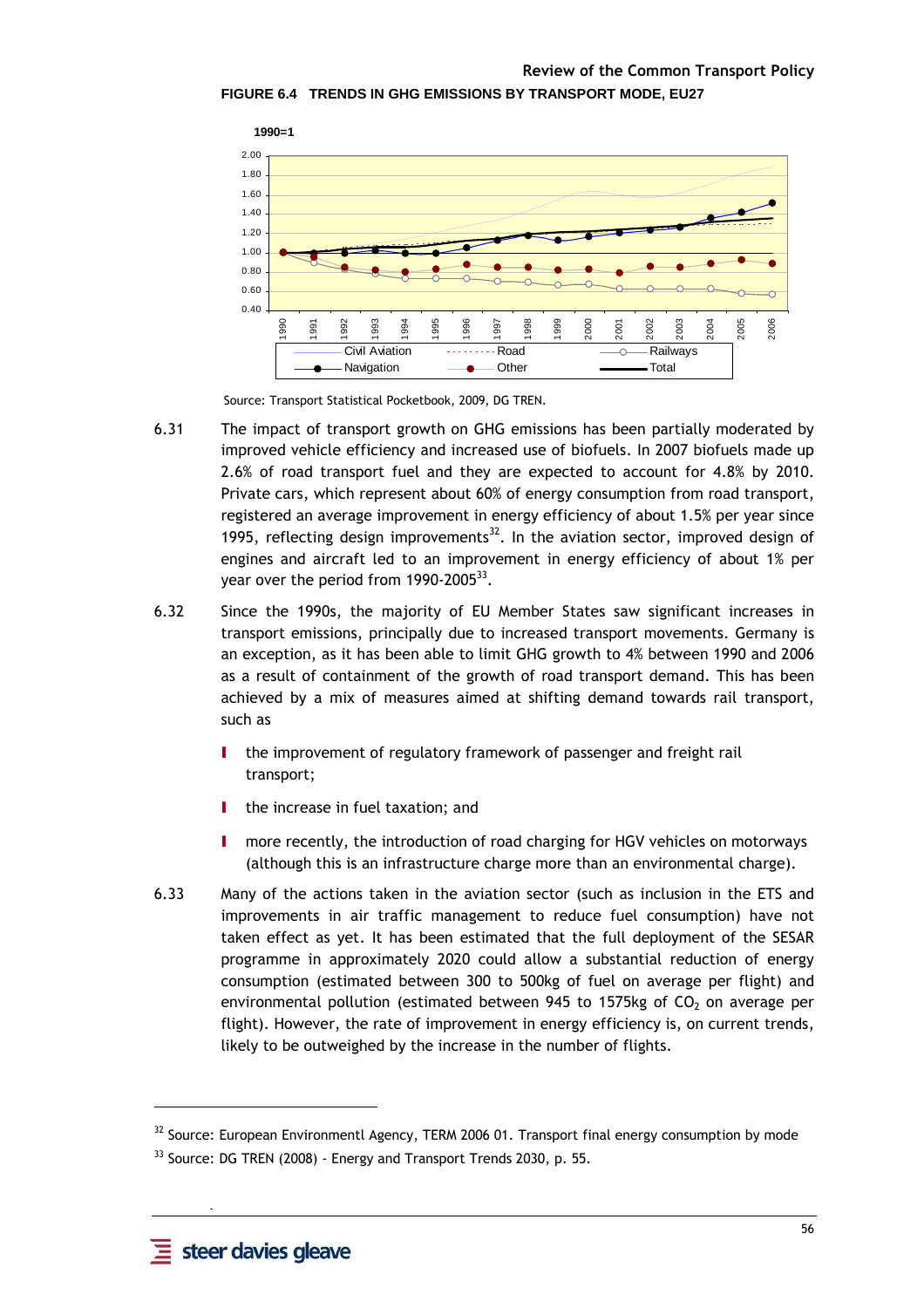**FIGURE 6.4 TRENDS IN GHG EMISSIONS BY TRANSPORT MODE, EU27**

Source: Transport Statistical Pocketbook, 2009, DG TREN.

6.31 The impact of transport growth on GHG emissions has been partially moderated by improved vehicle efficiency and increased use of biofuels. In 2007 biofuels made up 2.6% of road transport fuel and they are expected to account for 4.8% by 2010. Private cars, which represent about 60% of energy consumption from road transport, registered an average improvement in energy efficiency of about 1.5% per year since 1995, reflecting design improvements[32]. In the aviation sector, improved design of engines and aircraft led to an improvement in energy efficiency of about 1% per year over the period from 1990-2005[33].

6.32 Since the 1990s, the majority of EU Member States saw significant increases in transport emissions, principally due to increased transport movements. Germany is an exception, as it has been able to limit GHG growth to 4% between 1990 and 2006 as a result of containment of the growth of road transport demand. This has been achieved by a mix of measures aimed at shifting demand towards rail transport, such as

- the improvement of regulatory framework of passenger and freight rail transport;
- the increase in fuel taxation; and
- more recently, the introduction of road charging for HGV vehicles on motorways (although this is an infrastructure charge more than an environmental charge).

6.33 Many of the actions taken in the aviation sector (such as inclusion in the ETS and improvements in air traffic management to reduce fuel consumption) have not taken effect as yet. It has been estimated that the full deployment of the SESAR programme in approximately 2020 could allow a substantial reduction of energy consumption (estimated between 300 to 500kg of fuel on average per flight) and environmental pollution (estimated between 945 to 1575kg of $CO_2$ on average per flight). However, the rate of improvement in energy efficiency is, on current trends, likely to be outweighed by the increase in the number of flights.

[32] Source: European Environmentl Agency, TERM 2006 01. Transport final energy consumption by mode

[33] Source: DG TREN (2008) - Energy and Transport Trends 2030, p. 55.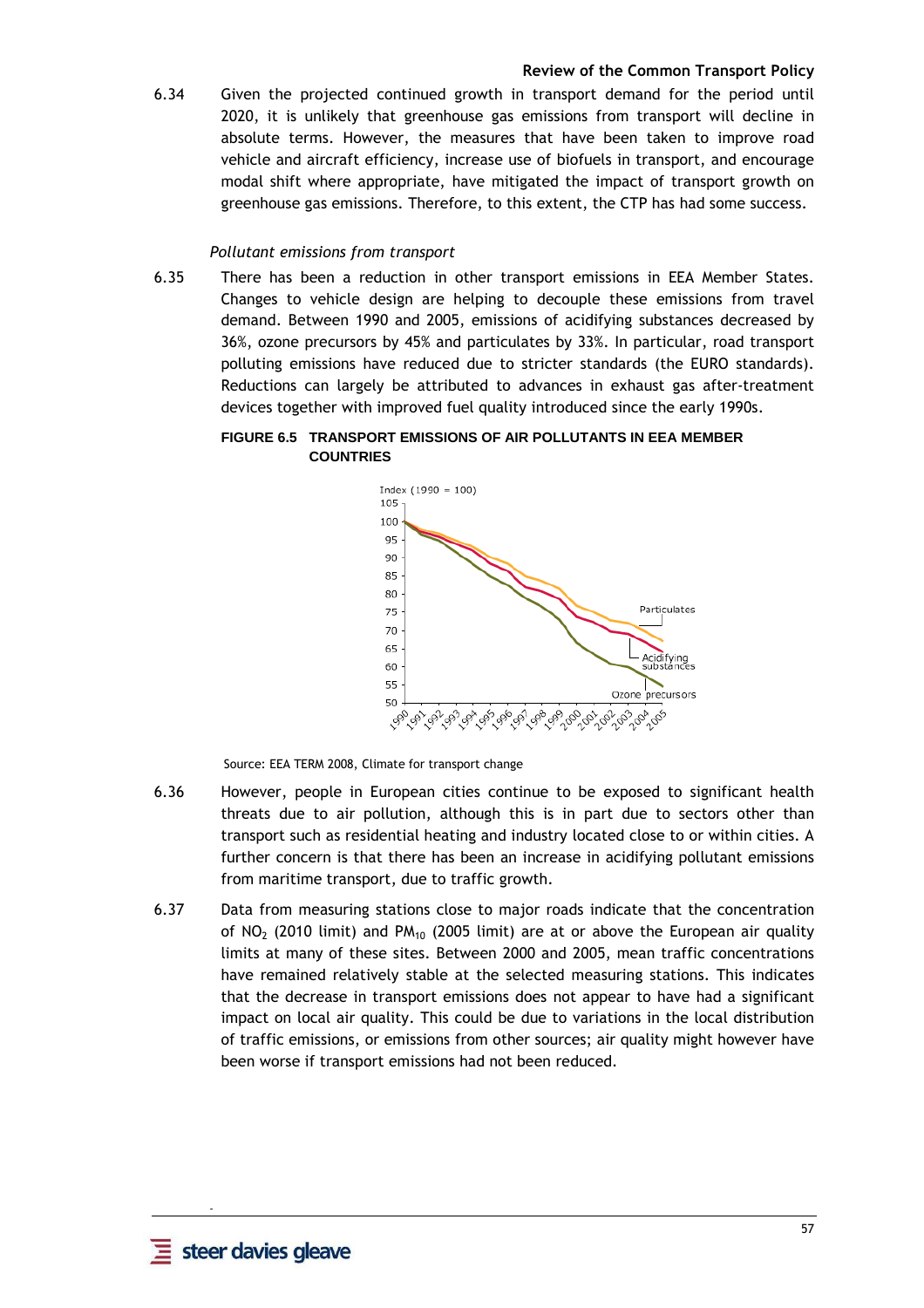6.34 Given the projected continued growth in transport demand for the period until 2020, it is unlikely that greenhouse gas emissions from transport will decline in absolute terms. However, the measures that have been taken to improve road vehicle and aircraft efficiency, increase use of biofuels in transport, and encourage modal shift where appropriate, have mitigated the impact of transport growth on greenhouse gas emissions. Therefore, to this extent, the CTP has had some success.

*Pollutant emissions from transport*

6.35 There has been a reduction in other transport emissions in EEA Member States. Changes to vehicle design are helping to decouple these emissions from travel demand. Between 1990 and 2005, emissions of acidifying substances decreased by 36%, ozone precursors by 45% and particulates by 33%. In particular, road transport polluting emissions have reduced due to stricter standards (the EURO standards). Reductions can largely be attributed to advances in exhaust gas after-treatment devices together with improved fuel quality introduced since the early 1990s.

**FIGURE 6.5 TRANSPORT EMISSIONS OF AIR POLLUTANTS IN EEA MEMBER COUNTRIES**

Source: EEA TERM 2008, Climate for transport change

6.36 However, people in European cities continue to be exposed to significant health threats due to air pollution, although this is in part due to sectors other than transport such as residential heating and industry located close to or within cities. A further concern is that there has been an increase in acidifying pollutant emissions from maritime transport, due to traffic growth.

6.37 Data from measuring stations close to major roads indicate that the concentration of $NO_2$ (2010 limit) and $PM_{10}$ (2005 limit) are at or above the European air quality limits at many of these sites. Between 2000 and 2005, mean traffic concentrations have remained relatively stable at the selected measuring stations. This indicates that the decrease in transport emissions does not appear to have had a significant impact on local air quality. This could be due to variations in the local distribution of traffic emissions, or emissions from other sources; air quality might however have been worse if transport emissions had not been reduced.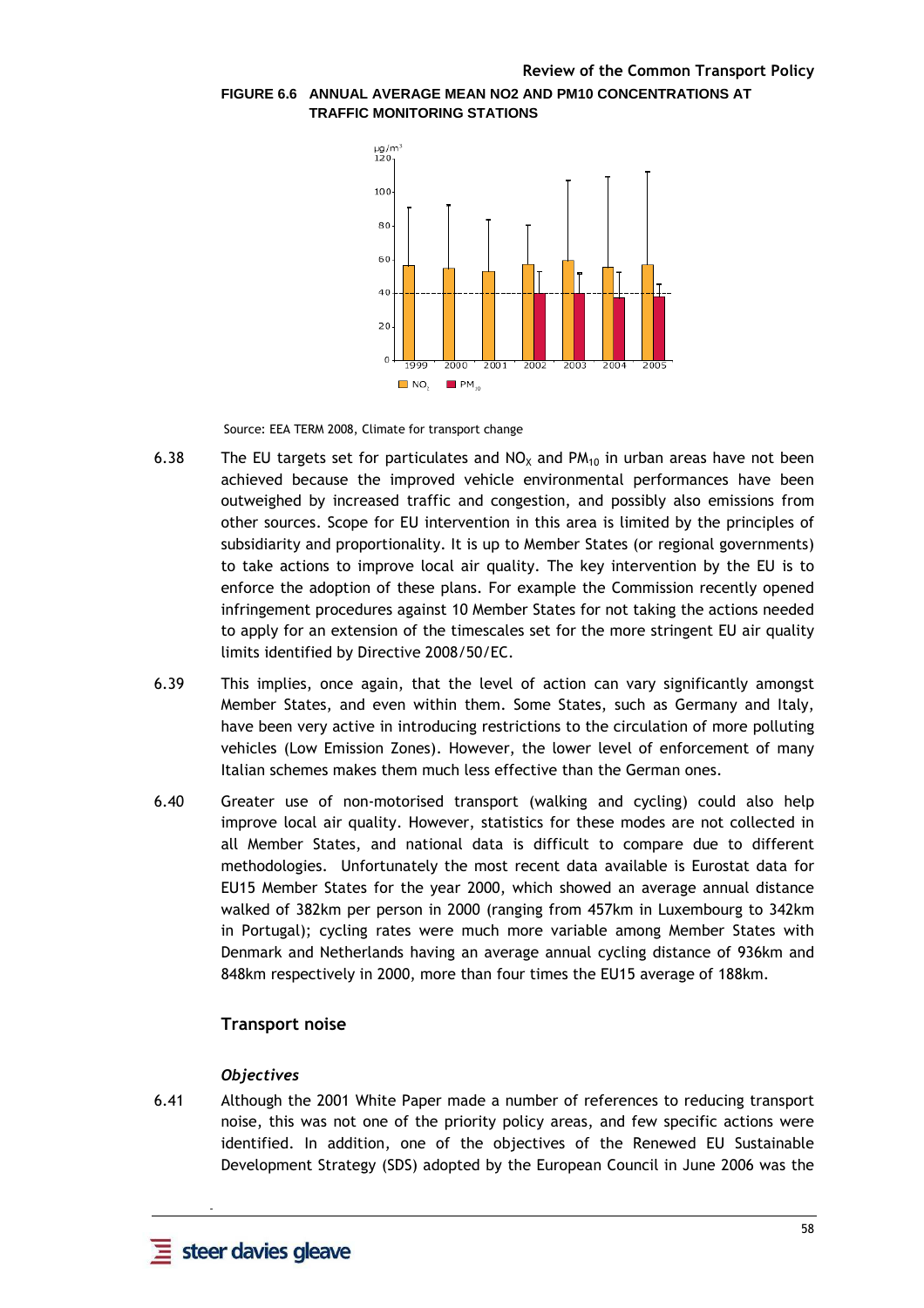**FIGURE 6.6 ANNUAL AVERAGE MEAN NO2 AND PM10 CONCENTRATIONS AT TRAFFIC MONITORING STATIONS**

Source: EEA TERM 2008, Climate for transport change

6.38 The EU targets set for particulates and $NO_X$ and $PM_{10}$ in urban areas have not been achieved because the improved vehicle environmental performances have been outweighed by increased traffic and congestion, and possibly also emissions from other sources. Scope for EU intervention in this area is limited by the principles of subsidiarity and proportionality. It is up to Member States (or regional governments) to take actions to improve local air quality. The key intervention by the EU is to enforce the adoption of these plans. For example the Commission recently opened infringement procedures against 10 Member States for not taking the actions needed to apply for an extension of the timescales set for the more stringent EU air quality limits identified by Directive 2008/50/EC.

6.39 This implies, once again, that the level of action can vary significantly amongst Member States, and even within them. Some States, such as Germany and Italy, have been very active in introducing restrictions to the circulation of more polluting vehicles (Low Emission Zones). However, the lower level of enforcement of many Italian schemes makes them much less effective than the German ones.

6.40 Greater use of non-motorised transport (walking and cycling) could also help improve local air quality. However, statistics for these modes are not collected in all Member States, and national data is difficult to compare due to different methodologies. Unfortunately the most recent data available is Eurostat data for EU15 Member States for the year 2000, which showed an average annual distance walked of 382km per person in 2000 (ranging from 457km in Luxembourg to 342km in Portugal); cycling rates were much more variable among Member States with Denmark and Netherlands having an average annual cycling distance of 936km and 848km respectively in 2000, more than four times the EU15 average of 188km.

## Transport noise

### *Objectives*

6.41 Although the 2001 White Paper made a number of references to reducing transport noise, this was not one of the priority policy areas, and few specific actions were identified. In addition, one of the objectives of the Renewed EU Sustainable Development Strategy (SDS) adopted by the European Council in June 2006 was the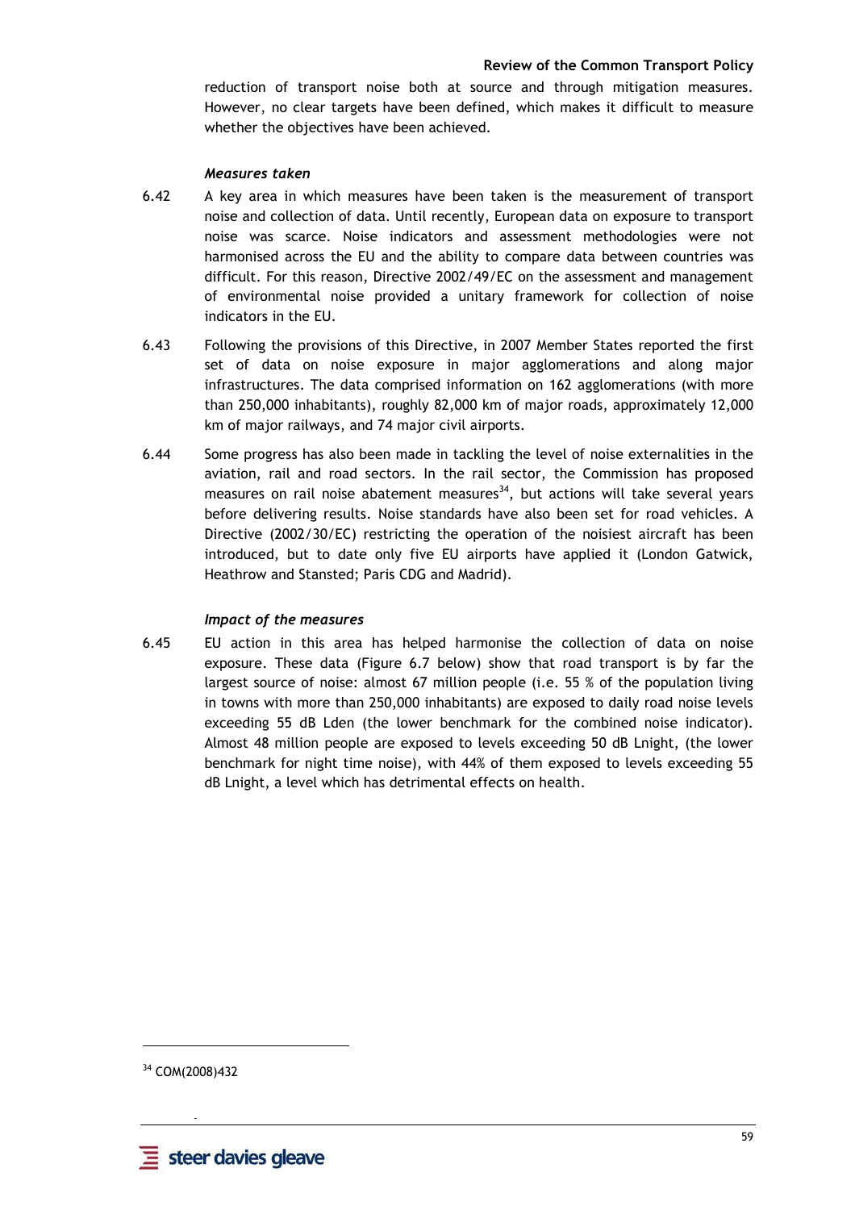reduction of transport noise both at source and through mitigation measures. However, no clear targets have been defined, which makes it difficult to measure whether the objectives have been achieved.

### *Measures taken*

6.42 A key area in which measures have been taken is the measurement of transport noise and collection of data. Until recently, European data on exposure to transport noise was scarce. Noise indicators and assessment methodologies were not harmonised across the EU and the ability to compare data between countries was difficult. For this reason, Directive 2002/49/EC on the assessment and management of environmental noise provided a unitary framework for collection of noise indicators in the EU.

6.43 Following the provisions of this Directive, in 2007 Member States reported the first set of data on noise exposure in major agglomerations and along major infrastructures. The data comprised information on 162 agglomerations (with more than 250,000 inhabitants), roughly 82,000 km of major roads, approximately 12,000 km of major railways, and 74 major civil airports.

6.44 Some progress has also been made in tackling the level of noise externalities in the aviation, rail and road sectors. In the rail sector, the Commission has proposed measures on rail noise abatement measures[34], but actions will take several years before delivering results. Noise standards have also been set for road vehicles. A Directive (2002/30/EC) restricting the operation of the noisiest aircraft has been introduced, but to date only five EU airports have applied it (London Gatwick, Heathrow and Stansted; Paris CDG and Madrid).

### *Impact of the measures*

6.45 EU action in this area has helped harmonise the collection of data on noise exposure. These data (Figure 6.7 below) show that road transport is by far the largest source of noise: almost 67 million people (i.e. 55 % of the population living in towns with more than 250,000 inhabitants) are exposed to daily road noise levels exceeding 55 dB Lden (the lower benchmark for the combined noise indicator). Almost 48 million people are exposed to levels exceeding 50 dB Lnight, (the lower benchmark for night time noise), with 44% of them exposed to levels exceeding 55 dB Lnight, a level which has detrimental effects on health.

[34] COM(2008)432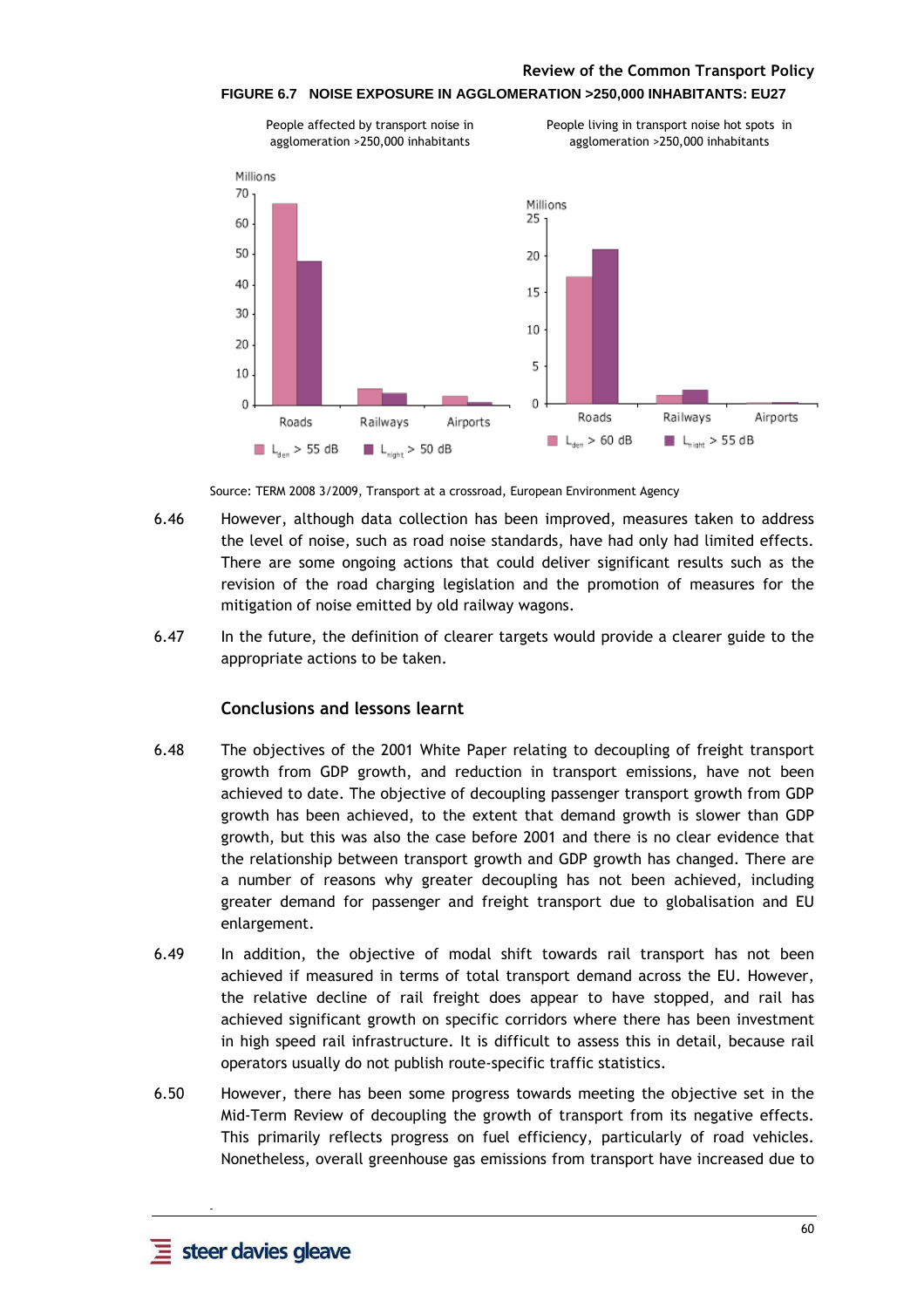**FIGURE 6.7 NOISE EXPOSURE IN AGGLOMERATION >250,000 INHABITANTS: EU27**

People affected by transport noise in agglomeration >250,000 inhabitants

People living in transport noise hot spots in agglomeration >250,000 inhabitants

Source: TERM 2008 3/2009, Transport at a crossroad, European Environment Agency

6.46 However, although data collection has been improved, measures taken to address the level of noise, such as road noise standards, have had only had limited effects. There are some ongoing actions that could deliver significant results such as the revision of the road charging legislation and the promotion of measures for the mitigation of noise emitted by old railway wagons.

6.47 In the future, the definition of clearer targets would provide a clearer guide to the appropriate actions to be taken.

## Conclusions and lessons learnt

6.48 The objectives of the 2001 White Paper relating to decoupling of freight transport growth from GDP growth, and reduction in transport emissions, have not been achieved to date. The objective of decoupling passenger transport growth from GDP growth has been achieved, to the extent that demand growth is slower than GDP growth, but this was also the case before 2001 and there is no clear evidence that the relationship between transport growth and GDP growth has changed. There are a number of reasons why greater decoupling has not been achieved, including greater demand for passenger and freight transport due to globalisation and EU enlargement.

6.49 In addition, the objective of modal shift towards rail transport has not been achieved if measured in terms of total transport demand across the EU. However, the relative decline of rail freight does appear to have stopped, and rail has achieved significant growth on specific corridors where there has been investment in high speed rail infrastructure. It is difficult to assess this in detail, because rail operators usually do not publish route-specific traffic statistics.

6.50 However, there has been some progress towards meeting the objective set in the Mid-Term Review of decoupling the growth of transport from its negative effects. This primarily reflects progress on fuel efficiency, particularly of road vehicles. Nonetheless, overall greenhouse gas emissions from transport have increased due to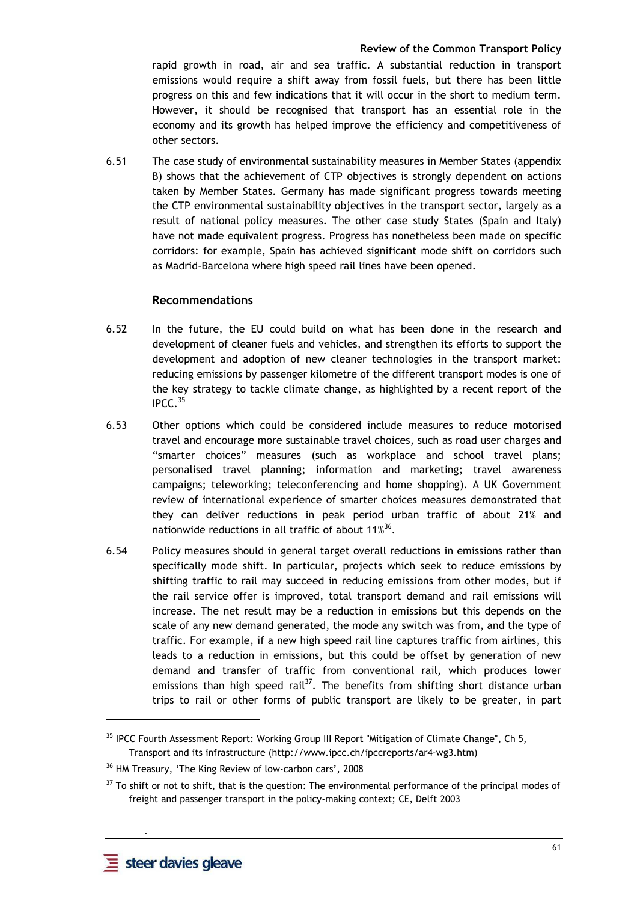rapid growth in road, air and sea traffic. A substantial reduction in transport emissions would require a shift away from fossil fuels, but there has been little progress on this and few indications that it will occur in the short to medium term. However, it should be recognised that transport has an essential role in the economy and its growth has helped improve the efficiency and competitiveness of other sectors.

6.51 The case study of environmental sustainability measures in Member States (appendix B) shows that the achievement of CTP objectives is strongly dependent on actions taken by Member States. Germany has made significant progress towards meeting the CTP environmental sustainability objectives in the transport sector, largely as a result of national policy measures. The other case study States (Spain and Italy) have not made equivalent progress. Progress has nonetheless been made on specific corridors: for example, Spain has achieved significant mode shift on corridors such as Madrid-Barcelona where high speed rail lines have been opened.

### Recommendations

6.52 In the future, the EU could build on what has been done in the research and development of cleaner fuels and vehicles, and strengthen its efforts to support the development and adoption of new cleaner technologies in the transport market: reducing emissions by passenger kilometre of the different transport modes is one of the key strategy to tackle climate change, as highlighted by a recent report of the IPCC.[35]

6.53 Other options which could be considered include measures to reduce motorised travel and encourage more sustainable travel choices, such as road user charges and "smarter choices" measures (such as workplace and school travel plans; personalised travel planning; information and marketing; travel awareness campaigns; teleworking; teleconferencing and home shopping). A UK Government review of international experience of smarter choices measures demonstrated that they can deliver reductions in peak period urban traffic of about 21% and nationwide reductions in all traffic of about 11%[36].

6.54 Policy measures should in general target overall reductions in emissions rather than specifically mode shift. In particular, projects which seek to reduce emissions by shifting traffic to rail may succeed in reducing emissions from other modes, but if the rail service offer is improved, total transport demand and rail emissions will increase. The net result may be a reduction in emissions but this depends on the scale of any new demand generated, the mode any switch was from, and the type of traffic. For example, if a new high speed rail line captures traffic from airlines, this leads to a reduction in emissions, but this could be offset by generation of new demand and transfer of traffic from conventional rail, which produces lower emissions than high speed rail[37]. The benefits from shifting short distance urban trips to rail or other forms of public transport are likely to be greater, in part

---

[35] IPCC Fourth Assessment Report: Working Group III Report "Mitigation of Climate Change", Ch 5, Transport and its infrastructure (http://www.ipcc.ch/ipccreports/ar4-wg3.htm)

[36] HM Treasury, 'The King Review of low-carbon cars', 2008

[37] To shift or not to shift, that is the question: The environmental performance of the principal modes of freight and passenger transport in the policy-making context; CE, Delft 2003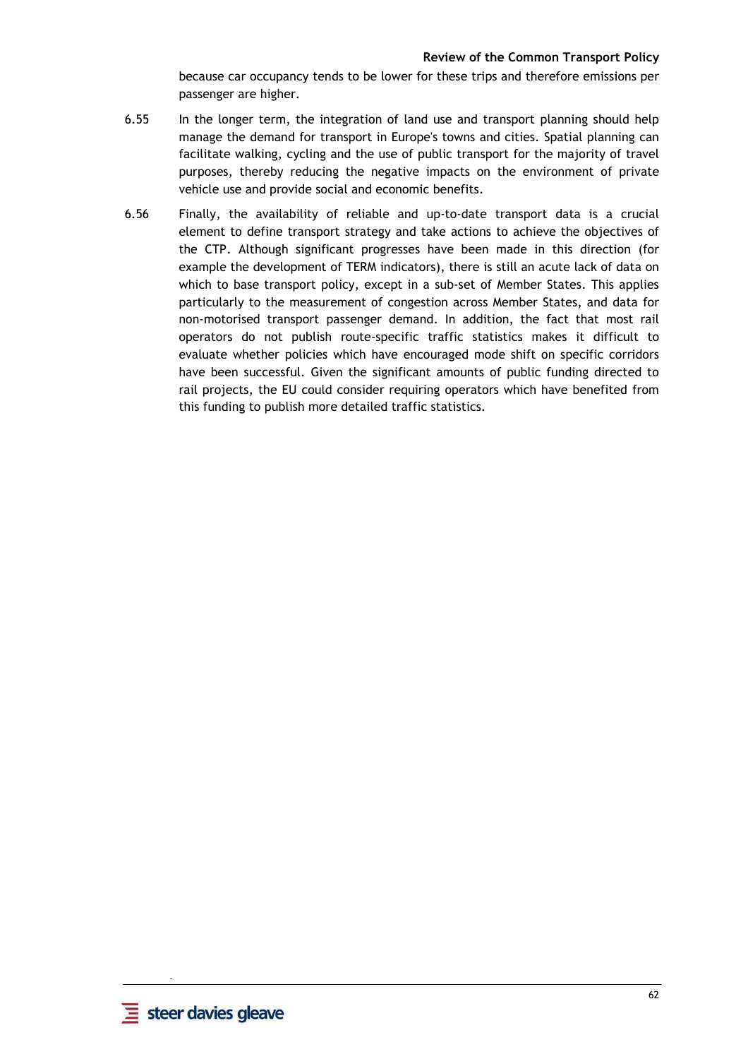because car occupancy tends to be lower for these trips and therefore emissions per passenger are higher.

6.55 In the longer term, the integration of land use and transport planning should help manage the demand for transport in Europe's towns and cities. Spatial planning can facilitate walking, cycling and the use of public transport for the majority of travel purposes, thereby reducing the negative impacts on the environment of private vehicle use and provide social and economic benefits.

6.56 Finally, the availability of reliable and up-to-date transport data is a crucial element to define transport strategy and take actions to achieve the objectives of the CTP. Although significant progresses have been made in this direction (for example the development of TERM indicators), there is still an acute lack of data on which to base transport policy, except in a sub-set of Member States. This applies particularly to the measurement of congestion across Member States, and data for non-motorised transport passenger demand. In addition, the fact that most rail operators do not publish route-specific traffic statistics makes it difficult to evaluate whether policies which have encouraged mode shift on specific corridors have been successful. Given the significant amounts of public funding directed to rail projects, the EU could consider requiring operators which have benefited from this funding to publish more detailed traffic statistics.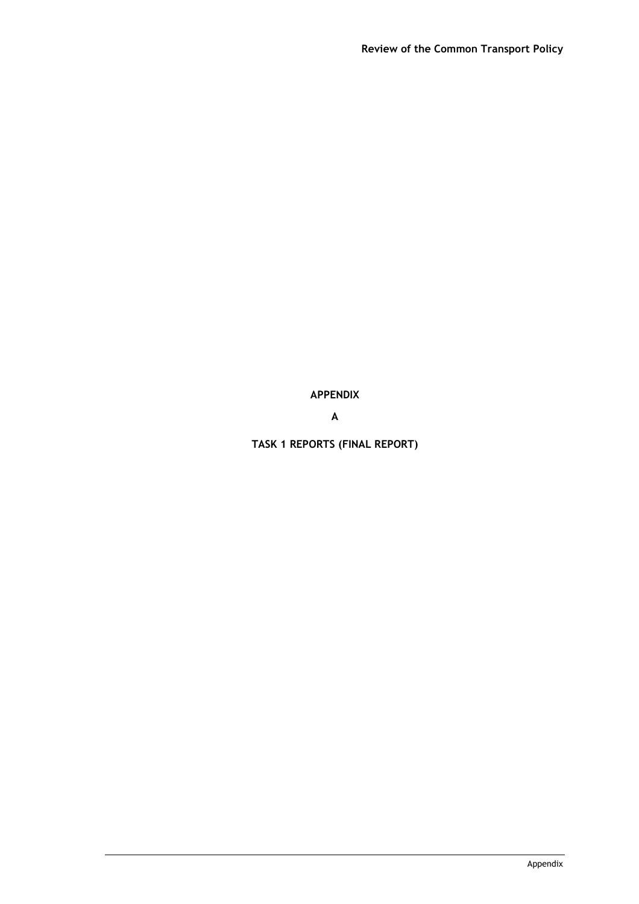# APPENDIX

# A

# TASK 1 REPORTS (FINAL REPORT)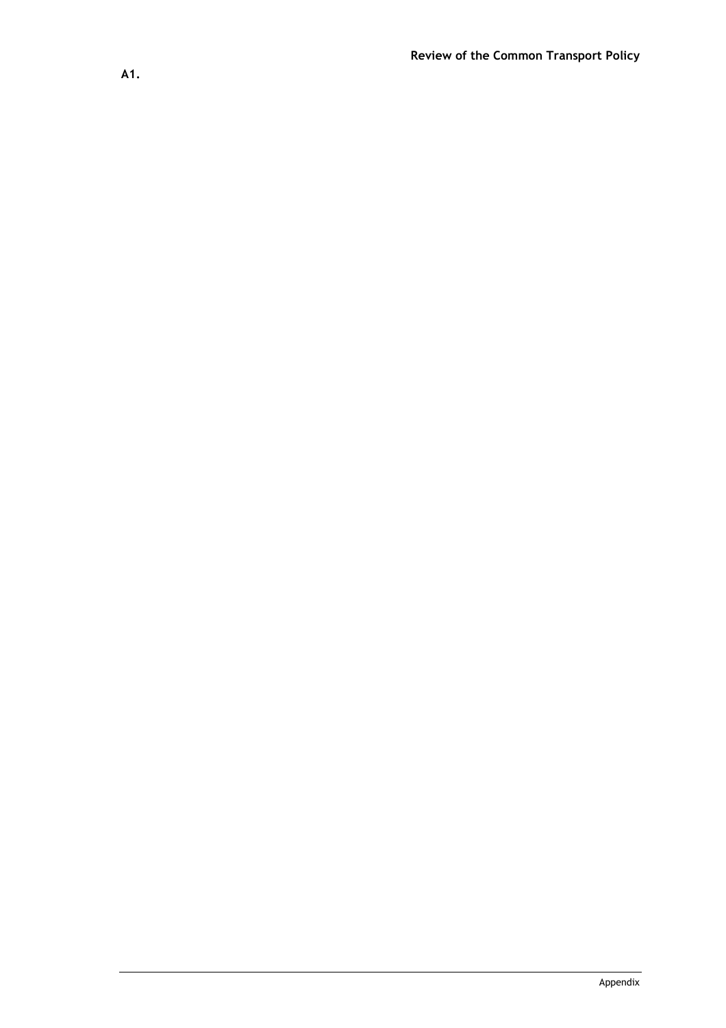**A1.**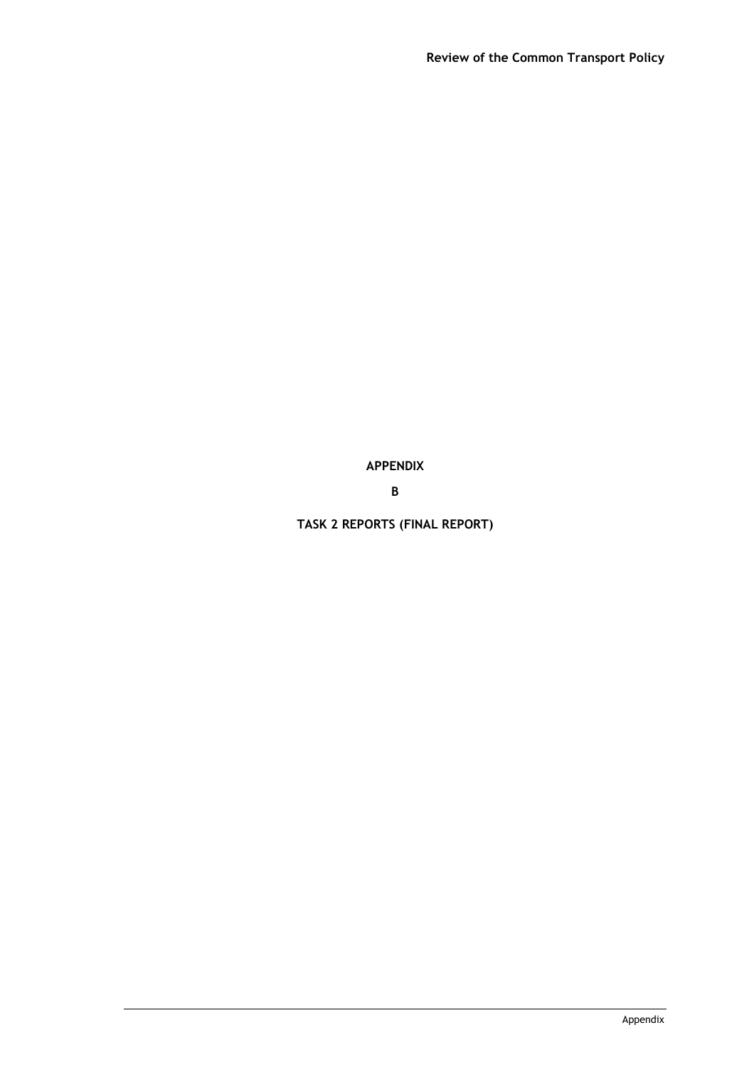**APPENDIX**

**B**

**TASK 2 REPORTS (FINAL REPORT)**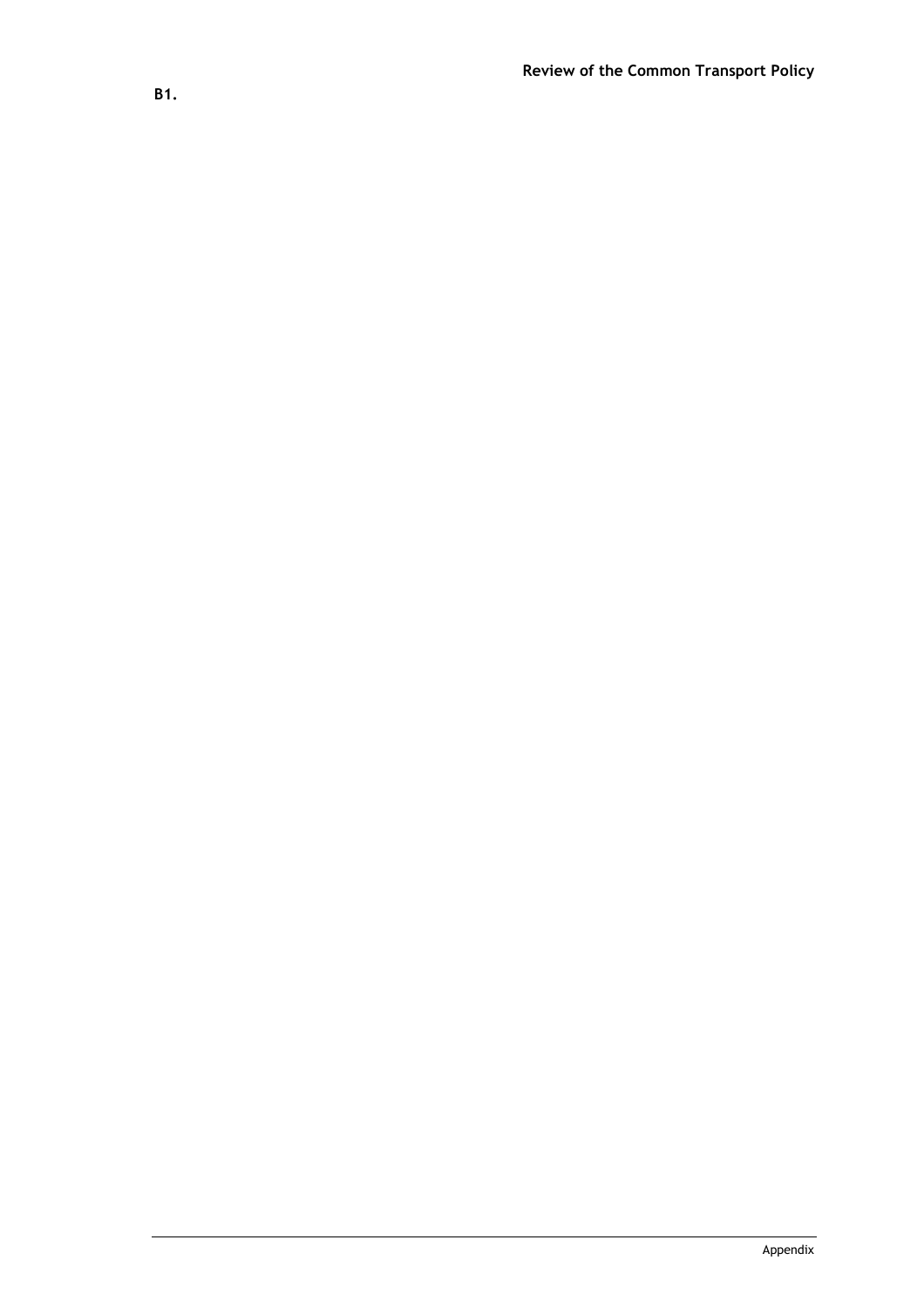**B1.**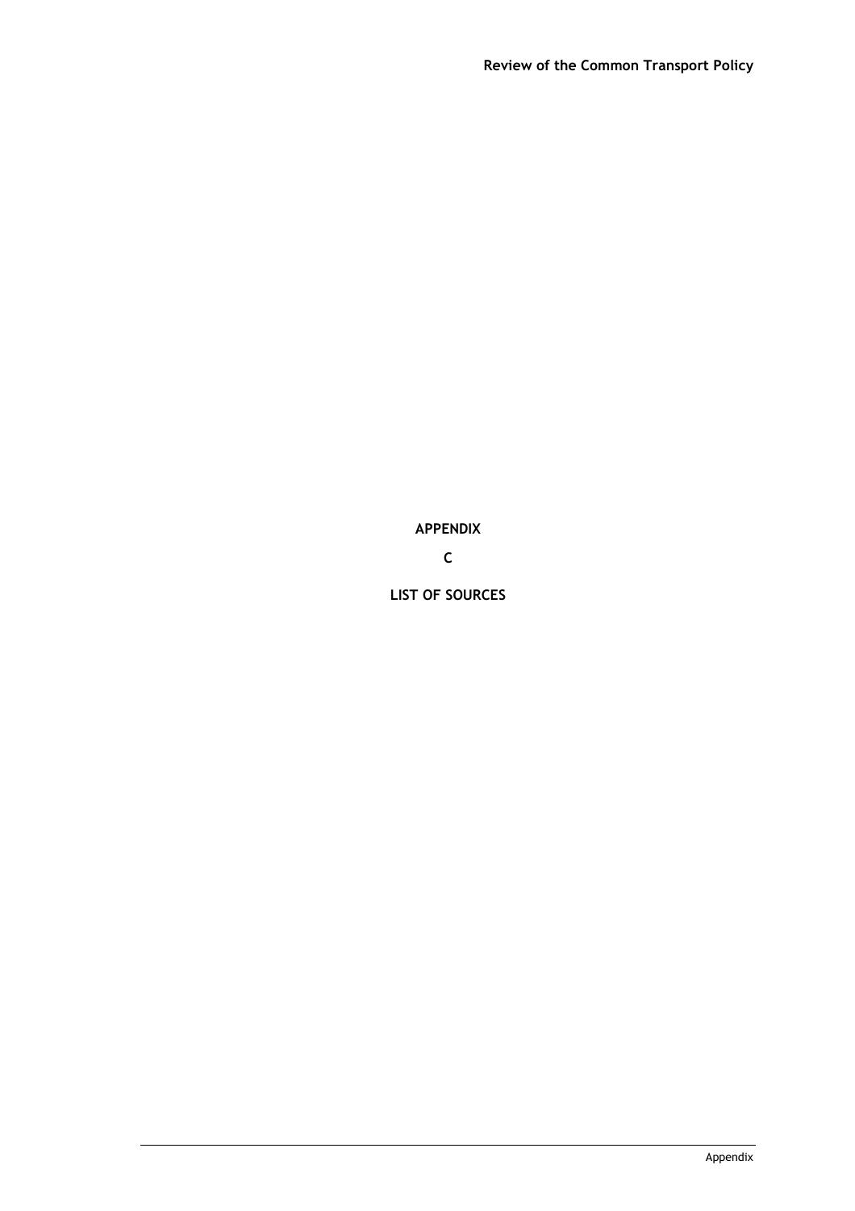# APPENDIX

# C

# LIST OF SOURCES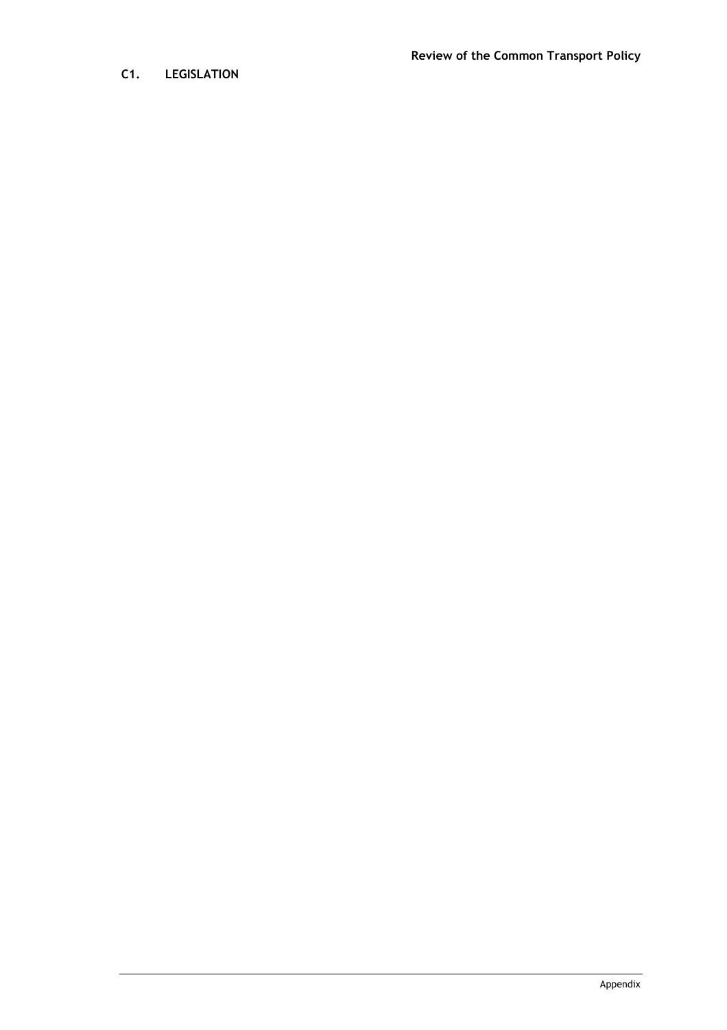## C1. LEGISLATION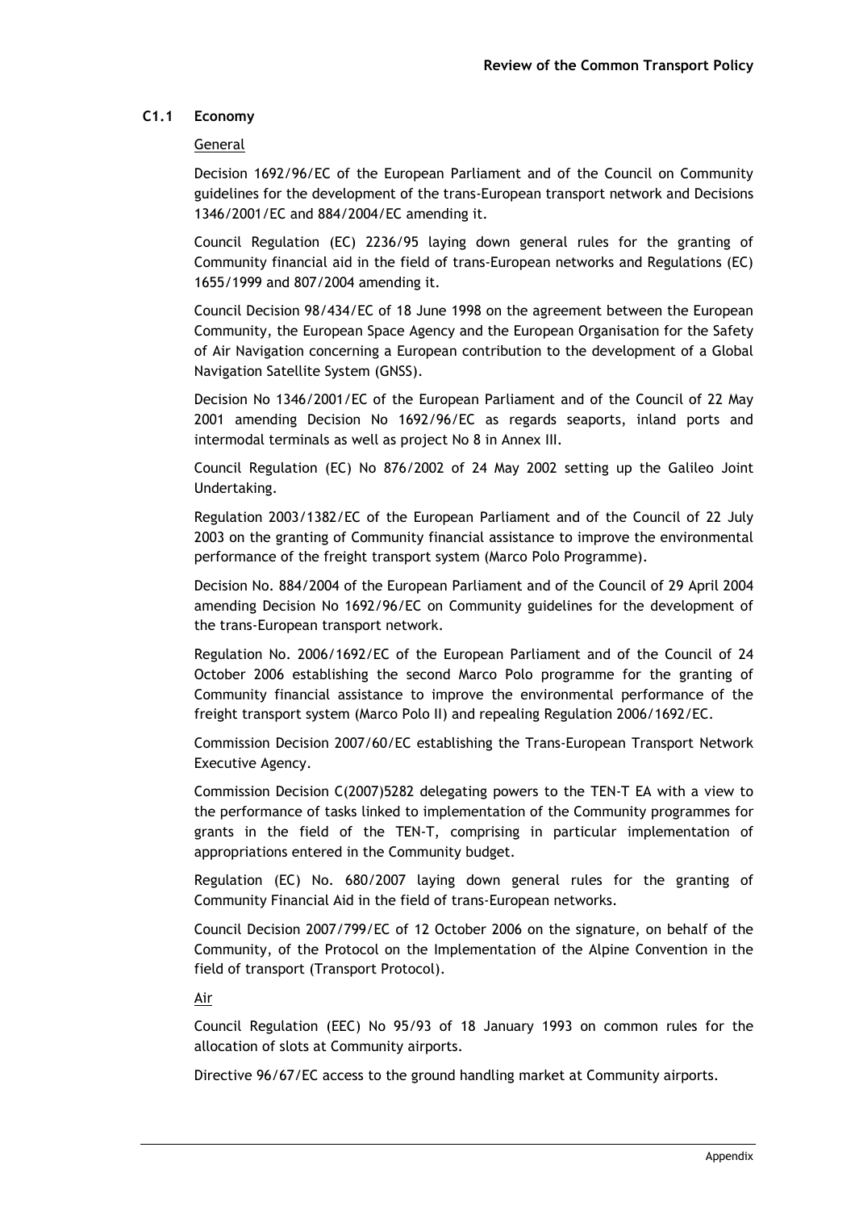### C1.1 Economy

General

Decision 1692/96/EC of the European Parliament and of the Council on Community guidelines for the development of the trans-European transport network and Decisions 1346/2001/EC and 884/2004/EC amending it.

Council Regulation (EC) 2236/95 laying down general rules for the granting of Community financial aid in the field of trans-European networks and Regulations (EC) 1655/1999 and 807/2004 amending it.

Council Decision 98/434/EC of 18 June 1998 on the agreement between the European Community, the European Space Agency and the European Organisation for the Safety of Air Navigation concerning a European contribution to the development of a Global Navigation Satellite System (GNSS).

Decision No 1346/2001/EC of the European Parliament and of the Council of 22 May 2001 amending Decision No 1692/96/EC as regards seaports, inland ports and intermodal terminals as well as project No 8 in Annex III.

Council Regulation (EC) No 876/2002 of 24 May 2002 setting up the Galileo Joint Undertaking.

Regulation 2003/1382/EC of the European Parliament and of the Council of 22 July 2003 on the granting of Community financial assistance to improve the environmental performance of the freight transport system (Marco Polo Programme).

Decision No. 884/2004 of the European Parliament and of the Council of 29 April 2004 amending Decision No 1692/96/EC on Community guidelines for the development of the trans-European transport network.

Regulation No. 2006/1692/EC of the European Parliament and of the Council of 24 October 2006 establishing the second Marco Polo programme for the granting of Community financial assistance to improve the environmental performance of the freight transport system (Marco Polo II) and repealing Regulation 2006/1692/EC.

Commission Decision 2007/60/EC establishing the Trans-European Transport Network Executive Agency.

Commission Decision C(2007)5282 delegating powers to the TEN-T EA with a view to the performance of tasks linked to implementation of the Community programmes for grants in the field of the TEN-T, comprising in particular implementation of appropriations entered in the Community budget.

Regulation (EC) No. 680/2007 laying down general rules for the granting of Community Financial Aid in the field of trans-European networks.

Council Decision 2007/799/EC of 12 October 2006 on the signature, on behalf of the Community, of the Protocol on the Implementation of the Alpine Convention in the field of transport (Transport Protocol).

Air

Council Regulation (EEC) No 95/93 of 18 January 1993 on common rules for the allocation of slots at Community airports.

Directive 96/67/EC access to the ground handling market at Community airports.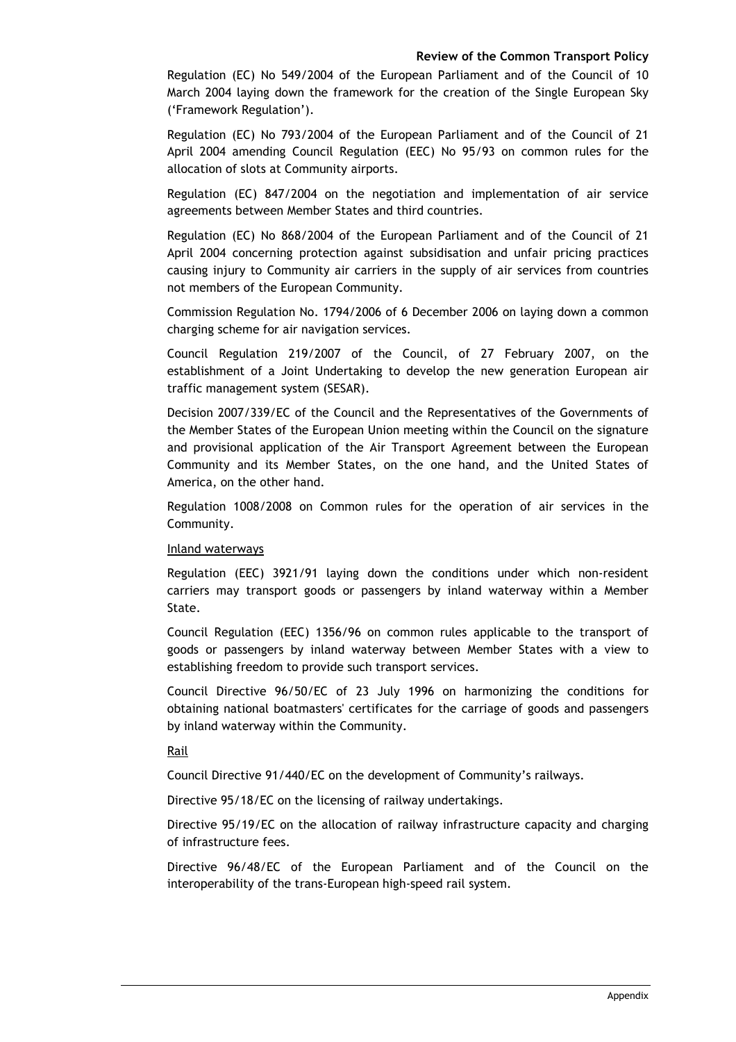Regulation (EC) No 549/2004 of the European Parliament and of the Council of 10 March 2004 laying down the framework for the creation of the Single European Sky ('Framework Regulation').

Regulation (EC) No 793/2004 of the European Parliament and of the Council of 21 April 2004 amending Council Regulation (EEC) No 95/93 on common rules for the allocation of slots at Community airports.

Regulation (EC) 847/2004 on the negotiation and implementation of air service agreements between Member States and third countries.

Regulation (EC) No 868/2004 of the European Parliament and of the Council of 21 April 2004 concerning protection against subsidisation and unfair pricing practices causing injury to Community air carriers in the supply of air services from countries not members of the European Community.

Commission Regulation No. 1794/2006 of 6 December 2006 on laying down a common charging scheme for air navigation services.

Council Regulation 219/2007 of the Council, of 27 February 2007, on the establishment of a Joint Undertaking to develop the new generation European air traffic management system (SESAR).

Decision 2007/339/EC of the Council and the Representatives of the Governments of the Member States of the European Union meeting within the Council on the signature and provisional application of the Air Transport Agreement between the European Community and its Member States, on the one hand, and the United States of America, on the other hand.

Regulation 1008/2008 on Common rules for the operation of air services in the Community.

Inland waterways

Regulation (EEC) 3921/91 laying down the conditions under which non-resident carriers may transport goods or passengers by inland waterway within a Member State.

Council Regulation (EEC) 1356/96 on common rules applicable to the transport of goods or passengers by inland waterway between Member States with a view to establishing freedom to provide such transport services.

Council Directive 96/50/EC of 23 July 1996 on harmonizing the conditions for obtaining national boatmasters' certificates for the carriage of goods and passengers by inland waterway within the Community.

Rail

Council Directive 91/440/EC on the development of Community's railways.

Directive 95/18/EC on the licensing of railway undertakings.

Directive 95/19/EC on the allocation of railway infrastructure capacity and charging of infrastructure fees.

Directive 96/48/EC of the European Parliament and of the Council on the interoperability of the trans-European high-speed rail system.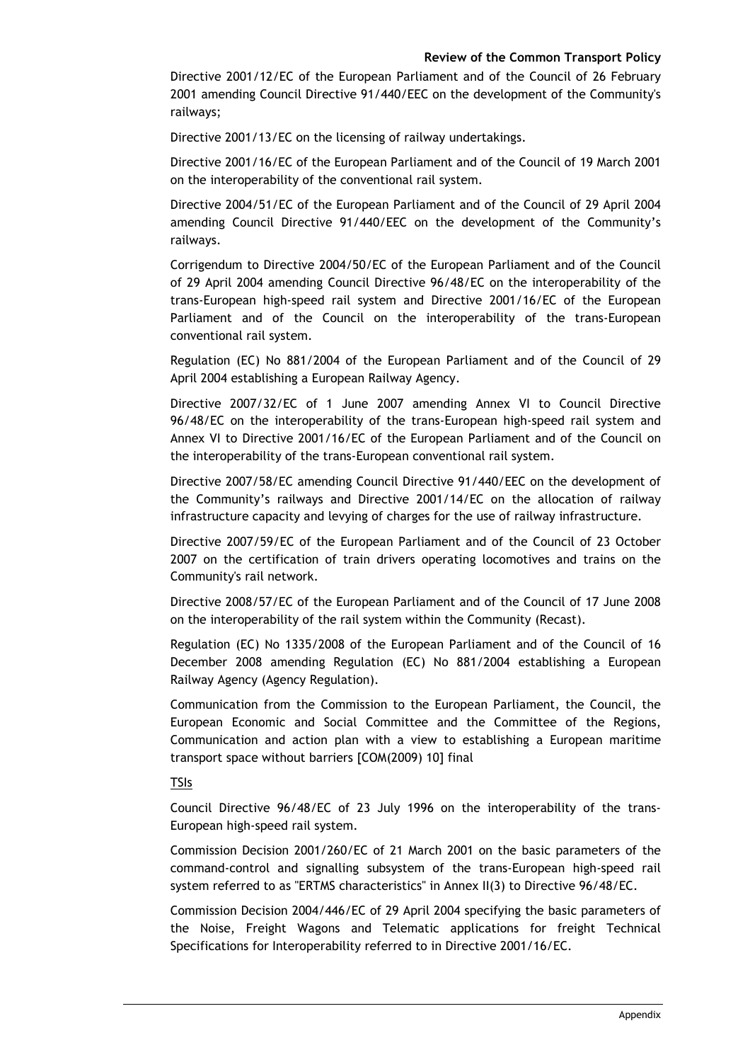Directive 2001/12/EC of the European Parliament and of the Council of 26 February 2001 amending Council Directive 91/440/EEC on the development of the Community's railways;

Directive 2001/13/EC on the licensing of railway undertakings.

Directive 2001/16/EC of the European Parliament and of the Council of 19 March 2001 on the interoperability of the conventional rail system.

Directive 2004/51/EC of the European Parliament and of the Council of 29 April 2004 amending Council Directive 91/440/EEC on the development of the Community's railways.

Corrigendum to Directive 2004/50/EC of the European Parliament and of the Council of 29 April 2004 amending Council Directive 96/48/EC on the interoperability of the trans-European high-speed rail system and Directive 2001/16/EC of the European Parliament and of the Council on the interoperability of the trans-European conventional rail system.

Regulation (EC) No 881/2004 of the European Parliament and of the Council of 29 April 2004 establishing a European Railway Agency.

Directive 2007/32/EC of 1 June 2007 amending Annex VI to Council Directive 96/48/EC on the interoperability of the trans-European high-speed rail system and Annex VI to Directive 2001/16/EC of the European Parliament and of the Council on the interoperability of the trans-European conventional rail system.

Directive 2007/58/EC amending Council Directive 91/440/EEC on the development of the Community's railways and Directive 2001/14/EC on the allocation of railway infrastructure capacity and levying of charges for the use of railway infrastructure.

Directive 2007/59/EC of the European Parliament and of the Council of 23 October 2007 on the certification of train drivers operating locomotives and trains on the Community's rail network.

Directive 2008/57/EC of the European Parliament and of the Council of 17 June 2008 on the interoperability of the rail system within the Community (Recast).

Regulation (EC) No 1335/2008 of the European Parliament and of the Council of 16 December 2008 amending Regulation (EC) No 881/2004 establishing a European Railway Agency (Agency Regulation).

Communication from the Commission to the European Parliament, the Council, the European Economic and Social Committee and the Committee of the Regions, Communication and action plan with a view to establishing a European maritime transport space without barriers [COM(2009) 10] final

TSIs

Council Directive 96/48/EC of 23 July 1996 on the interoperability of the trans-European high-speed rail system.

Commission Decision 2001/260/EC of 21 March 2001 on the basic parameters of the command-control and signalling subsystem of the trans-European high-speed rail system referred to as "ERTMS characteristics" in Annex II(3) to Directive 96/48/EC.

Commission Decision 2004/446/EC of 29 April 2004 specifying the basic parameters of the Noise, Freight Wagons and Telematic applications for freight Technical Specifications for Interoperability referred to in Directive 2001/16/EC.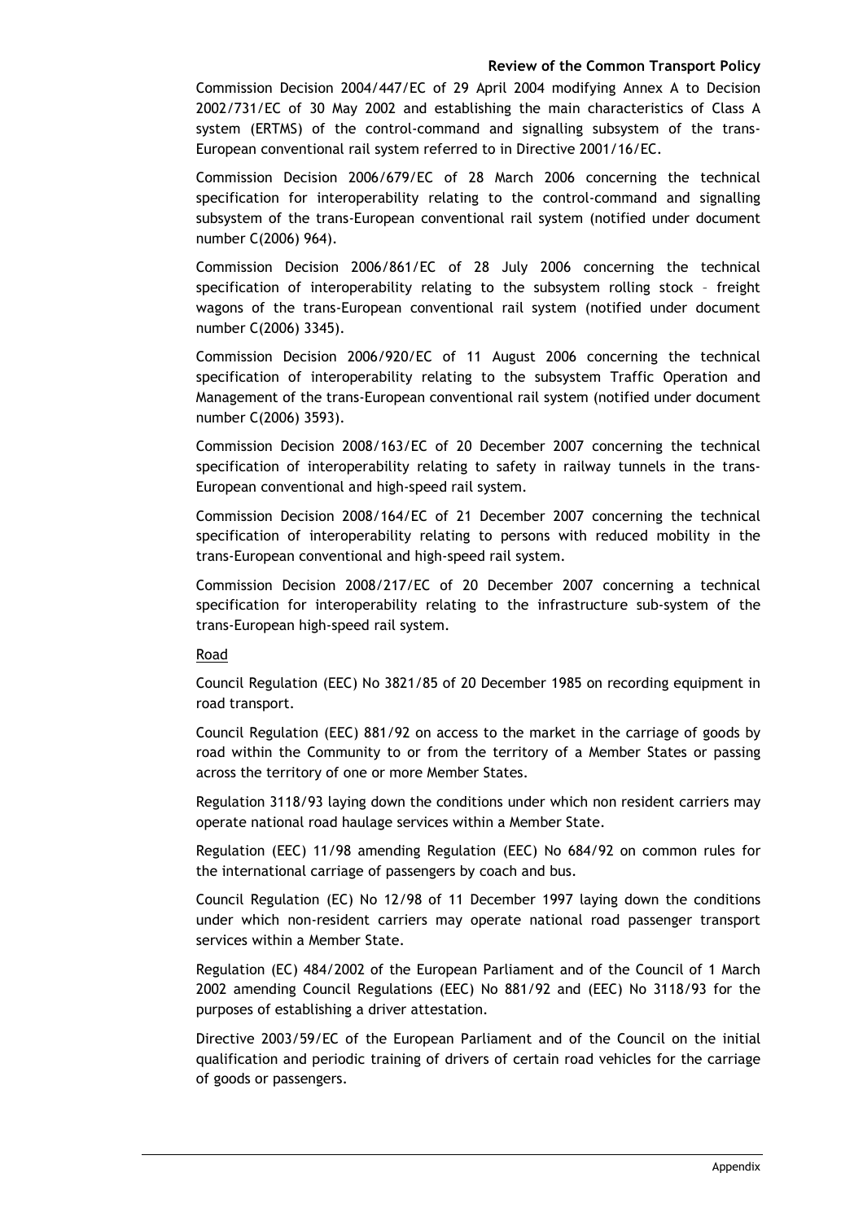Commission Decision 2004/447/EC of 29 April 2004 modifying Annex A to Decision 2002/731/EC of 30 May 2002 and establishing the main characteristics of Class A system (ERTMS) of the control-command and signalling subsystem of the trans-European conventional rail system referred to in Directive 2001/16/EC.

Commission Decision 2006/679/EC of 28 March 2006 concerning the technical specification for interoperability relating to the control-command and signalling subsystem of the trans-European conventional rail system (notified under document number C(2006) 964).

Commission Decision 2006/861/EC of 28 July 2006 concerning the technical specification of interoperability relating to the subsystem rolling stock – freight wagons of the trans-European conventional rail system (notified under document number C(2006) 3345).

Commission Decision 2006/920/EC of 11 August 2006 concerning the technical specification of interoperability relating to the subsystem Traffic Operation and Management of the trans-European conventional rail system (notified under document number C(2006) 3593).

Commission Decision 2008/163/EC of 20 December 2007 concerning the technical specification of interoperability relating to safety in railway tunnels in the trans-European conventional and high-speed rail system.

Commission Decision 2008/164/EC of 21 December 2007 concerning the technical specification of interoperability relating to persons with reduced mobility in the trans-European conventional and high-speed rail system.

Commission Decision 2008/217/EC of 20 December 2007 concerning a technical specification for interoperability relating to the infrastructure sub-system of the trans-European high-speed rail system.

Road

Council Regulation (EEC) No 3821/85 of 20 December 1985 on recording equipment in road transport.

Council Regulation (EEC) 881/92 on access to the market in the carriage of goods by road within the Community to or from the territory of a Member States or passing across the territory of one or more Member States.

Regulation 3118/93 laying down the conditions under which non resident carriers may operate national road haulage services within a Member State.

Regulation (EEC) 11/98 amending Regulation (EEC) No 684/92 on common rules for the international carriage of passengers by coach and bus.

Council Regulation (EC) No 12/98 of 11 December 1997 laying down the conditions under which non-resident carriers may operate national road passenger transport services within a Member State.

Regulation (EC) 484/2002 of the European Parliament and of the Council of 1 March 2002 amending Council Regulations (EEC) No 881/92 and (EEC) No 3118/93 for the purposes of establishing a driver attestation.

Directive 2003/59/EC of the European Parliament and of the Council on the initial qualification and periodic training of drivers of certain road vehicles for the carriage of goods or passengers.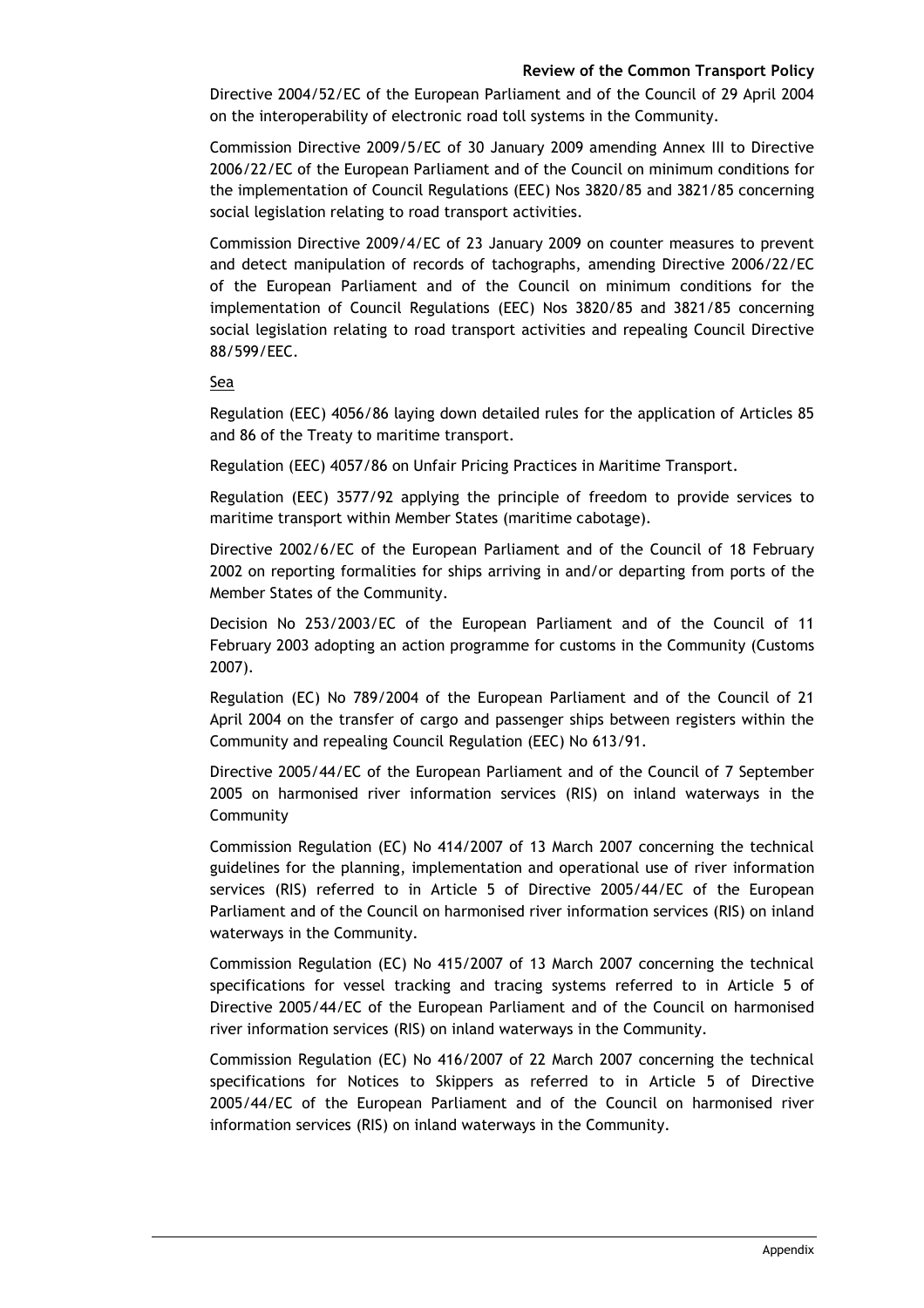Directive 2004/52/EC of the European Parliament and of the Council of 29 April 2004 on the interoperability of electronic road toll systems in the Community.

Commission Directive 2009/5/EC of 30 January 2009 amending Annex III to Directive 2006/22/EC of the European Parliament and of the Council on minimum conditions for the implementation of Council Regulations (EEC) Nos 3820/85 and 3821/85 concerning social legislation relating to road transport activities.

Commission Directive 2009/4/EC of 23 January 2009 on counter measures to prevent and detect manipulation of records of tachographs, amending Directive 2006/22/EC of the European Parliament and of the Council on minimum conditions for the implementation of Council Regulations (EEC) Nos 3820/85 and 3821/85 concerning social legislation relating to road transport activities and repealing Council Directive 88/599/EEC.

<u>Sea</u>

Regulation (EEC) 4056/86 laying down detailed rules for the application of Articles 85 and 86 of the Treaty to maritime transport.

Regulation (EEC) 4057/86 on Unfair Pricing Practices in Maritime Transport.

Regulation (EEC) 3577/92 applying the principle of freedom to provide services to maritime transport within Member States (maritime cabotage).

Directive 2002/6/EC of the European Parliament and of the Council of 18 February 2002 on reporting formalities for ships arriving in and/or departing from ports of the Member States of the Community.

Decision No 253/2003/EC of the European Parliament and of the Council of 11 February 2003 adopting an action programme for customs in the Community (Customs 2007).

Regulation (EC) No 789/2004 of the European Parliament and of the Council of 21 April 2004 on the transfer of cargo and passenger ships between registers within the Community and repealing Council Regulation (EEC) No 613/91.

Directive 2005/44/EC of the European Parliament and of the Council of 7 September 2005 on harmonised river information services (RIS) on inland waterways in the Community

Commission Regulation (EC) No 414/2007 of 13 March 2007 concerning the technical guidelines for the planning, implementation and operational use of river information services (RIS) referred to in Article 5 of Directive 2005/44/EC of the European Parliament and of the Council on harmonised river information services (RIS) on inland waterways in the Community.

Commission Regulation (EC) No 415/2007 of 13 March 2007 concerning the technical specifications for vessel tracking and tracing systems referred to in Article 5 of Directive 2005/44/EC of the European Parliament and of the Council on harmonised river information services (RIS) on inland waterways in the Community.

Commission Regulation (EC) No 416/2007 of 22 March 2007 concerning the technical specifications for Notices to Skippers as referred to in Article 5 of Directive 2005/44/EC of the European Parliament and of the Council on harmonised river information services (RIS) on inland waterways in the Community.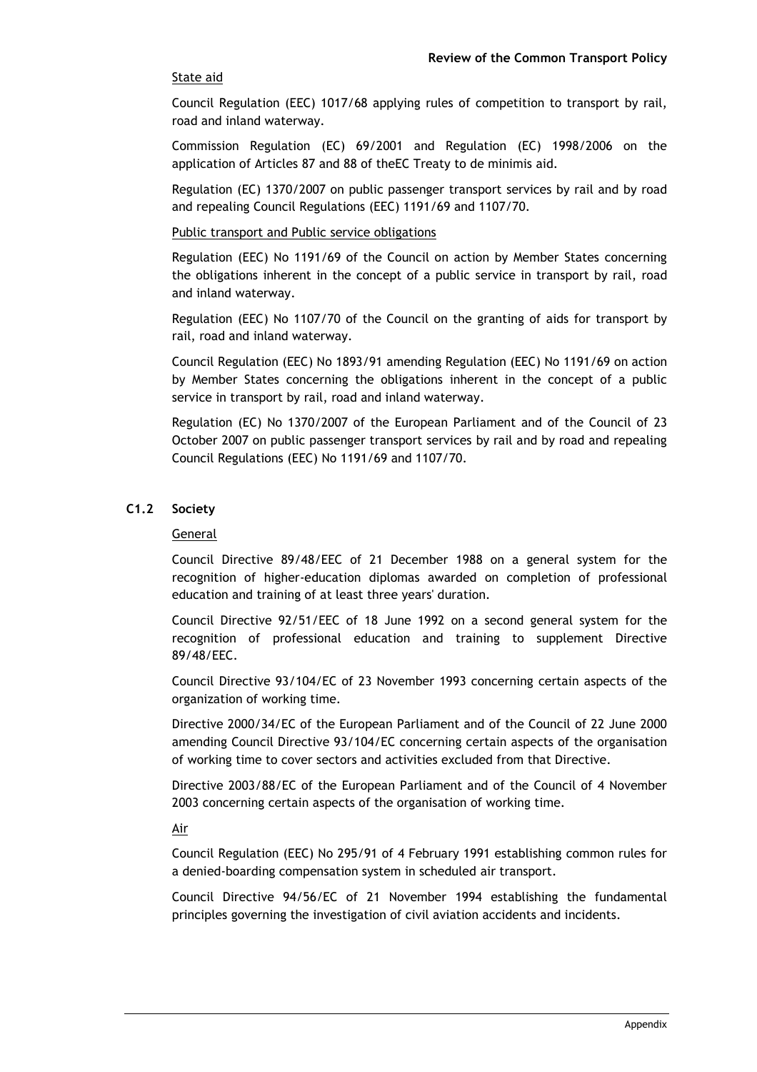State aid

Council Regulation (EEC) 1017/68 applying rules of competition to transport by rail, road and inland waterway.

Commission Regulation (EC) 69/2001 and Regulation (EC) 1998/2006 on the application of Articles 87 and 88 of theEC Treaty to de minimis aid.

Regulation (EC) 1370/2007 on public passenger transport services by rail and by road and repealing Council Regulations (EEC) 1191/69 and 1107/70.

Public transport and Public service obligations

Regulation (EEC) No 1191/69 of the Council on action by Member States concerning the obligations inherent in the concept of a public service in transport by rail, road and inland waterway.

Regulation (EEC) No 1107/70 of the Council on the granting of aids for transport by rail, road and inland waterway.

Council Regulation (EEC) No 1893/91 amending Regulation (EEC) No 1191/69 on action by Member States concerning the obligations inherent in the concept of a public service in transport by rail, road and inland waterway.

Regulation (EC) No 1370/2007 of the European Parliament and of the Council of 23 October 2007 on public passenger transport services by rail and by road and repealing Council Regulations (EEC) No 1191/69 and 1107/70.

### C1.2 Society

General

Council Directive 89/48/EEC of 21 December 1988 on a general system for the recognition of higher-education diplomas awarded on completion of professional education and training of at least three years' duration.

Council Directive 92/51/EEC of 18 June 1992 on a second general system for the recognition of professional education and training to supplement Directive 89/48/EEC.

Council Directive 93/104/EC of 23 November 1993 concerning certain aspects of the organization of working time.

Directive 2000/34/EC of the European Parliament and of the Council of 22 June 2000 amending Council Directive 93/104/EC concerning certain aspects of the organisation of working time to cover sectors and activities excluded from that Directive.

Directive 2003/88/EC of the European Parliament and of the Council of 4 November 2003 concerning certain aspects of the organisation of working time.

Air

Council Regulation (EEC) No 295/91 of 4 February 1991 establishing common rules for a denied-boarding compensation system in scheduled air transport.

Council Directive 94/56/EC of 21 November 1994 establishing the fundamental principles governing the investigation of civil aviation accidents and incidents.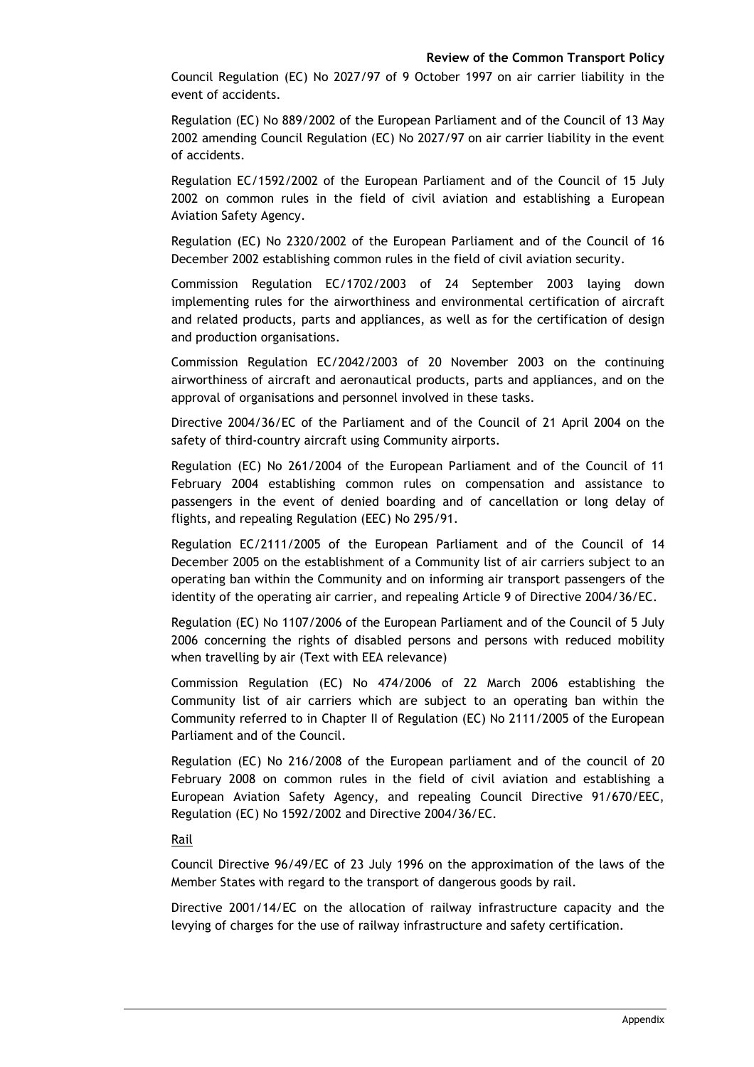Council Regulation (EC) No 2027/97 of 9 October 1997 on air carrier liability in the event of accidents.

Regulation (EC) No 889/2002 of the European Parliament and of the Council of 13 May 2002 amending Council Regulation (EC) No 2027/97 on air carrier liability in the event of accidents.

Regulation EC/1592/2002 of the European Parliament and of the Council of 15 July 2002 on common rules in the field of civil aviation and establishing a European Aviation Safety Agency.

Regulation (EC) No 2320/2002 of the European Parliament and of the Council of 16 December 2002 establishing common rules in the field of civil aviation security.

Commission Regulation EC/1702/2003 of 24 September 2003 laying down implementing rules for the airworthiness and environmental certification of aircraft and related products, parts and appliances, as well as for the certification of design and production organisations.

Commission Regulation EC/2042/2003 of 20 November 2003 on the continuing airworthiness of aircraft and aeronautical products, parts and appliances, and on the approval of organisations and personnel involved in these tasks.

Directive 2004/36/EC of the Parliament and of the Council of 21 April 2004 on the safety of third-country aircraft using Community airports.

Regulation (EC) No 261/2004 of the European Parliament and of the Council of 11 February 2004 establishing common rules on compensation and assistance to passengers in the event of denied boarding and of cancellation or long delay of flights, and repealing Regulation (EEC) No 295/91.

Regulation EC/2111/2005 of the European Parliament and of the Council of 14 December 2005 on the establishment of a Community list of air carriers subject to an operating ban within the Community and on informing air transport passengers of the identity of the operating air carrier, and repealing Article 9 of Directive 2004/36/EC.

Regulation (EC) No 1107/2006 of the European Parliament and of the Council of 5 July 2006 concerning the rights of disabled persons and persons with reduced mobility when travelling by air (Text with EEA relevance)

Commission Regulation (EC) No 474/2006 of 22 March 2006 establishing the Community list of air carriers which are subject to an operating ban within the Community referred to in Chapter II of Regulation (EC) No 2111/2005 of the European Parliament and of the Council.

Regulation (EC) No 216/2008 of the European parliament and of the council of 20 February 2008 on common rules in the field of civil aviation and establishing a European Aviation Safety Agency, and repealing Council Directive 91/670/EEC, Regulation (EC) No 1592/2002 and Directive 2004/36/EC.

Rail

Council Directive 96/49/EC of 23 July 1996 on the approximation of the laws of the Member States with regard to the transport of dangerous goods by rail.

Directive 2001/14/EC on the allocation of railway infrastructure capacity and the levying of charges for the use of railway infrastructure and safety certification.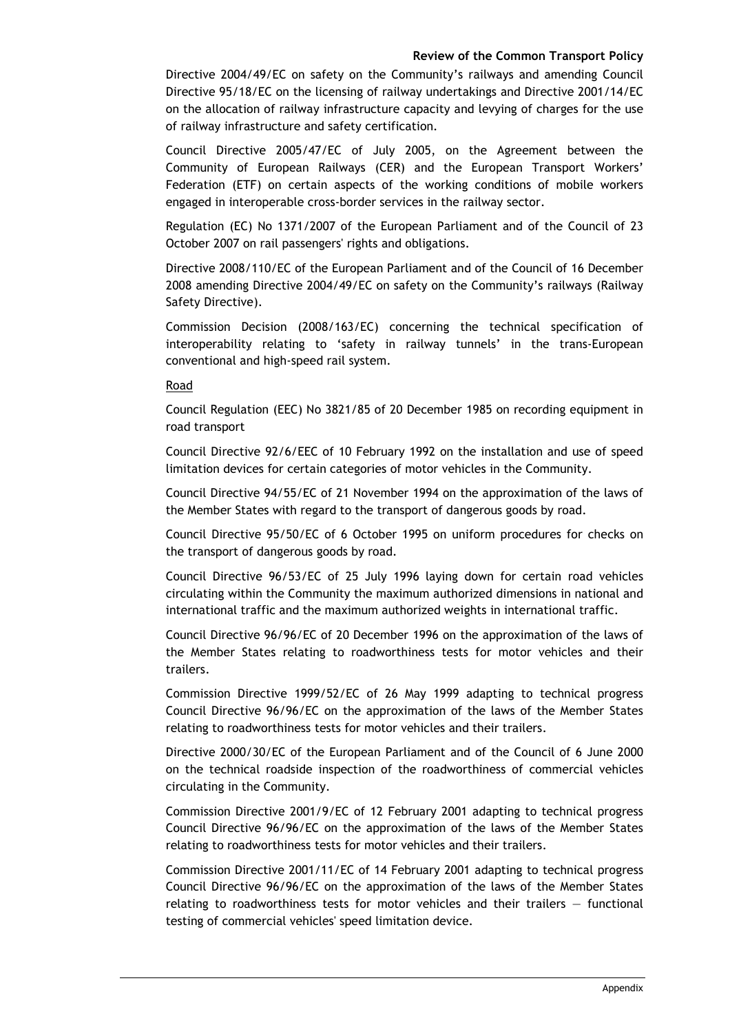Directive 2004/49/EC on safety on the Community's railways and amending Council Directive 95/18/EC on the licensing of railway undertakings and Directive 2001/14/EC on the allocation of railway infrastructure capacity and levying of charges for the use of railway infrastructure and safety certification.

Council Directive 2005/47/EC of July 2005, on the Agreement between the Community of European Railways (CER) and the European Transport Workers' Federation (ETF) on certain aspects of the working conditions of mobile workers engaged in interoperable cross-border services in the railway sector.

Regulation (EC) No 1371/2007 of the European Parliament and of the Council of 23 October 2007 on rail passengers' rights and obligations.

Directive 2008/110/EC of the European Parliament and of the Council of 16 December 2008 amending Directive 2004/49/EC on safety on the Community's railways (Railway Safety Directive).

Commission Decision (2008/163/EC) concerning the technical specification of interoperability relating to 'safety in railway tunnels' in the trans-European conventional and high-speed rail system.

Road

Council Regulation (EEC) No 3821/85 of 20 December 1985 on recording equipment in road transport

Council Directive 92/6/EEC of 10 February 1992 on the installation and use of speed limitation devices for certain categories of motor vehicles in the Community.

Council Directive 94/55/EC of 21 November 1994 on the approximation of the laws of the Member States with regard to the transport of dangerous goods by road.

Council Directive 95/50/EC of 6 October 1995 on uniform procedures for checks on the transport of dangerous goods by road.

Council Directive 96/53/EC of 25 July 1996 laying down for certain road vehicles circulating within the Community the maximum authorized dimensions in national and international traffic and the maximum authorized weights in international traffic.

Council Directive 96/96/EC of 20 December 1996 on the approximation of the laws of the Member States relating to roadworthiness tests for motor vehicles and their trailers.

Commission Directive 1999/52/EC of 26 May 1999 adapting to technical progress Council Directive 96/96/EC on the approximation of the laws of the Member States relating to roadworthiness tests for motor vehicles and their trailers.

Directive 2000/30/EC of the European Parliament and of the Council of 6 June 2000 on the technical roadside inspection of the roadworthiness of commercial vehicles circulating in the Community.

Commission Directive 2001/9/EC of 12 February 2001 adapting to technical progress Council Directive 96/96/EC on the approximation of the laws of the Member States relating to roadworthiness tests for motor vehicles and their trailers.

Commission Directive 2001/11/EC of 14 February 2001 adapting to technical progress Council Directive 96/96/EC on the approximation of the laws of the Member States relating to roadworthiness tests for motor vehicles and their trailers — functional testing of commercial vehicles' speed limitation device.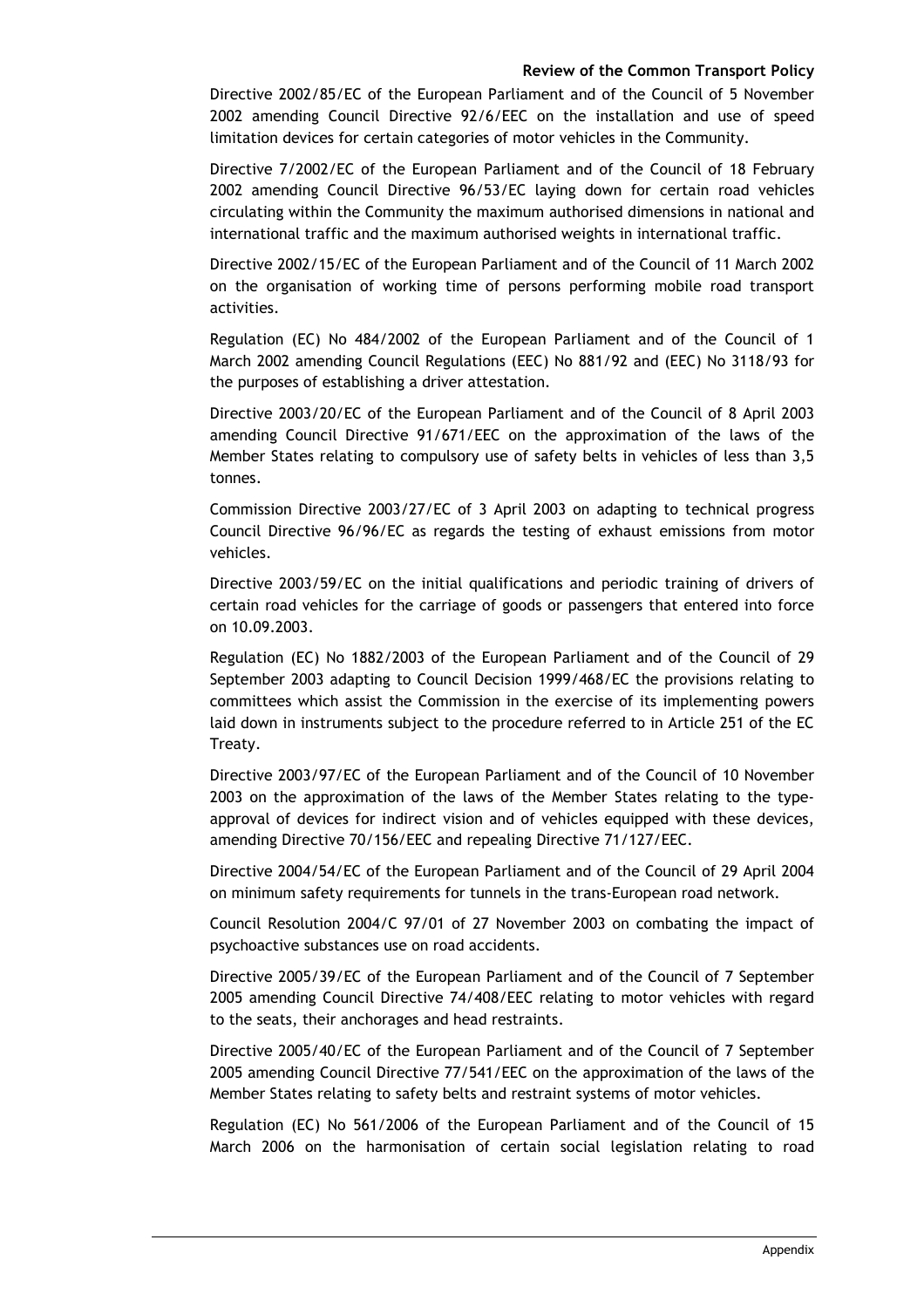Directive 2002/85/EC of the European Parliament and of the Council of 5 November 2002 amending Council Directive 92/6/EEC on the installation and use of speed limitation devices for certain categories of motor vehicles in the Community.

Directive 7/2002/EC of the European Parliament and of the Council of 18 February 2002 amending Council Directive 96/53/EC laying down for certain road vehicles circulating within the Community the maximum authorised dimensions in national and international traffic and the maximum authorised weights in international traffic.

Directive 2002/15/EC of the European Parliament and of the Council of 11 March 2002 on the organisation of working time of persons performing mobile road transport activities.

Regulation (EC) No 484/2002 of the European Parliament and of the Council of 1 March 2002 amending Council Regulations (EEC) No 881/92 and (EEC) No 3118/93 for the purposes of establishing a driver attestation.

Directive 2003/20/EC of the European Parliament and of the Council of 8 April 2003 amending Council Directive 91/671/EEC on the approximation of the laws of the Member States relating to compulsory use of safety belts in vehicles of less than 3,5 tonnes.

Commission Directive 2003/27/EC of 3 April 2003 on adapting to technical progress Council Directive 96/96/EC as regards the testing of exhaust emissions from motor vehicles.

Directive 2003/59/EC on the initial qualifications and periodic training of drivers of certain road vehicles for the carriage of goods or passengers that entered into force on 10.09.2003.

Regulation (EC) No 1882/2003 of the European Parliament and of the Council of 29 September 2003 adapting to Council Decision 1999/468/EC the provisions relating to committees which assist the Commission in the exercise of its implementing powers laid down in instruments subject to the procedure referred to in Article 251 of the EC Treaty.

Directive 2003/97/EC of the European Parliament and of the Council of 10 November 2003 on the approximation of the laws of the Member States relating to the type-approval of devices for indirect vision and of vehicles equipped with these devices, amending Directive 70/156/EEC and repealing Directive 71/127/EEC.

Directive 2004/54/EC of the European Parliament and of the Council of 29 April 2004 on minimum safety requirements for tunnels in the trans-European road network.

Council Resolution 2004/C 97/01 of 27 November 2003 on combating the impact of psychoactive substances use on road accidents.

Directive 2005/39/EC of the European Parliament and of the Council of 7 September 2005 amending Council Directive 74/408/EEC relating to motor vehicles with regard to the seats, their anchorages and head restraints.

Directive 2005/40/EC of the European Parliament and of the Council of 7 September 2005 amending Council Directive 77/541/EEC on the approximation of the laws of the Member States relating to safety belts and restraint systems of motor vehicles.

Regulation (EC) No 561/2006 of the European Parliament and of the Council of 15 March 2006 on the harmonisation of certain social legislation relating to road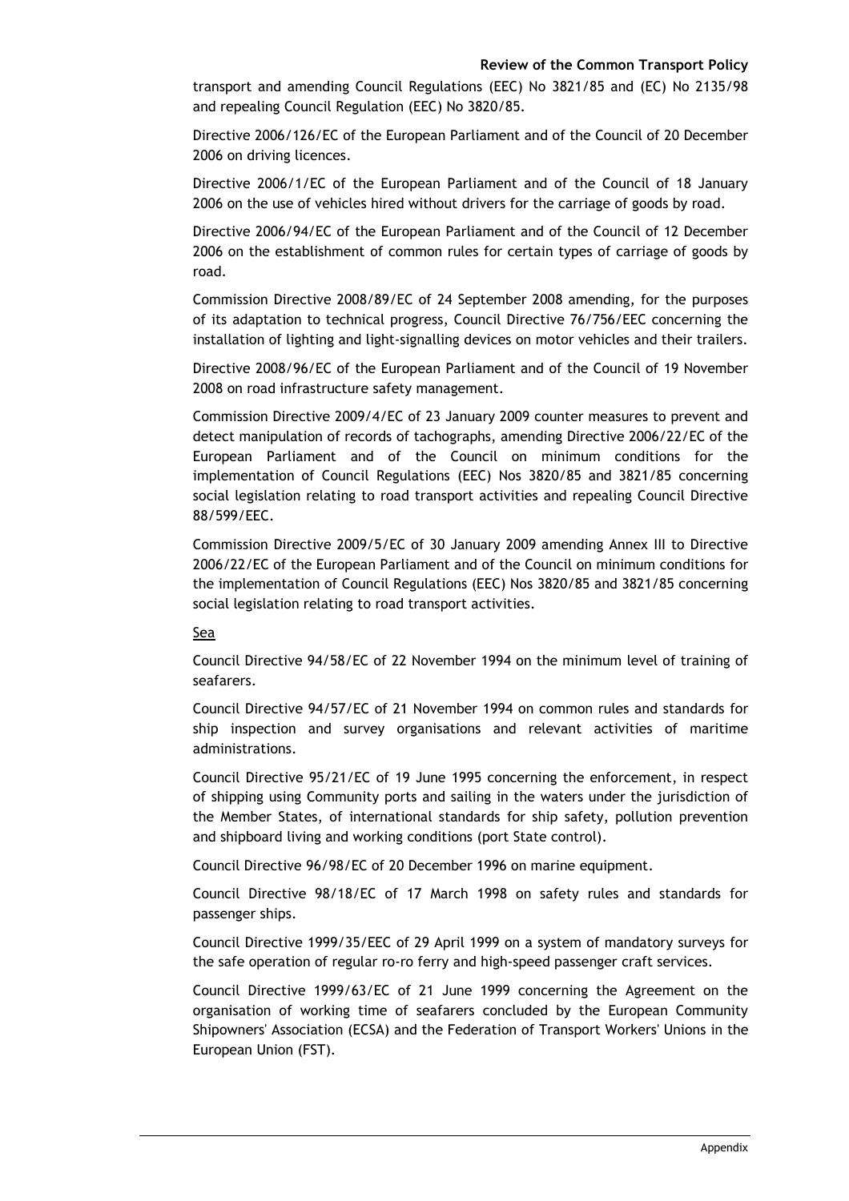transport and amending Council Regulations (EEC) No 3821/85 and (EC) No 2135/98 and repealing Council Regulation (EEC) No 3820/85.

Directive 2006/126/EC of the European Parliament and of the Council of 20 December 2006 on driving licences.

Directive 2006/1/EC of the European Parliament and of the Council of 18 January 2006 on the use of vehicles hired without drivers for the carriage of goods by road.

Directive 2006/94/EC of the European Parliament and of the Council of 12 December 2006 on the establishment of common rules for certain types of carriage of goods by road.

Commission Directive 2008/89/EC of 24 September 2008 amending, for the purposes of its adaptation to technical progress, Council Directive 76/756/EEC concerning the installation of lighting and light-signalling devices on motor vehicles and their trailers.

Directive 2008/96/EC of the European Parliament and of the Council of 19 November 2008 on road infrastructure safety management.

Commission Directive 2009/4/EC of 23 January 2009 counter measures to prevent and detect manipulation of records of tachographs, amending Directive 2006/22/EC of the European Parliament and of the Council on minimum conditions for the implementation of Council Regulations (EEC) Nos 3820/85 and 3821/85 concerning social legislation relating to road transport activities and repealing Council Directive 88/599/EEC.

Commission Directive 2009/5/EC of 30 January 2009 amending Annex III to Directive 2006/22/EC of the European Parliament and of the Council on minimum conditions for the implementation of Council Regulations (EEC) Nos 3820/85 and 3821/85 concerning social legislation relating to road transport activities.

<u>Sea</u>

Council Directive 94/58/EC of 22 November 1994 on the minimum level of training of seafarers.

Council Directive 94/57/EC of 21 November 1994 on common rules and standards for ship inspection and survey organisations and relevant activities of maritime administrations.

Council Directive 95/21/EC of 19 June 1995 concerning the enforcement, in respect of shipping using Community ports and sailing in the waters under the jurisdiction of the Member States, of international standards for ship safety, pollution prevention and shipboard living and working conditions (port State control).

Council Directive 96/98/EC of 20 December 1996 on marine equipment.

Council Directive 98/18/EC of 17 March 1998 on safety rules and standards for passenger ships.

Council Directive 1999/35/EEC of 29 April 1999 on a system of mandatory surveys for the safe operation of regular ro-ro ferry and high-speed passenger craft services.

Council Directive 1999/63/EC of 21 June 1999 concerning the Agreement on the organisation of working time of seafarers concluded by the European Community Shipowners' Association (ECSA) and the Federation of Transport Workers' Unions in the European Union (FST).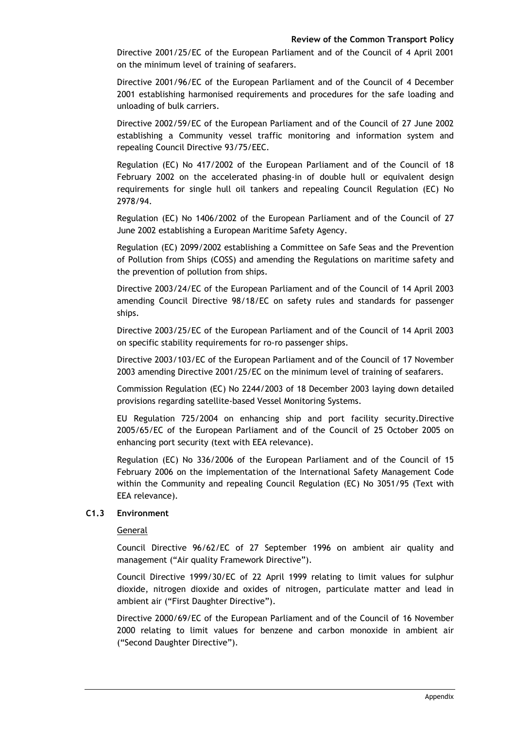Directive 2001/25/EC of the European Parliament and of the Council of 4 April 2001 on the minimum level of training of seafarers.

Directive 2001/96/EC of the European Parliament and of the Council of 4 December 2001 establishing harmonised requirements and procedures for the safe loading and unloading of bulk carriers.

Directive 2002/59/EC of the European Parliament and of the Council of 27 June 2002 establishing a Community vessel traffic monitoring and information system and repealing Council Directive 93/75/EEC.

Regulation (EC) No 417/2002 of the European Parliament and of the Council of 18 February 2002 on the accelerated phasing-in of double hull or equivalent design requirements for single hull oil tankers and repealing Council Regulation (EC) No 2978/94.

Regulation (EC) No 1406/2002 of the European Parliament and of the Council of 27 June 2002 establishing a European Maritime Safety Agency.

Regulation (EC) 2099/2002 establishing a Committee on Safe Seas and the Prevention of Pollution from Ships (COSS) and amending the Regulations on maritime safety and the prevention of pollution from ships.

Directive 2003/24/EC of the European Parliament and of the Council of 14 April 2003 amending Council Directive 98/18/EC on safety rules and standards for passenger ships.

Directive 2003/25/EC of the European Parliament and of the Council of 14 April 2003 on specific stability requirements for ro-ro passenger ships.

Directive 2003/103/EC of the European Parliament and of the Council of 17 November 2003 amending Directive 2001/25/EC on the minimum level of training of seafarers.

Commission Regulation (EC) No 2244/2003 of 18 December 2003 laying down detailed provisions regarding satellite-based Vessel Monitoring Systems.

EU Regulation 725/2004 on enhancing ship and port facility security.Directive 2005/65/EC of the European Parliament and of the Council of 25 October 2005 on enhancing port security (text with EEA relevance).

Regulation (EC) No 336/2006 of the European Parliament and of the Council of 15 February 2006 on the implementation of the International Safety Management Code within the Community and repealing Council Regulation (EC) No 3051/95 (Text with EEA relevance).

### C1.3 Environment

General

Council Directive 96/62/EC of 27 September 1996 on ambient air quality and management ("Air quality Framework Directive").

Council Directive 1999/30/EC of 22 April 1999 relating to limit values for sulphur dioxide, nitrogen dioxide and oxides of nitrogen, particulate matter and lead in ambient air ("First Daughter Directive").

Directive 2000/69/EC of the European Parliament and of the Council of 16 November 2000 relating to limit values for benzene and carbon monoxide in ambient air ("Second Daughter Directive").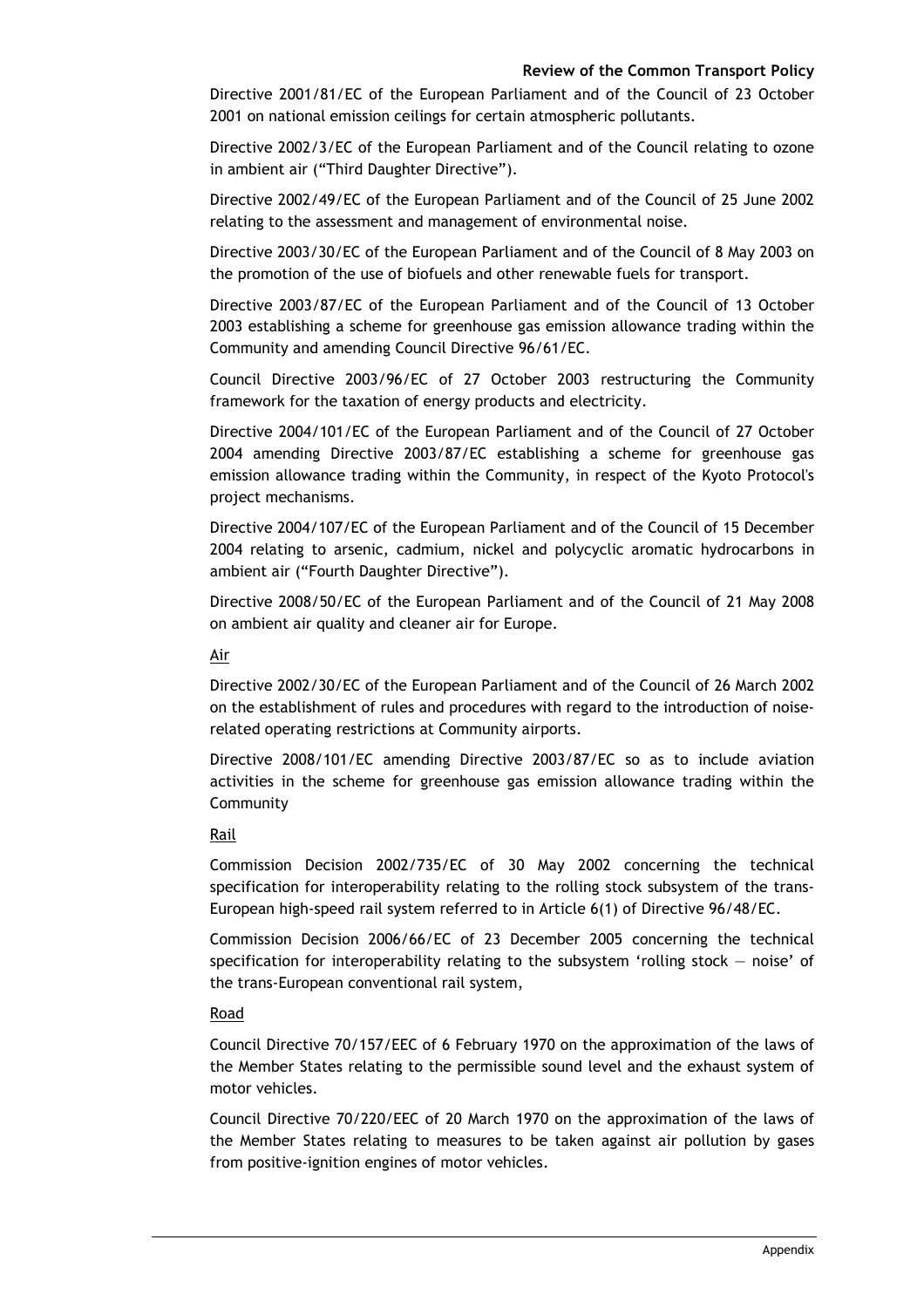Directive 2001/81/EC of the European Parliament and of the Council of 23 October 2001 on national emission ceilings for certain atmospheric pollutants.

Directive 2002/3/EC of the European Parliament and of the Council relating to ozone in ambient air ("Third Daughter Directive").

Directive 2002/49/EC of the European Parliament and of the Council of 25 June 2002 relating to the assessment and management of environmental noise.

Directive 2003/30/EC of the European Parliament and of the Council of 8 May 2003 on the promotion of the use of biofuels and other renewable fuels for transport.

Directive 2003/87/EC of the European Parliament and of the Council of 13 October 2003 establishing a scheme for greenhouse gas emission allowance trading within the Community and amending Council Directive 96/61/EC.

Council Directive 2003/96/EC of 27 October 2003 restructuring the Community framework for the taxation of energy products and electricity.

Directive 2004/101/EC of the European Parliament and of the Council of 27 October 2004 amending Directive 2003/87/EC establishing a scheme for greenhouse gas emission allowance trading within the Community, in respect of the Kyoto Protocol's project mechanisms.

Directive 2004/107/EC of the European Parliament and of the Council of 15 December 2004 relating to arsenic, cadmium, nickel and polycyclic aromatic hydrocarbons in ambient air ("Fourth Daughter Directive").

Directive 2008/50/EC of the European Parliament and of the Council of 21 May 2008 on ambient air quality and cleaner air for Europe.

Air

Directive 2002/30/EC of the European Parliament and of the Council of 26 March 2002 on the establishment of rules and procedures with regard to the introduction of noise-related operating restrictions at Community airports.

Directive 2008/101/EC amending Directive 2003/87/EC so as to include aviation activities in the scheme for greenhouse gas emission allowance trading within the Community

Rail

Commission Decision 2002/735/EC of 30 May 2002 concerning the technical specification for interoperability relating to the rolling stock subsystem of the trans-European high-speed rail system referred to in Article 6(1) of Directive 96/48/EC.

Commission Decision 2006/66/EC of 23 December 2005 concerning the technical specification for interoperability relating to the subsystem 'rolling stock — noise' of the trans-European conventional rail system,

Road

Council Directive 70/157/EEC of 6 February 1970 on the approximation of the laws of the Member States relating to the permissible sound level and the exhaust system of motor vehicles.

Council Directive 70/220/EEC of 20 March 1970 on the approximation of the laws of the Member States relating to measures to be taken against air pollution by gases from positive-ignition engines of motor vehicles.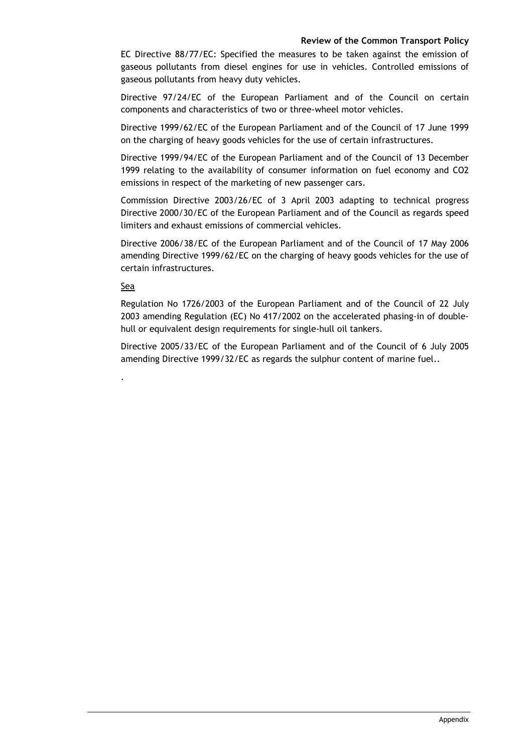EC Directive 88/77/EC: Specified the measures to be taken against the emission of gaseous pollutants from diesel engines for use in vehicles. Controlled emissions of gaseous pollutants from heavy duty vehicles.

Directive 97/24/EC of the European Parliament and of the Council on certain components and characteristics of two or three-wheel motor vehicles.

Directive 1999/62/EC of the European Parliament and of the Council of 17 June 1999 on the charging of heavy goods vehicles for the use of certain infrastructures.

Directive 1999/94/EC of the European Parliament and of the Council of 13 December 1999 relating to the availability of consumer information on fuel economy and $CO_2$ emissions in respect of the marketing of new passenger cars.

Commission Directive 2003/26/EC of 3 April 2003 adapting to technical progress Directive 2000/30/EC of the European Parliament and of the Council as regards speed limiters and exhaust emissions of commercial vehicles.

Directive 2006/38/EC of the European Parliament and of the Council of 17 May 2006 amending Directive 1999/62/EC on the charging of heavy goods vehicles for the use of certain infrastructures.

Sea

Regulation No 1726/2003 of the European Parliament and of the Council of 22 July 2003 amending Regulation (EC) No 417/2002 on the accelerated phasing-in of double-hull or equivalent design requirements for single-hull oil tankers.

Directive 2005/33/EC of the European Parliament and of the Council of 6 July 2005 amending Directive 1999/32/EC as regards the sulphur content of marine fuel..

.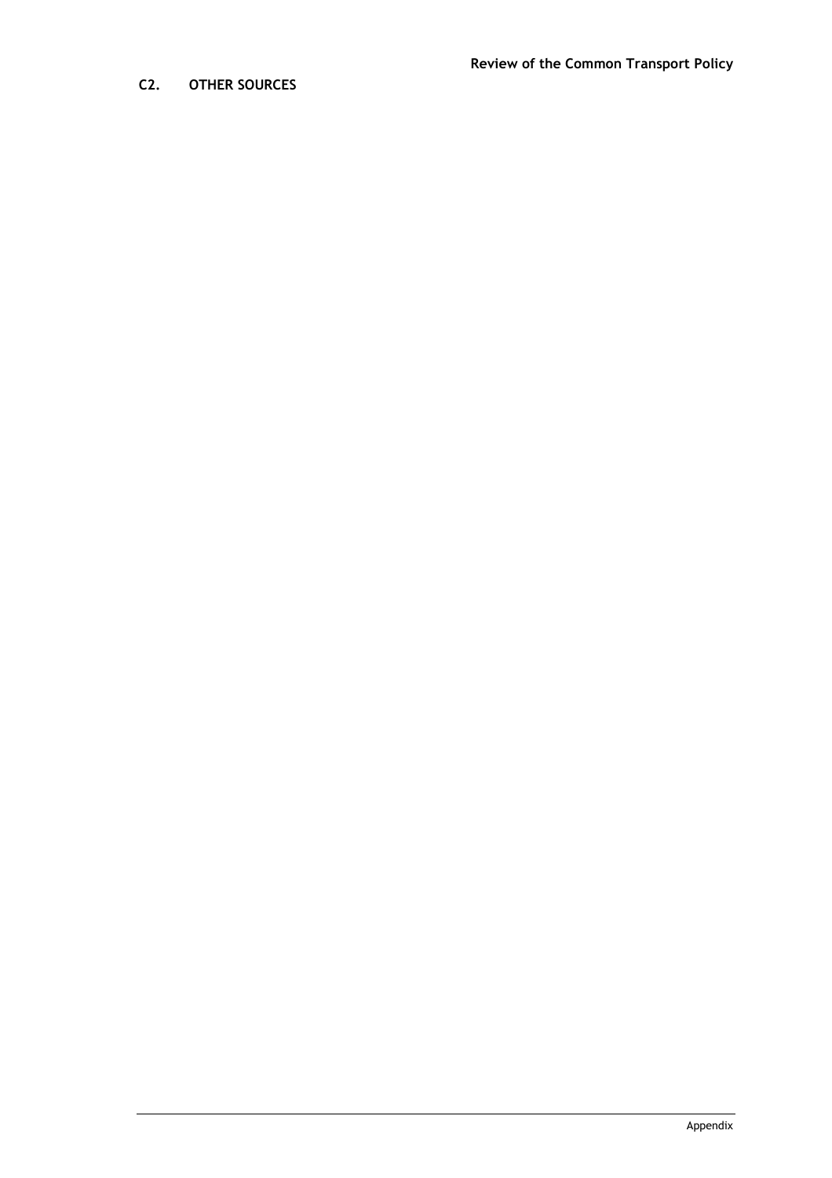## C2. OTHER SOURCES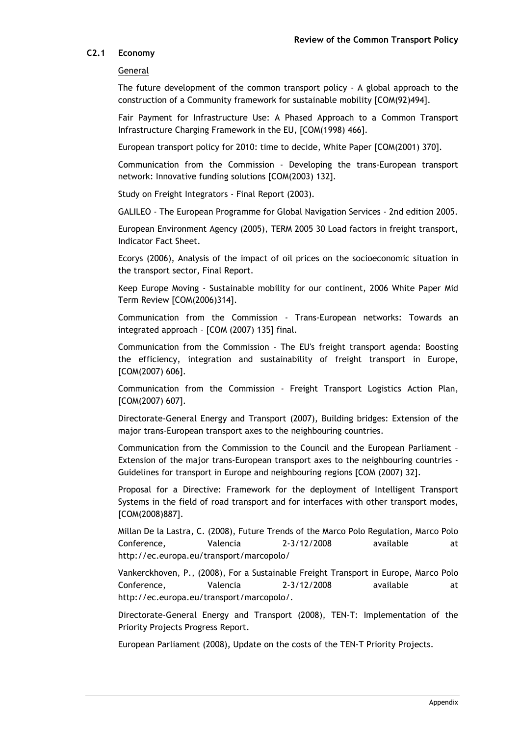## C2.1 Economy

General

The future development of the common transport policy - A global approach to the construction of a Community framework for sustainable mobility [COM(92)494].

Fair Payment for Infrastructure Use: A Phased Approach to a Common Transport Infrastructure Charging Framework in the EU, [COM(1998) 466].

European transport policy for 2010: time to decide, White Paper [COM(2001) 370].

Communication from the Commission - Developing the trans-European transport network: Innovative funding solutions [COM(2003) 132].

Study on Freight Integrators - Final Report (2003).

GALILEO - The European Programme for Global Navigation Services - 2nd edition 2005.

European Environment Agency (2005), TERM 2005 30 Load factors in freight transport, Indicator Fact Sheet.

Ecorys (2006), Analysis of the impact of oil prices on the socioeconomic situation in the transport sector, Final Report.

Keep Europe Moving - Sustainable mobility for our continent, 2006 White Paper Mid Term Review [COM(2006)314].

Communication from the Commission - Trans-European networks: Towards an integrated approach – [COM (2007) 135] final.

Communication from the Commission - The EU's freight transport agenda: Boosting the efficiency, integration and sustainability of freight transport in Europe, [COM(2007) 606].

Communication from the Commission - Freight Transport Logistics Action Plan, [COM(2007) 607].

Directorate-General Energy and Transport (2007), Building bridges: Extension of the major trans-European transport axes to the neighbouring countries.

Communication from the Commission to the Council and the European Parliament – Extension of the major trans-European transport axes to the neighbouring countries - Guidelines for transport in Europe and neighbouring regions [COM (2007) 32].

Proposal for a Directive: Framework for the deployment of Intelligent Transport Systems in the field of road transport and for interfaces with other transport modes, [COM(2008)887].

Millan De la Lastra, C. (2008), Future Trends of the Marco Polo Regulation, Marco Polo Conference, Valencia 2-3/12/2008 available at http://ec.europa.eu/transport/marcopolo/

Vankerckhoven, P., (2008), For a Sustainable Freight Transport in Europe, Marco Polo Conference, Valencia 2-3/12/2008 available at http://ec.europa.eu/transport/marcopolo/.

Directorate-General Energy and Transport (2008), TEN-T: Implementation of the Priority Projects Progress Report.

European Parliament (2008), Update on the costs of the TEN-T Priority Projects.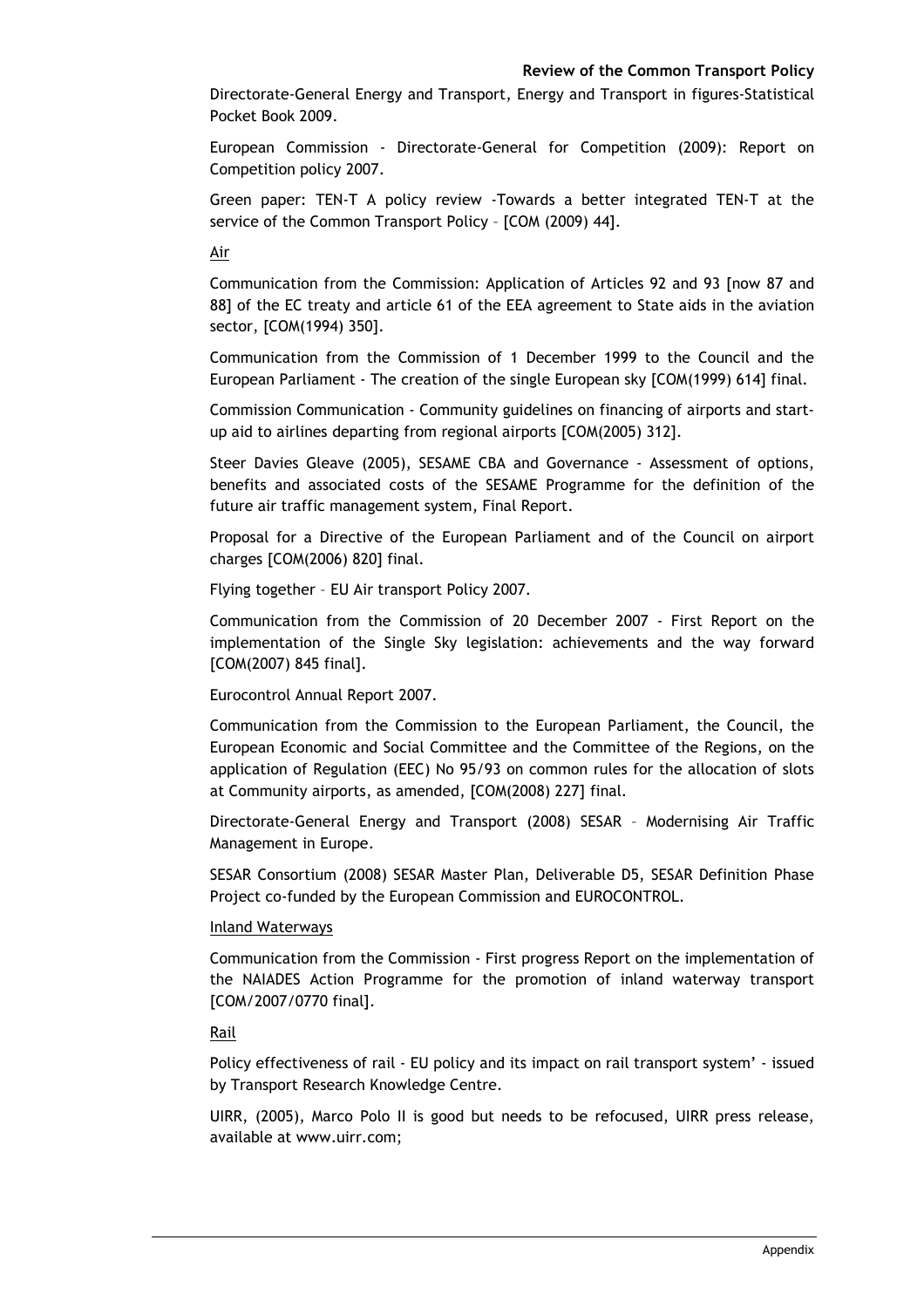Directorate-General Energy and Transport, Energy and Transport in figures-Statistical Pocket Book 2009.

European Commission - Directorate-General for Competition (2009): Report on Competition policy 2007.

Green paper: TEN-T A policy review -Towards a better integrated TEN-T at the service of the Common Transport Policy – [COM (2009) 44].

Air

Communication from the Commission: Application of Articles 92 and 93 [now 87 and 88] of the EC treaty and article 61 of the EEA agreement to State aids in the aviation sector, [COM(1994) 350].

Communication from the Commission of 1 December 1999 to the Council and the European Parliament - The creation of the single European sky [COM(1999) 614] final.

Commission Communication - Community guidelines on financing of airports and start-up aid to airlines departing from regional airports [COM(2005) 312].

Steer Davies Gleave (2005), SESAME CBA and Governance - Assessment of options, benefits and associated costs of the SESAME Programme for the definition of the future air traffic management system, Final Report.

Proposal for a Directive of the European Parliament and of the Council on airport charges [COM(2006) 820] final.

Flying together – EU Air transport Policy 2007.

Communication from the Commission of 20 December 2007 - First Report on the implementation of the Single Sky legislation: achievements and the way forward [COM(2007) 845 final].

Eurocontrol Annual Report 2007.

Communication from the Commission to the European Parliament, the Council, the European Economic and Social Committee and the Committee of the Regions, on the application of Regulation (EEC) No 95/93 on common rules for the allocation of slots at Community airports, as amended, [COM(2008) 227] final.

Directorate-General Energy and Transport (2008) SESAR – Modernising Air Traffic Management in Europe.

SESAR Consortium (2008) SESAR Master Plan, Deliverable D5, SESAR Definition Phase Project co-funded by the European Commission and EUROCONTROL.

Inland Waterways

Communication from the Commission - First progress Report on the implementation of the NAIADES Action Programme for the promotion of inland waterway transport [COM/2007/0770 final].

Rail

Policy effectiveness of rail - EU policy and its impact on rail transport system' - issued by Transport Research Knowledge Centre.

UIRR, (2005), Marco Polo II is good but needs to be refocused, UIRR press release, available at www.uirr.com;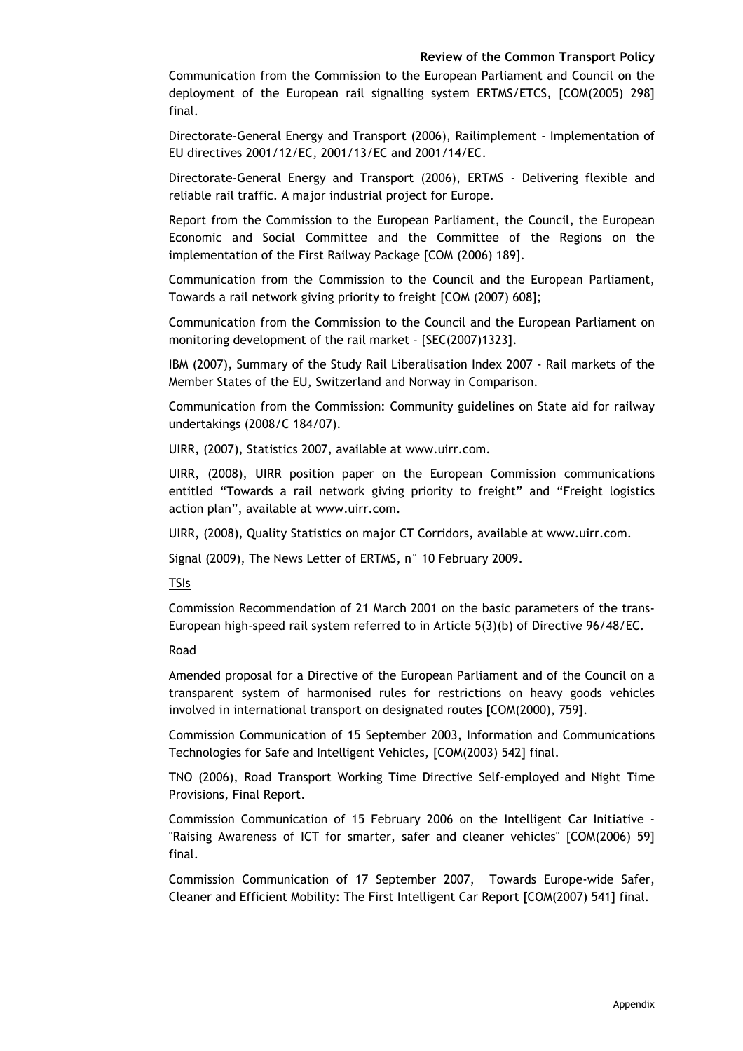Communication from the Commission to the European Parliament and Council on the deployment of the European rail signalling system ERTMS/ETCS, [COM(2005) 298] final.

Directorate-General Energy and Transport (2006), Railimplement - Implementation of EU directives 2001/12/EC, 2001/13/EC and 2001/14/EC.

Directorate-General Energy and Transport (2006), ERTMS - Delivering flexible and reliable rail traffic. A major industrial project for Europe.

Report from the Commission to the European Parliament, the Council, the European Economic and Social Committee and the Committee of the Regions on the implementation of the First Railway Package [COM (2006) 189].

Communication from the Commission to the Council and the European Parliament, Towards a rail network giving priority to freight [COM (2007) 608];

Communication from the Commission to the Council and the European Parliament on monitoring development of the rail market – [SEC(2007)1323].

IBM (2007), Summary of the Study Rail Liberalisation Index 2007 - Rail markets of the Member States of the EU, Switzerland and Norway in Comparison.

Communication from the Commission: Community guidelines on State aid for railway undertakings (2008/C 184/07).

UIRR, (2007), Statistics 2007, available at www.uirr.com.

UIRR, (2008), UIRR position paper on the European Commission communications entitled "Towards a rail network giving priority to freight" and "Freight logistics action plan", available at www.uirr.com.

UIRR, (2008), Quality Statistics on major CT Corridors, available at www.uirr.com.

Signal (2009), The News Letter of ERTMS, n° 10 February 2009.

<u>TSIs</u>

Commission Recommendation of 21 March 2001 on the basic parameters of the trans-European high-speed rail system referred to in Article 5(3)(b) of Directive 96/48/EC.

<u>Road</u>

Amended proposal for a Directive of the European Parliament and of the Council on a transparent system of harmonised rules for restrictions on heavy goods vehicles involved in international transport on designated routes [COM(2000), 759].

Commission Communication of 15 September 2003, Information and Communications Technologies for Safe and Intelligent Vehicles, [COM(2003) 542] final.

TNO (2006), Road Transport Working Time Directive Self-employed and Night Time Provisions, Final Report.

Commission Communication of 15 February 2006 on the Intelligent Car Initiative - "Raising Awareness of ICT for smarter, safer and cleaner vehicles" [COM(2006) 59] final.

Commission Communication of 17 September 2007, Towards Europe-wide Safer, Cleaner and Efficient Mobility: The First Intelligent Car Report [COM(2007) 541] final.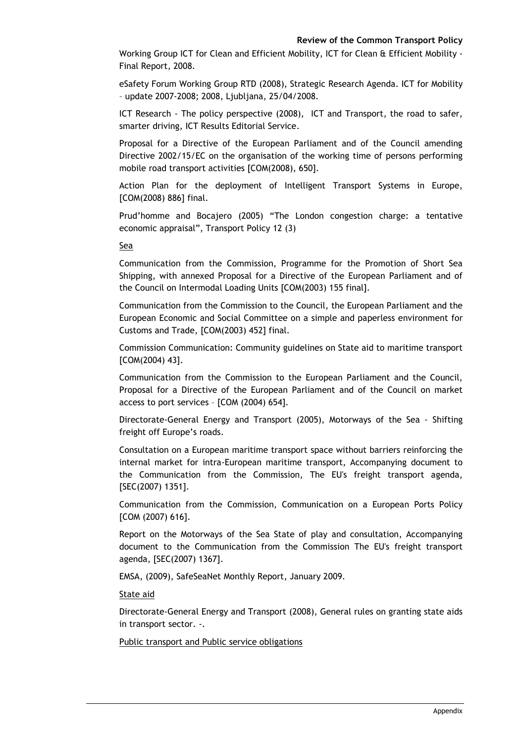Working Group ICT for Clean and Efficient Mobility, ICT for Clean & Efficient Mobility - Final Report, 2008.

eSafety Forum Working Group RTD (2008), Strategic Research Agenda. ICT for Mobility – update 2007-2008; 2008, Ljubljana, 25/04/2008.

ICT Research - The policy perspective (2008), ICT and Transport, the road to safer, smarter driving, ICT Results Editorial Service.

Proposal for a Directive of the European Parliament and of the Council amending Directive 2002/15/EC on the organisation of the working time of persons performing mobile road transport activities [COM(2008), 650].

Action Plan for the deployment of Intelligent Transport Systems in Europe, [COM(2008) 886] final.

Prud'homme and Bocajero (2005) "The London congestion charge: a tentative economic appraisal", Transport Policy 12 (3)

<u>Sea</u>

Communication from the Commission, Programme for the Promotion of Short Sea Shipping, with annexed Proposal for a Directive of the European Parliament and of the Council on Intermodal Loading Units [COM(2003) 155 final].

Communication from the Commission to the Council, the European Parliament and the European Economic and Social Committee on a simple and paperless environment for Customs and Trade, [COM(2003) 452] final.

Commission Communication: Community guidelines on State aid to maritime transport [COM(2004) 43].

Communication from the Commission to the European Parliament and the Council, Proposal for a Directive of the European Parliament and of the Council on market access to port services – [COM (2004) 654].

Directorate-General Energy and Transport (2005), Motorways of the Sea - Shifting freight off Europe's roads.

Consultation on a European maritime transport space without barriers reinforcing the internal market for intra-European maritime transport, Accompanying document to the Communication from the Commission, The EU's freight transport agenda, [SEC(2007) 1351].

Communication from the Commission, Communication on a European Ports Policy [COM (2007) 616].

Report on the Motorways of the Sea State of play and consultation, Accompanying document to the Communication from the Commission The EU's freight transport agenda, [SEC(2007) 1367].

EMSA, (2009), SafeSeaNet Monthly Report, January 2009.

<u>State aid</u>

Directorate-General Energy and Transport (2008), General rules on granting state aids in transport sector. -.

<u>Public transport and Public service obligations</u>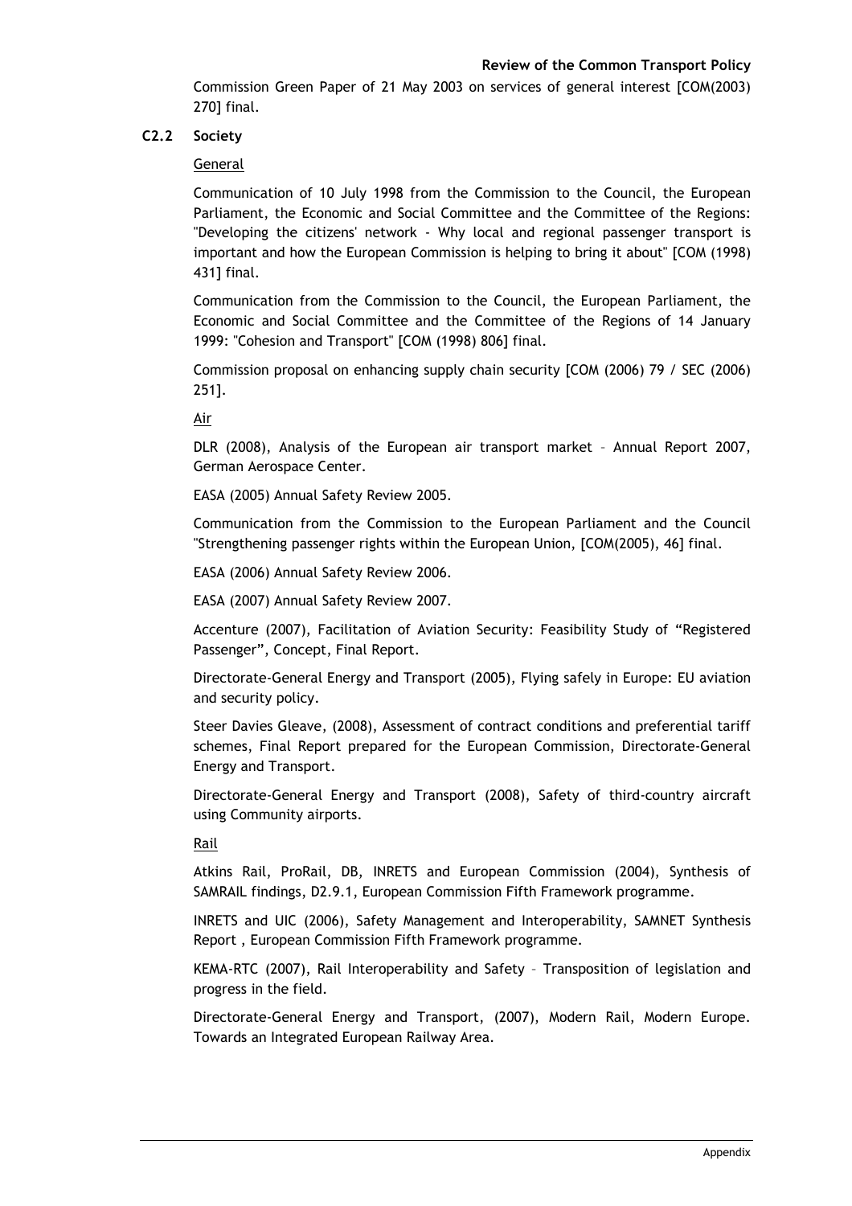Commission Green Paper of 21 May 2003 on services of general interest [COM(2003) 270] final.

### C2.2 Society

General

Communication of 10 July 1998 from the Commission to the Council, the European Parliament, the Economic and Social Committee and the Committee of the Regions: "Developing the citizens' network - Why local and regional passenger transport is important and how the European Commission is helping to bring it about" [COM (1998) 431] final.

Communication from the Commission to the Council, the European Parliament, the Economic and Social Committee and the Committee of the Regions of 14 January 1999: "Cohesion and Transport" [COM (1998) 806] final.

Commission proposal on enhancing supply chain security [COM (2006) 79 / SEC (2006) 251].

Air

DLR (2008), Analysis of the European air transport market – Annual Report 2007, German Aerospace Center.

EASA (2005) Annual Safety Review 2005.

Communication from the Commission to the European Parliament and the Council "Strengthening passenger rights within the European Union, [COM(2005), 46] final.

EASA (2006) Annual Safety Review 2006.

EASA (2007) Annual Safety Review 2007.

Accenture (2007), Facilitation of Aviation Security: Feasibility Study of "Registered Passenger", Concept, Final Report.

Directorate-General Energy and Transport (2005), Flying safely in Europe: EU aviation and security policy.

Steer Davies Gleave, (2008), Assessment of contract conditions and preferential tariff schemes, Final Report prepared for the European Commission, Directorate-General Energy and Transport.

Directorate-General Energy and Transport (2008), Safety of third-country aircraft using Community airports.

Rail

Atkins Rail, ProRail, DB, INRETS and European Commission (2004), Synthesis of SAMRAIL findings, D2.9.1, European Commission Fifth Framework programme.

INRETS and UIC (2006), Safety Management and Interoperability, SAMNET Synthesis Report , European Commission Fifth Framework programme.

KEMA-RTC (2007), Rail Interoperability and Safety – Transposition of legislation and progress in the field.

Directorate-General Energy and Transport, (2007), Modern Rail, Modern Europe. Towards an Integrated European Railway Area.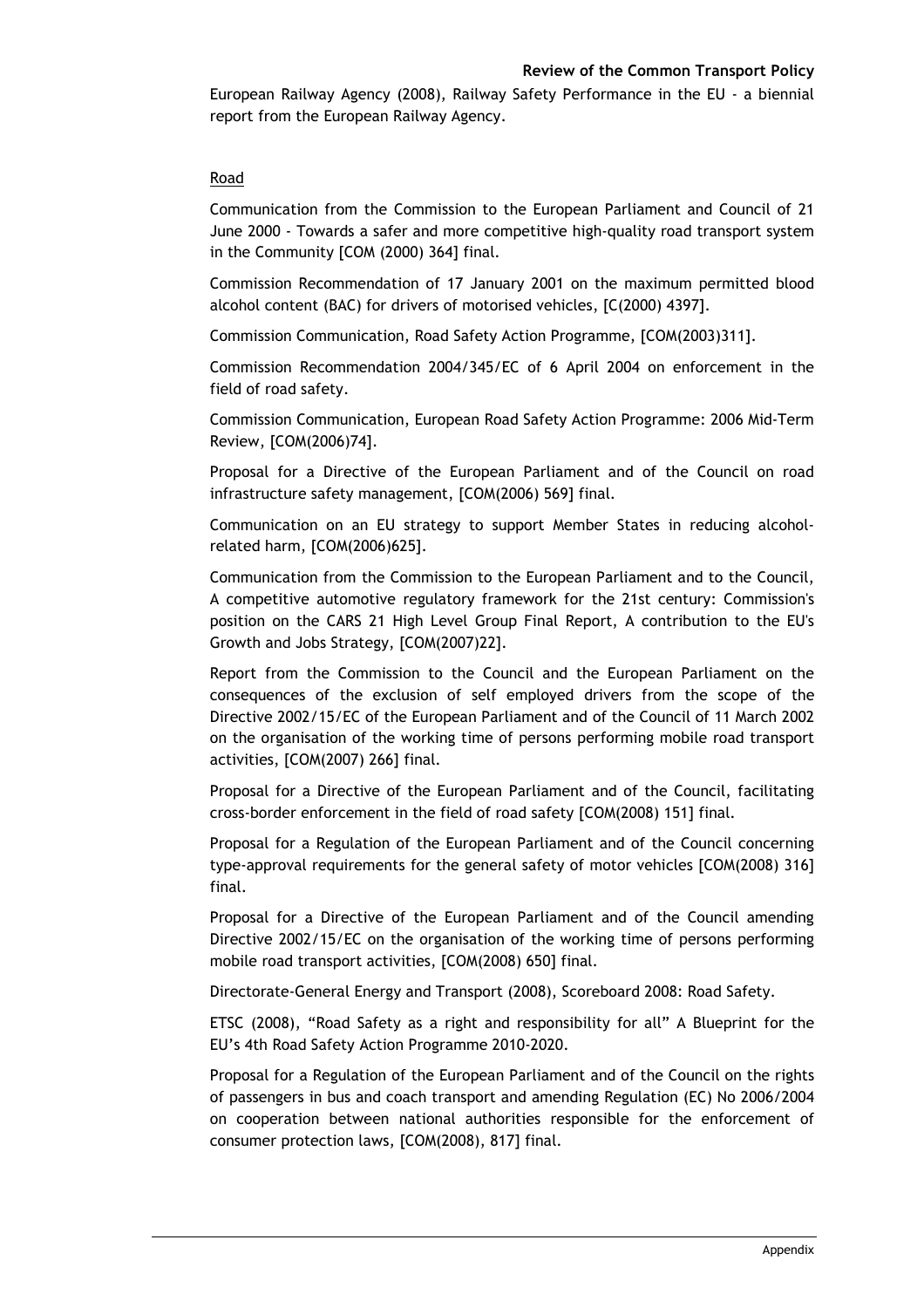European Railway Agency (2008), Railway Safety Performance in the EU - a biennial report from the European Railway Agency.

Road

Communication from the Commission to the European Parliament and Council of 21 June 2000 - Towards a safer and more competitive high-quality road transport system in the Community [COM (2000) 364] final.

Commission Recommendation of 17 January 2001 on the maximum permitted blood alcohol content (BAC) for drivers of motorised vehicles, [C(2000) 4397].

Commission Communication, Road Safety Action Programme, [COM(2003)311].

Commission Recommendation 2004/345/EC of 6 April 2004 on enforcement in the field of road safety.

Commission Communication, European Road Safety Action Programme: 2006 Mid-Term Review, [COM(2006)74].

Proposal for a Directive of the European Parliament and of the Council on road infrastructure safety management, [COM(2006) 569] final.

Communication on an EU strategy to support Member States in reducing alcohol-related harm, [COM(2006)625].

Communication from the Commission to the European Parliament and to the Council, A competitive automotive regulatory framework for the 21st century: Commission's position on the CARS 21 High Level Group Final Report, A contribution to the EU's Growth and Jobs Strategy, [COM(2007)22].

Report from the Commission to the Council and the European Parliament on the consequences of the exclusion of self employed drivers from the scope of the Directive 2002/15/EC of the European Parliament and of the Council of 11 March 2002 on the organisation of the working time of persons performing mobile road transport activities, [COM(2007) 266] final.

Proposal for a Directive of the European Parliament and of the Council, facilitating cross-border enforcement in the field of road safety [COM(2008) 151] final.

Proposal for a Regulation of the European Parliament and of the Council concerning type-approval requirements for the general safety of motor vehicles [COM(2008) 316] final.

Proposal for a Directive of the European Parliament and of the Council amending Directive 2002/15/EC on the organisation of the working time of persons performing mobile road transport activities, [COM(2008) 650] final.

Directorate-General Energy and Transport (2008), Scoreboard 2008: Road Safety.

ETSC (2008), "Road Safety as a right and responsibility for all" A Blueprint for the EU's 4th Road Safety Action Programme 2010-2020.

Proposal for a Regulation of the European Parliament and of the Council on the rights of passengers in bus and coach transport and amending Regulation (EC) No 2006/2004 on cooperation between national authorities responsible for the enforcement of consumer protection laws, [COM(2008), 817] final.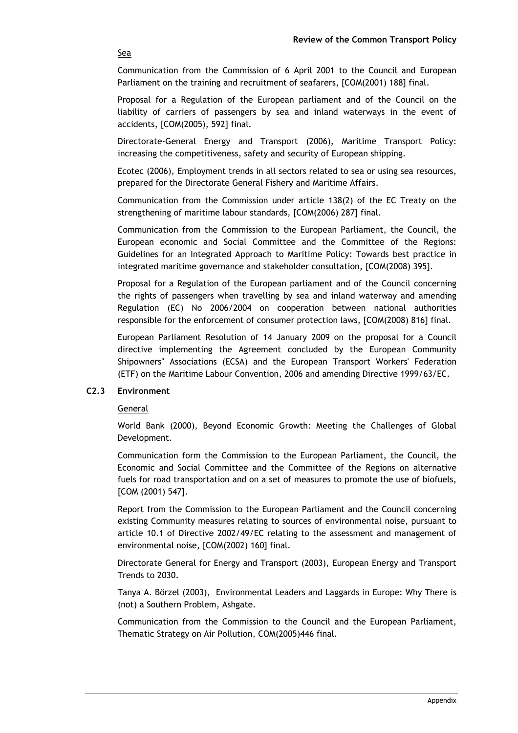Sea

Communication from the Commission of 6 April 2001 to the Council and European Parliament on the training and recruitment of seafarers, [COM(2001) 188] final.

Proposal for a Regulation of the European parliament and of the Council on the liability of carriers of passengers by sea and inland waterways in the event of accidents, [COM(2005), 592] final.

Directorate-General Energy and Transport (2006), Maritime Transport Policy: increasing the competitiveness, safety and security of European shipping.

Ecotec (2006), Employment trends in all sectors related to sea or using sea resources, prepared for the Directorate General Fishery and Maritime Affairs.

Communication from the Commission under article 138(2) of the EC Treaty on the strengthening of maritime labour standards, [COM(2006) 287] final.

Communication from the Commission to the European Parliament, the Council, the European economic and Social Committee and the Committee of the Regions: Guidelines for an Integrated Approach to Maritime Policy: Towards best practice in integrated maritime governance and stakeholder consultation, [COM(2008) 395].

Proposal for a Regulation of the European parliament and of the Council concerning the rights of passengers when travelling by sea and inland waterway and amending Regulation (EC) No 2006/2004 on cooperation between national authorities responsible for the enforcement of consumer protection laws, [COM(2008) 816] final.

European Parliament Resolution of 14 January 2009 on the proposal for a Council directive implementing the Agreement concluded by the European Community Shipowners" Associations (ECSA) and the European Transport Workers' Federation (ETF) on the Maritime Labour Convention, 2006 and amending Directive 1999/63/EC.

### C2.3 Environment

General

World Bank (2000), Beyond Economic Growth: Meeting the Challenges of Global Development.

Communication form the Commission to the European Parliament, the Council, the Economic and Social Committee and the Committee of the Regions on alternative fuels for road transportation and on a set of measures to promote the use of biofuels, [COM (2001) 547].

Report from the Commission to the European Parliament and the Council concerning existing Community measures relating to sources of environmental noise, pursuant to article 10.1 of Directive 2002/49/EC relating to the assessment and management of environmental noise, [COM(2002) 160] final.

Directorate General for Energy and Transport (2003), European Energy and Transport Trends to 2030.

Tanya A. Börzel (2003), Environmental Leaders and Laggards in Europe: Why There is (not) a Southern Problem, Ashgate.

Communication from the Commission to the Council and the European Parliament, Thematic Strategy on Air Pollution, COM(2005)446 final.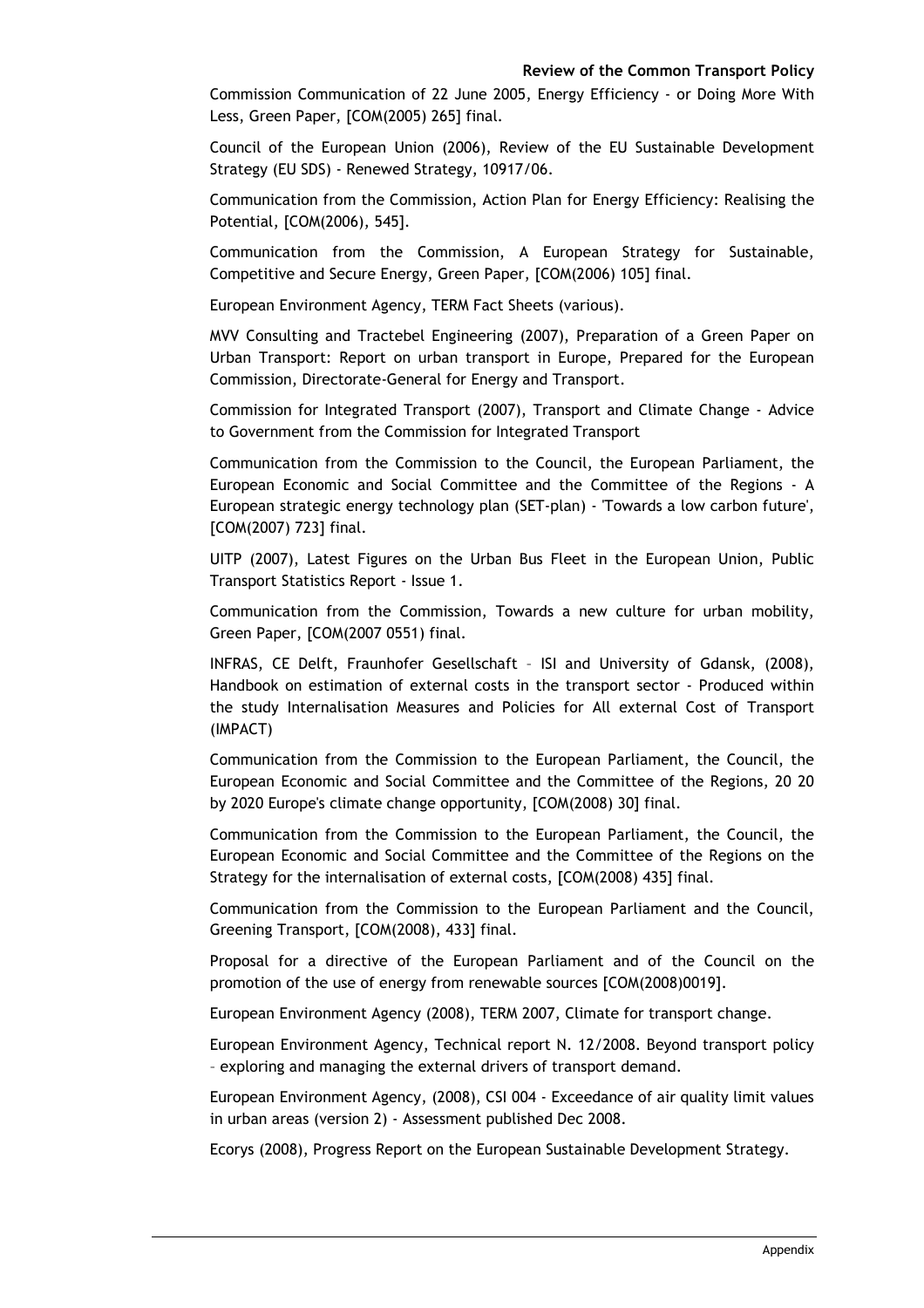Commission Communication of 22 June 2005, Energy Efficiency - or Doing More With Less, Green Paper, [COM(2005) 265] final.

Council of the European Union (2006), Review of the EU Sustainable Development Strategy (EU SDS) - Renewed Strategy, 10917/06.

Communication from the Commission, Action Plan for Energy Efficiency: Realising the Potential, [COM(2006), 545].

Communication from the Commission, A European Strategy for Sustainable, Competitive and Secure Energy, Green Paper, [COM(2006) 105] final.

European Environment Agency, TERM Fact Sheets (various).

MVV Consulting and Tractebel Engineering (2007), Preparation of a Green Paper on Urban Transport: Report on urban transport in Europe, Prepared for the European Commission, Directorate-General for Energy and Transport.

Commission for Integrated Transport (2007), Transport and Climate Change - Advice to Government from the Commission for Integrated Transport

Communication from the Commission to the Council, the European Parliament, the European Economic and Social Committee and the Committee of the Regions - A European strategic energy technology plan (SET-plan) - 'Towards a low carbon future', [COM(2007) 723] final.

UITP (2007), Latest Figures on the Urban Bus Fleet in the European Union, Public Transport Statistics Report - Issue 1.

Communication from the Commission, Towards a new culture for urban mobility, Green Paper, [COM(2007 0551) final.

INFRAS, CE Delft, Fraunhofer Gesellschaft – ISI and University of Gdansk, (2008), Handbook on estimation of external costs in the transport sector - Produced within the study Internalisation Measures and Policies for All external Cost of Transport (IMPACT)

Communication from the Commission to the European Parliament, the Council, the European Economic and Social Committee and the Committee of the Regions, 20 20 by 2020 Europe's climate change opportunity, [COM(2008) 30] final.

Communication from the Commission to the European Parliament, the Council, the European Economic and Social Committee and the Committee of the Regions on the Strategy for the internalisation of external costs, [COM(2008) 435] final.

Communication from the Commission to the European Parliament and the Council, Greening Transport, [COM(2008), 433] final.

Proposal for a directive of the European Parliament and of the Council on the promotion of the use of energy from renewable sources [COM(2008)0019].

European Environment Agency (2008), TERM 2007, Climate for transport change.

European Environment Agency, Technical report N. 12/2008. Beyond transport policy – exploring and managing the external drivers of transport demand.

European Environment Agency, (2008), CSI 004 - Exceedance of air quality limit values in urban areas (version 2) - Assessment published Dec 2008.

Ecorys (2008), Progress Report on the European Sustainable Development Strategy.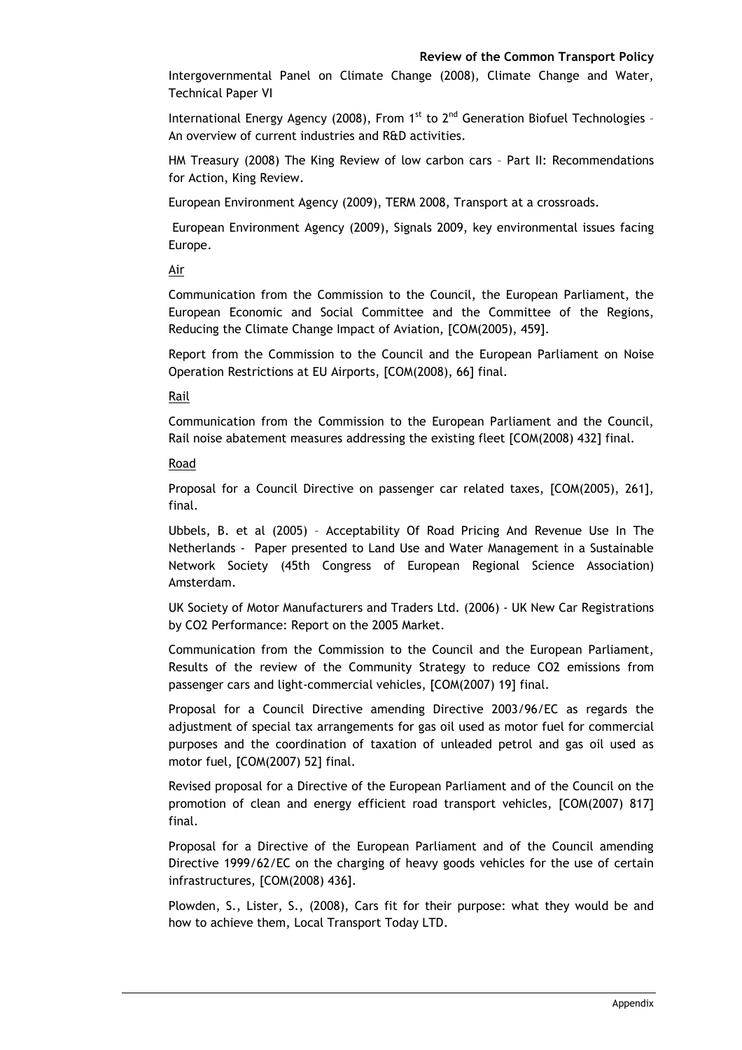Intergovernmental Panel on Climate Change (2008), Climate Change and Water, Technical Paper VI

International Energy Agency (2008), From 1st to 2nd Generation Biofuel Technologies – An overview of current industries and R&D activities.

HM Treasury (2008) The King Review of low carbon cars – Part II: Recommendations for Action, King Review.

European Environment Agency (2009), TERM 2008, Transport at a crossroads.

European Environment Agency (2009), Signals 2009, key environmental issues facing Europe.

Air

Communication from the Commission to the Council, the European Parliament, the European Economic and Social Committee and the Committee of the Regions, Reducing the Climate Change Impact of Aviation, [COM(2005), 459].

Report from the Commission to the Council and the European Parliament on Noise Operation Restrictions at EU Airports, [COM(2008), 66] final.

Rail

Communication from the Commission to the European Parliament and the Council, Rail noise abatement measures addressing the existing fleet [COM(2008) 432] final.

Road

Proposal for a Council Directive on passenger car related taxes, [COM(2005), 261], final.

Ubbels, B. et al (2005) – Acceptability Of Road Pricing And Revenue Use In The Netherlands - Paper presented to Land Use and Water Management in a Sustainable Network Society (45th Congress of European Regional Science Association) Amsterdam.

UK Society of Motor Manufacturers and Traders Ltd. (2006) - UK New Car Registrations by CO2 Performance: Report on the 2005 Market.

Communication from the Commission to the Council and the European Parliament, Results of the review of the Community Strategy to reduce CO2 emissions from passenger cars and light-commercial vehicles, [COM(2007) 19] final.

Proposal for a Council Directive amending Directive 2003/96/EC as regards the adjustment of special tax arrangements for gas oil used as motor fuel for commercial purposes and the coordination of taxation of unleaded petrol and gas oil used as motor fuel, [COM(2007) 52] final.

Revised proposal for a Directive of the European Parliament and of the Council on the promotion of clean and energy efficient road transport vehicles, [COM(2007) 817] final.

Proposal for a Directive of the European Parliament and of the Council amending Directive 1999/62/EC on the charging of heavy goods vehicles for the use of certain infrastructures, [COM(2008) 436].

Plowden, S., Lister, S., (2008), Cars fit for their purpose: what they would be and how to achieve them, Local Transport Today LTD.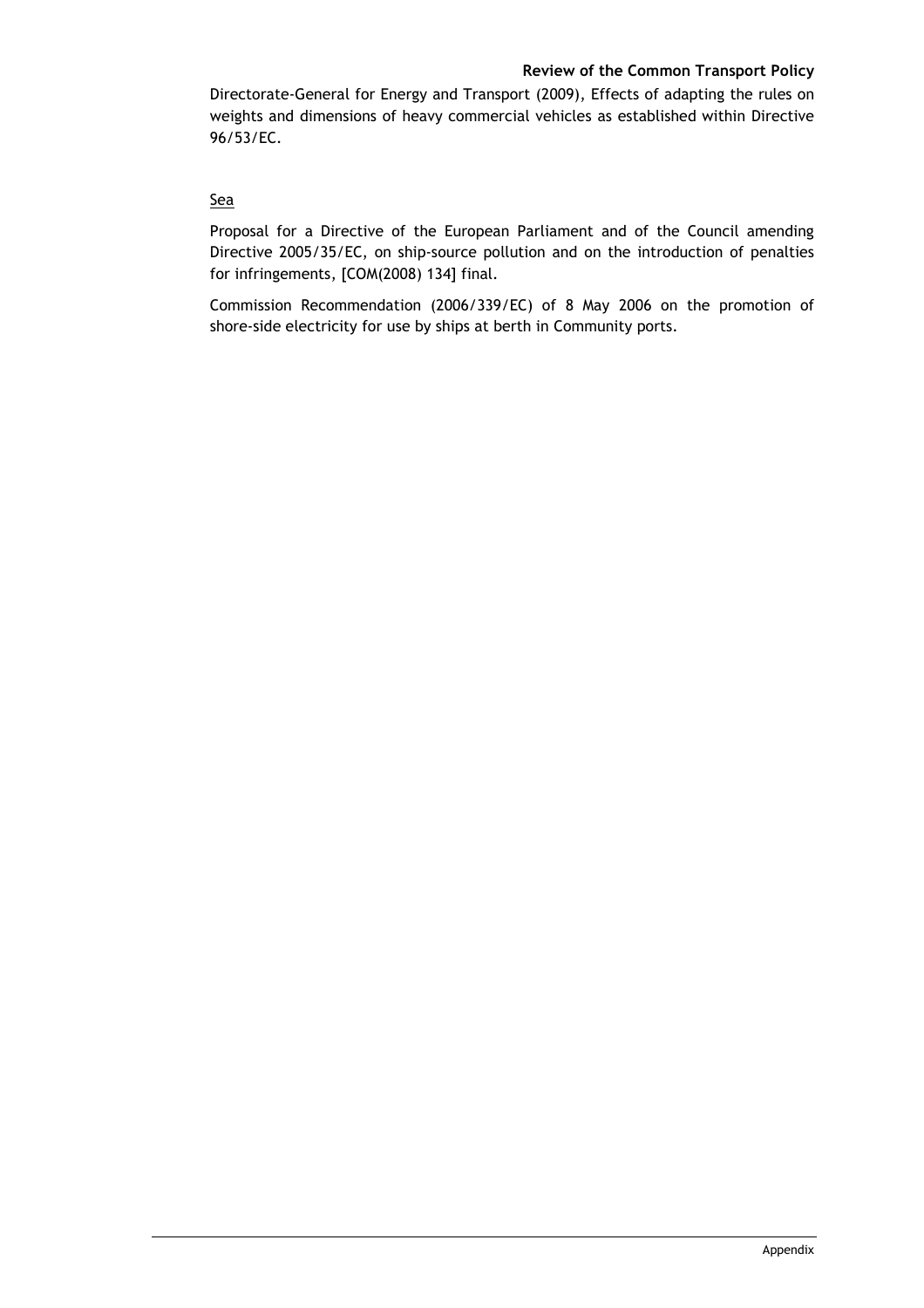Directorate-General for Energy and Transport (2009), Effects of adapting the rules on weights and dimensions of heavy commercial vehicles as established within Directive 96/53/EC.

Sea

Proposal for a Directive of the European Parliament and of the Council amending Directive 2005/35/EC, on ship-source pollution and on the introduction of penalties for infringements, [COM(2008) 134] final.

Commission Recommendation (2006/339/EC) of 8 May 2006 on the promotion of shore-side electricity for use by ships at berth in Community ports.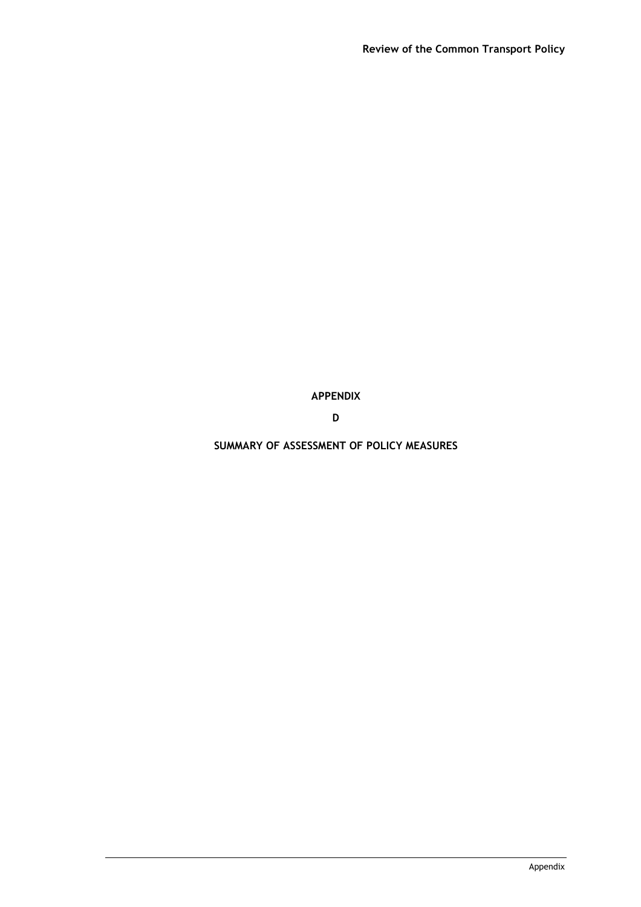# APPENDIX

# D

# SUMMARY OF ASSESSMENT OF POLICY MEASURES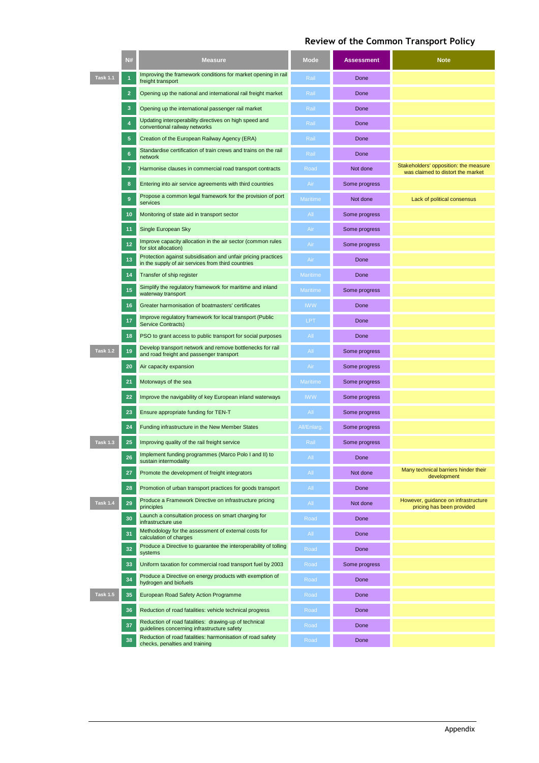## Review of the Common Transport Policy

| | N# | Measure | Mode | Assessment | Note |
|---|---|---|---|---|---|
| Task 1.1 | 1 | Improving the framework conditions for market opening in rail freight transport | Rail | Done | |
| | 2 | Opening up the national and international rail freight market | Rail | Done | |
| | 3 | Opening up the international passenger rail market | Rail | Done | |
| | 4 | Updating interoperability directives on high speed and conventional railway networks | Rail | Done | |
| | 5 | Creation of the European Railway Agency (ERA) | Rail | Done | |
| | 6 | Standardise certification of train crews and trains on the rail network | Rail | Done | |
| | 7 | Harmonise clauses in commercial road transport contracts | Road | Not done | Stakeholders' opposition: the measure was claimed to distort the market |
| | 8 | Entering into air service agreements with third countries | Air | Some progress | |
| | 9 | Propose a common legal framework for the provision of port services | Maritime | Not done | Lack of political consensus |
| | 10 | Monitoring of state aid in transport sector | All | Some progress | |
| | 11 | Single European Sky | Air | Some progress | |
| | 12 | Improve capacity allocation in the air sector (common rules for slot allocation) | Air | Some progress | |
| | 13 | Protection against subsidisation and unfair pricing practices in the supply of air services from third countries | Air | Done | |
| | 14 | Transfer of ship register | Maritime | Done | |
| | 15 | Simplify the regulatory framework for maritime and inland waterway transport | Maritime | Some progress | |
| | 16 | Greater harmonisation of boatmasters' certificates | IWW | Done | |
| | 17 | Improve regulatory framework for local transport (Public Service Contracts) | LPT | Done | |
| | 18 | PSO to grant access to public transport for social purposes | All | Done | |
| Task 1.2 | 19 | Develop transport network and remove bottlenecks for rail and road freight and passenger transport | All | Some progress | |
| | 20 | Air capacity expansion | Air | Some progress | |
| | 21 | Motorways of the sea | Maritime | Some progress | |
| | 22 | Improve the navigability of key European inland waterways | IWW | Some progress | |
| | 23 | Ensure appropriate funding for TEN-T | All | Some progress | |
| | 24 | Funding infrastructure in the New Member States | All/Enlarg. | Some progress | |
| Task 1.3 | 25 | Improving quality of the rail freight service | Rail | Some progress | |
| | 26 | Implement funding programmes (Marco Polo I and II) to sustain intermodality | All | Done | |
| | 27 | Promote the development of freight integrators | All | Not done | Many technical barriers hinder their development |
| | 28 | Promotion of urban transport practices for goods transport | All | Done | |
| Task 1.4 | 29 | Produce a Framework Directive on infrastructure pricing principles | All | Not done | However, guidance on infrastructure pricing has been provided |
| | 30 | Launch a consultation process on smart charging for infrastructure use | Road | Done | |
| | 31 | Methodology for the assessment of external costs for calculation of charges | All | Done | |
| | 32 | Produce a Directive to guarantee the interoperability of tolling systems | Road | Done | |
| | 33 | Uniform taxation for commercial road transport fuel by 2003 | Road | Some progress | |
| | 34 | Produce a Directive on energy products with exemption of hydrogen and biofuels | Road | Done | |
| Task 1.5 | 35 | European Road Safety Action Programme | Road | Done | |
| | 36 | Reduction of road fatalities: vehicle technical progress | Road | Done | |
| | 37 | Reduction of road fatalities: drawing-up of technical guidelines concerning infrastructure safety | Road | Done | |
| | 38 | Reduction of road fatalities: harmonisation of road safety checks, penalties and training | Road | Done | |

Appendix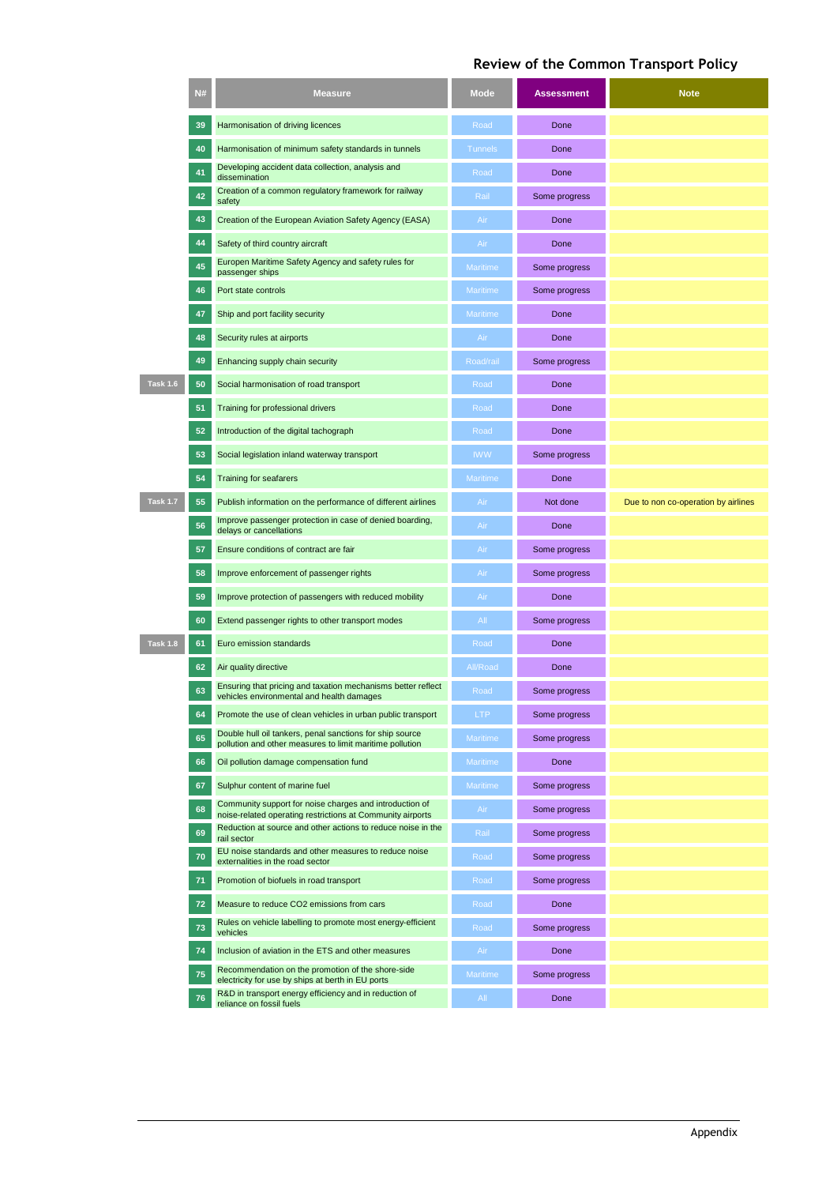## Review of the Common Transport Policy

| | N# | Measure | Mode | Assessment | Note |
|---|---|---|---|---|---|
| | 39 | Harmonisation of driving licences | Road | Done | |
| | 40 | Harmonisation of minimum safety standards in tunnels | Tunnels | Done | |
| | 41 | Developing accident data collection, analysis and dissemination | Road | Done | |
| | 42 | Creation of a common regulatory framework for railway safety | Rail | Some progress | |
| | 43 | Creation of the European Aviation Safety Agency (EASA) | Air | Done | |
| | 44 | Safety of third country aircraft | Air | Done | |
| | 45 | Europen Maritime Safety Agency and safety rules for passenger ships | Maritime | Some progress | |
| | 46 | Port state controls | Maritime | Some progress | |
| | 47 | Ship and port facility security | Maritime | Done | |
| | 48 | Security rules at airports | Air | Done | |
| | 49 | Enhancing supply chain security | Road/rail | Some progress | |
| Task 1.6 | 50 | Social harmonisation of road transport | Road | Done | |
| | 51 | Training for professional drivers | Road | Done | |
| | 52 | Introduction of the digital tachograph | Road | Done | |
| | 53 | Social legislation inland waterway transport | IWW | Some progress | |
| | 54 | Training for seafarers | Maritime | Done | |
| Task 1.7 | 55 | Publish information on the performance of different airlines | Air | Not done | Due to non co-operation by airlines |
| | 56 | Improve passenger protection in case of denied boarding, delays or cancellations | Air | Done | |
| | 57 | Ensure conditions of contract are fair | Air | Some progress | |
| | 58 | Improve enforcement of passenger rights | Air | Some progress | |
| | 59 | Improve protection of passengers with reduced mobility | Air | Done | |
| | 60 | Extend passenger rights to other transport modes | All | Some progress | |
| Task 1.8 | 61 | Euro emission standards | Road | Done | |
| | 62 | Air quality directive | All/Road | Done | |
| | 63 | Ensuring that pricing and taxation mechanisms better reflect vehicles environmental and health damages | Road | Some progress | |
| | 64 | Promote the use of clean vehicles in urban public transport | LTP | Some progress | |
| | 65 | Double hull oil tankers, penal sanctions for ship source pollution and other measures to limit maritime pollution | Maritime | Some progress | |
| | 66 | Oil pollution damage compensation fund | Maritime | Done | |
| | 67 | Sulphur content of marine fuel | Maritime | Some progress | |
| | 68 | Community support for noise charges and introduction of noise-related operating restrictions at Community airports | Air | Some progress | |
| | 69 | Reduction at source and other actions to reduce noise in the rail sector | Rail | Some progress | |
| | 70 | EU noise standards and other measures to reduce noise externalities in the road sector | Road | Some progress | |
| | 71 | Promotion of biofuels in road transport | Road | Some progress | |
| | 72 | Measure to reduce CO2 emissions from cars | Road | Done | |
| | 73 | Rules on vehicle labelling to promote most energy-efficient vehicles | Road | Some progress | |
| | 74 | Inclusion of aviation in the ETS and other measures | Air | Done | |
| | 75 | Recommendation on the promotion of the shore-side electricity for use by ships at berth in EU ports | Maritime | Some progress | |
| | 76 | R&D in transport energy efficiency and in reduction of reliance on fossil fuels | All | Done | |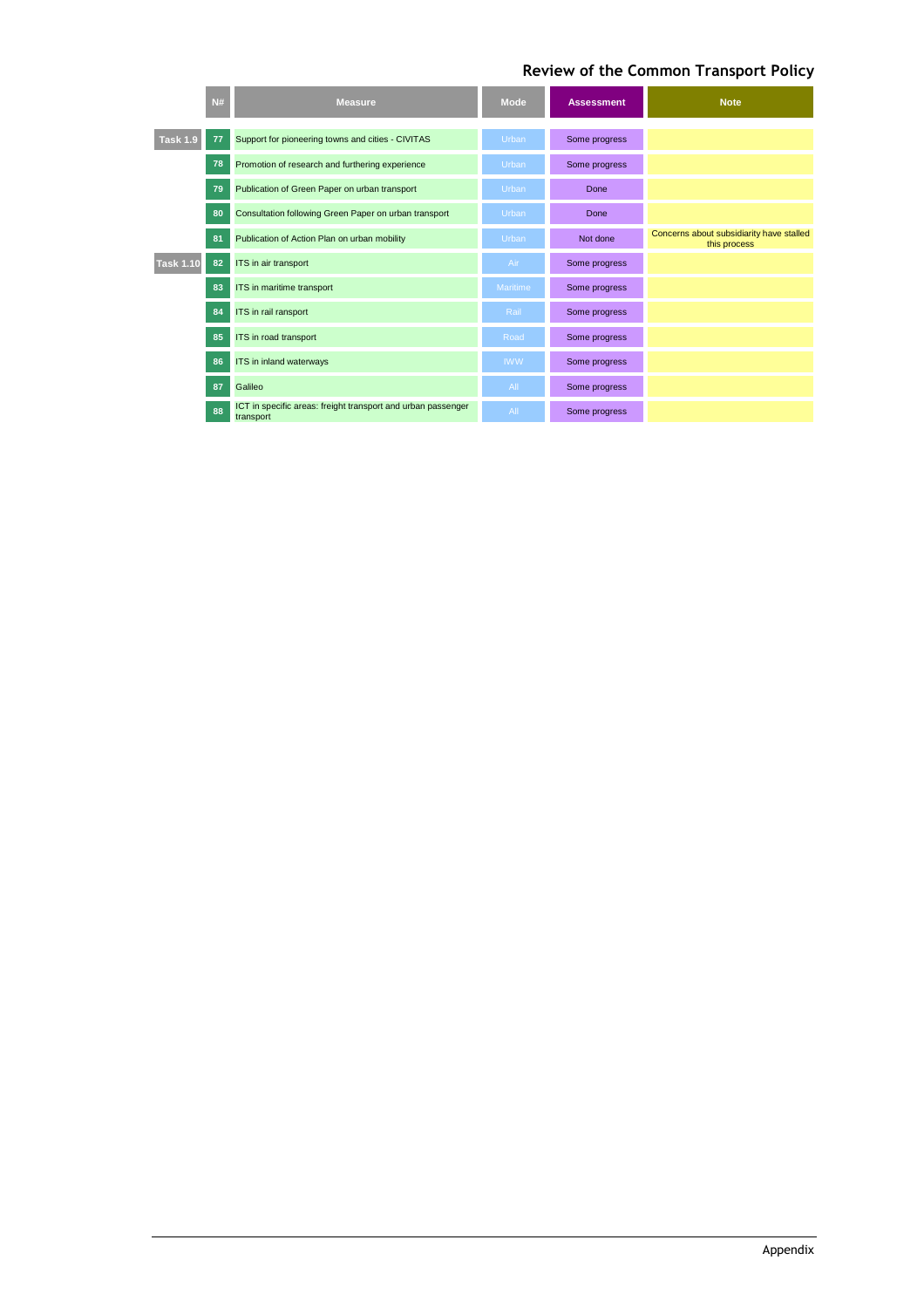| | N# | Measure | Mode | Assessment | Note |
|---|---|---|---|---|---|
| Task 1.9 | 77 | Support for pioneering towns and cities - CIVITAS | Urban | Some progress | |
| | 78 | Promotion of research and furthering experience | Urban | Some progress | |
| | 79 | Publication of Green Paper on urban transport | Urban | Done | |
| | 80 | Consultation following Green Paper on urban transport | Urban | Done | |
| | 81 | Publication of Action Plan on urban mobility | Urban | Not done | Concerns about subsidiarity have stalled this process |
| Task 1.10 | 82 | ITS in air transport | Air | Some progress | |
| | 83 | ITS in maritime transport | Maritime | Some progress | |
| | 84 | ITS in rail ransport | Rail | Some progress | |
| | 85 | ITS in road transport | Road | Some progress | |
| | 86 | ITS in inland waterways | IWW | Some progress | |
| | 87 | Galileo | All | Some progress | |
| | 88 | ICT in specific areas: freight transport and urban passenger transport | All | Some progress | |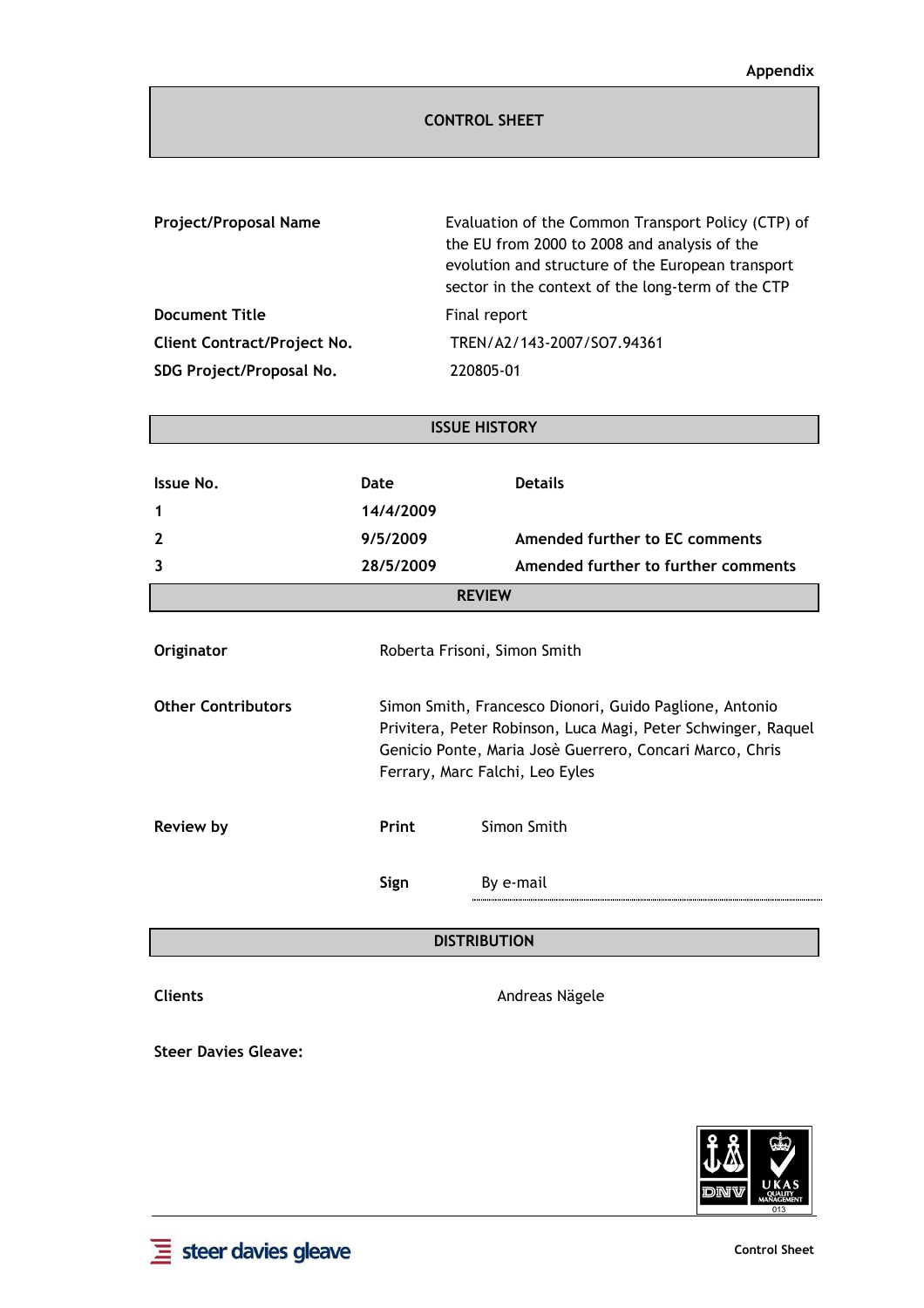Appendix

## CONTROL SHEET

| | |
|---|---|
| **Project/Proposal Name** | Evaluation of the Common Transport Policy (CTP) of the EU from 2000 to 2008 and analysis of the evolution and structure of the European transport sector in the context of the long-term of the CTP |
| **Document Title** | Final report |
| **Client Contract/Project No.** | TREN/A2/143-2007/SO7.94361 |
| **SDG Project/Proposal No.** | 220805-01 |

## ISSUE HISTORY

| Issue No. | Date | Details |
|---|---|---|
| 1 | 14/4/2009 | |
| 2 | 9/5/2009 | Amended further to EC comments |
| 3 | 28/5/2009 | Amended further to further comments |

## REVIEW

| | | |
|---|---|---|
| **Originator** | Roberta Frisoni, Simon Smith | |
| **Other Contributors** | Simon Smith, Francesco Dionori, Guido Paglione, Antonio Privitera, Peter Robinson, Luca Magi, Peter Schwinger, Raquel Genicio Ponte, Maria Josè Guerrero, Concari Marco, Chris Ferrary, Marc Falchi, Leo Eyles | |
| **Review by** | **Print** | Simon Smith |
| | **Sign** | By e-mail |

## DISTRIBUTION

| | |
|---|---|
| **Clients** | Andreas Nägele |
| **Steer Davies Gleave:** | |